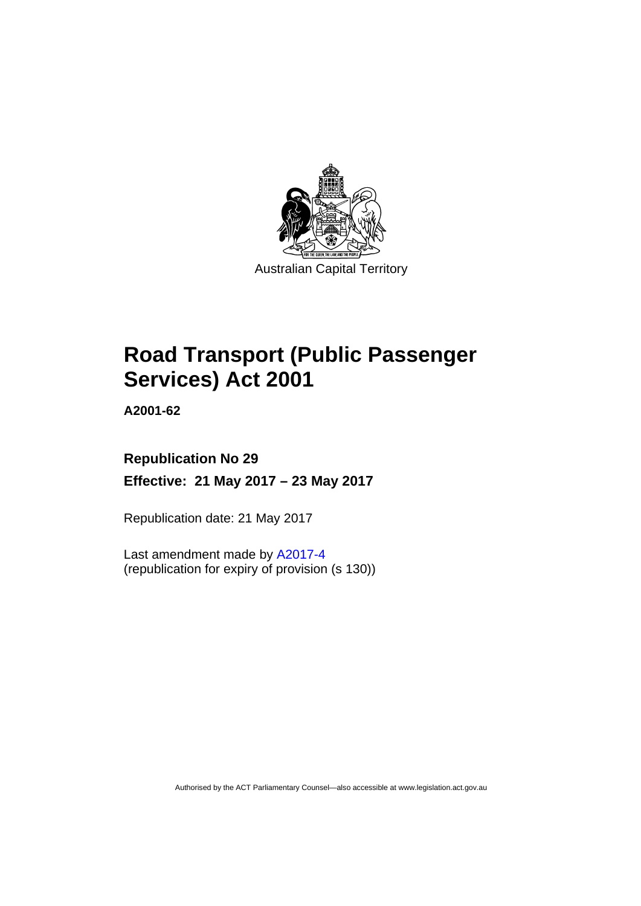Australian Capital Territory

# Road Transport (Public Passenger Services) Act 2001

**A2001-62**

**Republication No 29**

**Effective: 21 May 2017 – 23 May 2017**

Republication date: 21 May 2017

Last amendment made by A2017-4
(republication for expiry of provision (s 130))

Authorised by the ACT Parliamentary Counsel—also accessible at www.legislation.act.gov.au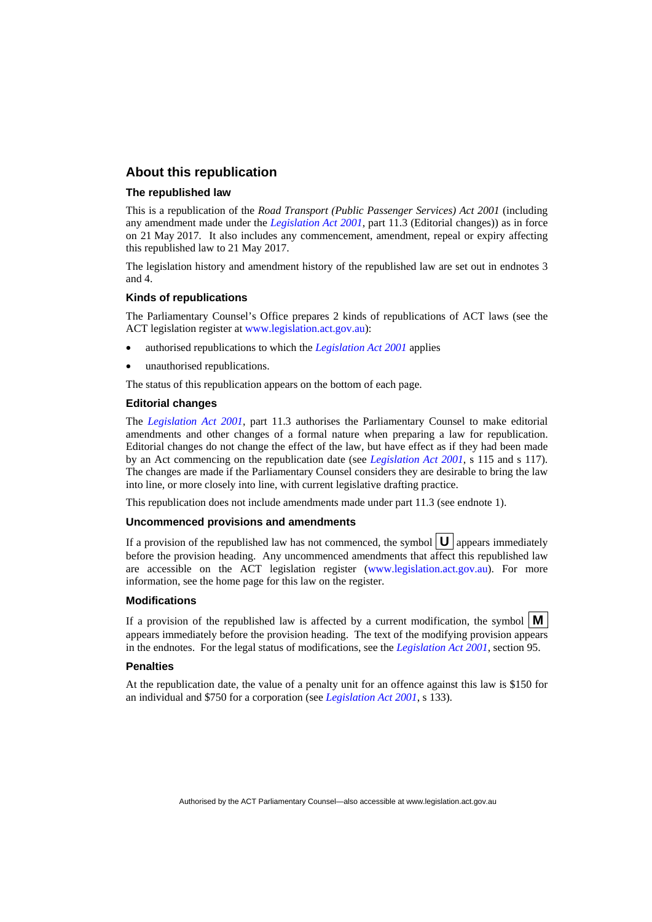## About this republication

### The republished law

This is a republication of the *Road Transport (Public Passenger Services) Act 2001* (including any amendment made under the *Legislation Act 2001*, part 11.3 (Editorial changes)) as in force on 21 May 2017. It also includes any commencement, amendment, repeal or expiry affecting this republished law to 21 May 2017.

The legislation history and amendment history of the republished law are set out in endnotes 3 and 4.

### Kinds of republications

The Parliamentary Counsel's Office prepares 2 kinds of republications of ACT laws (see the ACT legislation register at www.legislation.act.gov.au):

- authorised republications to which the *Legislation Act 2001* applies
- unauthorised republications.

The status of this republication appears on the bottom of each page.

### Editorial changes

The *Legislation Act 2001*, part 11.3 authorises the Parliamentary Counsel to make editorial amendments and other changes of a formal nature when preparing a law for republication. Editorial changes do not change the effect of the law, but have effect as if they had been made by an Act commencing on the republication date (see *Legislation Act 2001*, s 115 and s 117). The changes are made if the Parliamentary Counsel considers they are desirable to bring the law into line, or more closely into line, with current legislative drafting practice.

This republication does not include amendments made under part 11.3 (see endnote 1).

### Uncommenced provisions and amendments

If a provision of the republished law has not commenced, the symbol **U** appears immediately before the provision heading. Any uncommenced amendments that affect this republished law are accessible on the ACT legislation register (www.legislation.act.gov.au). For more information, see the home page for this law on the register.

### Modifications

If a provision of the republished law is affected by a current modification, the symbol **M** appears immediately before the provision heading. The text of the modifying provision appears in the endnotes. For the legal status of modifications, see the *Legislation Act 2001*, section 95.

### Penalties

At the republication date, the value of a penalty unit for an offence against this law is $150 for an individual and $750 for a corporation (see *Legislation Act 2001*, s 133).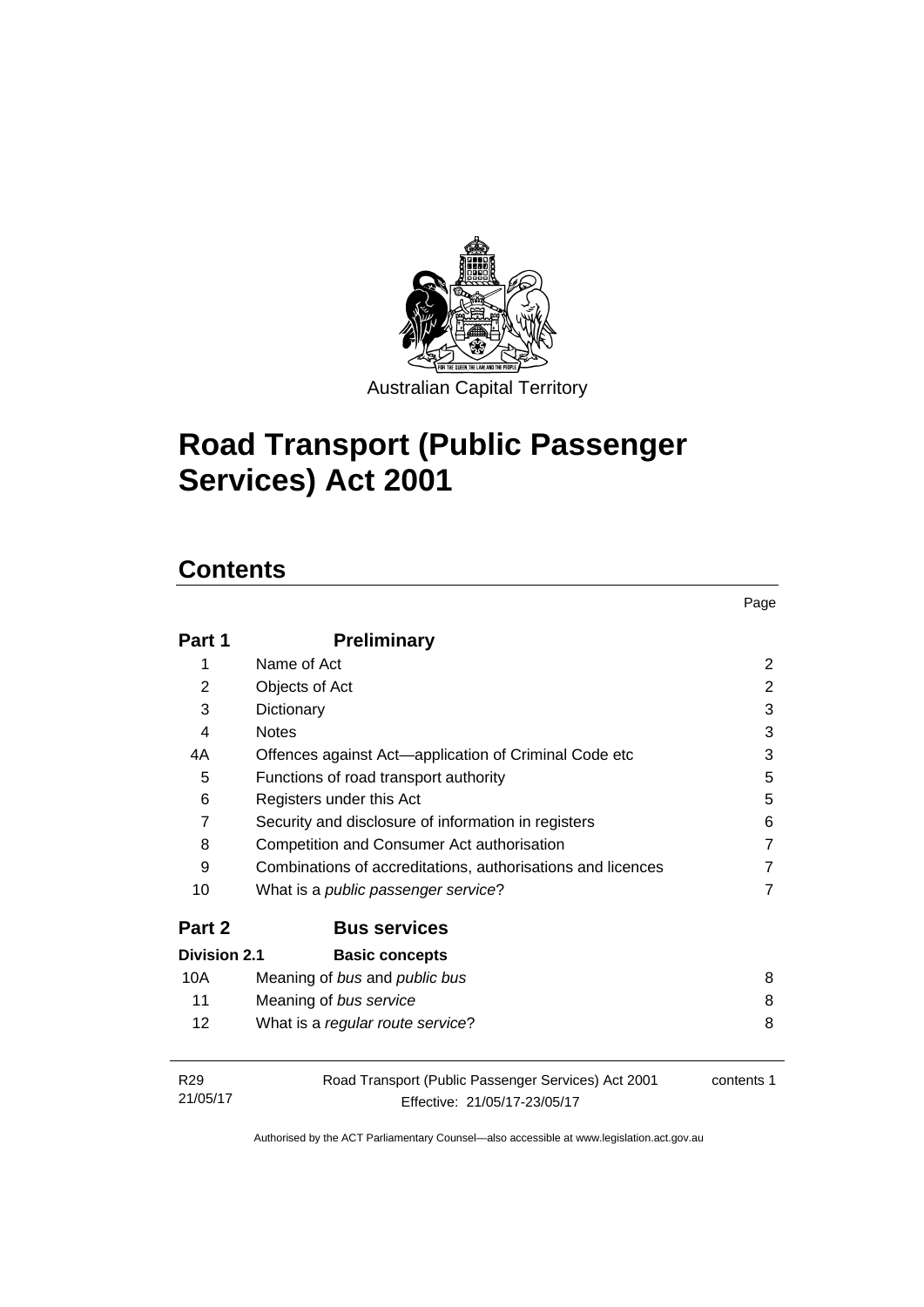Australian Capital Territory

# Road Transport (Public Passenger Services) Act 2001

## Contents

| | | Page |
|---|---|---|
| **Part 1** | **Preliminary** | |
| 1 | Name of Act | 2 |
| 2 | Objects of Act | 2 |
| 3 | Dictionary | 3 |
| 4 | Notes | 3 |
| 4A | Offences against Act—application of Criminal Code etc | 3 |
| 5 | Functions of road transport authority | 5 |
| 6 | Registers under this Act | 5 |
| 7 | Security and disclosure of information in registers | 6 |
| 8 | Competition and Consumer Act authorisation | 7 |
| 9 | Combinations of accreditations, authorisations and licences | 7 |
| 10 | What is a *public passenger service*? | 7 |
| **Part 2** | **Bus services** | |
| **Division 2.1** | **Basic concepts** | |
| 10A | Meaning of *bus* and *public bus* | 8 |
| 11 | Meaning of *bus service* | 8 |
| 12 | What is a *regular route service*? | 8 |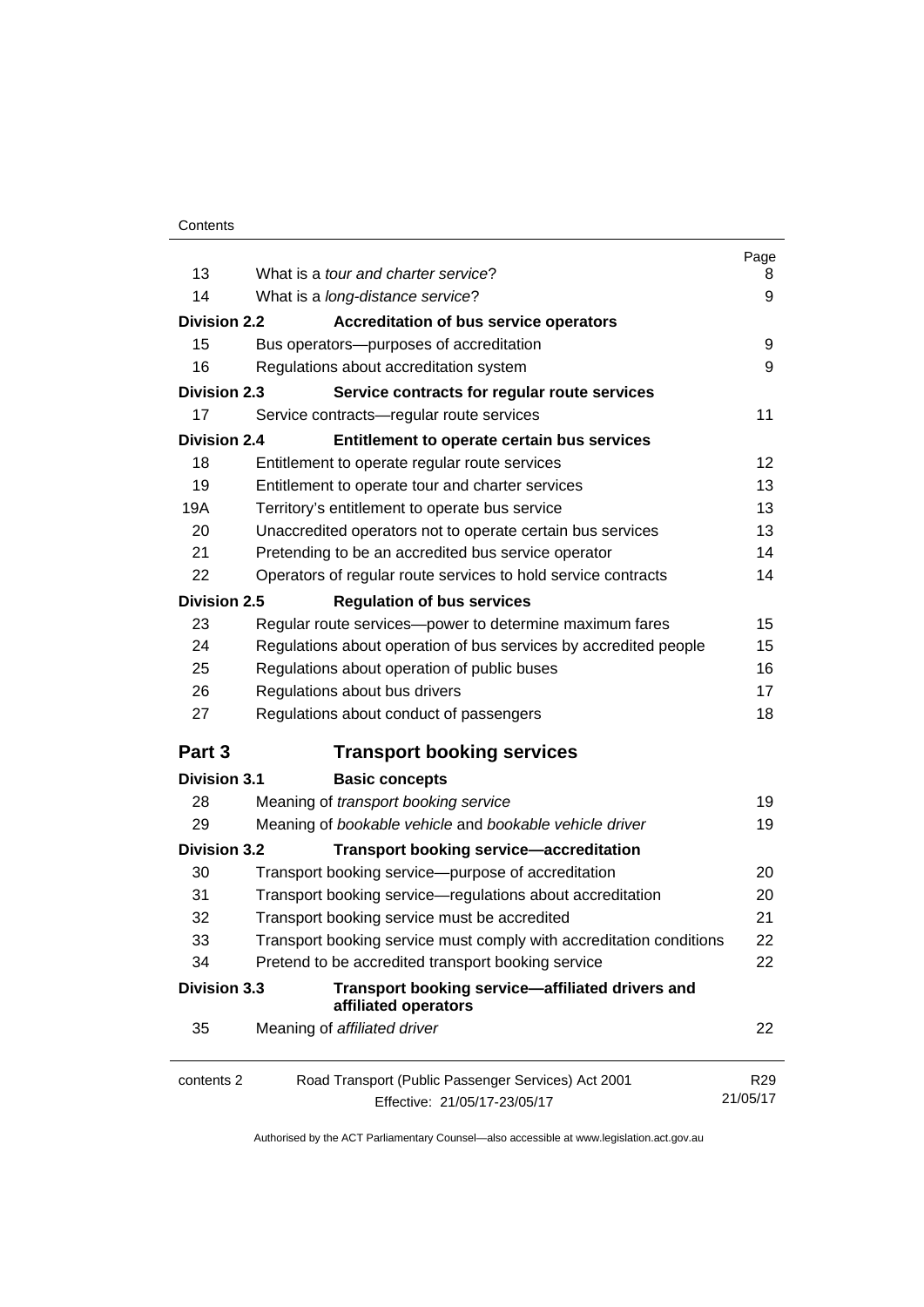| | | Page |
|---|---|---|
| 13 | What is a *tour and charter service*? | 8 |
| 14 | What is a *long-distance service*? | 9 |
| **Division 2.2** | **Accreditation of bus service operators** | |
| 15 | Bus operators—purposes of accreditation | 9 |
| 16 | Regulations about accreditation system | 9 |
| **Division 2.3** | **Service contracts for regular route services** | |
| 17 | Service contracts—regular route services | 11 |
| **Division 2.4** | **Entitlement to operate certain bus services** | |
| 18 | Entitlement to operate regular route services | 12 |
| 19 | Entitlement to operate tour and charter services | 13 |
| 19A | Territory's entitlement to operate bus service | 13 |
| 20 | Unaccredited operators not to operate certain bus services | 13 |
| 21 | Pretending to be an accredited bus service operator | 14 |
| 22 | Operators of regular route services to hold service contracts | 14 |
| **Division 2.5** | **Regulation of bus services** | |
| 23 | Regular route services—power to determine maximum fares | 15 |
| 24 | Regulations about operation of bus services by accredited people | 15 |
| 25 | Regulations about operation of public buses | 16 |
| 26 | Regulations about bus drivers | 17 |
| 27 | Regulations about conduct of passengers | 18 |
| **Part 3** | **Transport booking services** | |
| **Division 3.1** | **Basic concepts** | |
| 28 | Meaning of *transport booking service* | 19 |
| 29 | Meaning of *bookable vehicle* and *bookable vehicle driver* | 19 |
| **Division 3.2** | **Transport booking service—accreditation** | |
| 30 | Transport booking service—purpose of accreditation | 20 |
| 31 | Transport booking service—regulations about accreditation | 20 |
| 32 | Transport booking service must be accredited | 21 |
| 33 | Transport booking service must comply with accreditation conditions | 22 |
| 34 | Pretend to be accredited transport booking service | 22 |
| **Division 3.3** | **Transport booking service—affiliated drivers and affiliated operators** | |
| 35 | Meaning of *affiliated driver* | 22 |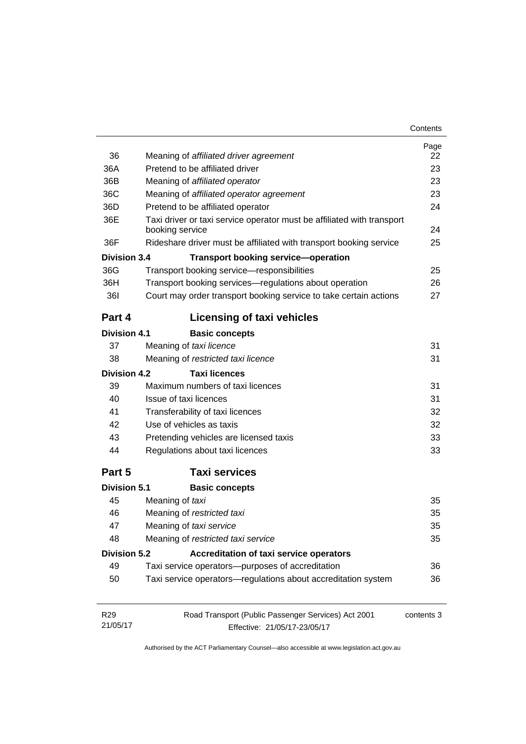| | | Page |
|---|---|---|
| 36 | Meaning of *affiliated driver agreement* | 22 |
| 36A | Pretend to be affiliated driver | 23 |
| 36B | Meaning of *affiliated operator* | 23 |
| 36C | Meaning of *affiliated operator agreement* | 23 |
| 36D | Pretend to be affiliated operator | 24 |
| 36E | Taxi driver or taxi service operator must be affiliated with transport booking service | 24 |
| 36F | Rideshare driver must be affiliated with transport booking service | 25 |
| **Division 3.4** | **Transport booking service—operation** | |
| 36G | Transport booking service—responsibilities | 25 |
| 36H | Transport booking services—regulations about operation | 26 |
| 36I | Court may order transport booking service to take certain actions | 27 |

## Part 4 Licensing of taxi vehicles

| | | |
|---|---|---|
| **Division 4.1** | **Basic concepts** | |
| 37 | Meaning of *taxi licence* | 31 |
| 38 | Meaning of *restricted taxi licence* | 31 |
| **Division 4.2** | **Taxi licences** | |
| 39 | Maximum numbers of taxi licences | 31 |
| 40 | Issue of taxi licences | 31 |
| 41 | Transferability of taxi licences | 32 |
| 42 | Use of vehicles as taxis | 32 |
| 43 | Pretending vehicles are licensed taxis | 33 |
| 44 | Regulations about taxi licences | 33 |

## Part 5 Taxi services

| | | |
|---|---|---|
| **Division 5.1** | **Basic concepts** | |
| 45 | Meaning of *taxi* | 35 |
| 46 | Meaning of *restricted taxi* | 35 |
| 47 | Meaning of *taxi service* | 35 |
| 48 | Meaning of *restricted taxi service* | 35 |
| **Division 5.2** | **Accreditation of taxi service operators** | |
| 49 | Taxi service operators—purposes of accreditation | 36 |
| 50 | Taxi service operators—regulations about accreditation system | 36 |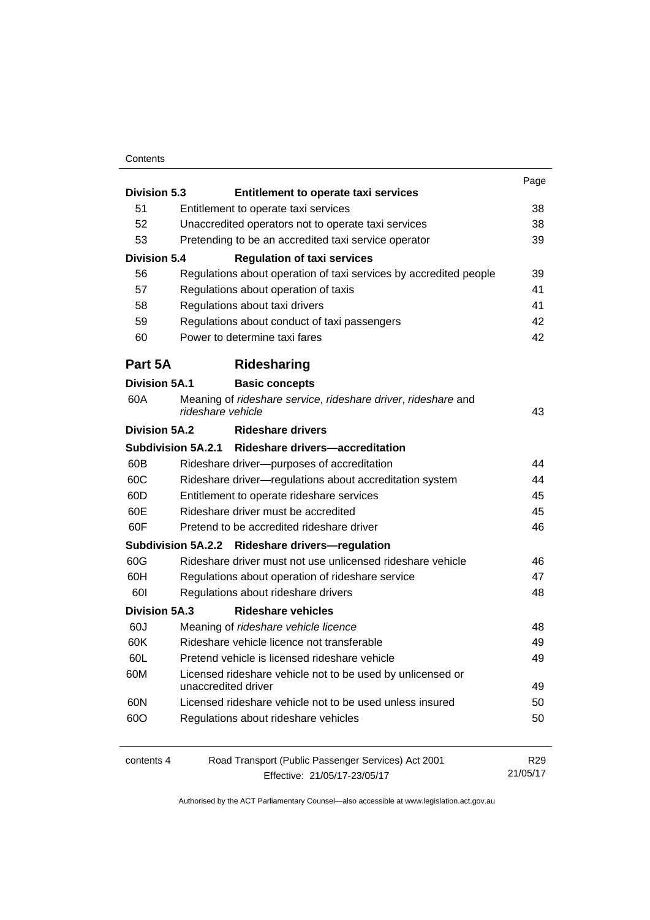| | | Page |
|---|---|---|
| **Division 5.3** | **Entitlement to operate taxi services** | |
| 51 | Entitlement to operate taxi services | 38 |
| 52 | Unaccredited operators not to operate taxi services | 38 |
| 53 | Pretending to be an accredited taxi service operator | 39 |
| **Division 5.4** | **Regulation of taxi services** | |
| 56 | Regulations about operation of taxi services by accredited people | 39 |
| 57 | Regulations about operation of taxis | 41 |
| 58 | Regulations about taxi drivers | 41 |
| 59 | Regulations about conduct of taxi passengers | 42 |
| 60 | Power to determine taxi fares | 42 |
| **Part 5A** | **Ridesharing** | |
| **Division 5A.1** | **Basic concepts** | |
| 60A | Meaning of *rideshare service*, *rideshare driver*, *rideshare* and *rideshare vehicle* | 43 |
| **Division 5A.2** | **Rideshare drivers** | |
| **Subdivision 5A.2.1** | **Rideshare drivers—accreditation** | |
| 60B | Rideshare driver—purposes of accreditation | 44 |
| 60C | Rideshare driver—regulations about accreditation system | 44 |
| 60D | Entitlement to operate rideshare services | 45 |
| 60E | Rideshare driver must be accredited | 45 |
| 60F | Pretend to be accredited rideshare driver | 46 |
| **Subdivision 5A.2.2** | **Rideshare drivers—regulation** | |
| 60G | Rideshare driver must not use unlicensed rideshare vehicle | 46 |
| 60H | Regulations about operation of rideshare service | 47 |
| 60I | Regulations about rideshare drivers | 48 |
| **Division 5A.3** | **Rideshare vehicles** | |
| 60J | Meaning of *rideshare vehicle licence* | 48 |
| 60K | Rideshare vehicle licence not transferable | 49 |
| 60L | Pretend vehicle is licensed rideshare vehicle | 49 |
| 60M | Licensed rideshare vehicle not to be used by unlicensed or unaccredited driver | 49 |
| 60N | Licensed rideshare vehicle not to be used unless insured | 50 |
| 60O | Regulations about rideshare vehicles | 50 |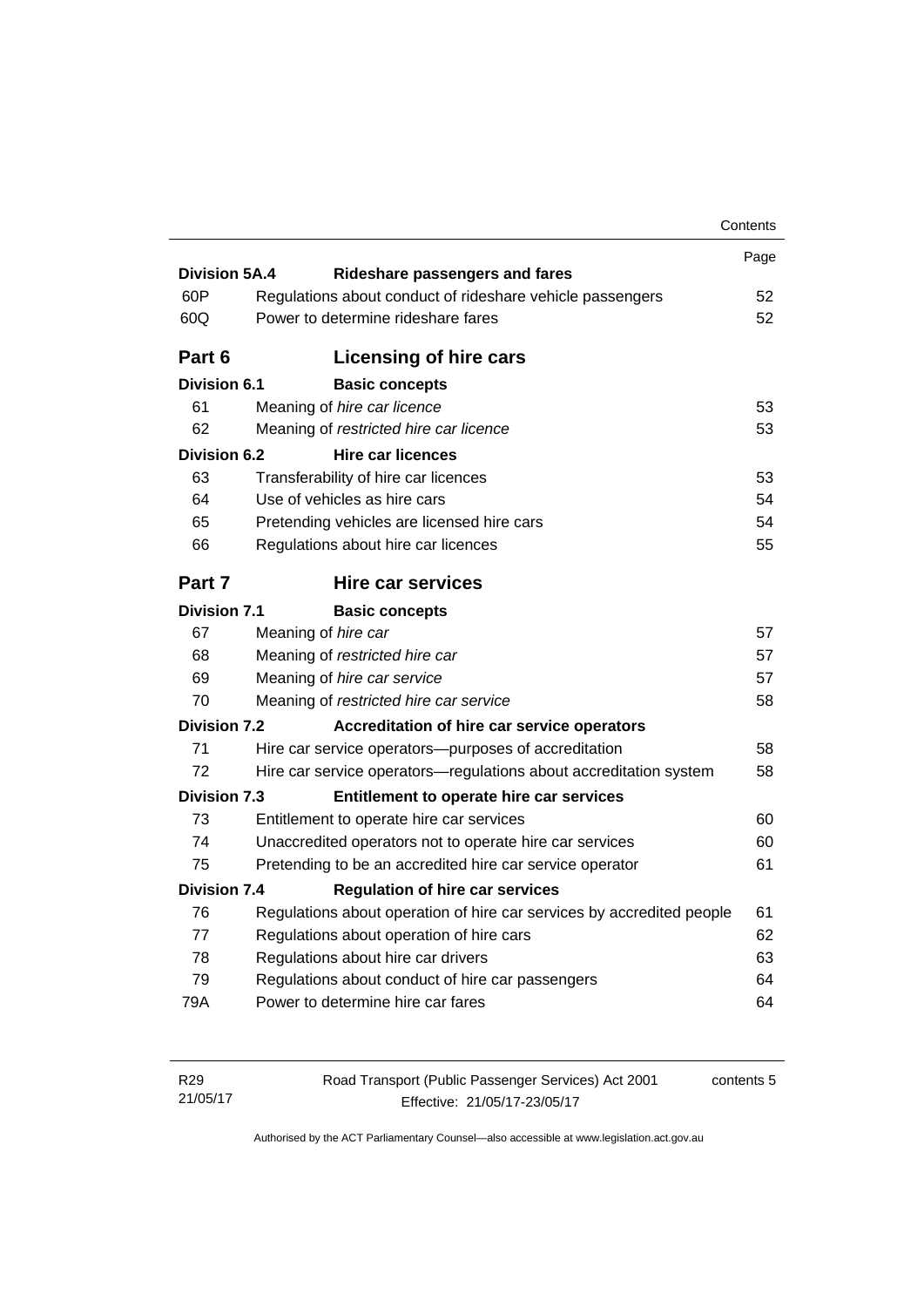| | | Page |
|---|---|---|
| **Division 5A.4** | **Rideshare passengers and fares** | |
| 60P | Regulations about conduct of rideshare vehicle passengers | 52 |
| 60Q | Power to determine rideshare fares | 52 |
| **Part 6** | **Licensing of hire cars** | |
| **Division 6.1** | **Basic concepts** | |
| 61 | Meaning of *hire car licence* | 53 |
| 62 | Meaning of *restricted hire car licence* | 53 |
| **Division 6.2** | **Hire car licences** | |
| 63 | Transferability of hire car licences | 53 |
| 64 | Use of vehicles as hire cars | 54 |
| 65 | Pretending vehicles are licensed hire cars | 54 |
| 66 | Regulations about hire car licences | 55 |
| **Part 7** | **Hire car services** | |
| **Division 7.1** | **Basic concepts** | |
| 67 | Meaning of *hire car* | 57 |
| 68 | Meaning of *restricted hire car* | 57 |
| 69 | Meaning of *hire car service* | 57 |
| 70 | Meaning of *restricted hire car service* | 58 |
| **Division 7.2** | **Accreditation of hire car service operators** | |
| 71 | Hire car service operators—purposes of accreditation | 58 |
| 72 | Hire car service operators—regulations about accreditation system | 58 |
| **Division 7.3** | **Entitlement to operate hire car services** | |
| 73 | Entitlement to operate hire car services | 60 |
| 74 | Unaccredited operators not to operate hire car services | 60 |
| 75 | Pretending to be an accredited hire car service operator | 61 |
| **Division 7.4** | **Regulation of hire car services** | |
| 76 | Regulations about operation of hire car services by accredited people | 61 |
| 77 | Regulations about operation of hire cars | 62 |
| 78 | Regulations about hire car drivers | 63 |
| 79 | Regulations about conduct of hire car passengers | 64 |
| 79A | Power to determine hire car fares | 64 |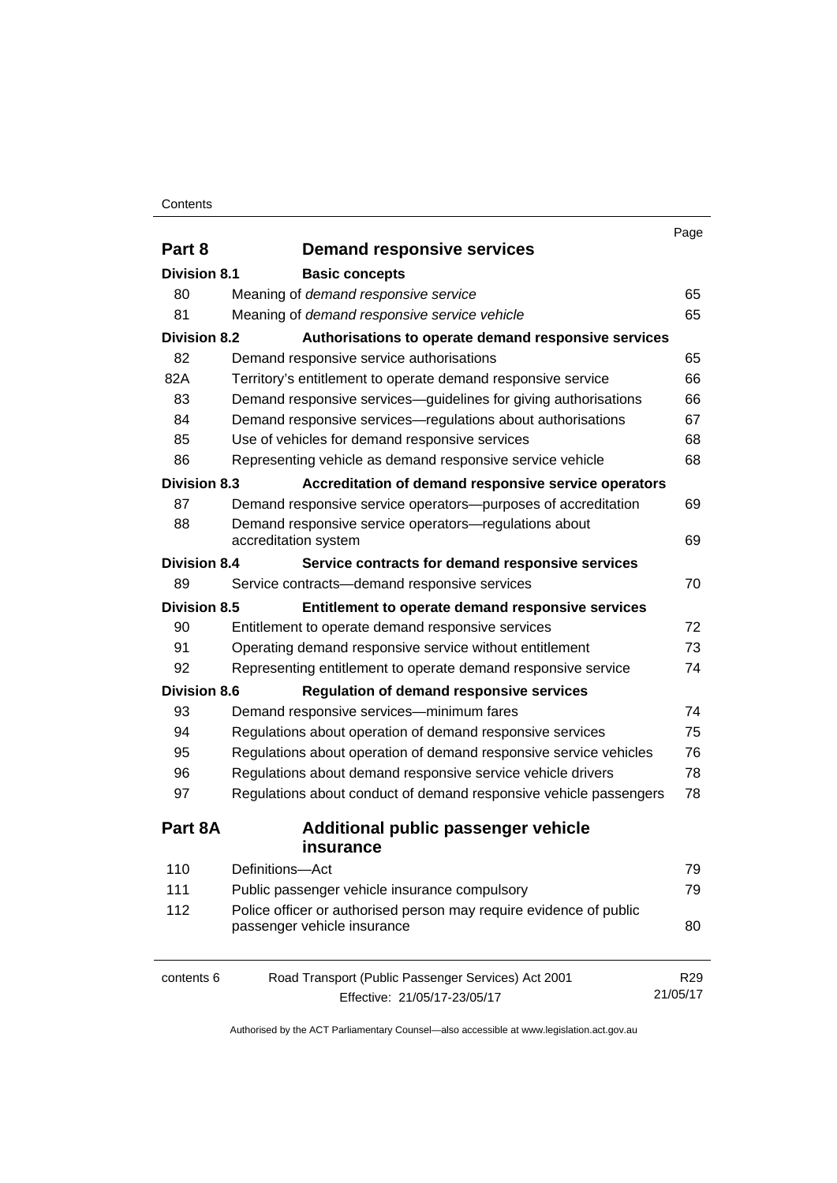| | | Page |
|---|---|---|
| **Part 8** | **Demand responsive services** | |
| **Division 8.1** | **Basic concepts** | |
| 80 | Meaning of *demand responsive service* | 65 |
| 81 | Meaning of *demand responsive service vehicle* | 65 |
| **Division 8.2** | **Authorisations to operate demand responsive services** | |
| 82 | Demand responsive service authorisations | 65 |
| 82A | Territory's entitlement to operate demand responsive service | 66 |
| 83 | Demand responsive services—guidelines for giving authorisations | 66 |
| 84 | Demand responsive services—regulations about authorisations | 67 |
| 85 | Use of vehicles for demand responsive services | 68 |
| 86 | Representing vehicle as demand responsive service vehicle | 68 |
| **Division 8.3** | **Accreditation of demand responsive service operators** | |
| 87 | Demand responsive service operators—purposes of accreditation | 69 |
| 88 | Demand responsive service operators—regulations about accreditation system | 69 |
| **Division 8.4** | **Service contracts for demand responsive services** | |
| 89 | Service contracts—demand responsive services | 70 |
| **Division 8.5** | **Entitlement to operate demand responsive services** | |
| 90 | Entitlement to operate demand responsive services | 72 |
| 91 | Operating demand responsive service without entitlement | 73 |
| 92 | Representing entitlement to operate demand responsive service | 74 |
| **Division 8.6** | **Regulation of demand responsive services** | |
| 93 | Demand responsive services—minimum fares | 74 |
| 94 | Regulations about operation of demand responsive services | 75 |
| 95 | Regulations about operation of demand responsive service vehicles | 76 |
| 96 | Regulations about demand responsive service vehicle drivers | 78 |
| 97 | Regulations about conduct of demand responsive vehicle passengers | 78 |
| **Part 8A** | **Additional public passenger vehicle insurance** | |
| 110 | Definitions—Act | 79 |
| 111 | Public passenger vehicle insurance compulsory | 79 |
| 112 | Police officer or authorised person may require evidence of public passenger vehicle insurance | 80 |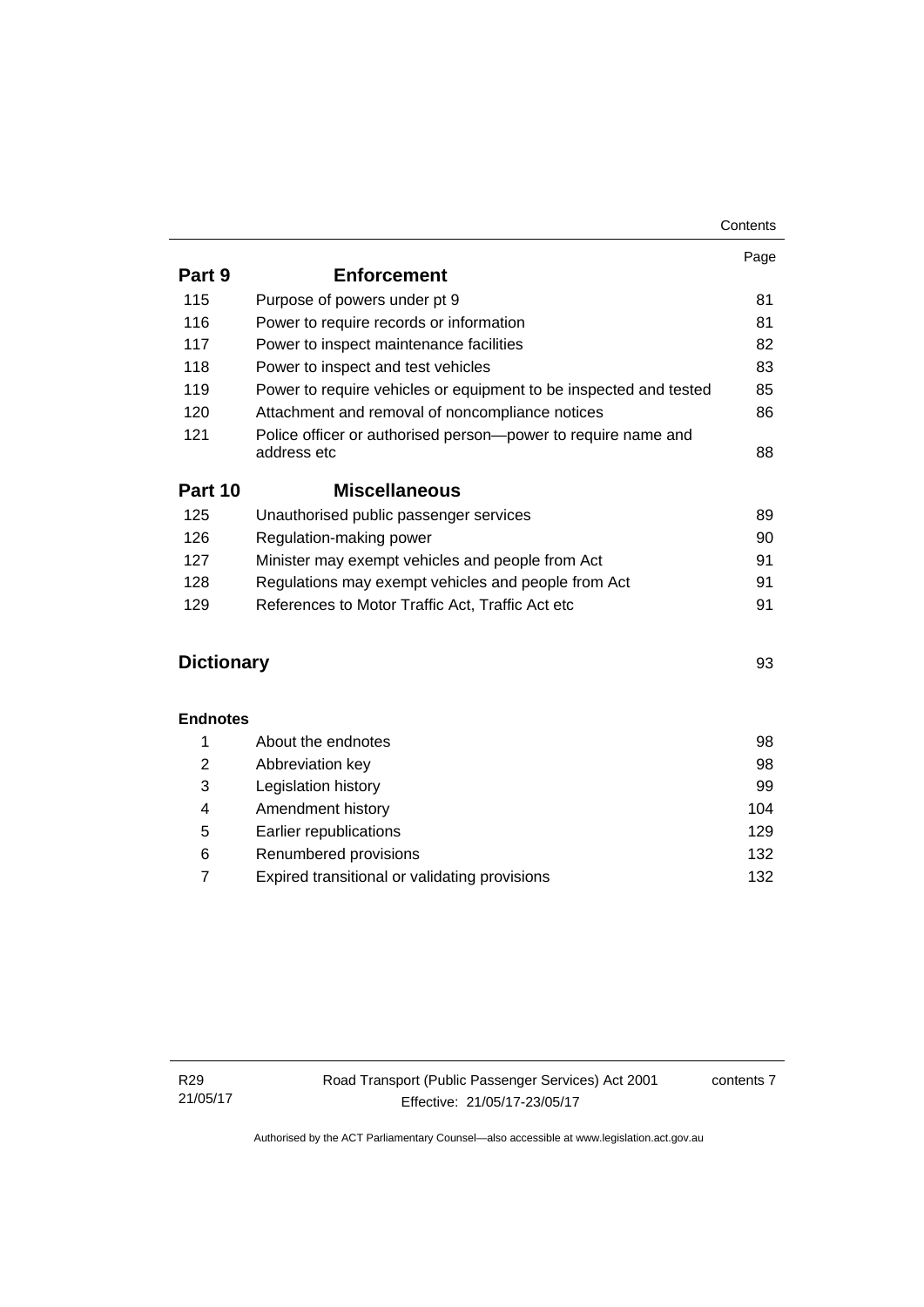| | | Page |
|---|---|---|
| **Part 9** | **Enforcement** | |
| 115 | Purpose of powers under pt 9 | 81 |
| 116 | Power to require records or information | 81 |
| 117 | Power to inspect maintenance facilities | 82 |
| 118 | Power to inspect and test vehicles | 83 |
| 119 | Power to require vehicles or equipment to be inspected and tested | 85 |
| 120 | Attachment and removal of noncompliance notices | 86 |
| 121 | Police officer or authorised person—power to require name and address etc | 88 |
| **Part 10** | **Miscellaneous** | |
| 125 | Unauthorised public passenger services | 89 |
| 126 | Regulation-making power | 90 |
| 127 | Minister may exempt vehicles and people from Act | 91 |
| 128 | Regulations may exempt vehicles and people from Act | 91 |
| 129 | References to Motor Traffic Act, Traffic Act etc | 91 |
| **Dictionary** | | 93 |
| **Endnotes** | | |
| 1 | About the endnotes | 98 |
| 2 | Abbreviation key | 98 |
| 3 | Legislation history | 99 |
| 4 | Amendment history | 104 |
| 5 | Earlier republications | 129 |
| 6 | Renumbered provisions | 132 |
| 7 | Expired transitional or validating provisions | 132 |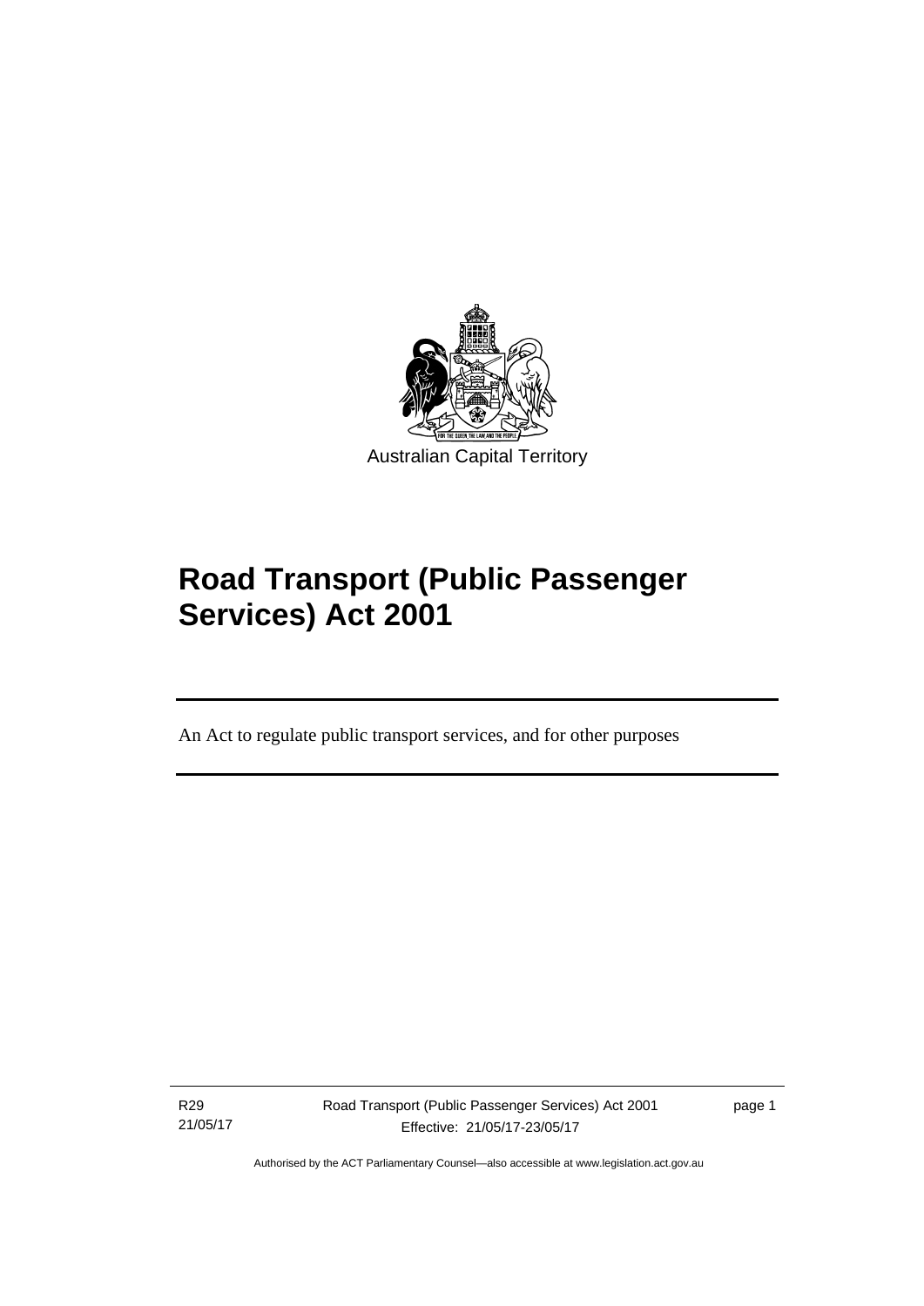Australian Capital Territory

# Road Transport (Public Passenger Services) Act 2001

An Act to regulate public transport services, and for other purposes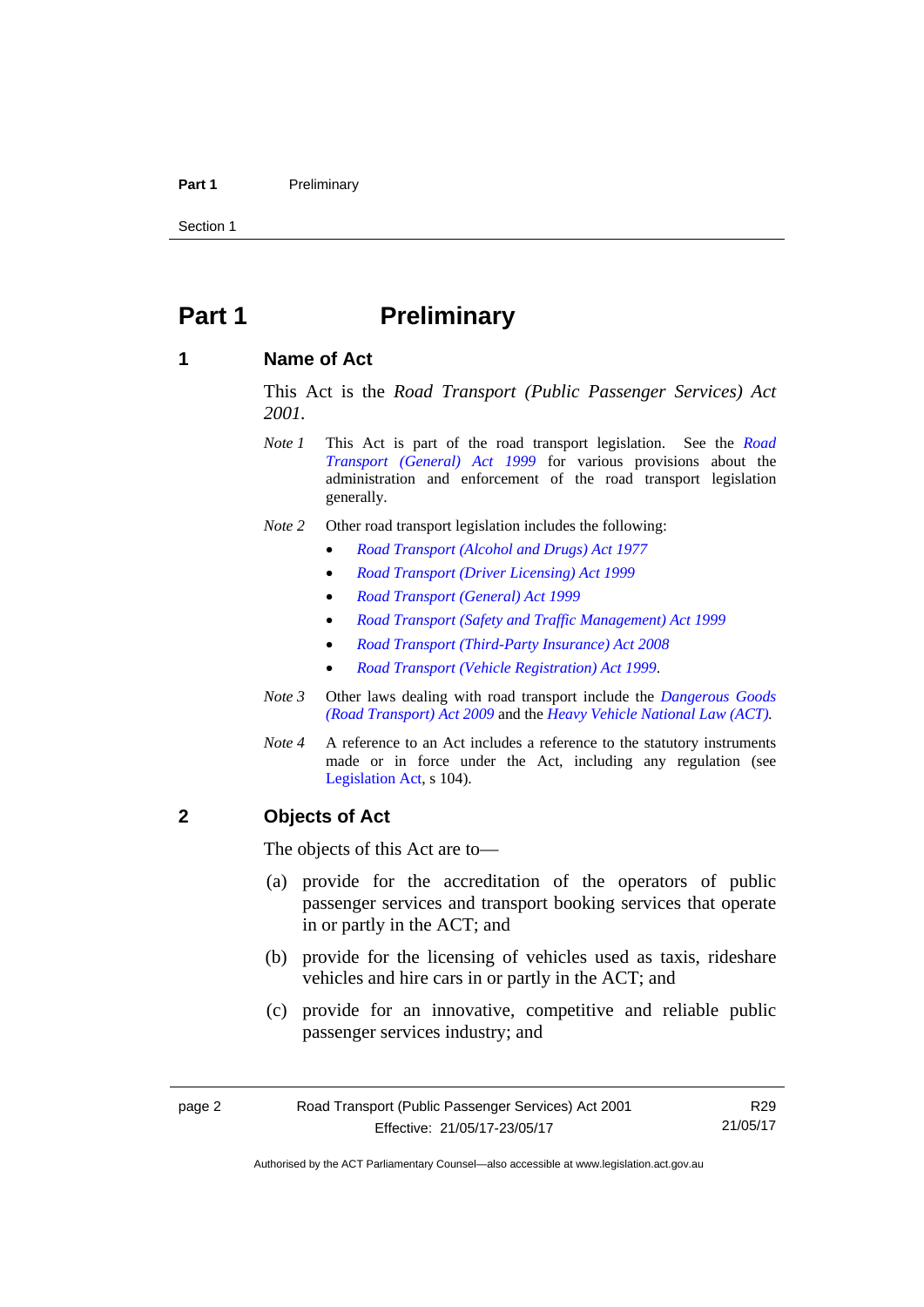# Part 1 Preliminary

## 1 Name of Act

This Act is the *Road Transport (Public Passenger Services) Act 2001*.

*Note 1* This Act is part of the road transport legislation. See the *Road Transport (General) Act 1999* for various provisions about the administration and enforcement of the road transport legislation generally.

*Note 2* Other road transport legislation includes the following:

- *Road Transport (Alcohol and Drugs) Act 1977*
- *Road Transport (Driver Licensing) Act 1999*
- *Road Transport (General) Act 1999*
- *Road Transport (Safety and Traffic Management) Act 1999*
- *Road Transport (Third-Party Insurance) Act 2008*
- *Road Transport (Vehicle Registration) Act 1999*.

*Note 3* Other laws dealing with road transport include the *Dangerous Goods (Road Transport) Act 2009* and the *Heavy Vehicle National Law (ACT)*.

*Note 4* A reference to an Act includes a reference to the statutory instruments made or in force under the Act, including any regulation (see Legislation Act, s 104).

## 2 Objects of Act

The objects of this Act are to—

(a) provide for the accreditation of the operators of public passenger services and transport booking services that operate in or partly in the ACT; and

(b) provide for the licensing of vehicles used as taxis, rideshare vehicles and hire cars in or partly in the ACT; and

(c) provide for an innovative, competitive and reliable public passenger services industry; and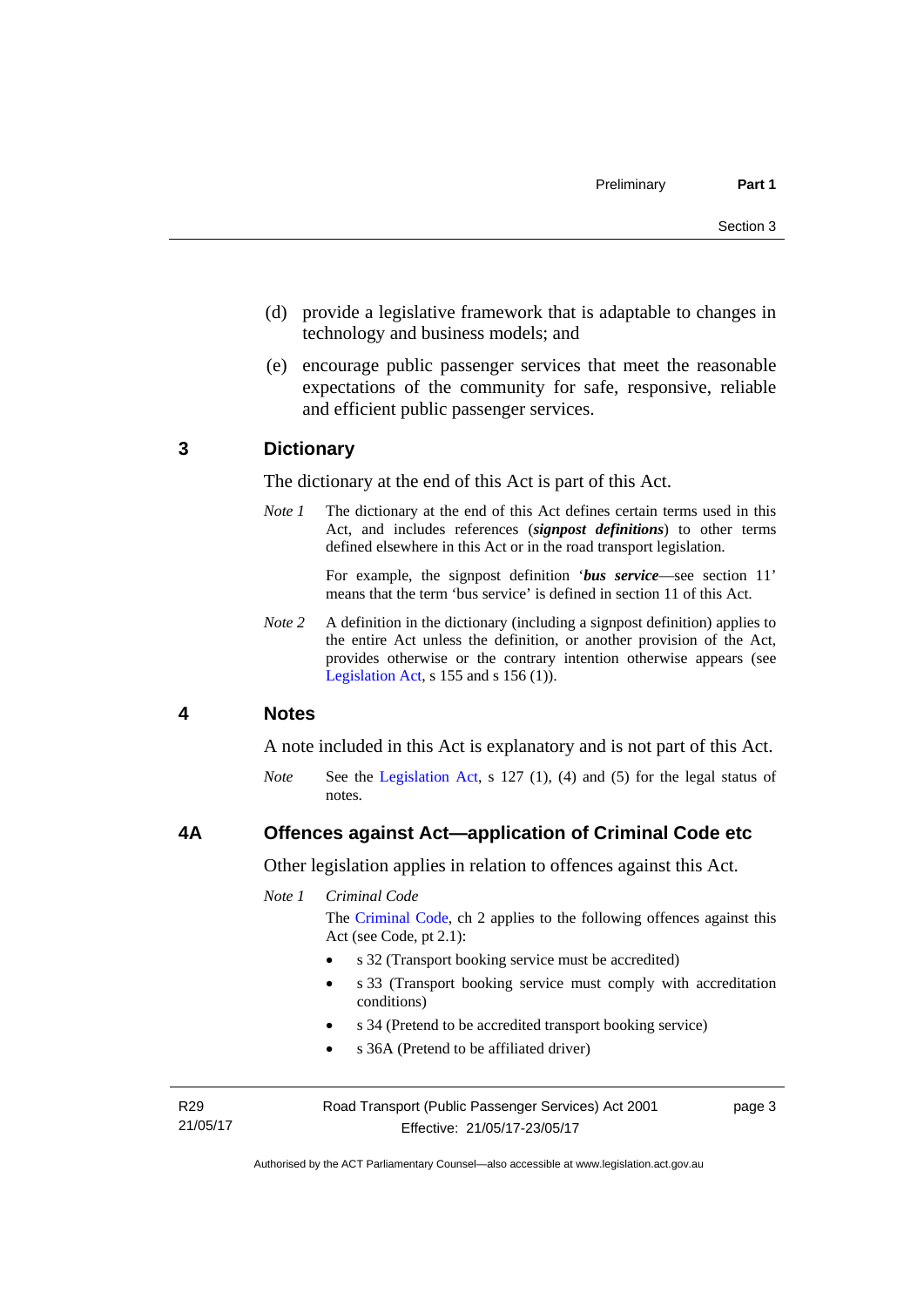(d) provide a legislative framework that is adaptable to changes in technology and business models; and

(e) encourage public passenger services that meet the reasonable expectations of the community for safe, responsive, reliable and efficient public passenger services.

## 3 Dictionary

The dictionary at the end of this Act is part of this Act.

*Note 1* The dictionary at the end of this Act defines certain terms used in this Act, and includes references (***signpost definitions***) to other terms defined elsewhere in this Act or in the road transport legislation.

For example, the signpost definition '***bus service***—see section 11' means that the term 'bus service' is defined in section 11 of this Act.

*Note 2* A definition in the dictionary (including a signpost definition) applies to the entire Act unless the definition, or another provision of the Act, provides otherwise or the contrary intention otherwise appears (see Legislation Act, s 155 and s 156 (1)).

## 4 Notes

A note included in this Act is explanatory and is not part of this Act.

*Note* See the Legislation Act, s 127 (1), (4) and (5) for the legal status of notes.

## 4A Offences against Act—application of Criminal Code etc

Other legislation applies in relation to offences against this Act.

*Note 1* *Criminal Code*

The Criminal Code, ch 2 applies to the following offences against this Act (see Code, pt 2.1):

- s 32 (Transport booking service must be accredited)
- s 33 (Transport booking service must comply with accreditation conditions)
- s 34 (Pretend to be accredited transport booking service)
- s 36A (Pretend to be affiliated driver)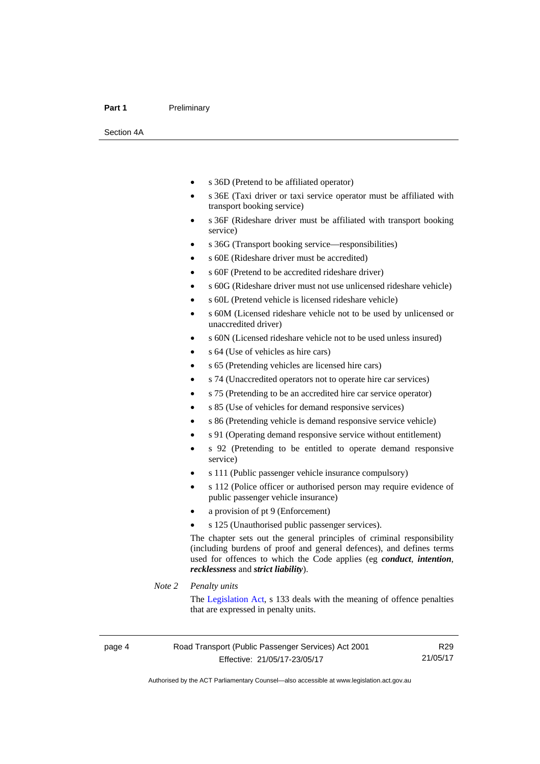- s 36D (Pretend to be affiliated operator)
- s 36E (Taxi driver or taxi service operator must be affiliated with transport booking service)
- s 36F (Rideshare driver must be affiliated with transport booking service)
- s 36G (Transport booking service—responsibilities)
- s 60E (Rideshare driver must be accredited)
- s 60F (Pretend to be accredited rideshare driver)
- s 60G (Rideshare driver must not use unlicensed rideshare vehicle)
- s 60L (Pretend vehicle is licensed rideshare vehicle)
- s 60M (Licensed rideshare vehicle not to be used by unlicensed or unaccredited driver)
- s 60N (Licensed rideshare vehicle not to be used unless insured)
- s 64 (Use of vehicles as hire cars)
- s 65 (Pretending vehicles are licensed hire cars)
- s 74 (Unaccredited operators not to operate hire car services)
- s 75 (Pretending to be an accredited hire car service operator)
- s 85 (Use of vehicles for demand responsive services)
- s 86 (Pretending vehicle is demand responsive service vehicle)
- s 91 (Operating demand responsive service without entitlement)
- s 92 (Pretending to be entitled to operate demand responsive service)
- s 111 (Public passenger vehicle insurance compulsory)
- s 112 (Police officer or authorised person may require evidence of public passenger vehicle insurance)
- a provision of pt 9 (Enforcement)
- s 125 (Unauthorised public passenger services).

The chapter sets out the general principles of criminal responsibility (including burdens of proof and general defences), and defines terms used for offences to which the Code applies (eg ***conduct***, ***intention***, ***recklessness*** and ***strict liability***).

*Note 2* *Penalty units*

The Legislation Act, s 133 deals with the meaning of offence penalties that are expressed in penalty units.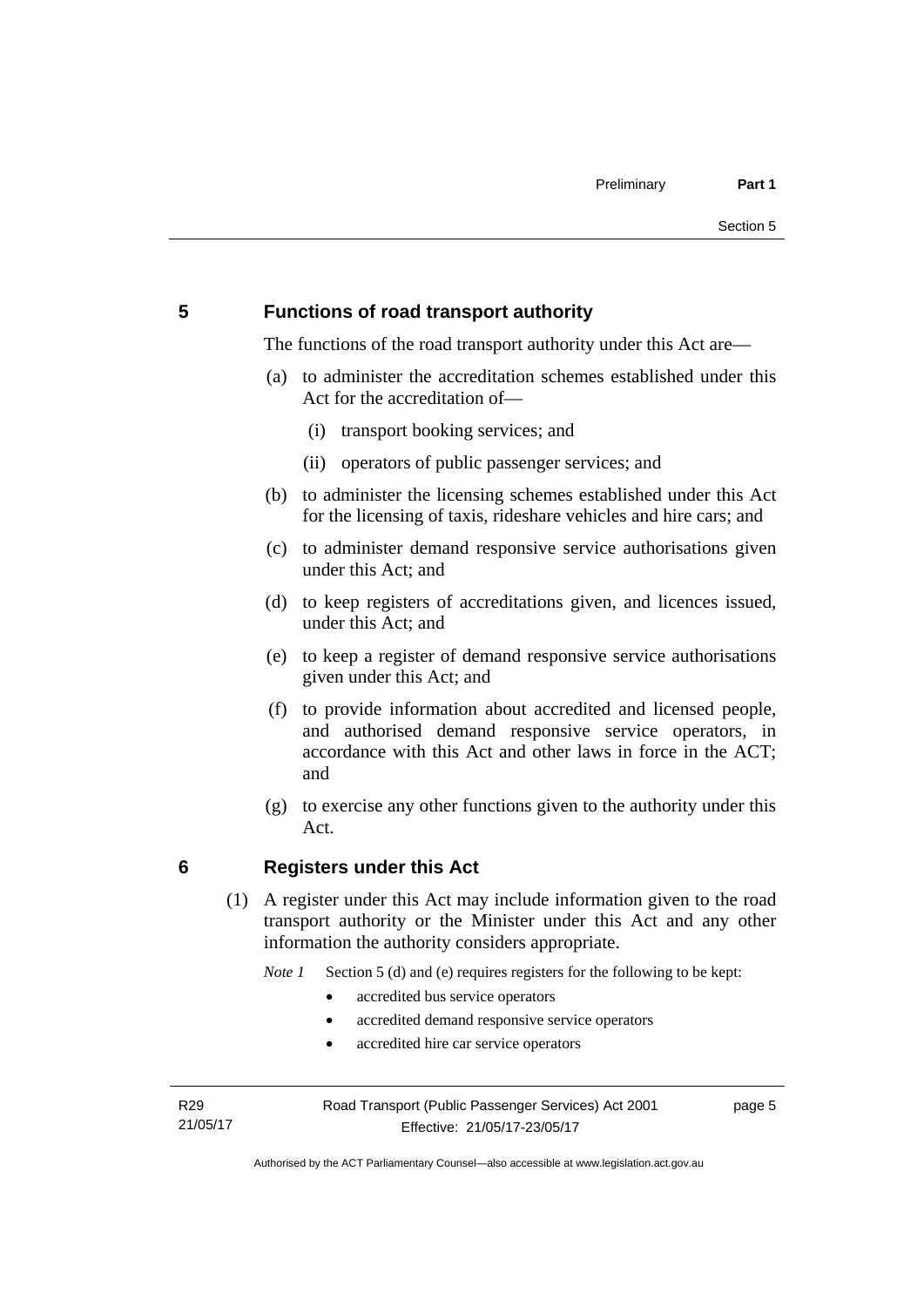## 5 Functions of road transport authority

The functions of the road transport authority under this Act are—

(a) to administer the accreditation schemes established under this Act for the accreditation of—

   (i) transport booking services; and

   (ii) operators of public passenger services; and

(b) to administer the licensing schemes established under this Act for the licensing of taxis, rideshare vehicles and hire cars; and

(c) to administer demand responsive service authorisations given under this Act; and

(d) to keep registers of accreditations given, and licences issued, under this Act; and

(e) to keep a register of demand responsive service authorisations given under this Act; and

(f) to provide information about accredited and licensed people, and authorised demand responsive service operators, in accordance with this Act and other laws in force in the ACT; and

(g) to exercise any other functions given to the authority under this Act.

## 6 Registers under this Act

(1) A register under this Act may include information given to the road transport authority or the Minister under this Act and any other information the authority considers appropriate.

*Note 1* Section 5 (d) and (e) requires registers for the following to be kept:

- accredited bus service operators
- accredited demand responsive service operators
- accredited hire car service operators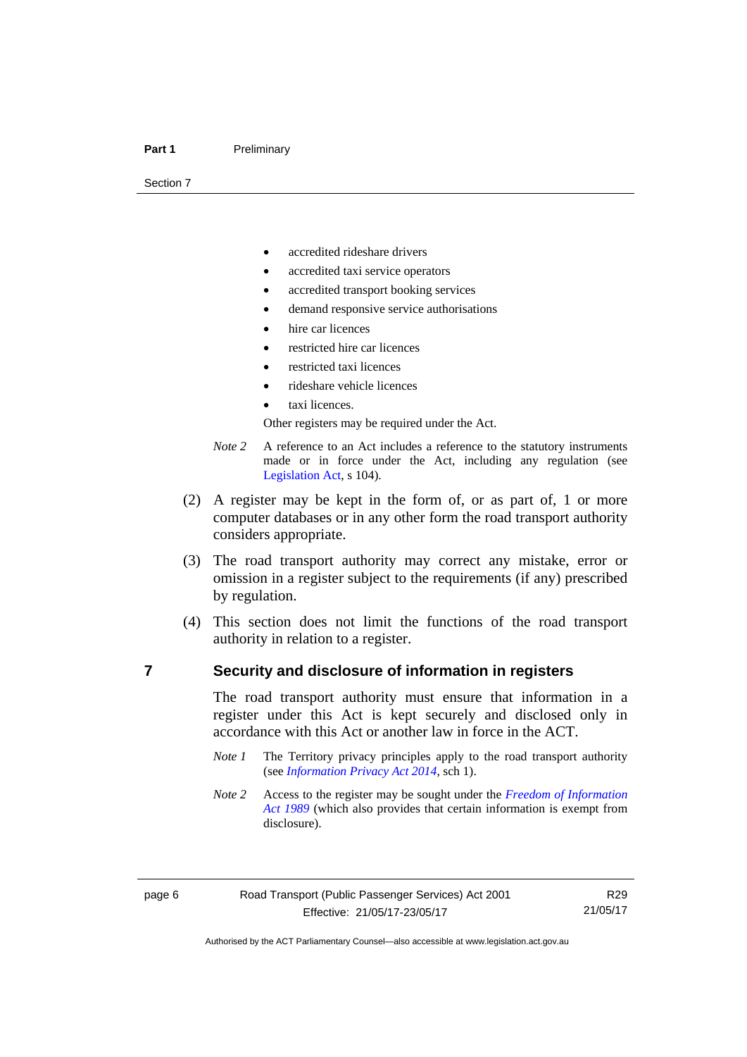- accredited rideshare drivers
- accredited taxi service operators
- accredited transport booking services
- demand responsive service authorisations
- hire car licences
- restricted hire car licences
- restricted taxi licences
- rideshare vehicle licences
- taxi licences.

Other registers may be required under the Act.

*Note 2* A reference to an Act includes a reference to the statutory instruments made or in force under the Act, including any regulation (see Legislation Act, s 104).

(2) A register may be kept in the form of, or as part of, 1 or more computer databases or in any other form the road transport authority considers appropriate.

(3) The road transport authority may correct any mistake, error or omission in a register subject to the requirements (if any) prescribed by regulation.

(4) This section does not limit the functions of the road transport authority in relation to a register.

## 7 Security and disclosure of information in registers

The road transport authority must ensure that information in a register under this Act is kept securely and disclosed only in accordance with this Act or another law in force in the ACT.

*Note 1* The Territory privacy principles apply to the road transport authority (see *Information Privacy Act 2014*, sch 1).

*Note 2* Access to the register may be sought under the *Freedom of Information Act 1989* (which also provides that certain information is exempt from disclosure).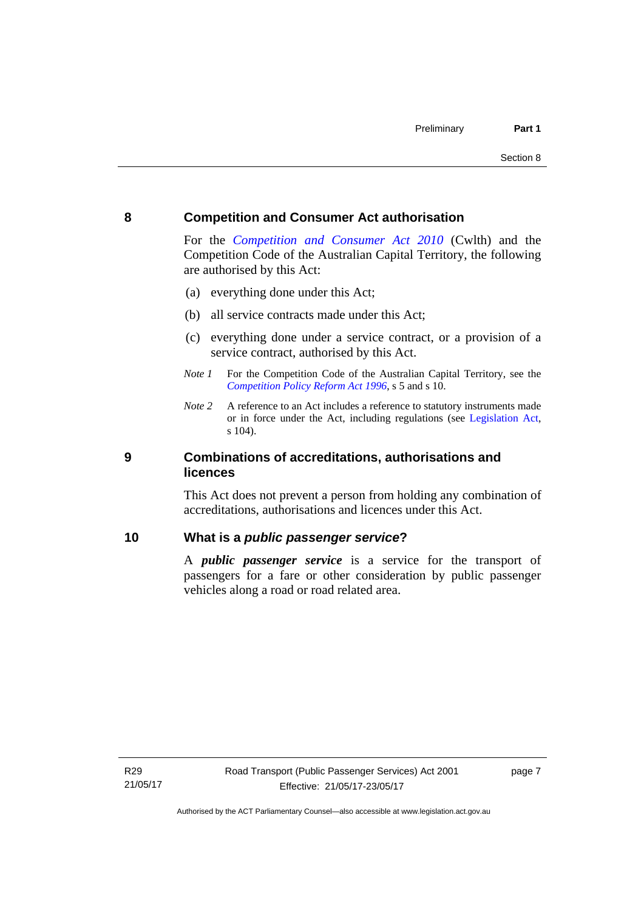## 8 Competition and Consumer Act authorisation

For the *Competition and Consumer Act 2010* (Cwlth) and the Competition Code of the Australian Capital Territory, the following are authorised by this Act:

(a) everything done under this Act;

(b) all service contracts made under this Act;

(c) everything done under a service contract, or a provision of a service contract, authorised by this Act.

*Note 1* For the Competition Code of the Australian Capital Territory, see the *Competition Policy Reform Act 1996*, s 5 and s 10.

*Note 2* A reference to an Act includes a reference to statutory instruments made or in force under the Act, including regulations (see Legislation Act, s 104).

## 9 Combinations of accreditations, authorisations and licences

This Act does not prevent a person from holding any combination of accreditations, authorisations and licences under this Act.

## 10 What is a *public passenger service*?

A ***public passenger service*** is a service for the transport of passengers for a fare or other consideration by public passenger vehicles along a road or road related area.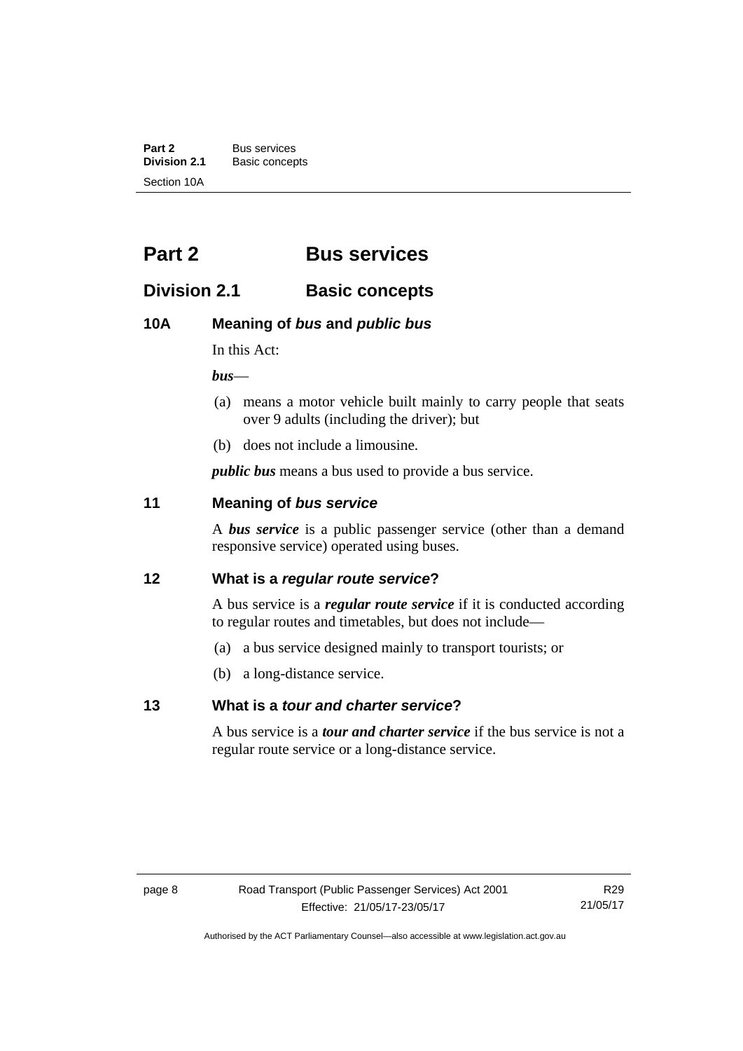# Part 2 Bus services

## Division 2.1 Basic concepts

### 10A Meaning of *bus* and *public bus*

In this Act:

***bus***—

(a) means a motor vehicle built mainly to carry people that seats over 9 adults (including the driver); but

(b) does not include a limousine.

***public bus*** means a bus used to provide a bus service.

### 11 Meaning of *bus service*

A ***bus service*** is a public passenger service (other than a demand responsive service) operated using buses.

### 12 What is a *regular route service*?

A bus service is a ***regular route service*** if it is conducted according to regular routes and timetables, but does not include—

(a) a bus service designed mainly to transport tourists; or

(b) a long-distance service.

### 13 What is a *tour and charter service*?

A bus service is a ***tour and charter service*** if the bus service is not a regular route service or a long-distance service.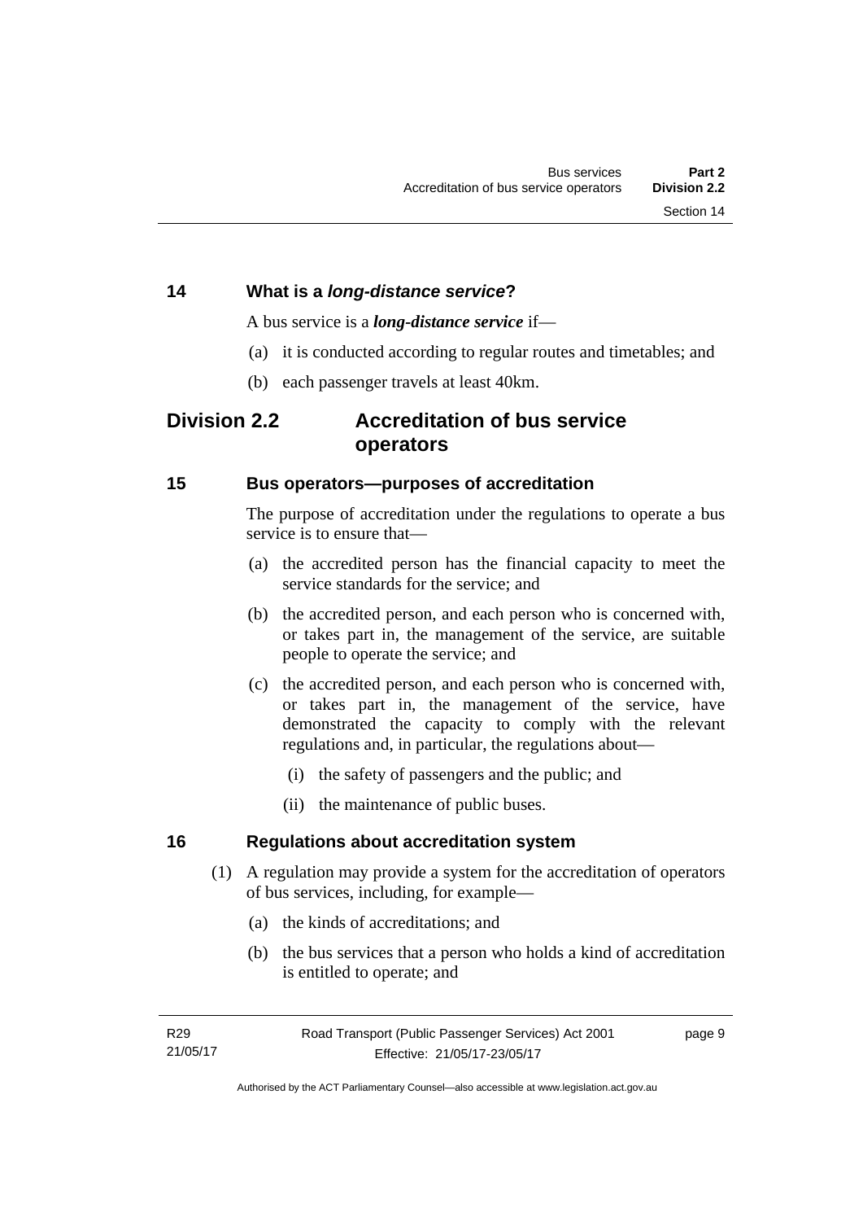### 14 What is a *long-distance service*?

A bus service is a ***long-distance service*** if—

(a) it is conducted according to regular routes and timetables; and

(b) each passenger travels at least 40km.

## Division 2.2 Accreditation of bus service operators

### 15 Bus operators—purposes of accreditation

The purpose of accreditation under the regulations to operate a bus service is to ensure that—

(a) the accredited person has the financial capacity to meet the service standards for the service; and

(b) the accredited person, and each person who is concerned with, or takes part in, the management of the service, are suitable people to operate the service; and

(c) the accredited person, and each person who is concerned with, or takes part in, the management of the service, have demonstrated the capacity to comply with the relevant regulations and, in particular, the regulations about—

  (i) the safety of passengers and the public; and

  (ii) the maintenance of public buses.

### 16 Regulations about accreditation system

(1) A regulation may provide a system for the accreditation of operators of bus services, including, for example—

  (a) the kinds of accreditations; and

  (b) the bus services that a person who holds a kind of accreditation is entitled to operate; and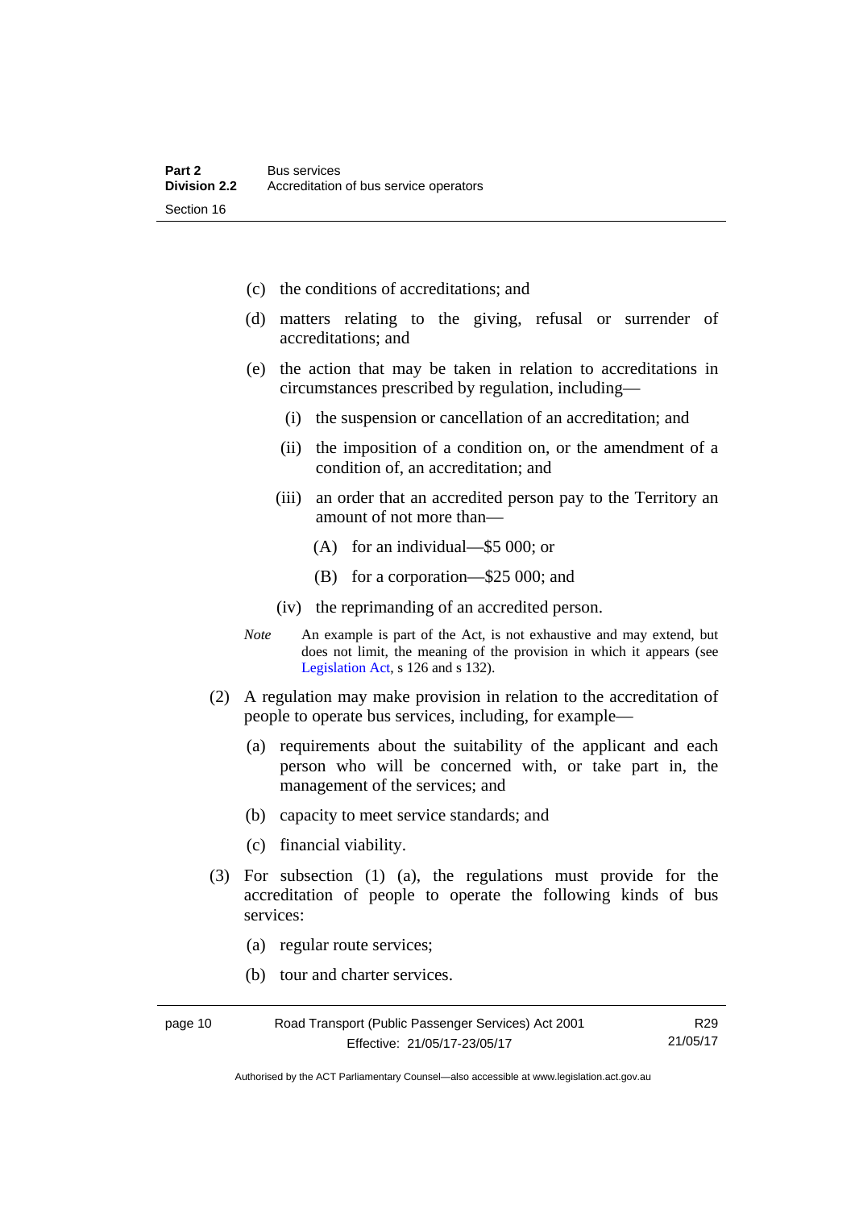(c) the conditions of accreditations; and

(d) matters relating to the giving, refusal or surrender of accreditations; and

(e) the action that may be taken in relation to accreditations in circumstances prescribed by regulation, including—

(i) the suspension or cancellation of an accreditation; and

(ii) the imposition of a condition on, or the amendment of a condition of, an accreditation; and

(iii) an order that an accredited person pay to the Territory an amount of not more than—

(A) for an individual—$5 000; or

(B) for a corporation—$25 000; and

(iv) the reprimanding of an accredited person.

*Note* An example is part of the Act, is not exhaustive and may extend, but does not limit, the meaning of the provision in which it appears (see Legislation Act, s 126 and s 132).

(2) A regulation may make provision in relation to the accreditation of people to operate bus services, including, for example—

(a) requirements about the suitability of the applicant and each person who will be concerned with, or take part in, the management of the services; and

(b) capacity to meet service standards; and

(c) financial viability.

(3) For subsection (1) (a), the regulations must provide for the accreditation of people to operate the following kinds of bus services:

(a) regular route services;

(b) tour and charter services.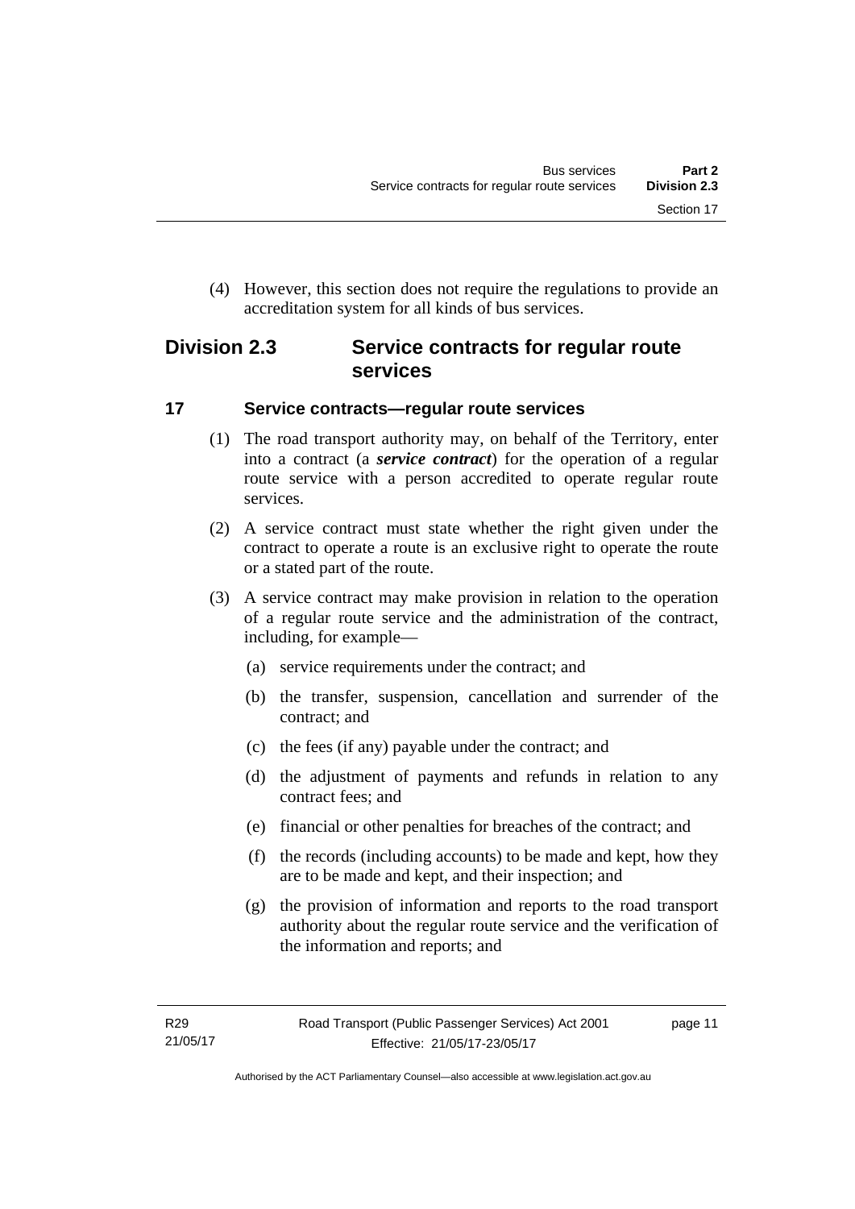(4) However, this section does not require the regulations to provide an accreditation system for all kinds of bus services.

## Division 2.3 Service contracts for regular route services

### 17 Service contracts—regular route services

(1) The road transport authority may, on behalf of the Territory, enter into a contract (a ***service contract***) for the operation of a regular route service with a person accredited to operate regular route services.

(2) A service contract must state whether the right given under the contract to operate a route is an exclusive right to operate the route or a stated part of the route.

(3) A service contract may make provision in relation to the operation of a regular route service and the administration of the contract, including, for example—

(a) service requirements under the contract; and

(b) the transfer, suspension, cancellation and surrender of the contract; and

(c) the fees (if any) payable under the contract; and

(d) the adjustment of payments and refunds in relation to any contract fees; and

(e) financial or other penalties for breaches of the contract; and

(f) the records (including accounts) to be made and kept, how they are to be made and kept, and their inspection; and

(g) the provision of information and reports to the road transport authority about the regular route service and the verification of the information and reports; and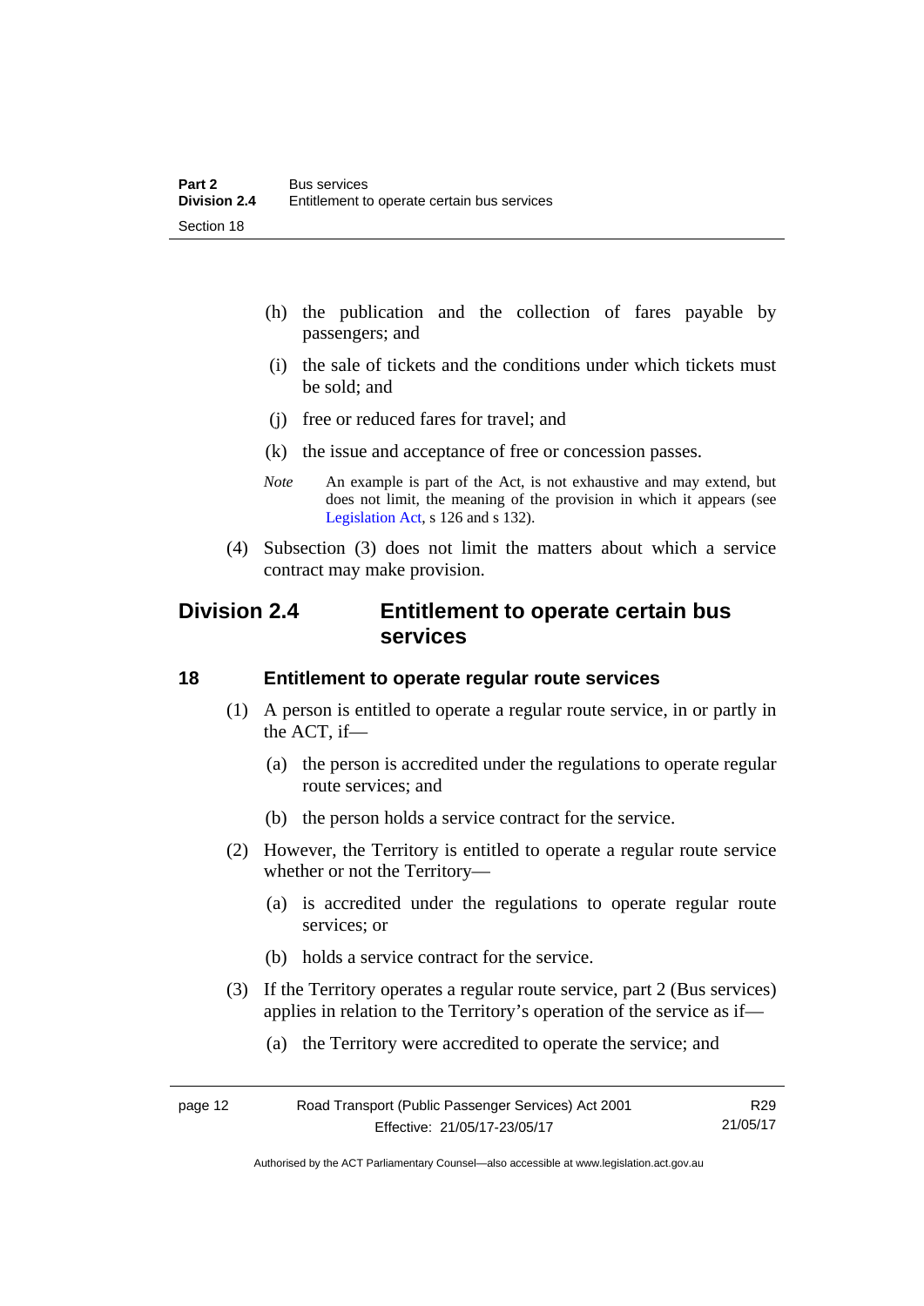(h) the publication and the collection of fares payable by passengers; and

(i) the sale of tickets and the conditions under which tickets must be sold; and

(j) free or reduced fares for travel; and

(k) the issue and acceptance of free or concession passes.

*Note* An example is part of the Act, is not exhaustive and may extend, but does not limit, the meaning of the provision in which it appears (see Legislation Act, s 126 and s 132).

(4) Subsection (3) does not limit the matters about which a service contract may make provision.

## Division 2.4 Entitlement to operate certain bus services

### 18 Entitlement to operate regular route services

(1) A person is entitled to operate a regular route service, in or partly in the ACT, if—

(a) the person is accredited under the regulations to operate regular route services; and

(b) the person holds a service contract for the service.

(2) However, the Territory is entitled to operate a regular route service whether or not the Territory—

(a) is accredited under the regulations to operate regular route services; or

(b) holds a service contract for the service.

(3) If the Territory operates a regular route service, part 2 (Bus services) applies in relation to the Territory's operation of the service as if—

(a) the Territory were accredited to operate the service; and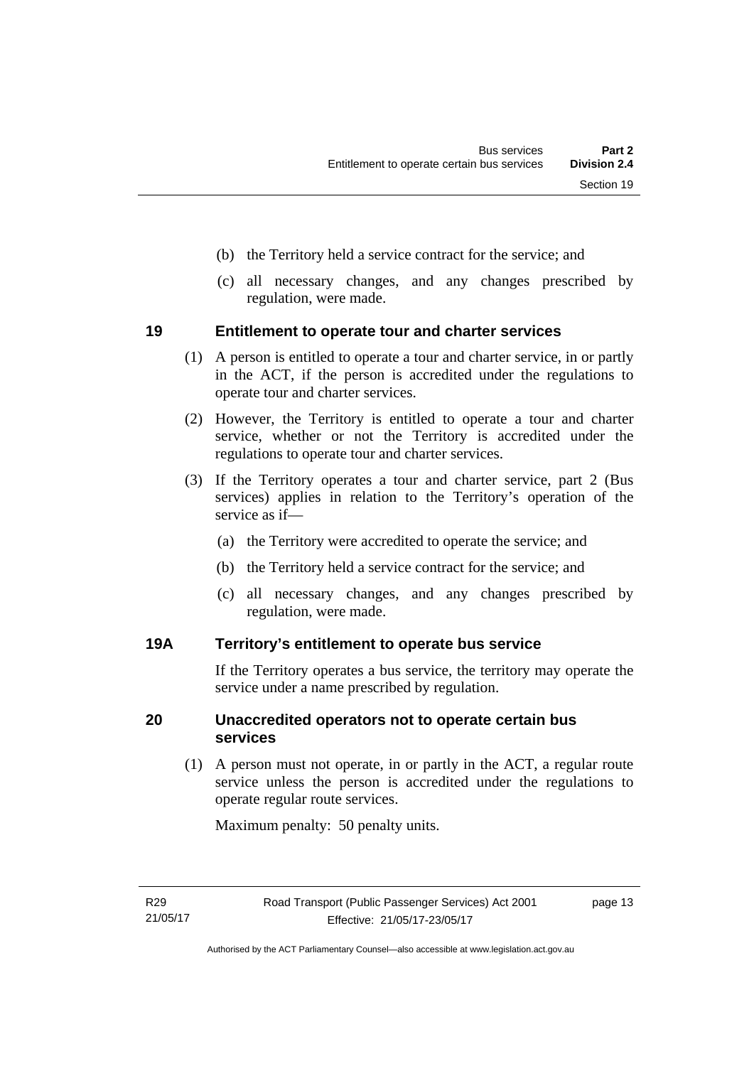(b) the Territory held a service contract for the service; and

(c) all necessary changes, and any changes prescribed by regulation, were made.

### 19 Entitlement to operate tour and charter services

(1) A person is entitled to operate a tour and charter service, in or partly in the ACT, if the person is accredited under the regulations to operate tour and charter services.

(2) However, the Territory is entitled to operate a tour and charter service, whether or not the Territory is accredited under the regulations to operate tour and charter services.

(3) If the Territory operates a tour and charter service, part 2 (Bus services) applies in relation to the Territory's operation of the service as if—

(a) the Territory were accredited to operate the service; and

(b) the Territory held a service contract for the service; and

(c) all necessary changes, and any changes prescribed by regulation, were made.

### 19A Territory's entitlement to operate bus service

If the Territory operates a bus service, the territory may operate the service under a name prescribed by regulation.

### 20 Unaccredited operators not to operate certain bus services

(1) A person must not operate, in or partly in the ACT, a regular route service unless the person is accredited under the regulations to operate regular route services.

Maximum penalty: 50 penalty units.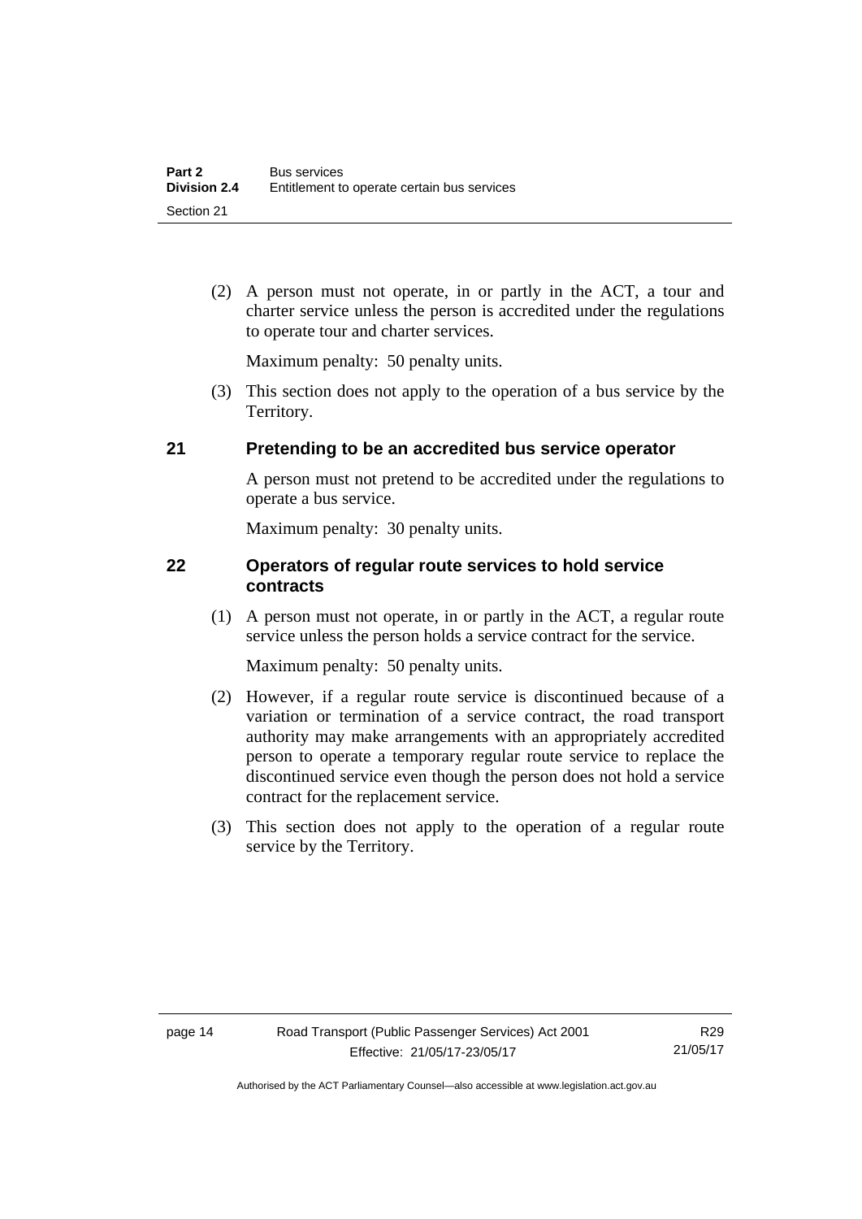(2) A person must not operate, in or partly in the ACT, a tour and charter service unless the person is accredited under the regulations to operate tour and charter services.

Maximum penalty: 50 penalty units.

(3) This section does not apply to the operation of a bus service by the Territory.

## 21 Pretending to be an accredited bus service operator

A person must not pretend to be accredited under the regulations to operate a bus service.

Maximum penalty: 30 penalty units.

## 22 Operators of regular route services to hold service contracts

(1) A person must not operate, in or partly in the ACT, a regular route service unless the person holds a service contract for the service.

Maximum penalty: 50 penalty units.

(2) However, if a regular route service is discontinued because of a variation or termination of a service contract, the road transport authority may make arrangements with an appropriately accredited person to operate a temporary regular route service to replace the discontinued service even though the person does not hold a service contract for the replacement service.

(3) This section does not apply to the operation of a regular route service by the Territory.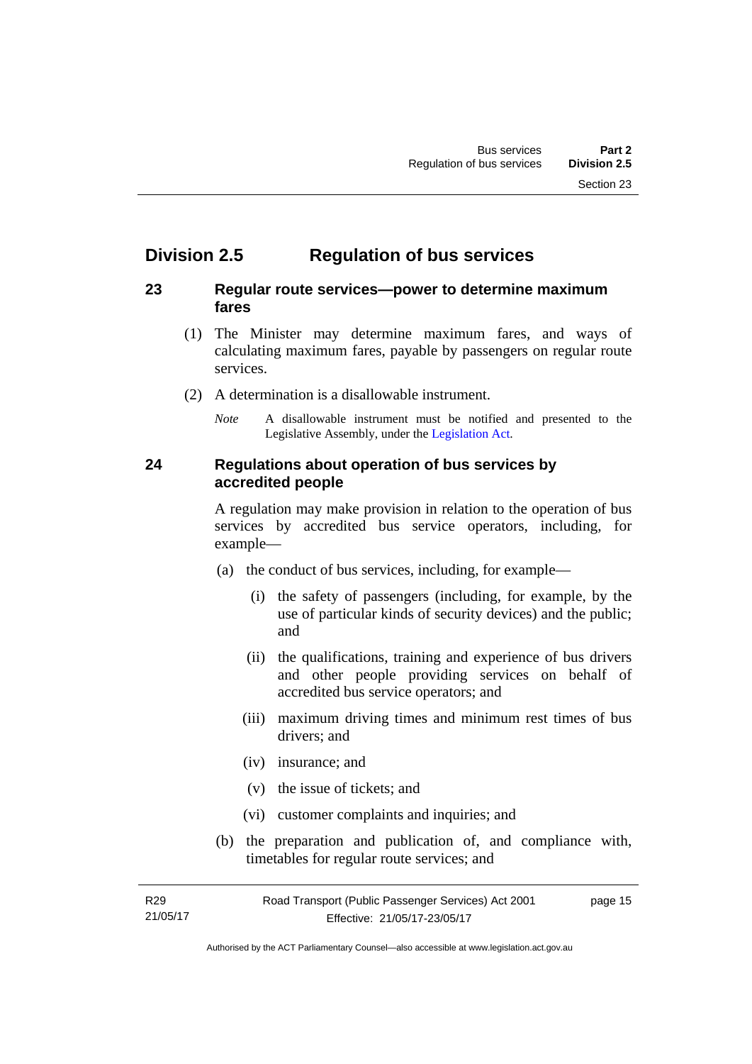## Division 2.5 Regulation of bus services

### 23 Regular route services—power to determine maximum fares

(1) The Minister may determine maximum fares, and ways of calculating maximum fares, payable by passengers on regular route services.

(2) A determination is a disallowable instrument.

*Note* A disallowable instrument must be notified and presented to the Legislative Assembly, under the Legislation Act.

### 24 Regulations about operation of bus services by accredited people

A regulation may make provision in relation to the operation of bus services by accredited bus service operators, including, for example—

(a) the conduct of bus services, including, for example—

(i) the safety of passengers (including, for example, by the use of particular kinds of security devices) and the public; and

(ii) the qualifications, training and experience of bus drivers and other people providing services on behalf of accredited bus service operators; and

(iii) maximum driving times and minimum rest times of bus drivers; and

(iv) insurance; and

(v) the issue of tickets; and

(vi) customer complaints and inquiries; and

(b) the preparation and publication of, and compliance with, timetables for regular route services; and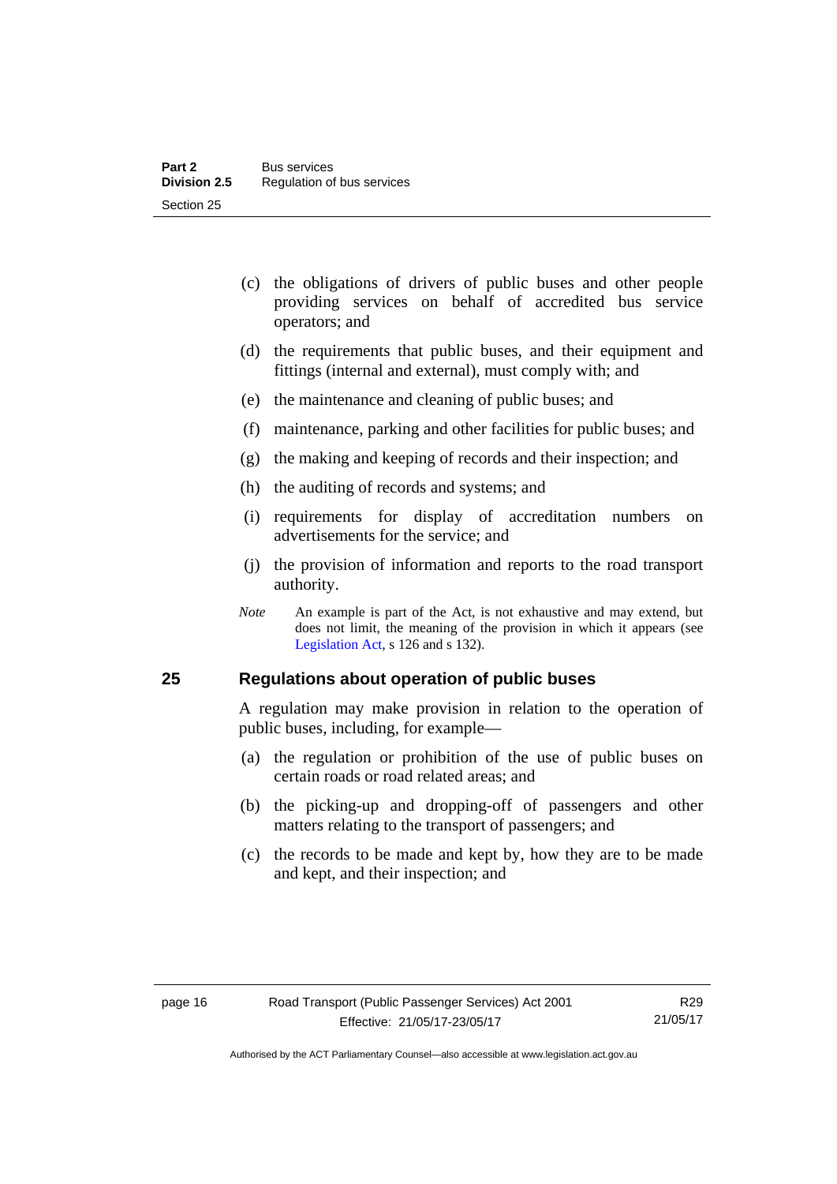(c) the obligations of drivers of public buses and other people providing services on behalf of accredited bus service operators; and

(d) the requirements that public buses, and their equipment and fittings (internal and external), must comply with; and

(e) the maintenance and cleaning of public buses; and

(f) maintenance, parking and other facilities for public buses; and

(g) the making and keeping of records and their inspection; and

(h) the auditing of records and systems; and

(i) requirements for display of accreditation numbers on advertisements for the service; and

(j) the provision of information and reports to the road transport authority.

*Note* An example is part of the Act, is not exhaustive and may extend, but does not limit, the meaning of the provision in which it appears (see Legislation Act, s 126 and s 132).

## 25 Regulations about operation of public buses

A regulation may make provision in relation to the operation of public buses, including, for example—

(a) the regulation or prohibition of the use of public buses on certain roads or road related areas; and

(b) the picking-up and dropping-off of passengers and other matters relating to the transport of passengers; and

(c) the records to be made and kept by, how they are to be made and kept, and their inspection; and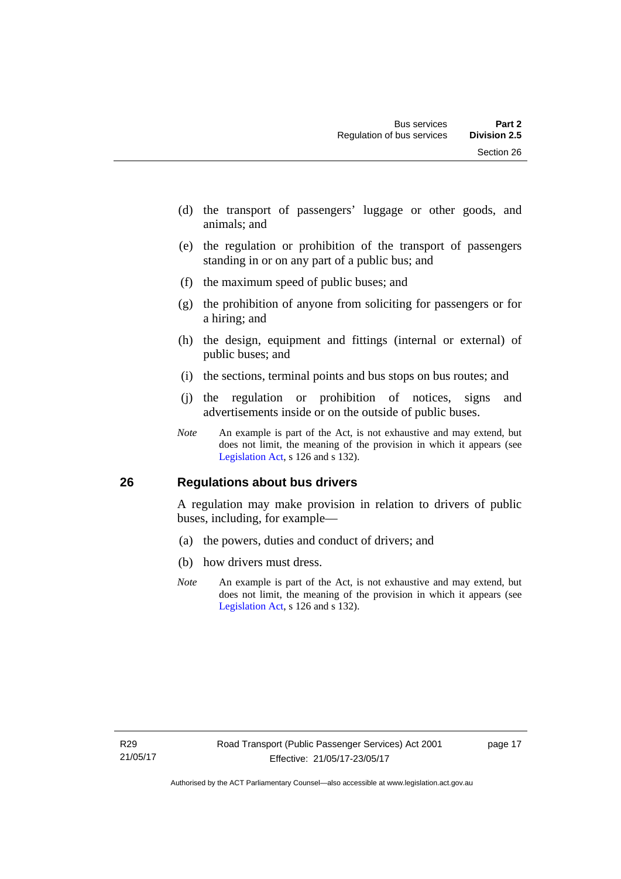(d) the transport of passengers' luggage or other goods, and animals; and

(e) the regulation or prohibition of the transport of passengers standing in or on any part of a public bus; and

(f) the maximum speed of public buses; and

(g) the prohibition of anyone from soliciting for passengers or for a hiring; and

(h) the design, equipment and fittings (internal or external) of public buses; and

(i) the sections, terminal points and bus stops on bus routes; and

(j) the regulation or prohibition of notices, signs and advertisements inside or on the outside of public buses.

*Note* An example is part of the Act, is not exhaustive and may extend, but does not limit, the meaning of the provision in which it appears (see Legislation Act, s 126 and s 132).

## 26 Regulations about bus drivers

A regulation may make provision in relation to drivers of public buses, including, for example—

(a) the powers, duties and conduct of drivers; and

(b) how drivers must dress.

*Note* An example is part of the Act, is not exhaustive and may extend, but does not limit, the meaning of the provision in which it appears (see Legislation Act, s 126 and s 132).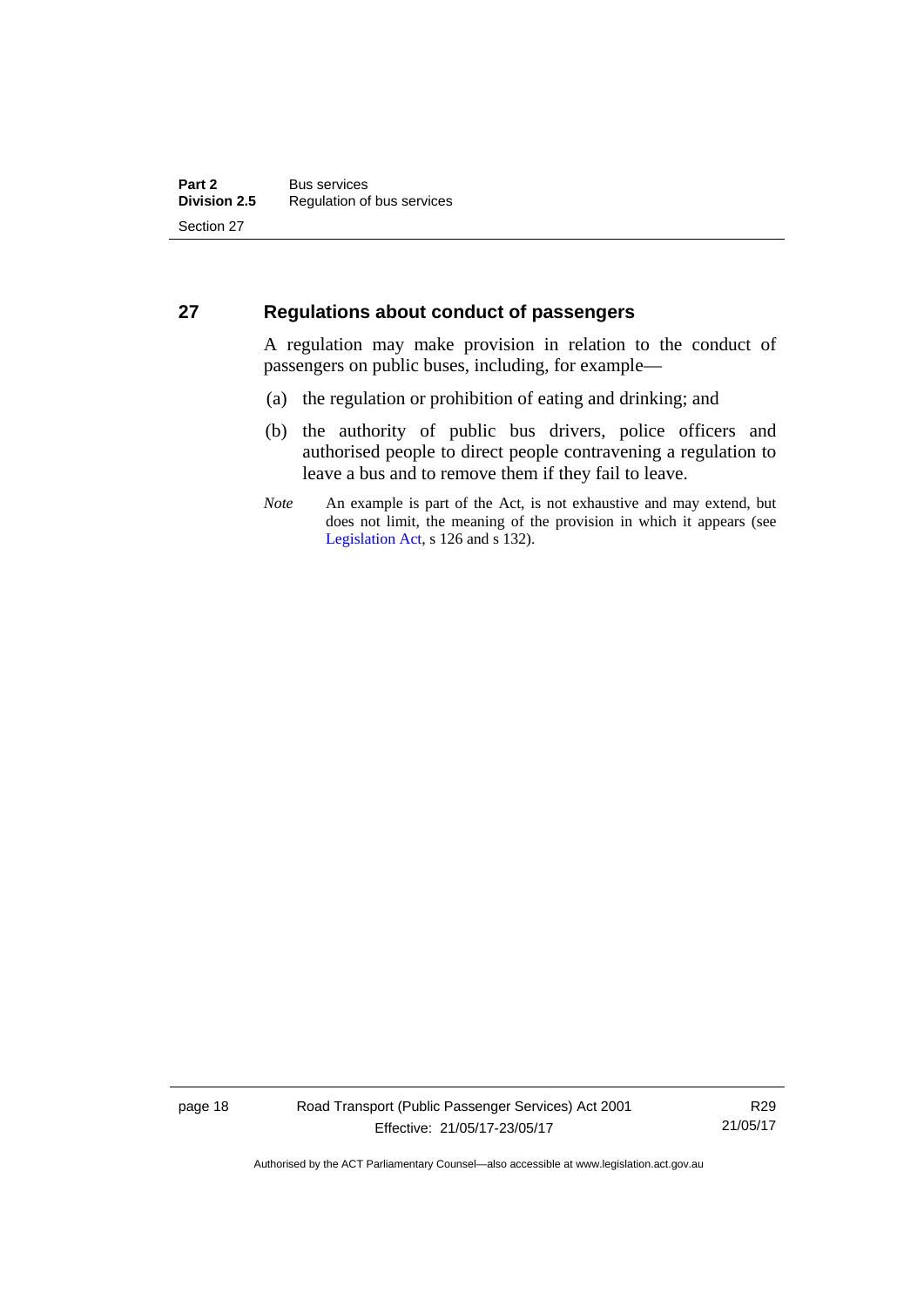## 27 Regulations about conduct of passengers

A regulation may make provision in relation to the conduct of passengers on public buses, including, for example—

(a) the regulation or prohibition of eating and drinking; and

(b) the authority of public bus drivers, police officers and authorised people to direct people contravening a regulation to leave a bus and to remove them if they fail to leave.

*Note* An example is part of the Act, is not exhaustive and may extend, but does not limit, the meaning of the provision in which it appears (see Legislation Act, s 126 and s 132).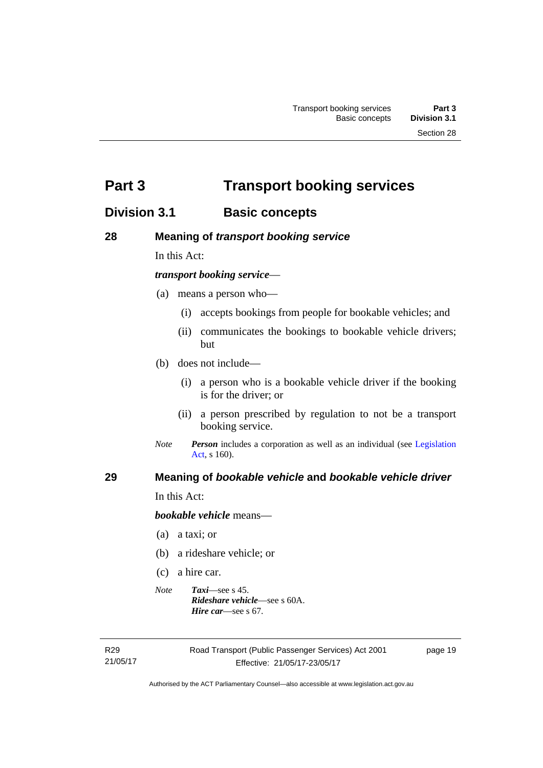# Part 3 Transport booking services

## Division 3.1 Basic concepts

### 28 Meaning of *transport booking service*

In this Act:

***transport booking service***—

(a) means a person who—

(i) accepts bookings from people for bookable vehicles; and

(ii) communicates the bookings to bookable vehicle drivers; but

(b) does not include—

(i) a person who is a bookable vehicle driver if the booking is for the driver; or

(ii) a person prescribed by regulation to not be a transport booking service.

*Note* ***Person*** includes a corporation as well as an individual (see Legislation Act, s 160).

### 29 Meaning of *bookable vehicle* and *bookable vehicle driver*

In this Act:

***bookable vehicle*** means—

(a) a taxi; or

(b) a rideshare vehicle; or

(c) a hire car.

*Note* ***Taxi***—see s 45.
***Rideshare vehicle***—see s 60A.
***Hire car***—see s 67.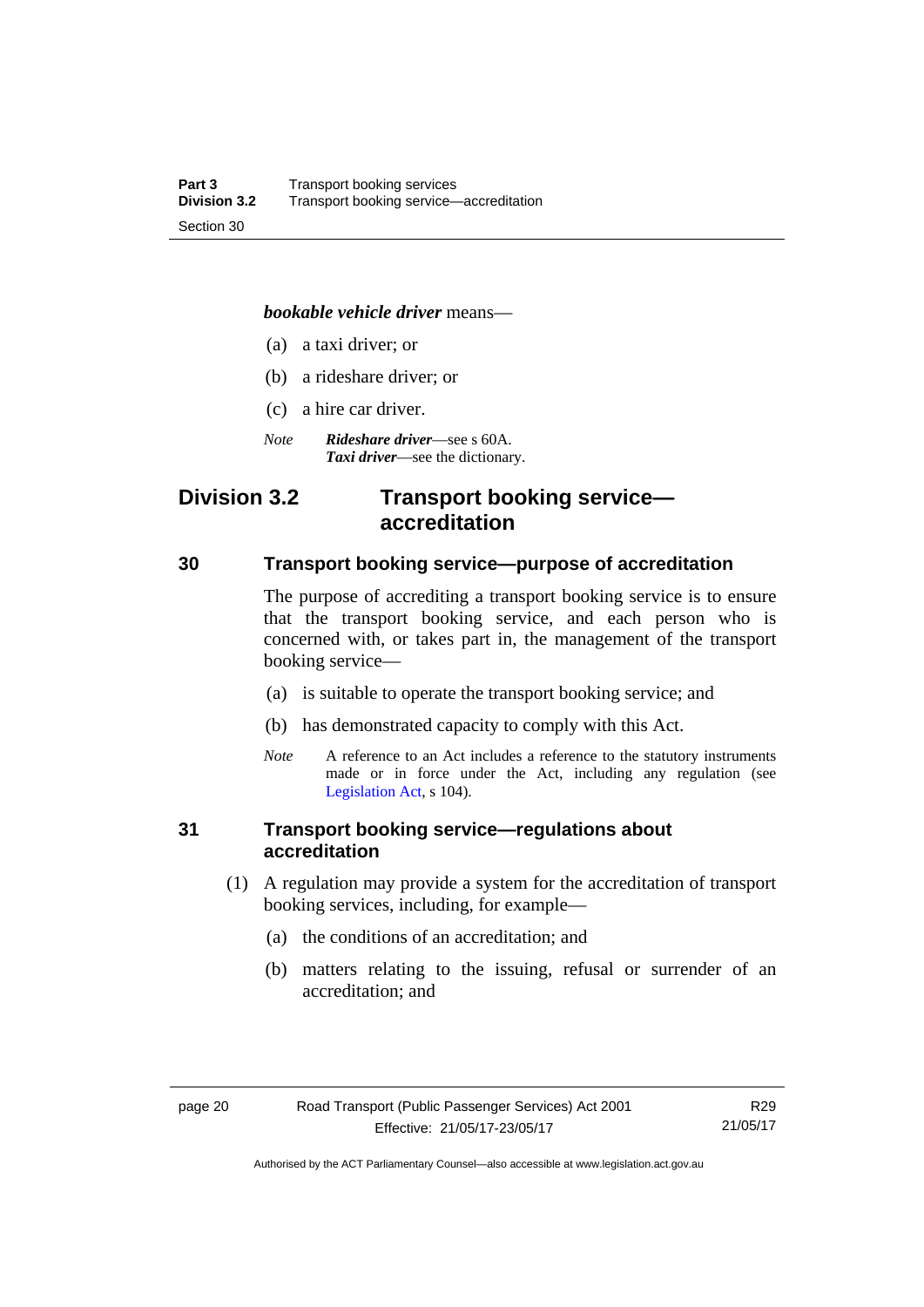***bookable vehicle driver*** means—

(a) a taxi driver; or

(b) a rideshare driver; or

(c) a hire car driver.

*Note* ***Rideshare driver***—see s 60A.
***Taxi driver***—see the dictionary.

## Division 3.2 Transport booking service—accreditation

### 30 Transport booking service—purpose of accreditation

The purpose of accrediting a transport booking service is to ensure that the transport booking service, and each person who is concerned with, or takes part in, the management of the transport booking service—

(a) is suitable to operate the transport booking service; and

(b) has demonstrated capacity to comply with this Act.

*Note* A reference to an Act includes a reference to the statutory instruments made or in force under the Act, including any regulation (see Legislation Act, s 104).

### 31 Transport booking service—regulations about accreditation

(1) A regulation may provide a system for the accreditation of transport booking services, including, for example—

(a) the conditions of an accreditation; and

(b) matters relating to the issuing, refusal or surrender of an accreditation; and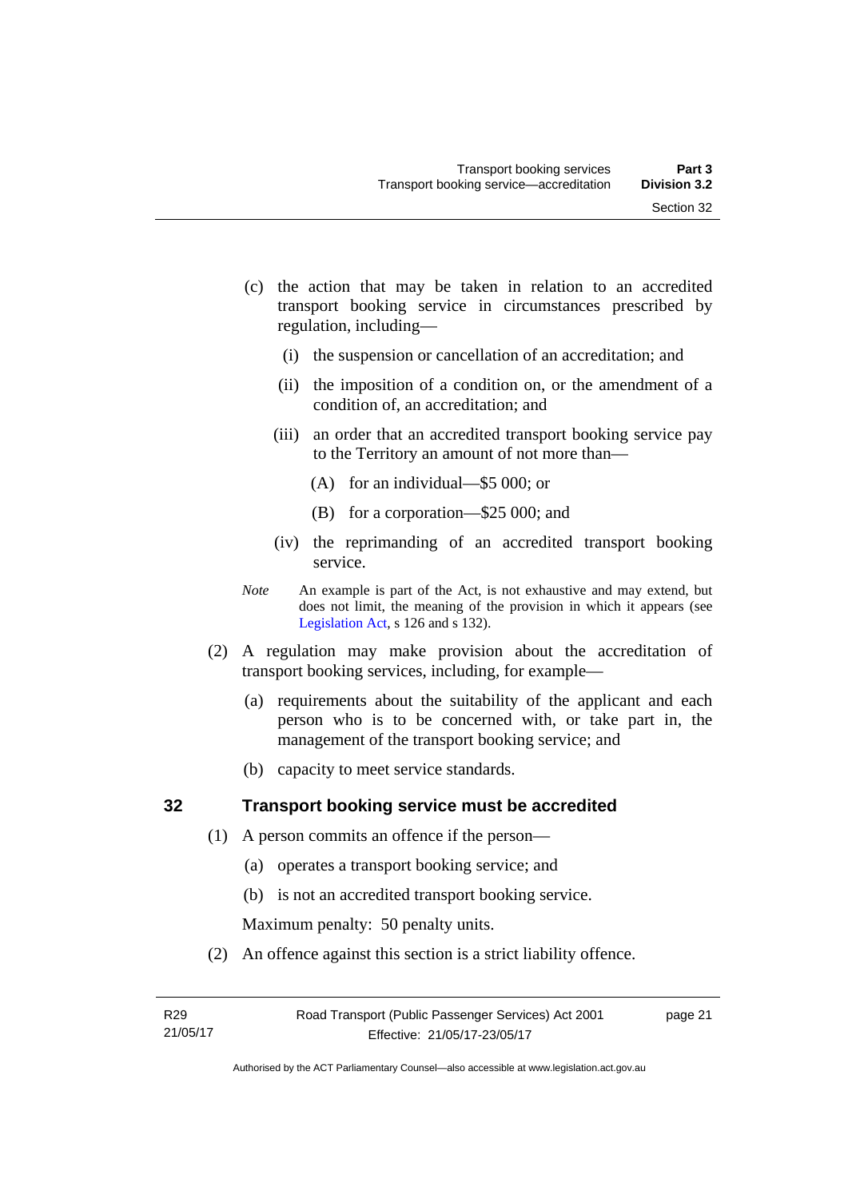(c) the action that may be taken in relation to an accredited transport booking service in circumstances prescribed by regulation, including—

  (i) the suspension or cancellation of an accreditation; and

  (ii) the imposition of a condition on, or the amendment of a condition of, an accreditation; and

  (iii) an order that an accredited transport booking service pay to the Territory an amount of not more than—

    (A) for an individual—$5 000; or

    (B) for a corporation—$25 000; and

  (iv) the reprimanding of an accredited transport booking service.

*Note* An example is part of the Act, is not exhaustive and may extend, but does not limit, the meaning of the provision in which it appears (see Legislation Act, s 126 and s 132).

(2) A regulation may make provision about the accreditation of transport booking services, including, for example—

  (a) requirements about the suitability of the applicant and each person who is to be concerned with, or take part in, the management of the transport booking service; and

  (b) capacity to meet service standards.

## 32 Transport booking service must be accredited

(1) A person commits an offence if the person—

  (a) operates a transport booking service; and

  (b) is not an accredited transport booking service.

Maximum penalty: 50 penalty units.

(2) An offence against this section is a strict liability offence.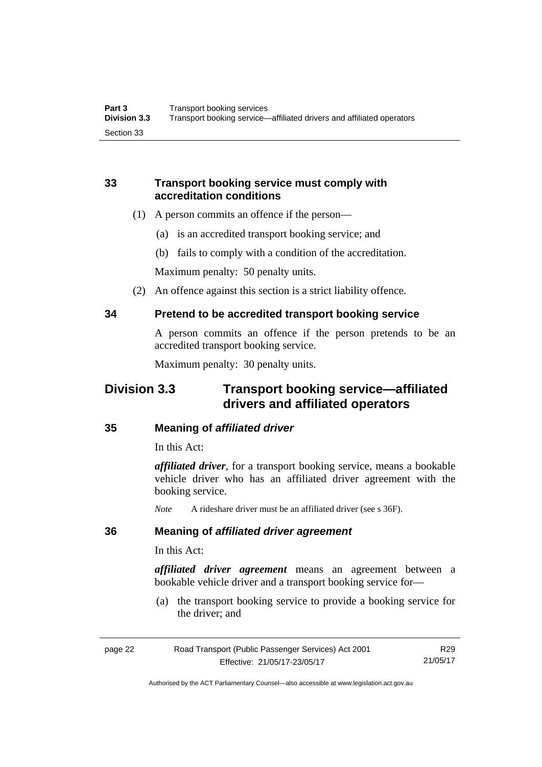### 33 Transport booking service must comply with accreditation conditions

(1) A person commits an offence if the person—

(a) is an accredited transport booking service; and

(b) fails to comply with a condition of the accreditation.

Maximum penalty: 50 penalty units.

(2) An offence against this section is a strict liability offence.

### 34 Pretend to be accredited transport booking service

A person commits an offence if the person pretends to be an accredited transport booking service.

Maximum penalty: 30 penalty units.

## Division 3.3 Transport booking service—affiliated drivers and affiliated operators

### 35 Meaning of *affiliated driver*

In this Act:

***affiliated driver***, for a transport booking service, means a bookable vehicle driver who has an affiliated driver agreement with the booking service.

*Note* A rideshare driver must be an affiliated driver (see s 36F).

### 36 Meaning of *affiliated driver agreement*

In this Act:

***affiliated driver agreement*** means an agreement between a bookable vehicle driver and a transport booking service for—

(a) the transport booking service to provide a booking service for the driver; and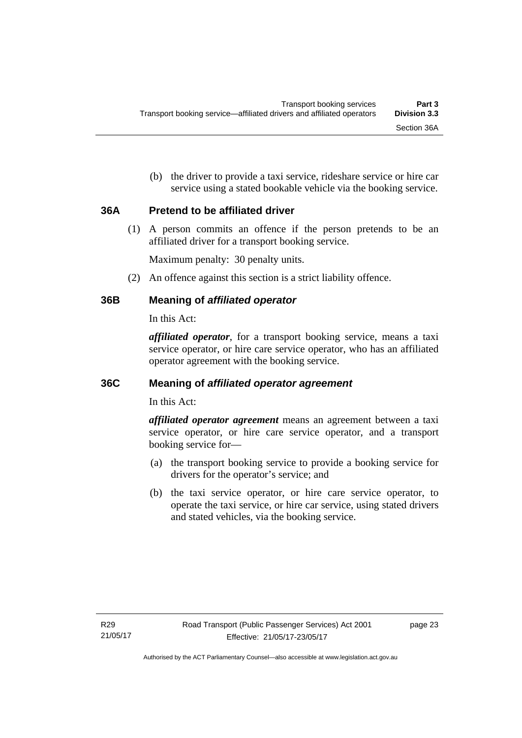(b) the driver to provide a taxi service, rideshare service or hire car service using a stated bookable vehicle via the booking service.

### 36A Pretend to be affiliated driver

(1) A person commits an offence if the person pretends to be an affiliated driver for a transport booking service.

Maximum penalty: 30 penalty units.

(2) An offence against this section is a strict liability offence.

### 36B Meaning of *affiliated operator*

In this Act:

***affiliated operator***, for a transport booking service, means a taxi service operator, or hire care service operator, who has an affiliated operator agreement with the booking service.

### 36C Meaning of *affiliated operator agreement*

In this Act:

***affiliated operator agreement*** means an agreement between a taxi service operator, or hire care service operator, and a transport booking service for—

(a) the transport booking service to provide a booking service for drivers for the operator's service; and

(b) the taxi service operator, or hire care service operator, to operate the taxi service, or hire car service, using stated drivers and stated vehicles, via the booking service.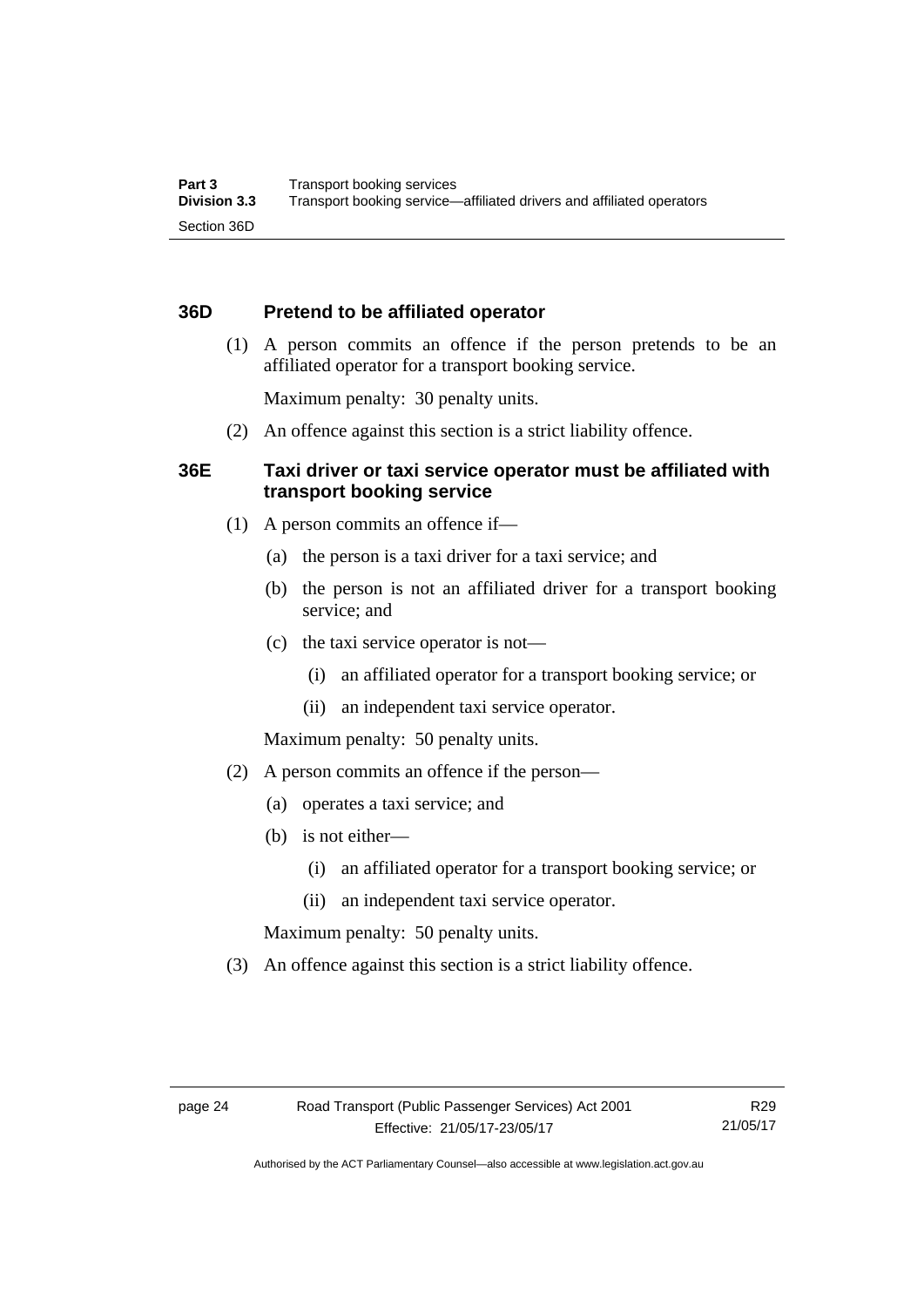## 36D Pretend to be affiliated operator

(1) A person commits an offence if the person pretends to be an affiliated operator for a transport booking service.

Maximum penalty: 30 penalty units.

(2) An offence against this section is a strict liability offence.

## 36E Taxi driver or taxi service operator must be affiliated with transport booking service

(1) A person commits an offence if—

- (a) the person is a taxi driver for a taxi service; and
- (b) the person is not an affiliated driver for a transport booking service; and
- (c) the taxi service operator is not—
  - (i) an affiliated operator for a transport booking service; or
  - (ii) an independent taxi service operator.

Maximum penalty: 50 penalty units.

(2) A person commits an offence if the person—

- (a) operates a taxi service; and
- (b) is not either—
  - (i) an affiliated operator for a transport booking service; or
  - (ii) an independent taxi service operator.

Maximum penalty: 50 penalty units.

(3) An offence against this section is a strict liability offence.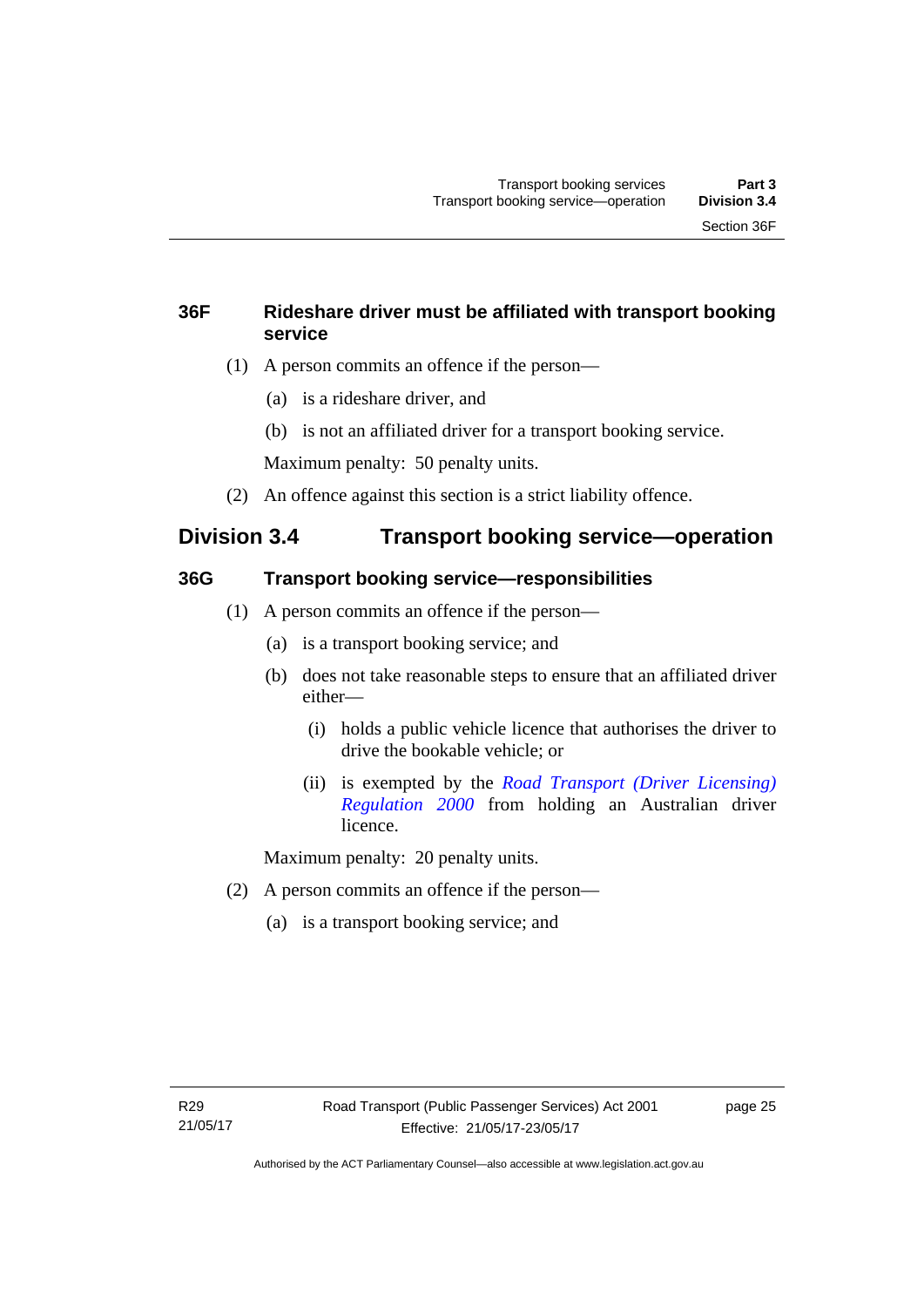### 36F Rideshare driver must be affiliated with transport booking service

(1) A person commits an offence if the person—

(a) is a rideshare driver, and

(b) is not an affiliated driver for a transport booking service.

Maximum penalty: 50 penalty units.

(2) An offence against this section is a strict liability offence.

## Division 3.4 Transport booking service—operation

### 36G Transport booking service—responsibilities

(1) A person commits an offence if the person—

(a) is a transport booking service; and

(b) does not take reasonable steps to ensure that an affiliated driver either—

(i) holds a public vehicle licence that authorises the driver to drive the bookable vehicle; or

(ii) is exempted by the *Road Transport (Driver Licensing) Regulation 2000* from holding an Australian driver licence.

Maximum penalty: 20 penalty units.

(2) A person commits an offence if the person—

(a) is a transport booking service; and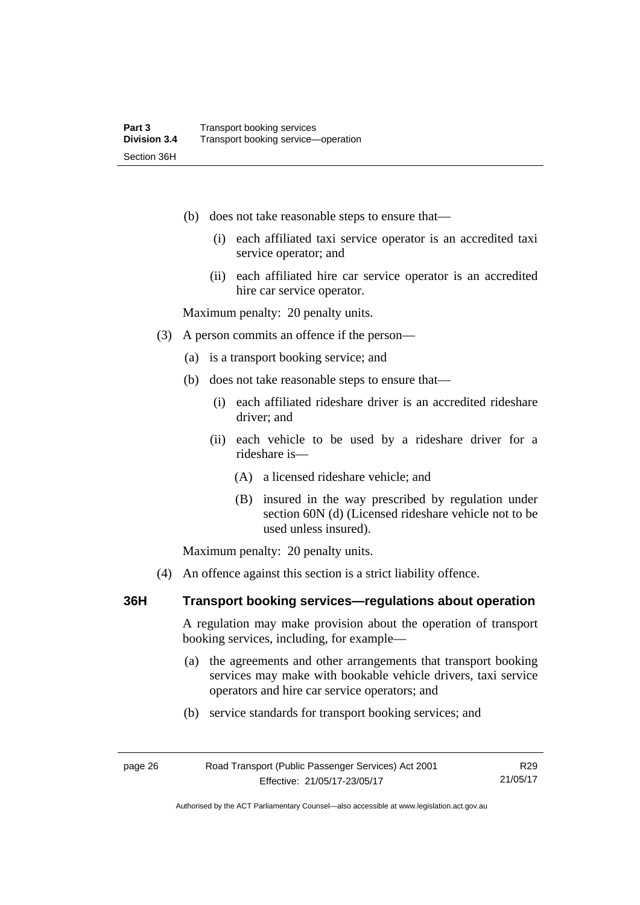(b) does not take reasonable steps to ensure that—

  (i) each affiliated taxi service operator is an accredited taxi service operator; and

  (ii) each affiliated hire car service operator is an accredited hire car service operator.

Maximum penalty: 20 penalty units.

(3) A person commits an offence if the person—

  (a) is a transport booking service; and

  (b) does not take reasonable steps to ensure that—

    (i) each affiliated rideshare driver is an accredited rideshare driver; and

    (ii) each vehicle to be used by a rideshare driver for a rideshare is—

      (A) a licensed rideshare vehicle; and

      (B) insured in the way prescribed by regulation under section 60N (d) (Licensed rideshare vehicle not to be used unless insured).

Maximum penalty: 20 penalty units.

(4) An offence against this section is a strict liability offence.

### 36H Transport booking services—regulations about operation

A regulation may make provision about the operation of transport booking services, including, for example—

(a) the agreements and other arrangements that transport booking services may make with bookable vehicle drivers, taxi service operators and hire car service operators; and

(b) service standards for transport booking services; and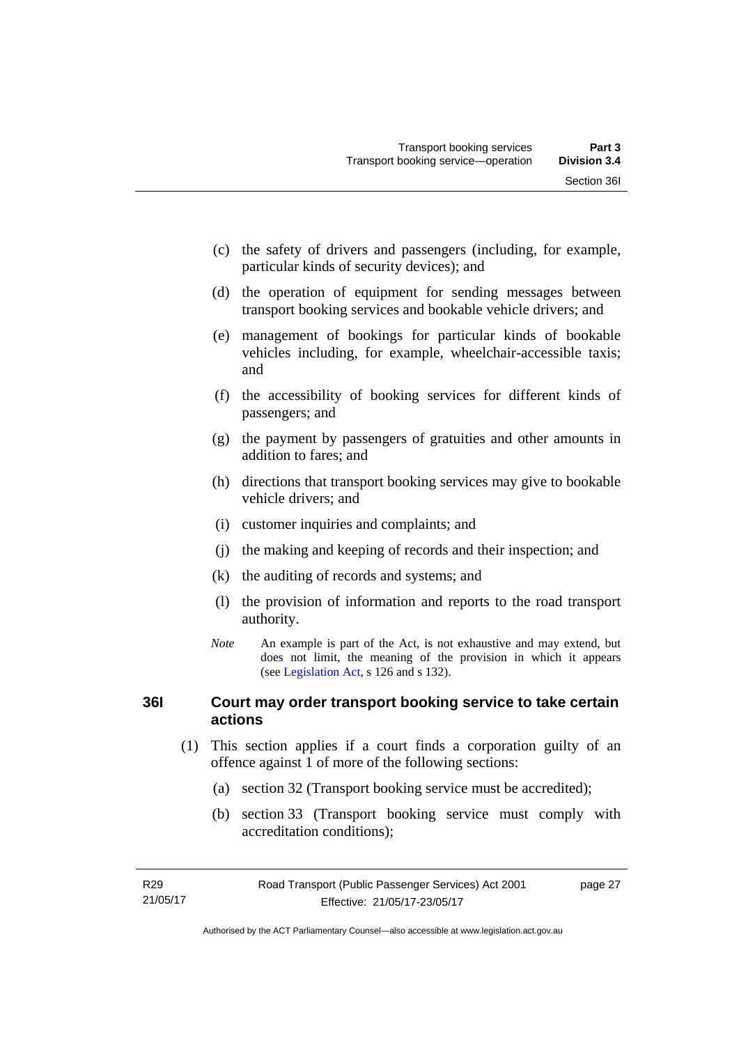(c) the safety of drivers and passengers (including, for example, particular kinds of security devices); and

(d) the operation of equipment for sending messages between transport booking services and bookable vehicle drivers; and

(e) management of bookings for particular kinds of bookable vehicles including, for example, wheelchair-accessible taxis; and

(f) the accessibility of booking services for different kinds of passengers; and

(g) the payment by passengers of gratuities and other amounts in addition to fares; and

(h) directions that transport booking services may give to bookable vehicle drivers; and

(i) customer inquiries and complaints; and

(j) the making and keeping of records and their inspection; and

(k) the auditing of records and systems; and

(l) the provision of information and reports to the road transport authority.

*Note* An example is part of the Act, is not exhaustive and may extend, but does not limit, the meaning of the provision in which it appears (see Legislation Act, s 126 and s 132).

### 36I Court may order transport booking service to take certain actions

(1) This section applies if a court finds a corporation guilty of an offence against 1 of more of the following sections:

(a) section 32 (Transport booking service must be accredited);

(b) section 33 (Transport booking service must comply with accreditation conditions);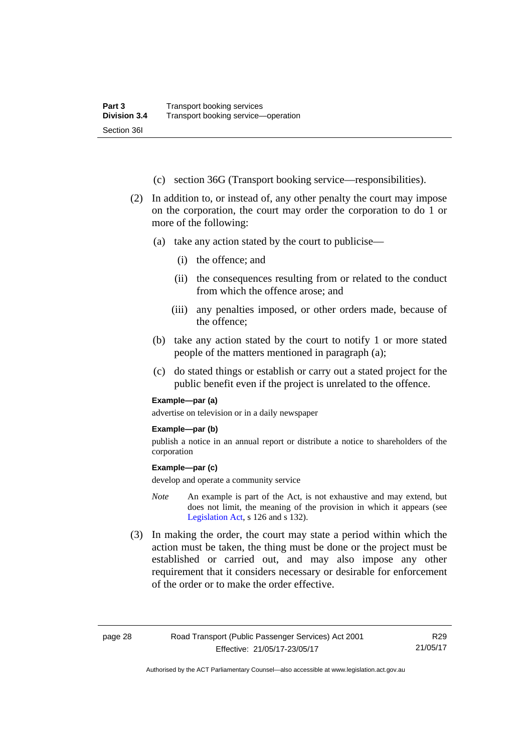(c) section 36G (Transport booking service—responsibilities).

(2) In addition to, or instead of, any other penalty the court may impose on the corporation, the court may order the corporation to do 1 or more of the following:

(a) take any action stated by the court to publicise—

(i) the offence; and

(ii) the consequences resulting from or related to the conduct from which the offence arose; and

(iii) any penalties imposed, or other orders made, because of the offence;

(b) take any action stated by the court to notify 1 or more stated people of the matters mentioned in paragraph (a);

(c) do stated things or establish or carry out a stated project for the public benefit even if the project is unrelated to the offence.

**Example—par (a)**

advertise on television or in a daily newspaper

**Example—par (b)**

publish a notice in an annual report or distribute a notice to shareholders of the corporation

**Example—par (c)**

develop and operate a community service

*Note* An example is part of the Act, is not exhaustive and may extend, but does not limit, the meaning of the provision in which it appears (see Legislation Act, s 126 and s 132).

(3) In making the order, the court may state a period within which the action must be taken, the thing must be done or the project must be established or carried out, and may also impose any other requirement that it considers necessary or desirable for enforcement of the order or to make the order effective.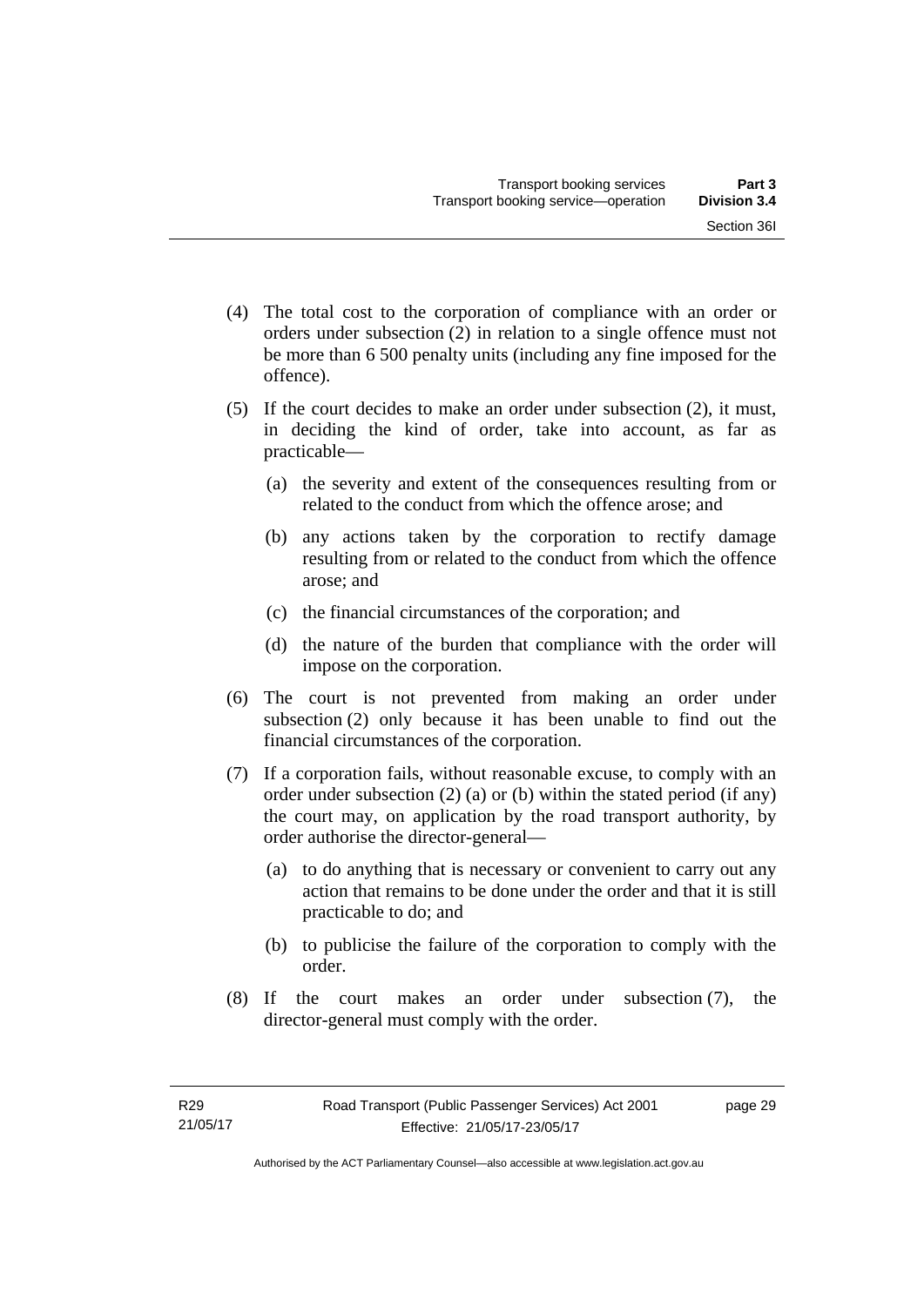(4) The total cost to the corporation of compliance with an order or orders under subsection (2) in relation to a single offence must not be more than 6 500 penalty units (including any fine imposed for the offence).

(5) If the court decides to make an order under subsection (2), it must, in deciding the kind of order, take into account, as far as practicable—

(a) the severity and extent of the consequences resulting from or related to the conduct from which the offence arose; and

(b) any actions taken by the corporation to rectify damage resulting from or related to the conduct from which the offence arose; and

(c) the financial circumstances of the corporation; and

(d) the nature of the burden that compliance with the order will impose on the corporation.

(6) The court is not prevented from making an order under subsection (2) only because it has been unable to find out the financial circumstances of the corporation.

(7) If a corporation fails, without reasonable excuse, to comply with an order under subsection (2) (a) or (b) within the stated period (if any) the court may, on application by the road transport authority, by order authorise the director-general—

(a) to do anything that is necessary or convenient to carry out any action that remains to be done under the order and that it is still practicable to do; and

(b) to publicise the failure of the corporation to comply with the order.

(8) If the court makes an order under subsection (7), the director-general must comply with the order.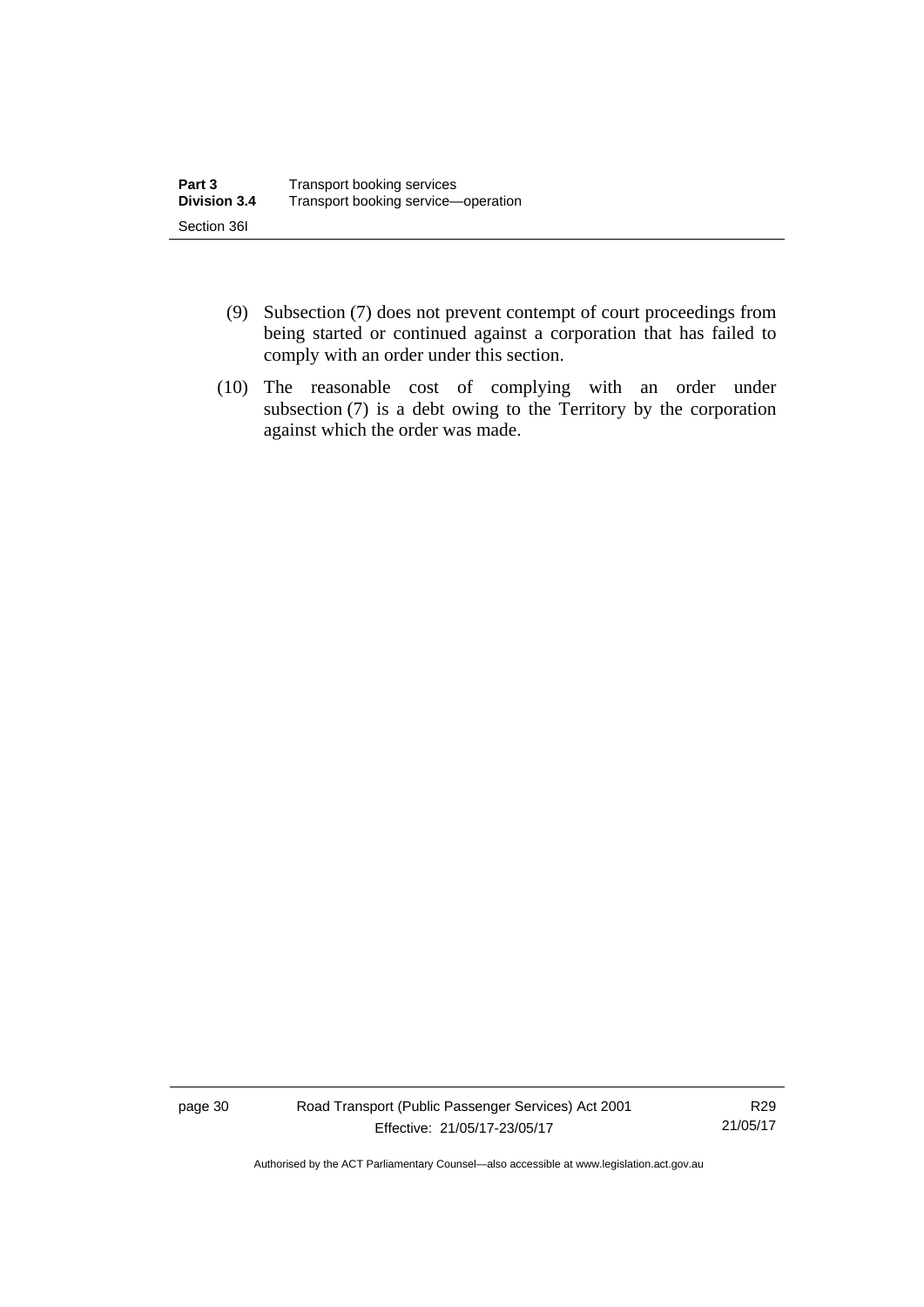(9) Subsection (7) does not prevent contempt of court proceedings from being started or continued against a corporation that has failed to comply with an order under this section.

(10) The reasonable cost of complying with an order under subsection (7) is a debt owing to the Territory by the corporation against which the order was made.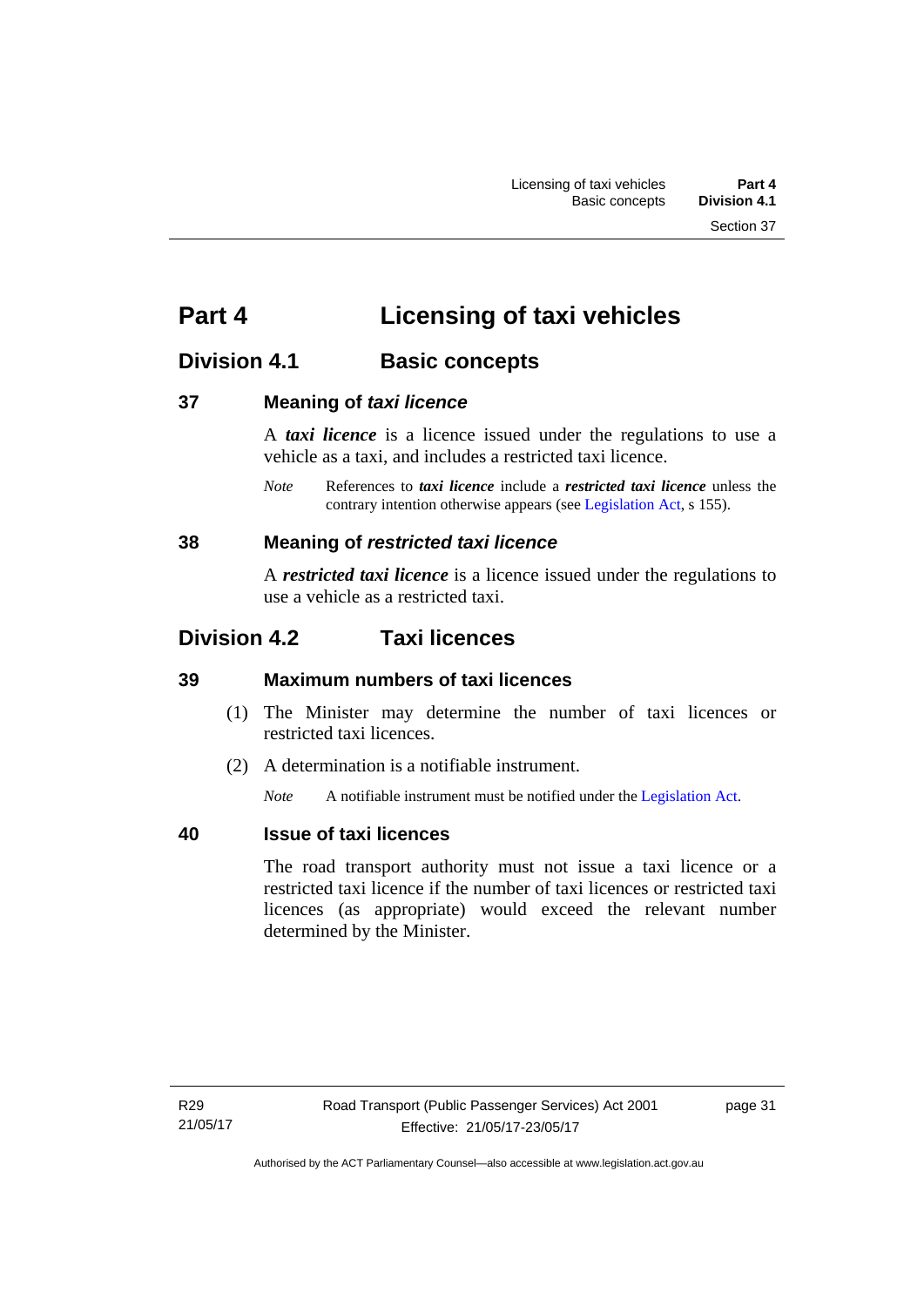# Part 4 Licensing of taxi vehicles

## Division 4.1 Basic concepts

### 37 Meaning of *taxi licence*

A ***taxi licence*** is a licence issued under the regulations to use a vehicle as a taxi, and includes a restricted taxi licence.

*Note* References to ***taxi licence*** include a ***restricted taxi licence*** unless the contrary intention otherwise appears (see Legislation Act, s 155).

### 38 Meaning of *restricted taxi licence*

A ***restricted taxi licence*** is a licence issued under the regulations to use a vehicle as a restricted taxi.

## Division 4.2 Taxi licences

### 39 Maximum numbers of taxi licences

(1) The Minister may determine the number of taxi licences or restricted taxi licences.

(2) A determination is a notifiable instrument.

*Note* A notifiable instrument must be notified under the Legislation Act.

### 40 Issue of taxi licences

The road transport authority must not issue a taxi licence or a restricted taxi licence if the number of taxi licences or restricted taxi licences (as appropriate) would exceed the relevant number determined by the Minister.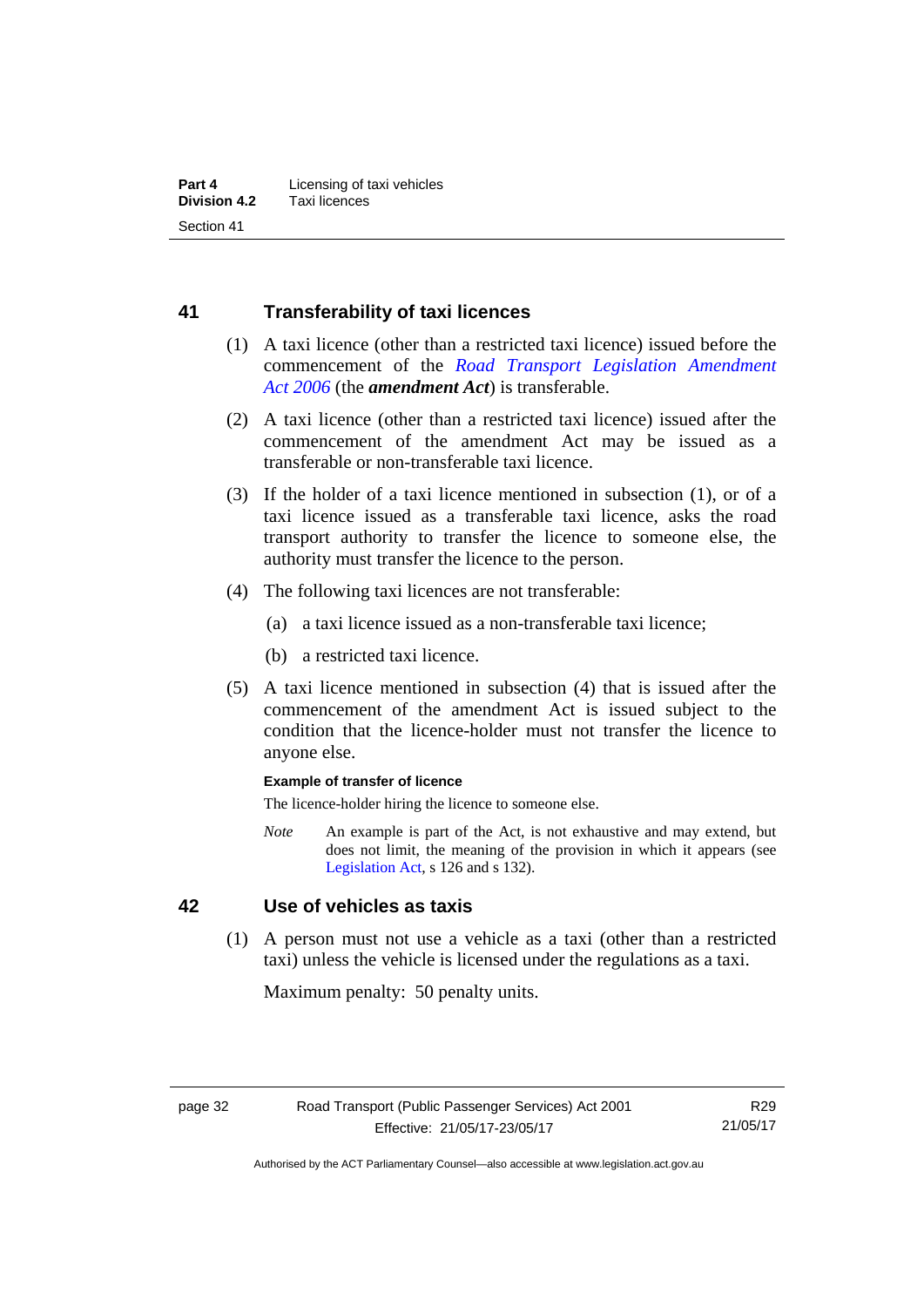## 41 Transferability of taxi licences

(1) A taxi licence (other than a restricted taxi licence) issued before the commencement of the *Road Transport Legislation Amendment Act 2006* (the ***amendment Act***) is transferable.

(2) A taxi licence (other than a restricted taxi licence) issued after the commencement of the amendment Act may be issued as a transferable or non-transferable taxi licence.

(3) If the holder of a taxi licence mentioned in subsection (1), or of a taxi licence issued as a transferable taxi licence, asks the road transport authority to transfer the licence to someone else, the authority must transfer the licence to the person.

(4) The following taxi licences are not transferable:

(a) a taxi licence issued as a non-transferable taxi licence;

(b) a restricted taxi licence.

(5) A taxi licence mentioned in subsection (4) that is issued after the commencement of the amendment Act is issued subject to the condition that the licence-holder must not transfer the licence to anyone else.

**Example of transfer of licence**

The licence-holder hiring the licence to someone else.

*Note* An example is part of the Act, is not exhaustive and may extend, but does not limit, the meaning of the provision in which it appears (see Legislation Act, s 126 and s 132).

## 42 Use of vehicles as taxis

(1) A person must not use a vehicle as a taxi (other than a restricted taxi) unless the vehicle is licensed under the regulations as a taxi.

Maximum penalty: 50 penalty units.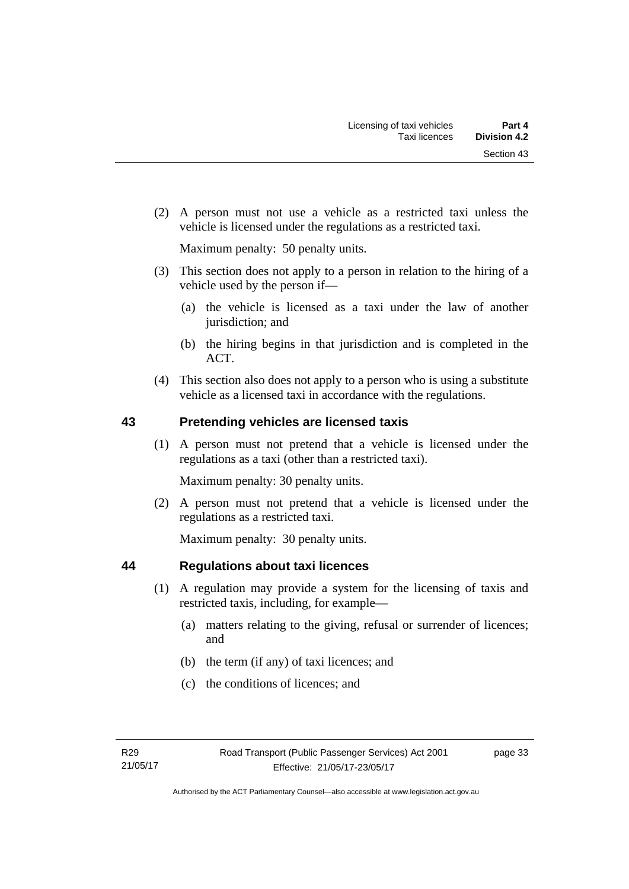(2) A person must not use a vehicle as a restricted taxi unless the vehicle is licensed under the regulations as a restricted taxi.

Maximum penalty: 50 penalty units.

(3) This section does not apply to a person in relation to the hiring of a vehicle used by the person if—

(a) the vehicle is licensed as a taxi under the law of another jurisdiction; and

(b) the hiring begins in that jurisdiction and is completed in the ACT.

(4) This section also does not apply to a person who is using a substitute vehicle as a licensed taxi in accordance with the regulations.

## 43 Pretending vehicles are licensed taxis

(1) A person must not pretend that a vehicle is licensed under the regulations as a taxi (other than a restricted taxi).

Maximum penalty: 30 penalty units.

(2) A person must not pretend that a vehicle is licensed under the regulations as a restricted taxi.

Maximum penalty: 30 penalty units.

## 44 Regulations about taxi licences

(1) A regulation may provide a system for the licensing of taxis and restricted taxis, including, for example—

(a) matters relating to the giving, refusal or surrender of licences; and

(b) the term (if any) of taxi licences; and

(c) the conditions of licences; and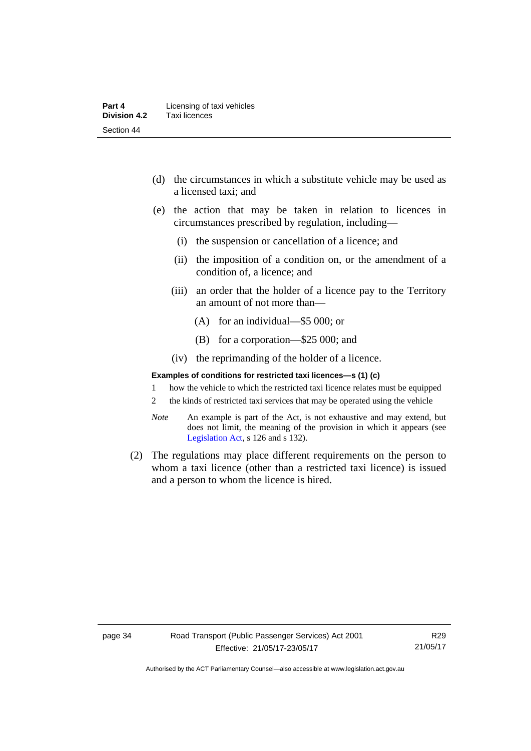(d) the circumstances in which a substitute vehicle may be used as a licensed taxi; and

(e) the action that may be taken in relation to licences in circumstances prescribed by regulation, including—

  (i) the suspension or cancellation of a licence; and

  (ii) the imposition of a condition on, or the amendment of a condition of, a licence; and

  (iii) an order that the holder of a licence pay to the Territory an amount of not more than—

    (A) for an individual—$5 000; or

    (B) for a corporation—$25 000; and

  (iv) the reprimanding of the holder of a licence.

**Examples of conditions for restricted taxi licences—s (1) (c)**

1 how the vehicle to which the restricted taxi licence relates must be equipped

2 the kinds of restricted taxi services that may be operated using the vehicle

*Note* An example is part of the Act, is not exhaustive and may extend, but does not limit, the meaning of the provision in which it appears (see Legislation Act, s 126 and s 132).

(2) The regulations may place different requirements on the person to whom a taxi licence (other than a restricted taxi licence) is issued and a person to whom the licence is hired.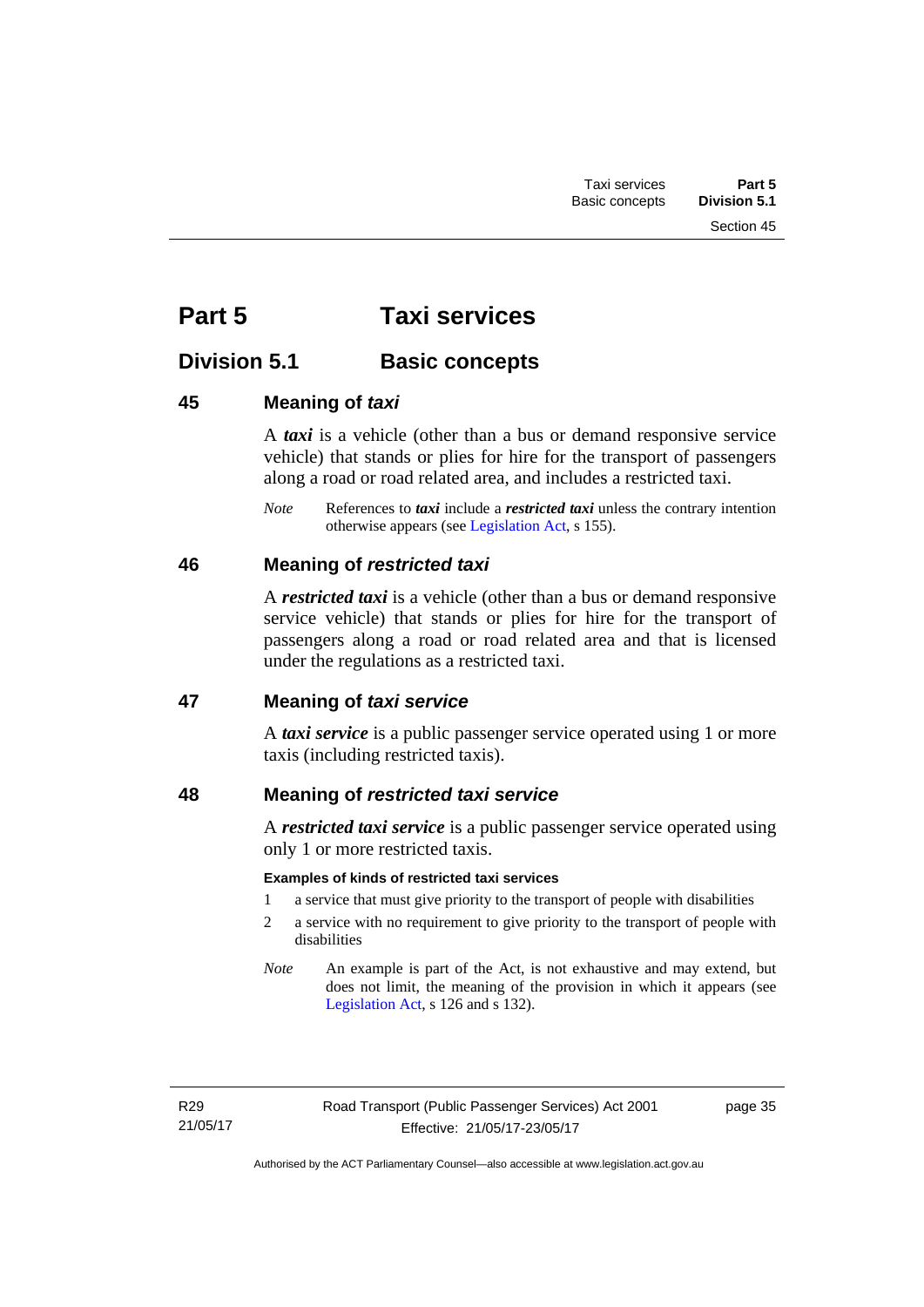# Part 5 Taxi services

## Division 5.1 Basic concepts

### 45 Meaning of *taxi*

A ***taxi*** is a vehicle (other than a bus or demand responsive service vehicle) that stands or plies for hire for the transport of passengers along a road or road related area, and includes a restricted taxi.

*Note* References to ***taxi*** include a ***restricted taxi*** unless the contrary intention otherwise appears (see Legislation Act, s 155).

### 46 Meaning of *restricted taxi*

A ***restricted taxi*** is a vehicle (other than a bus or demand responsive service vehicle) that stands or plies for hire for the transport of passengers along a road or road related area and that is licensed under the regulations as a restricted taxi.

### 47 Meaning of *taxi service*

A ***taxi service*** is a public passenger service operated using 1 or more taxis (including restricted taxis).

### 48 Meaning of *restricted taxi service*

A ***restricted taxi service*** is a public passenger service operated using only 1 or more restricted taxis.

**Examples of kinds of restricted taxi services**

1 a service that must give priority to the transport of people with disabilities

2 a service with no requirement to give priority to the transport of people with disabilities

*Note* An example is part of the Act, is not exhaustive and may extend, but does not limit, the meaning of the provision in which it appears (see Legislation Act, s 126 and s 132).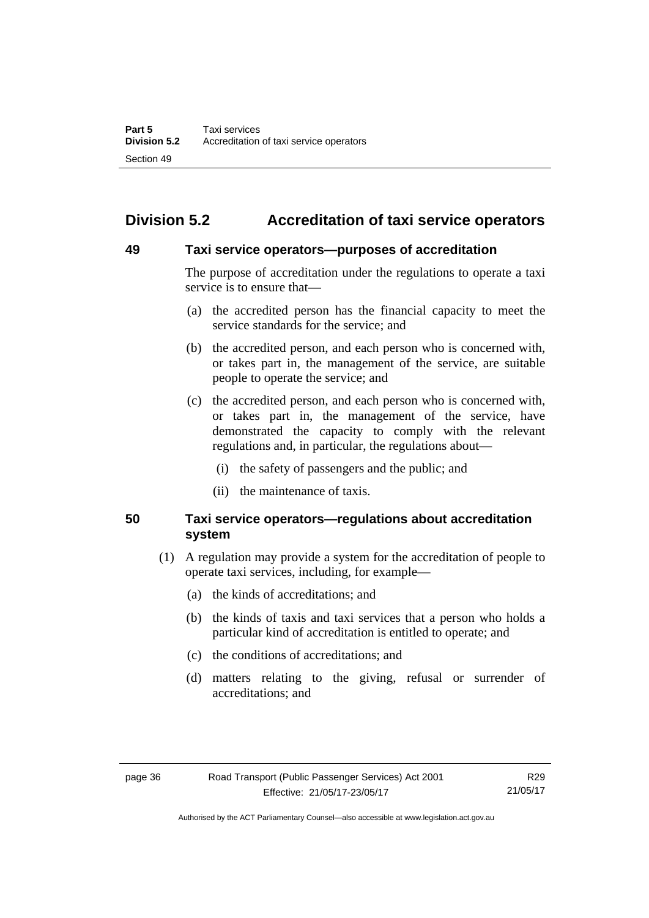## Division 5.2 Accreditation of taxi service operators

### 49 Taxi service operators—purposes of accreditation

The purpose of accreditation under the regulations to operate a taxi service is to ensure that—

(a) the accredited person has the financial capacity to meet the service standards for the service; and

(b) the accredited person, and each person who is concerned with, or takes part in, the management of the service, are suitable people to operate the service; and

(c) the accredited person, and each person who is concerned with, or takes part in, the management of the service, have demonstrated the capacity to comply with the relevant regulations and, in particular, the regulations about—

(i) the safety of passengers and the public; and

(ii) the maintenance of taxis.

### 50 Taxi service operators—regulations about accreditation system

(1) A regulation may provide a system for the accreditation of people to operate taxi services, including, for example—

(a) the kinds of accreditations; and

(b) the kinds of taxis and taxi services that a person who holds a particular kind of accreditation is entitled to operate; and

(c) the conditions of accreditations; and

(d) matters relating to the giving, refusal or surrender of accreditations; and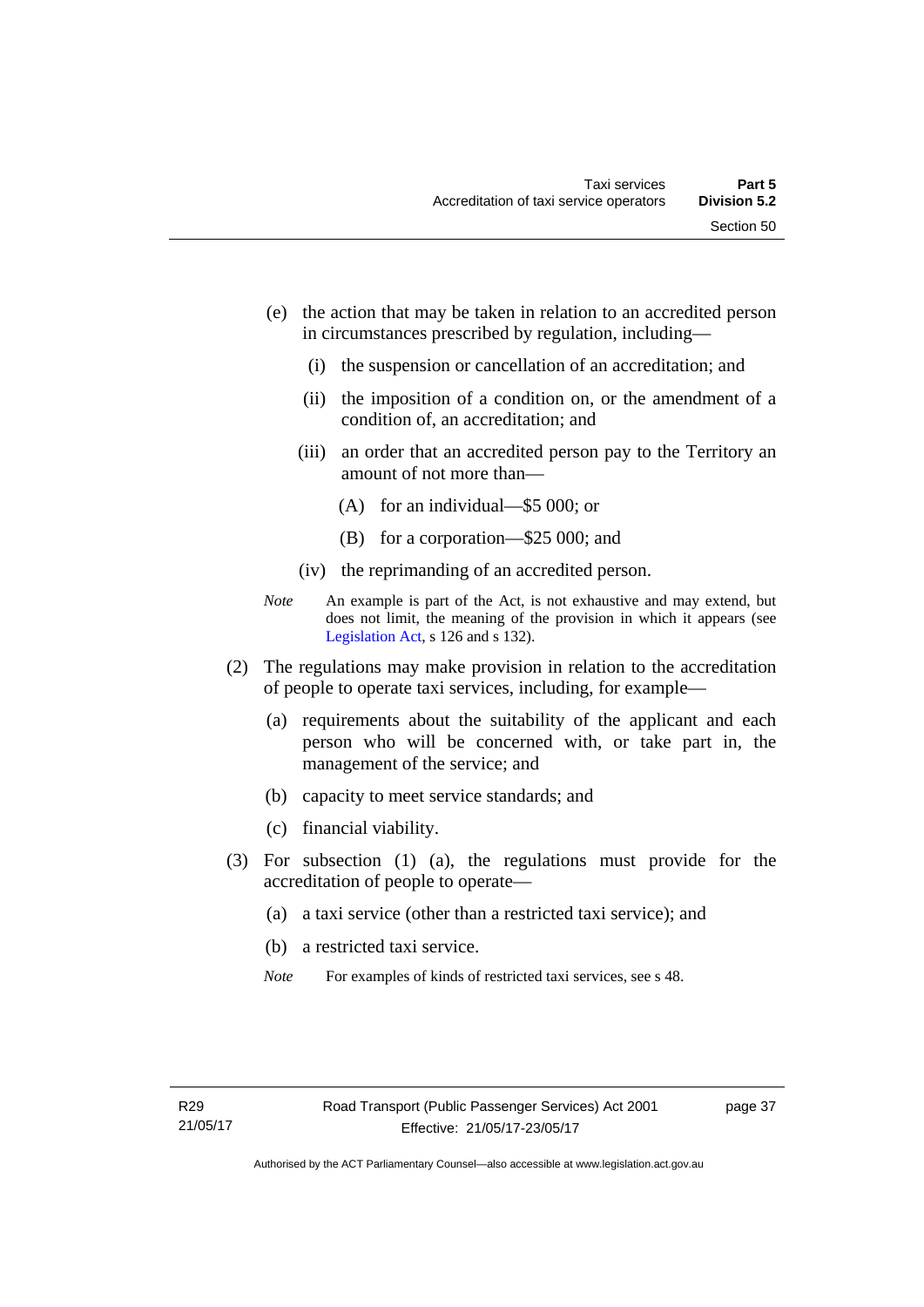(e) the action that may be taken in relation to an accredited person in circumstances prescribed by regulation, including—

(i) the suspension or cancellation of an accreditation; and

(ii) the imposition of a condition on, or the amendment of a condition of, an accreditation; and

(iii) an order that an accredited person pay to the Territory an amount of not more than—

(A) for an individual—$5 000; or

(B) for a corporation—$25 000; and

(iv) the reprimanding of an accredited person.

*Note* An example is part of the Act, is not exhaustive and may extend, but does not limit, the meaning of the provision in which it appears (see Legislation Act, s 126 and s 132).

(2) The regulations may make provision in relation to the accreditation of people to operate taxi services, including, for example—

(a) requirements about the suitability of the applicant and each person who will be concerned with, or take part in, the management of the service; and

(b) capacity to meet service standards; and

(c) financial viability.

(3) For subsection (1) (a), the regulations must provide for the accreditation of people to operate—

(a) a taxi service (other than a restricted taxi service); and

(b) a restricted taxi service.

*Note* For examples of kinds of restricted taxi services, see s 48.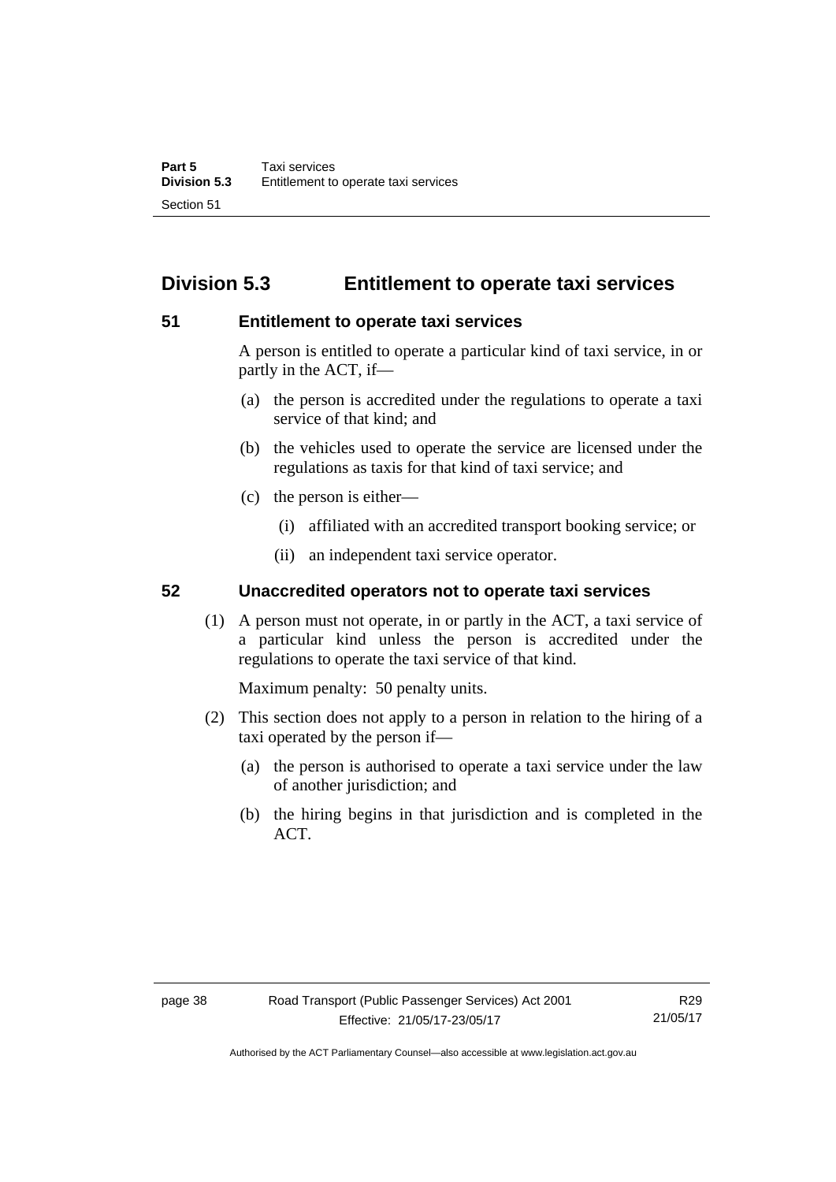## Division 5.3 Entitlement to operate taxi services

### 51 Entitlement to operate taxi services

A person is entitled to operate a particular kind of taxi service, in or partly in the ACT, if—

(a) the person is accredited under the regulations to operate a taxi service of that kind; and

(b) the vehicles used to operate the service are licensed under the regulations as taxis for that kind of taxi service; and

(c) the person is either—

(i) affiliated with an accredited transport booking service; or

(ii) an independent taxi service operator.

### 52 Unaccredited operators not to operate taxi services

(1) A person must not operate, in or partly in the ACT, a taxi service of a particular kind unless the person is accredited under the regulations to operate the taxi service of that kind.

Maximum penalty: 50 penalty units.

(2) This section does not apply to a person in relation to the hiring of a taxi operated by the person if—

(a) the person is authorised to operate a taxi service under the law of another jurisdiction; and

(b) the hiring begins in that jurisdiction and is completed in the ACT.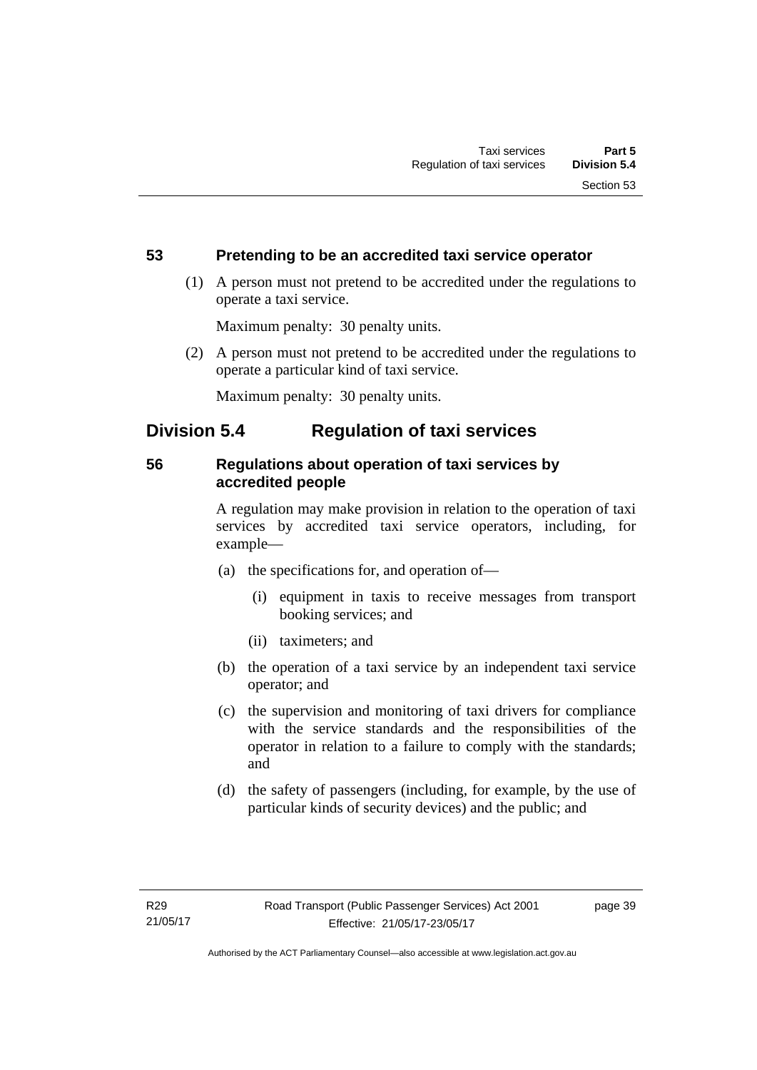### 53 Pretending to be an accredited taxi service operator

(1) A person must not pretend to be accredited under the regulations to operate a taxi service.

Maximum penalty: 30 penalty units.

(2) A person must not pretend to be accredited under the regulations to operate a particular kind of taxi service.

Maximum penalty: 30 penalty units.

## Division 5.4 Regulation of taxi services

### 56 Regulations about operation of taxi services by accredited people

A regulation may make provision in relation to the operation of taxi services by accredited taxi service operators, including, for example—

(a) the specifications for, and operation of—

  (i) equipment in taxis to receive messages from transport booking services; and

  (ii) taximeters; and

(b) the operation of a taxi service by an independent taxi service operator; and

(c) the supervision and monitoring of taxi drivers for compliance with the service standards and the responsibilities of the operator in relation to a failure to comply with the standards; and

(d) the safety of passengers (including, for example, by the use of particular kinds of security devices) and the public; and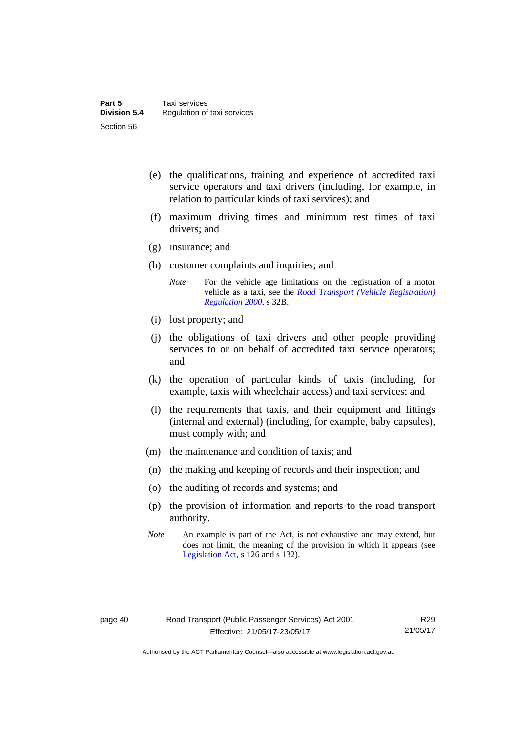(e) the qualifications, training and experience of accredited taxi service operators and taxi drivers (including, for example, in relation to particular kinds of taxi services); and

(f) maximum driving times and minimum rest times of taxi drivers; and

(g) insurance; and

(h) customer complaints and inquiries; and

*Note* For the vehicle age limitations on the registration of a motor vehicle as a taxi, see the *Road Transport (Vehicle Registration) Regulation 2000*, s 32B.

(i) lost property; and

(j) the obligations of taxi drivers and other people providing services to or on behalf of accredited taxi service operators; and

(k) the operation of particular kinds of taxis (including, for example, taxis with wheelchair access) and taxi services; and

(l) the requirements that taxis, and their equipment and fittings (internal and external) (including, for example, baby capsules), must comply with; and

(m) the maintenance and condition of taxis; and

(n) the making and keeping of records and their inspection; and

(o) the auditing of records and systems; and

(p) the provision of information and reports to the road transport authority.

*Note* An example is part of the Act, is not exhaustive and may extend, but does not limit, the meaning of the provision in which it appears (see Legislation Act, s 126 and s 132).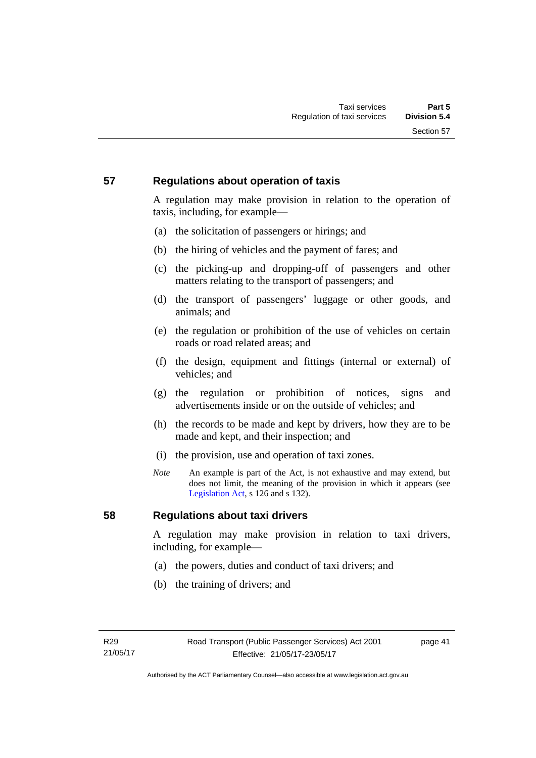## 57 Regulations about operation of taxis

A regulation may make provision in relation to the operation of taxis, including, for example—

(a) the solicitation of passengers or hirings; and

(b) the hiring of vehicles and the payment of fares; and

(c) the picking-up and dropping-off of passengers and other matters relating to the transport of passengers; and

(d) the transport of passengers' luggage or other goods, and animals; and

(e) the regulation or prohibition of the use of vehicles on certain roads or road related areas; and

(f) the design, equipment and fittings (internal or external) of vehicles; and

(g) the regulation or prohibition of notices, signs and advertisements inside or on the outside of vehicles; and

(h) the records to be made and kept by drivers, how they are to be made and kept, and their inspection; and

(i) the provision, use and operation of taxi zones.

*Note* An example is part of the Act, is not exhaustive and may extend, but does not limit, the meaning of the provision in which it appears (see Legislation Act, s 126 and s 132).

## 58 Regulations about taxi drivers

A regulation may make provision in relation to taxi drivers, including, for example—

(a) the powers, duties and conduct of taxi drivers; and

(b) the training of drivers; and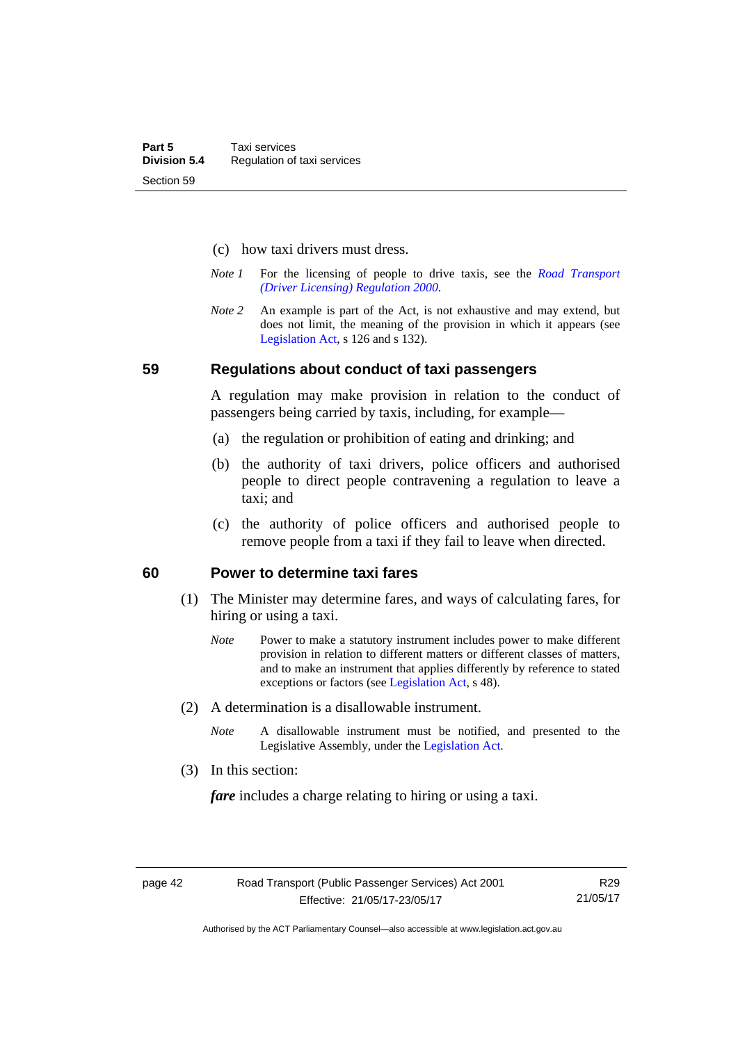(c) how taxi drivers must dress.

*Note 1* For the licensing of people to drive taxis, see the *Road Transport (Driver Licensing) Regulation 2000*.

*Note 2* An example is part of the Act, is not exhaustive and may extend, but does not limit, the meaning of the provision in which it appears (see Legislation Act, s 126 and s 132).

## 59 Regulations about conduct of taxi passengers

A regulation may make provision in relation to the conduct of passengers being carried by taxis, including, for example—

(a) the regulation or prohibition of eating and drinking; and

(b) the authority of taxi drivers, police officers and authorised people to direct people contravening a regulation to leave a taxi; and

(c) the authority of police officers and authorised people to remove people from a taxi if they fail to leave when directed.

## 60 Power to determine taxi fares

(1) The Minister may determine fares, and ways of calculating fares, for hiring or using a taxi.

*Note* Power to make a statutory instrument includes power to make different provision in relation to different matters or different classes of matters, and to make an instrument that applies differently by reference to stated exceptions or factors (see Legislation Act, s 48).

(2) A determination is a disallowable instrument.

*Note* A disallowable instrument must be notified, and presented to the Legislative Assembly, under the Legislation Act.

(3) In this section:

***fare*** includes a charge relating to hiring or using a taxi.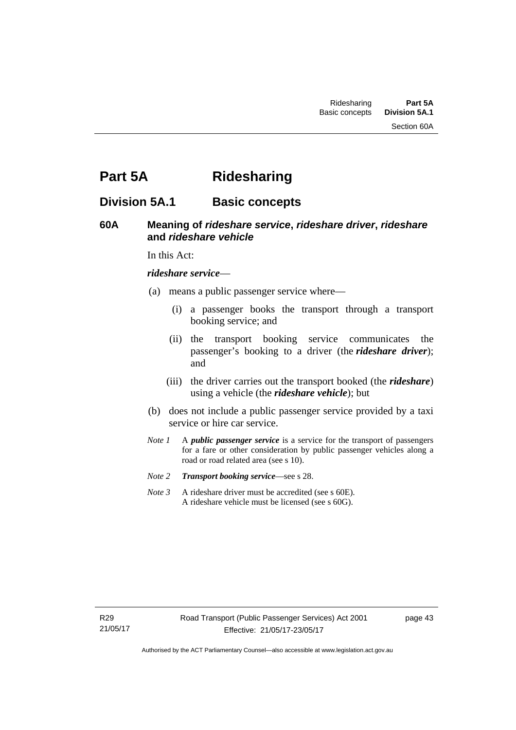# Part 5A Ridesharing

## Division 5A.1 Basic concepts

### 60A Meaning of *rideshare service*, *rideshare driver*, *rideshare* and *rideshare vehicle*

In this Act:

***rideshare service***—

(a) means a public passenger service where—

(i) a passenger books the transport through a transport booking service; and

(ii) the transport booking service communicates the passenger's booking to a driver (the ***rideshare driver***); and

(iii) the driver carries out the transport booked (the ***rideshare***) using a vehicle (the ***rideshare vehicle***); but

(b) does not include a public passenger service provided by a taxi service or hire car service.

*Note 1* A ***public passenger service*** is a service for the transport of passengers for a fare or other consideration by public passenger vehicles along a road or road related area (see s 10).

*Note 2* ***Transport booking service***—see s 28.

*Note 3* A rideshare driver must be accredited (see s 60E).
A rideshare vehicle must be licensed (see s 60G).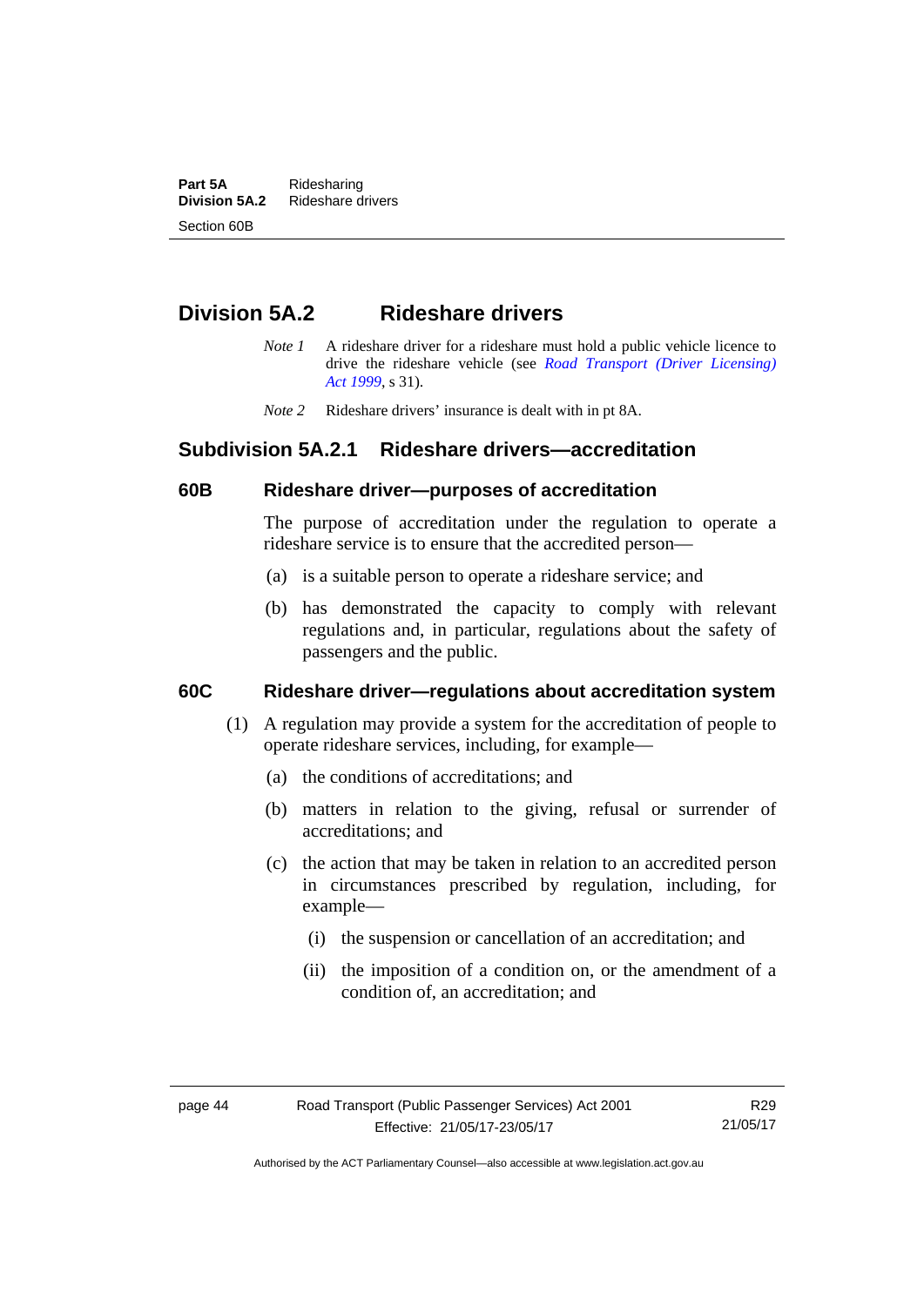# Division 5A.2 Rideshare drivers

*Note 1* A rideshare driver for a rideshare must hold a public vehicle licence to drive the rideshare vehicle (see *Road Transport (Driver Licensing) Act 1999*, s 31).

*Note 2* Rideshare drivers' insurance is dealt with in pt 8A.

## Subdivision 5A.2.1 Rideshare drivers—accreditation

### 60B Rideshare driver—purposes of accreditation

The purpose of accreditation under the regulation to operate a rideshare service is to ensure that the accredited person—

(a) is a suitable person to operate a rideshare service; and

(b) has demonstrated the capacity to comply with relevant regulations and, in particular, regulations about the safety of passengers and the public.

### 60C Rideshare driver—regulations about accreditation system

(1) A regulation may provide a system for the accreditation of people to operate rideshare services, including, for example—

(a) the conditions of accreditations; and

(b) matters in relation to the giving, refusal or surrender of accreditations; and

(c) the action that may be taken in relation to an accredited person in circumstances prescribed by regulation, including, for example—

(i) the suspension or cancellation of an accreditation; and

(ii) the imposition of a condition on, or the amendment of a condition of, an accreditation; and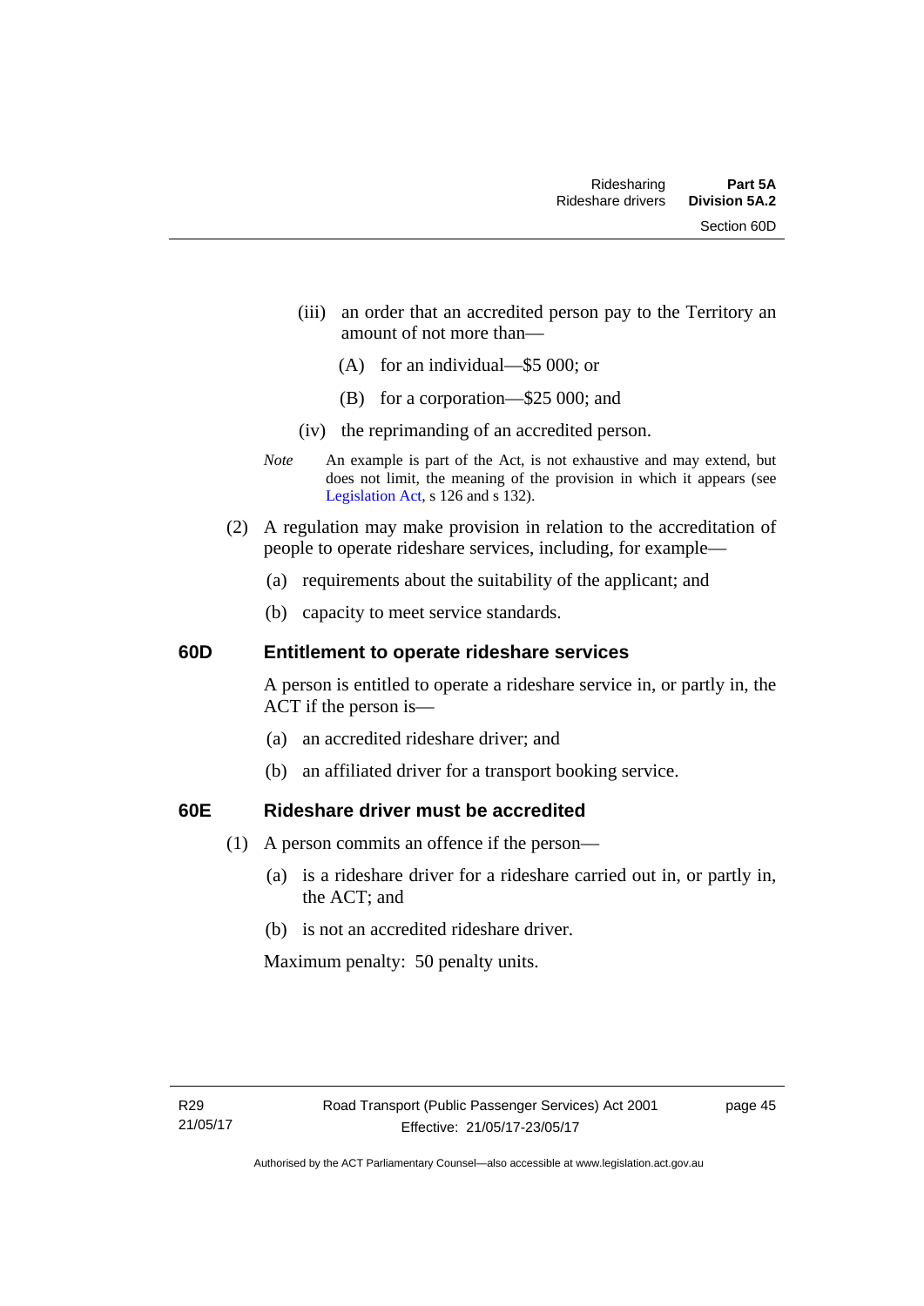(iii) an order that an accredited person pay to the Territory an amount of not more than—

(A) for an individual—$5 000; or

(B) for a corporation—$25 000; and

(iv) the reprimanding of an accredited person.

*Note* An example is part of the Act, is not exhaustive and may extend, but does not limit, the meaning of the provision in which it appears (see Legislation Act, s 126 and s 132).

(2) A regulation may make provision in relation to the accreditation of people to operate rideshare services, including, for example—

(a) requirements about the suitability of the applicant; and

(b) capacity to meet service standards.

## 60D Entitlement to operate rideshare services

A person is entitled to operate a rideshare service in, or partly in, the ACT if the person is—

(a) an accredited rideshare driver; and

(b) an affiliated driver for a transport booking service.

## 60E Rideshare driver must be accredited

(1) A person commits an offence if the person—

(a) is a rideshare driver for a rideshare carried out in, or partly in, the ACT; and

(b) is not an accredited rideshare driver.

Maximum penalty: 50 penalty units.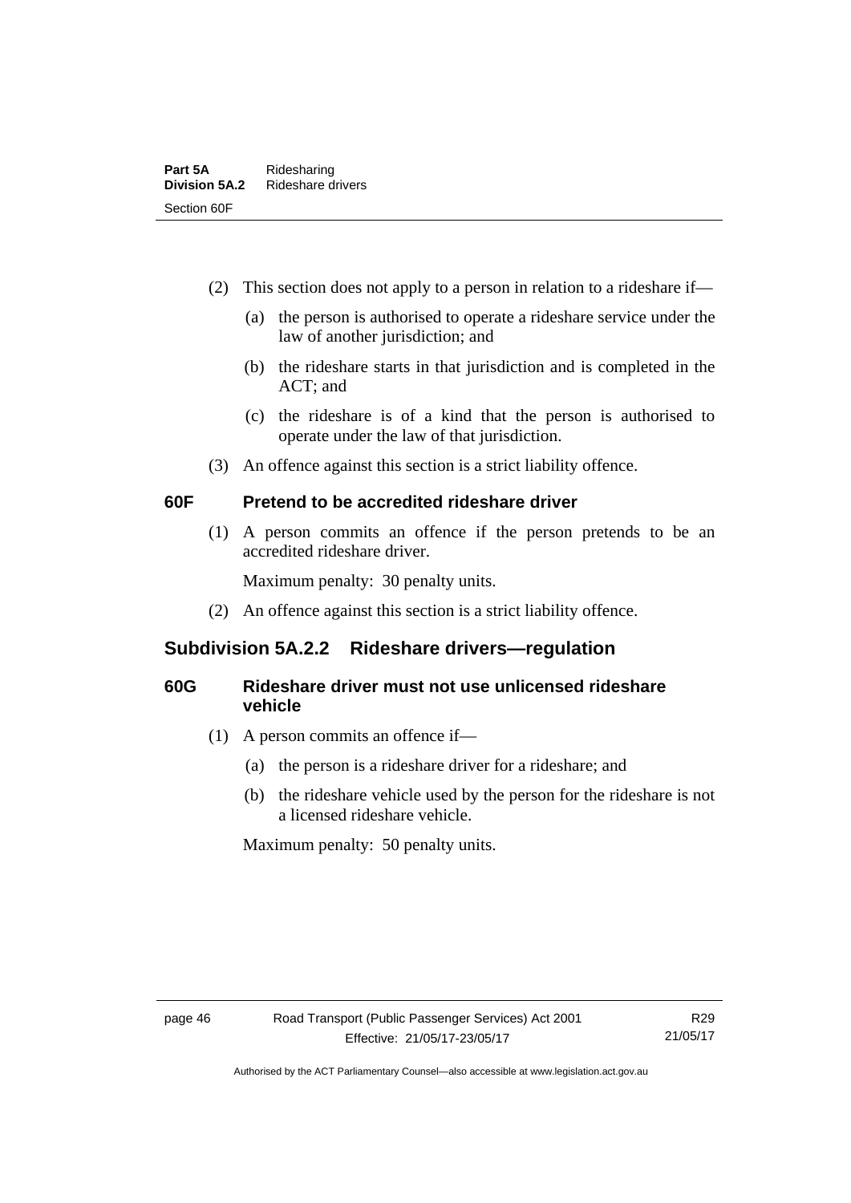(2) This section does not apply to a person in relation to a rideshare if—

(a) the person is authorised to operate a rideshare service under the law of another jurisdiction; and

(b) the rideshare starts in that jurisdiction and is completed in the ACT; and

(c) the rideshare is of a kind that the person is authorised to operate under the law of that jurisdiction.

(3) An offence against this section is a strict liability offence.

### 60F Pretend to be accredited rideshare driver

(1) A person commits an offence if the person pretends to be an accredited rideshare driver.

Maximum penalty: 30 penalty units.

(2) An offence against this section is a strict liability offence.

## Subdivision 5A.2.2 Rideshare drivers—regulation

### 60G Rideshare driver must not use unlicensed rideshare vehicle

(1) A person commits an offence if—

(a) the person is a rideshare driver for a rideshare; and

(b) the rideshare vehicle used by the person for the rideshare is not a licensed rideshare vehicle.

Maximum penalty: 50 penalty units.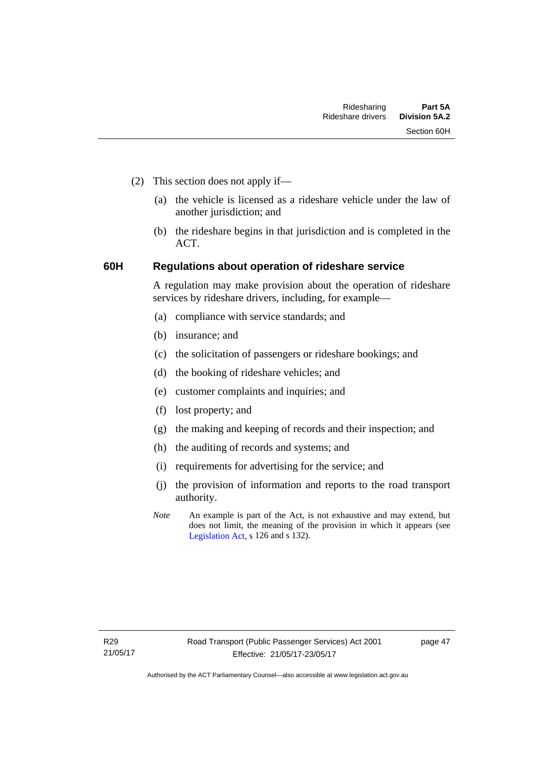(2) This section does not apply if—

(a) the vehicle is licensed as a rideshare vehicle under the law of another jurisdiction; and

(b) the rideshare begins in that jurisdiction and is completed in the ACT.

## 60H Regulations about operation of rideshare service

A regulation may make provision about the operation of rideshare services by rideshare drivers, including, for example—

(a) compliance with service standards; and

(b) insurance; and

(c) the solicitation of passengers or rideshare bookings; and

(d) the booking of rideshare vehicles; and

(e) customer complaints and inquiries; and

(f) lost property; and

(g) the making and keeping of records and their inspection; and

(h) the auditing of records and systems; and

(i) requirements for advertising for the service; and

(j) the provision of information and reports to the road transport authority.

*Note* An example is part of the Act, is not exhaustive and may extend, but does not limit, the meaning of the provision in which it appears (see Legislation Act, s 126 and s 132).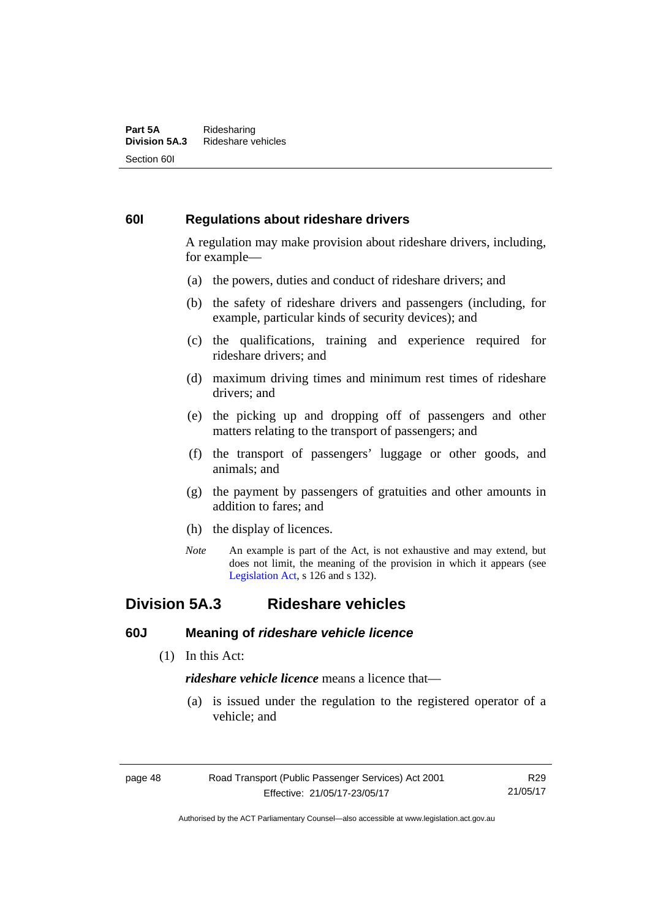### 60I Regulations about rideshare drivers

A regulation may make provision about rideshare drivers, including, for example—

(a) the powers, duties and conduct of rideshare drivers; and

(b) the safety of rideshare drivers and passengers (including, for example, particular kinds of security devices); and

(c) the qualifications, training and experience required for rideshare drivers; and

(d) maximum driving times and minimum rest times of rideshare drivers; and

(e) the picking up and dropping off of passengers and other matters relating to the transport of passengers; and

(f) the transport of passengers' luggage or other goods, and animals; and

(g) the payment by passengers of gratuities and other amounts in addition to fares; and

(h) the display of licences.

*Note* An example is part of the Act, is not exhaustive and may extend, but does not limit, the meaning of the provision in which it appears (see Legislation Act, s 126 and s 132).

## Division 5A.3 Rideshare vehicles

### 60J Meaning of *rideshare vehicle licence*

(1) In this Act:

***rideshare vehicle licence*** means a licence that—

(a) is issued under the regulation to the registered operator of a vehicle; and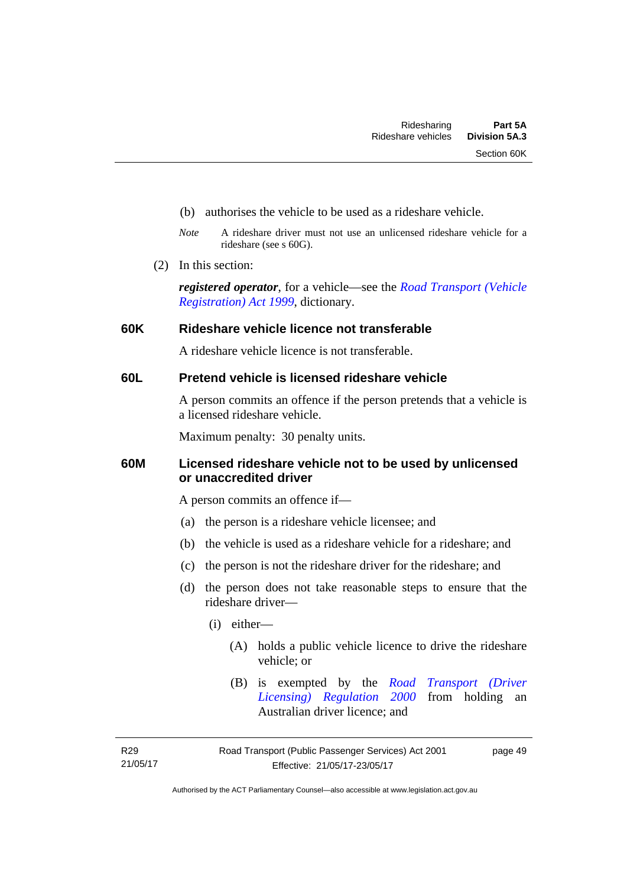(b) authorises the vehicle to be used as a rideshare vehicle.

*Note* A rideshare driver must not use an unlicensed rideshare vehicle for a rideshare (see s 60G).

(2) In this section:

***registered operator***, for a vehicle—see the *Road Transport (Vehicle Registration) Act 1999*, dictionary.

### 60K Rideshare vehicle licence not transferable

A rideshare vehicle licence is not transferable.

### 60L Pretend vehicle is licensed rideshare vehicle

A person commits an offence if the person pretends that a vehicle is a licensed rideshare vehicle.

Maximum penalty: 30 penalty units.

### 60M Licensed rideshare vehicle not to be used by unlicensed or unaccredited driver

A person commits an offence if—

(a) the person is a rideshare vehicle licensee; and

(b) the vehicle is used as a rideshare vehicle for a rideshare; and

(c) the person is not the rideshare driver for the rideshare; and

(d) the person does not take reasonable steps to ensure that the rideshare driver—

(i) either—

(A) holds a public vehicle licence to drive the rideshare vehicle; or

(B) is exempted by the *Road Transport (Driver Licensing) Regulation 2000* from holding an Australian driver licence; and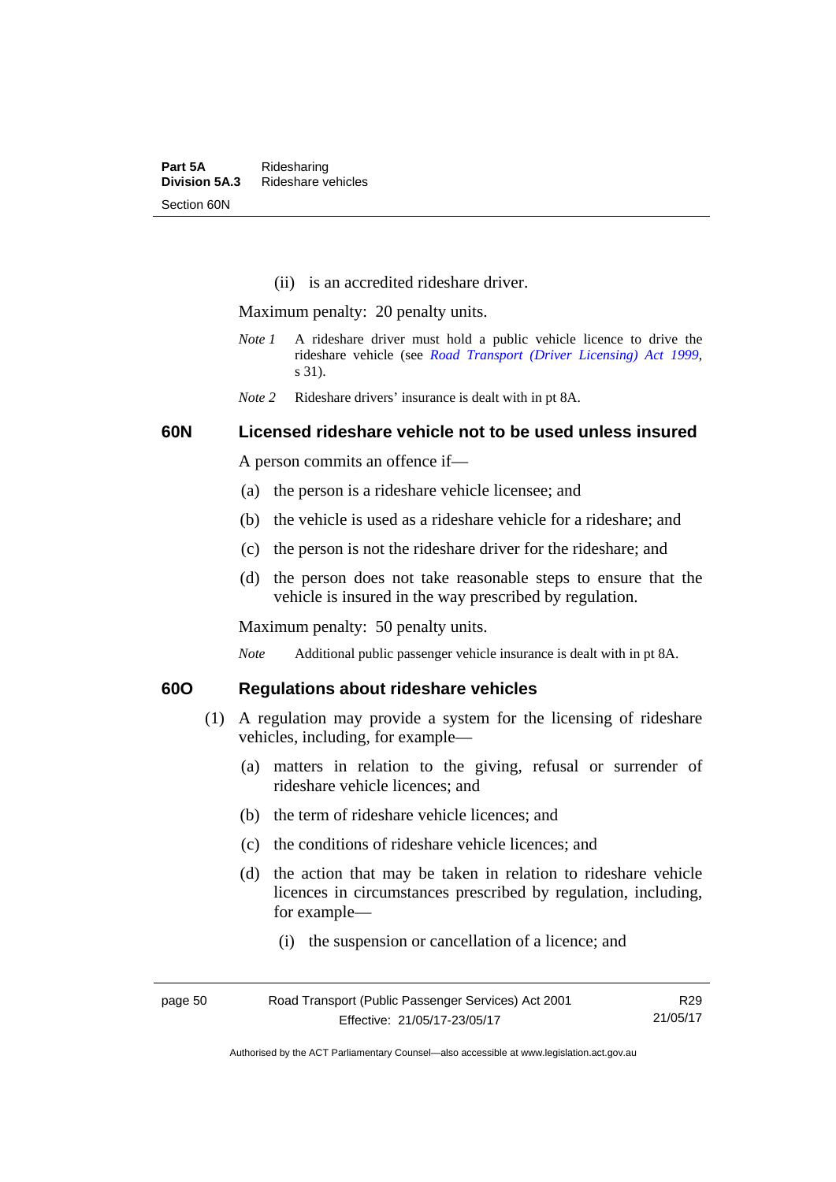(ii) is an accredited rideshare driver.

Maximum penalty: 20 penalty units.

*Note 1* A rideshare driver must hold a public vehicle licence to drive the rideshare vehicle (see *Road Transport (Driver Licensing) Act 1999*, s 31).

*Note 2* Rideshare drivers' insurance is dealt with in pt 8A.

### 60N Licensed rideshare vehicle not to be used unless insured

A person commits an offence if—

(a) the person is a rideshare vehicle licensee; and

(b) the vehicle is used as a rideshare vehicle for a rideshare; and

(c) the person is not the rideshare driver for the rideshare; and

(d) the person does not take reasonable steps to ensure that the vehicle is insured in the way prescribed by regulation.

Maximum penalty: 50 penalty units.

*Note* Additional public passenger vehicle insurance is dealt with in pt 8A.

### 60O Regulations about rideshare vehicles

(1) A regulation may provide a system for the licensing of rideshare vehicles, including, for example—

(a) matters in relation to the giving, refusal or surrender of rideshare vehicle licences; and

(b) the term of rideshare vehicle licences; and

(c) the conditions of rideshare vehicle licences; and

(d) the action that may be taken in relation to rideshare vehicle licences in circumstances prescribed by regulation, including, for example—

(i) the suspension or cancellation of a licence; and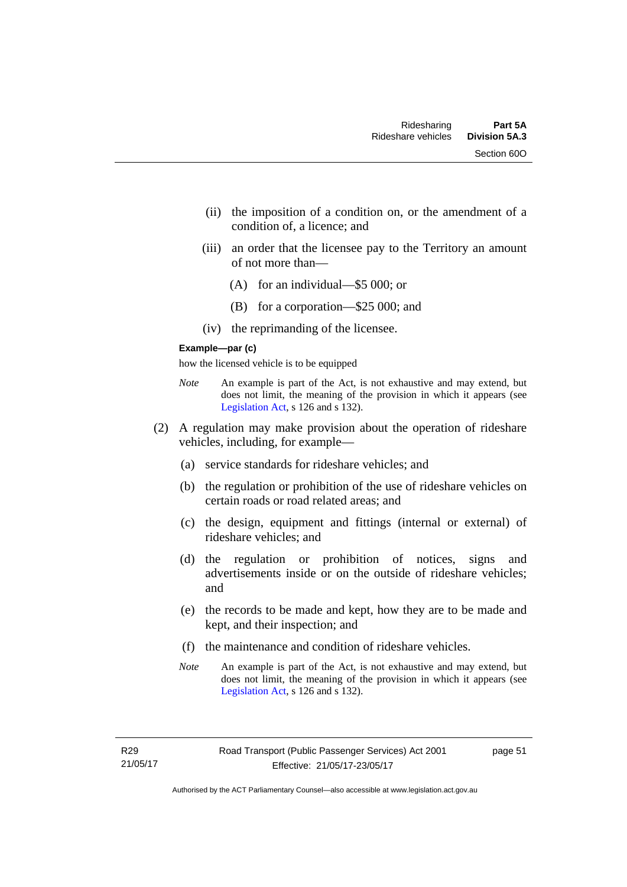(ii) the imposition of a condition on, or the amendment of a condition of, a licence; and

(iii) an order that the licensee pay to the Territory an amount of not more than—

(A) for an individual—$5 000; or

(B) for a corporation—$25 000; and

(iv) the reprimanding of the licensee.

**Example—par (c)**

how the licensed vehicle is to be equipped

*Note* An example is part of the Act, is not exhaustive and may extend, but does not limit, the meaning of the provision in which it appears (see Legislation Act, s 126 and s 132).

(2) A regulation may make provision about the operation of rideshare vehicles, including, for example—

(a) service standards for rideshare vehicles; and

(b) the regulation or prohibition of the use of rideshare vehicles on certain roads or road related areas; and

(c) the design, equipment and fittings (internal or external) of rideshare vehicles; and

(d) the regulation or prohibition of notices, signs and advertisements inside or on the outside of rideshare vehicles; and

(e) the records to be made and kept, how they are to be made and kept, and their inspection; and

(f) the maintenance and condition of rideshare vehicles.

*Note* An example is part of the Act, is not exhaustive and may extend, but does not limit, the meaning of the provision in which it appears (see Legislation Act, s 126 and s 132).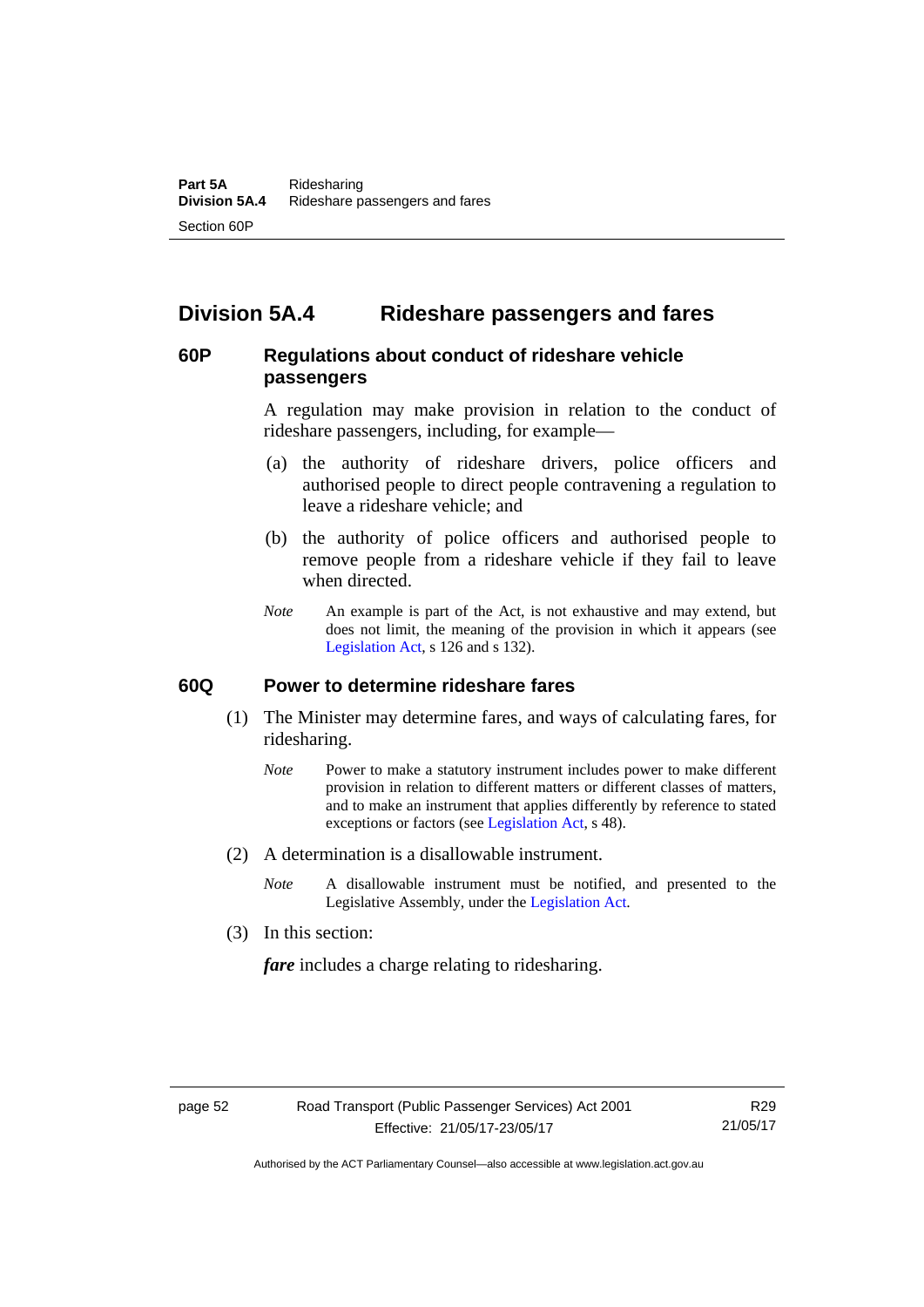## Division 5A.4 Rideshare passengers and fares

### 60P Regulations about conduct of rideshare vehicle passengers

A regulation may make provision in relation to the conduct of rideshare passengers, including, for example—

(a) the authority of rideshare drivers, police officers and authorised people to direct people contravening a regulation to leave a rideshare vehicle; and

(b) the authority of police officers and authorised people to remove people from a rideshare vehicle if they fail to leave when directed.

*Note* An example is part of the Act, is not exhaustive and may extend, but does not limit, the meaning of the provision in which it appears (see Legislation Act, s 126 and s 132).

### 60Q Power to determine rideshare fares

(1) The Minister may determine fares, and ways of calculating fares, for ridesharing.

*Note* Power to make a statutory instrument includes power to make different provision in relation to different matters or different classes of matters, and to make an instrument that applies differently by reference to stated exceptions or factors (see Legislation Act, s 48).

(2) A determination is a disallowable instrument.

*Note* A disallowable instrument must be notified, and presented to the Legislative Assembly, under the Legislation Act.

(3) In this section:

***fare*** includes a charge relating to ridesharing.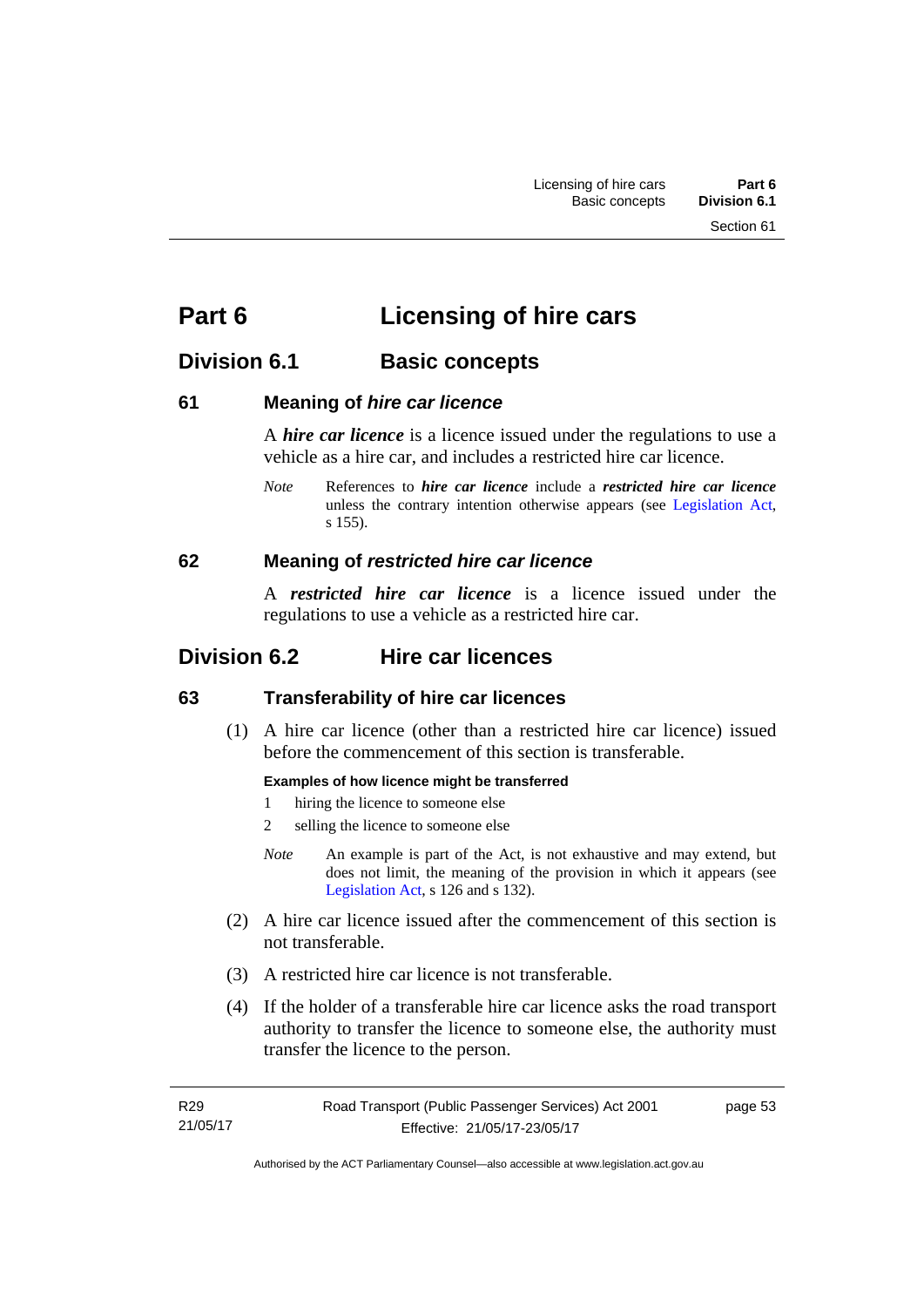# Part 6 Licensing of hire cars

## Division 6.1 Basic concepts

### 61 Meaning of *hire car licence*

A ***hire car licence*** is a licence issued under the regulations to use a vehicle as a hire car, and includes a restricted hire car licence.

*Note* References to ***hire car licence*** include a ***restricted hire car licence*** unless the contrary intention otherwise appears (see Legislation Act, s 155).

### 62 Meaning of *restricted hire car licence*

A ***restricted hire car licence*** is a licence issued under the regulations to use a vehicle as a restricted hire car.

## Division 6.2 Hire car licences

### 63 Transferability of hire car licences

(1) A hire car licence (other than a restricted hire car licence) issued before the commencement of this section is transferable.

**Examples of how licence might be transferred**

1 hiring the licence to someone else

2 selling the licence to someone else

*Note* An example is part of the Act, is not exhaustive and may extend, but does not limit, the meaning of the provision in which it appears (see Legislation Act, s 126 and s 132).

(2) A hire car licence issued after the commencement of this section is not transferable.

(3) A restricted hire car licence is not transferable.

(4) If the holder of a transferable hire car licence asks the road transport authority to transfer the licence to someone else, the authority must transfer the licence to the person.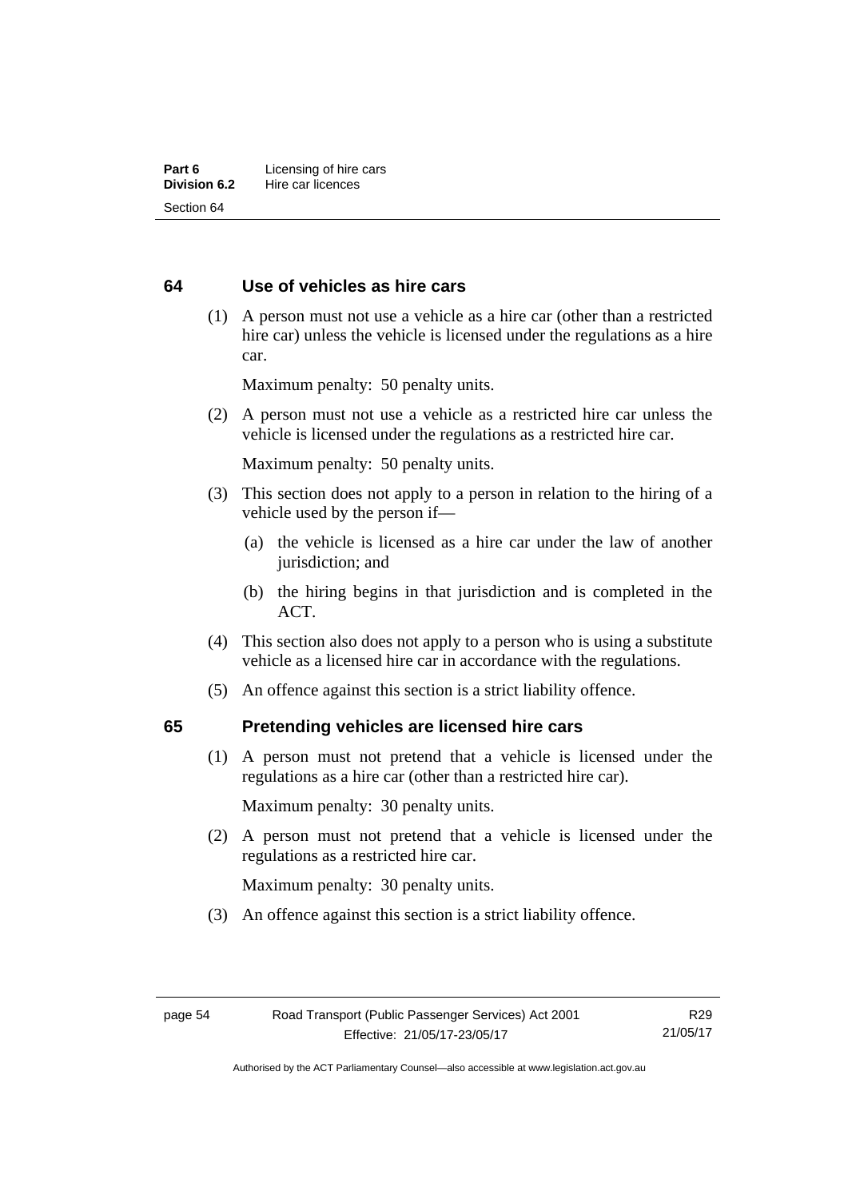## 64 Use of vehicles as hire cars

(1) A person must not use a vehicle as a hire car (other than a restricted hire car) unless the vehicle is licensed under the regulations as a hire car.

Maximum penalty: 50 penalty units.

(2) A person must not use a vehicle as a restricted hire car unless the vehicle is licensed under the regulations as a restricted hire car.

Maximum penalty: 50 penalty units.

(3) This section does not apply to a person in relation to the hiring of a vehicle used by the person if—

(a) the vehicle is licensed as a hire car under the law of another jurisdiction; and

(b) the hiring begins in that jurisdiction and is completed in the ACT.

(4) This section also does not apply to a person who is using a substitute vehicle as a licensed hire car in accordance with the regulations.

(5) An offence against this section is a strict liability offence.

## 65 Pretending vehicles are licensed hire cars

(1) A person must not pretend that a vehicle is licensed under the regulations as a hire car (other than a restricted hire car).

Maximum penalty: 30 penalty units.

(2) A person must not pretend that a vehicle is licensed under the regulations as a restricted hire car.

Maximum penalty: 30 penalty units.

(3) An offence against this section is a strict liability offence.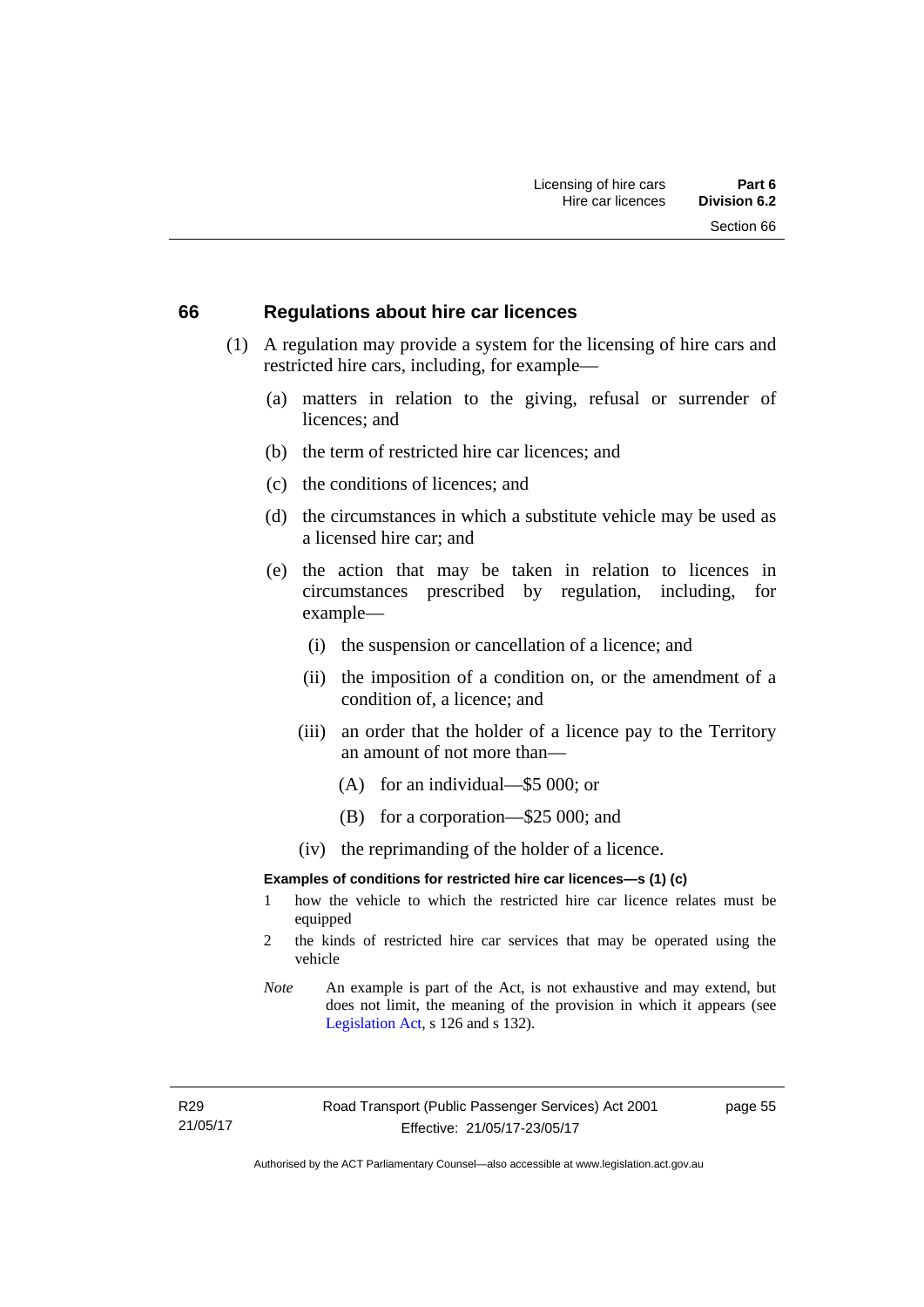## 66 Regulations about hire car licences

(1) A regulation may provide a system for the licensing of hire cars and restricted hire cars, including, for example—

(a) matters in relation to the giving, refusal or surrender of licences; and

(b) the term of restricted hire car licences; and

(c) the conditions of licences; and

(d) the circumstances in which a substitute vehicle may be used as a licensed hire car; and

(e) the action that may be taken in relation to licences in circumstances prescribed by regulation, including, for example—

(i) the suspension or cancellation of a licence; and

(ii) the imposition of a condition on, or the amendment of a condition of, a licence; and

(iii) an order that the holder of a licence pay to the Territory an amount of not more than—

(A) for an individual—$5 000; or

(B) for a corporation—$25 000; and

(iv) the reprimanding of the holder of a licence.

**Examples of conditions for restricted hire car licences—s (1) (c)**

1 how the vehicle to which the restricted hire car licence relates must be equipped

2 the kinds of restricted hire car services that may be operated using the vehicle

*Note* An example is part of the Act, is not exhaustive and may extend, but does not limit, the meaning of the provision in which it appears (see Legislation Act, s 126 and s 132).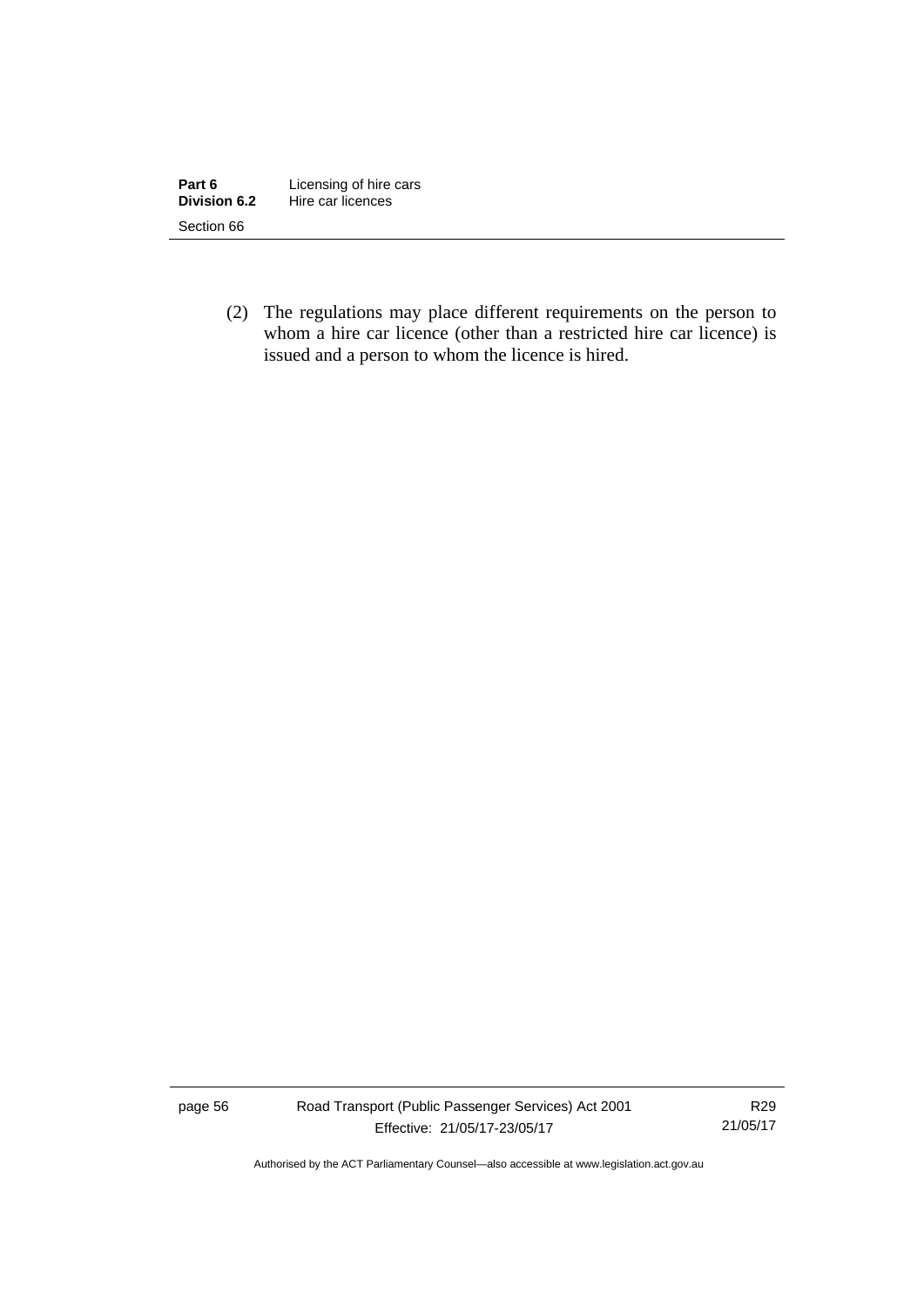(2) The regulations may place different requirements on the person to whom a hire car licence (other than a restricted hire car licence) is issued and a person to whom the licence is hired.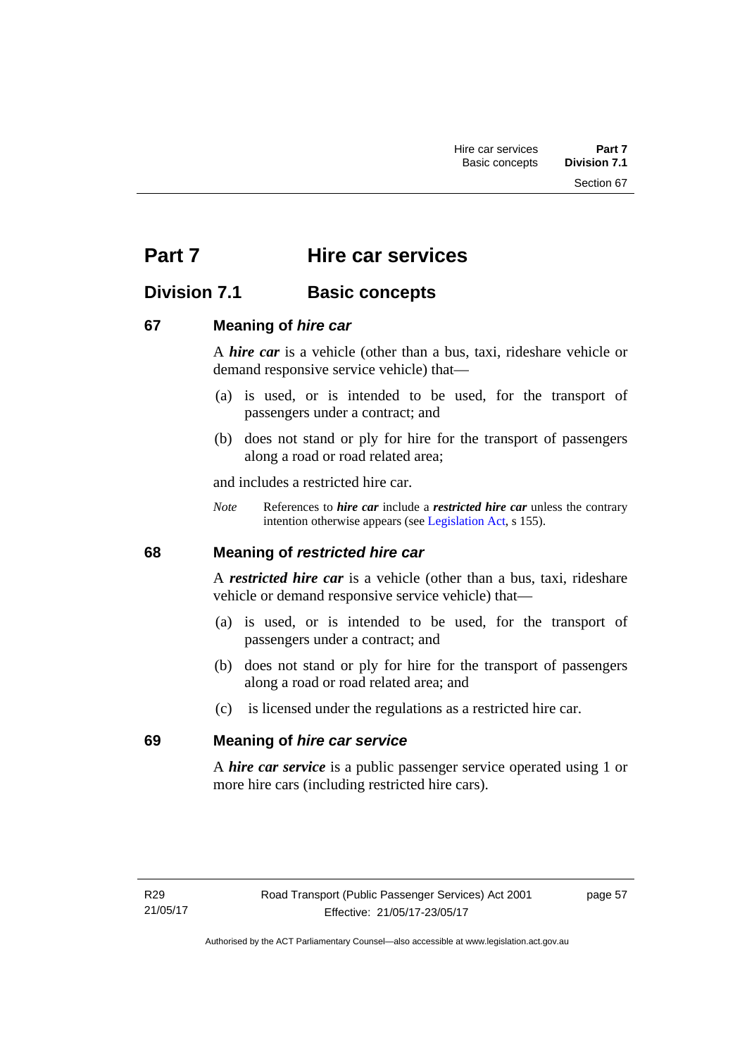# Part 7 Hire car services

## Division 7.1 Basic concepts

### 67 Meaning of *hire car*

A ***hire car*** is a vehicle (other than a bus, taxi, rideshare vehicle or demand responsive service vehicle) that—

(a) is used, or is intended to be used, for the transport of passengers under a contract; and

(b) does not stand or ply for hire for the transport of passengers along a road or road related area;

and includes a restricted hire car.

*Note* References to ***hire car*** include a ***restricted hire car*** unless the contrary intention otherwise appears (see Legislation Act, s 155).

### 68 Meaning of *restricted hire car*

A ***restricted hire car*** is a vehicle (other than a bus, taxi, rideshare vehicle or demand responsive service vehicle) that—

(a) is used, or is intended to be used, for the transport of passengers under a contract; and

(b) does not stand or ply for hire for the transport of passengers along a road or road related area; and

(c) is licensed under the regulations as a restricted hire car.

### 69 Meaning of *hire car service*

A ***hire car service*** is a public passenger service operated using 1 or more hire cars (including restricted hire cars).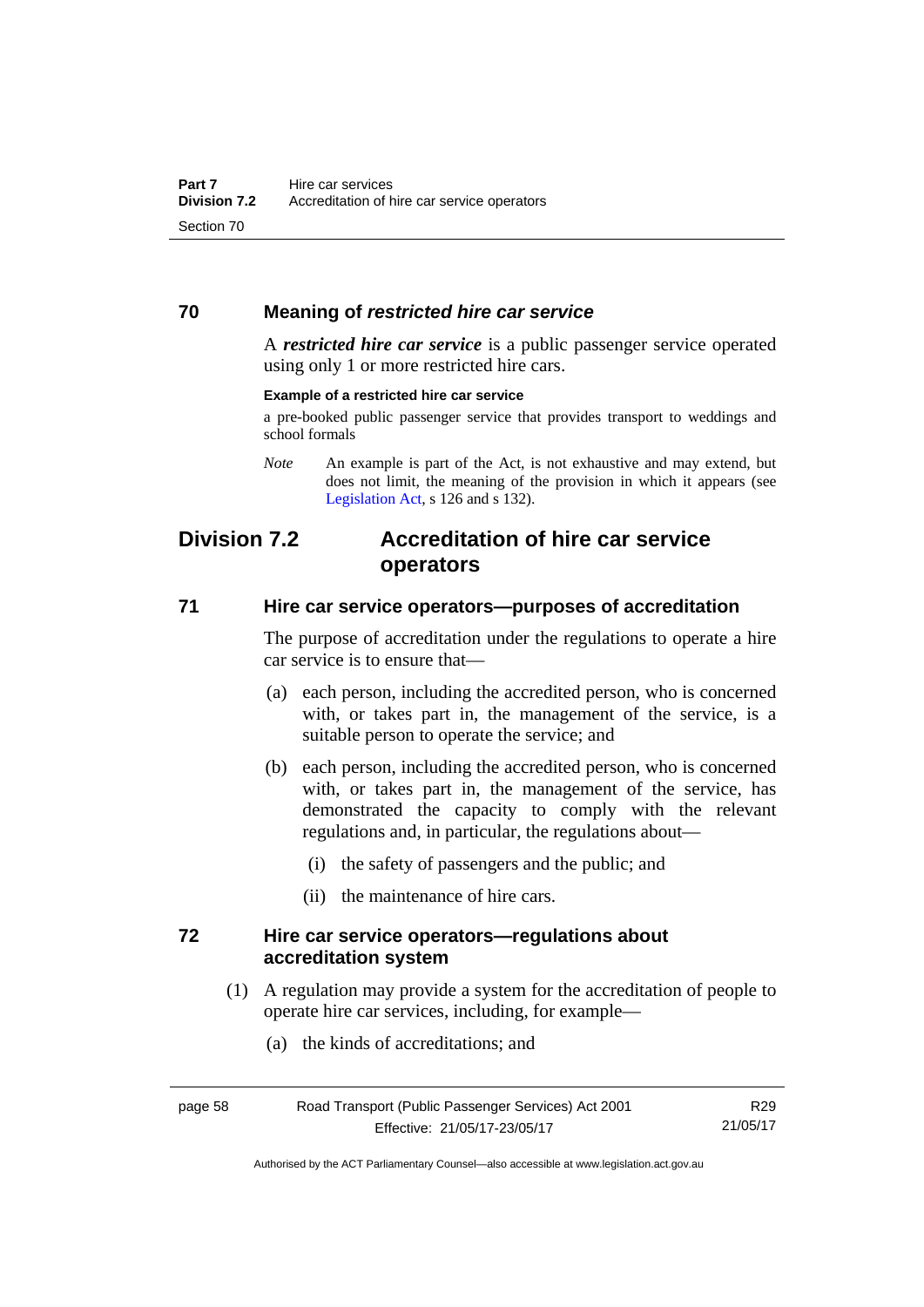### 70 Meaning of *restricted hire car service*

A ***restricted hire car service*** is a public passenger service operated using only 1 or more restricted hire cars.

**Example of a restricted hire car service**

a pre-booked public passenger service that provides transport to weddings and school formals

*Note* An example is part of the Act, is not exhaustive and may extend, but does not limit, the meaning of the provision in which it appears (see Legislation Act, s 126 and s 132).

## Division 7.2 Accreditation of hire car service operators

### 71 Hire car service operators—purposes of accreditation

The purpose of accreditation under the regulations to operate a hire car service is to ensure that—

(a) each person, including the accredited person, who is concerned with, or takes part in, the management of the service, is a suitable person to operate the service; and

(b) each person, including the accredited person, who is concerned with, or takes part in, the management of the service, has demonstrated the capacity to comply with the relevant regulations and, in particular, the regulations about—

(i) the safety of passengers and the public; and

(ii) the maintenance of hire cars.

### 72 Hire car service operators—regulations about accreditation system

(1) A regulation may provide a system for the accreditation of people to operate hire car services, including, for example—

(a) the kinds of accreditations; and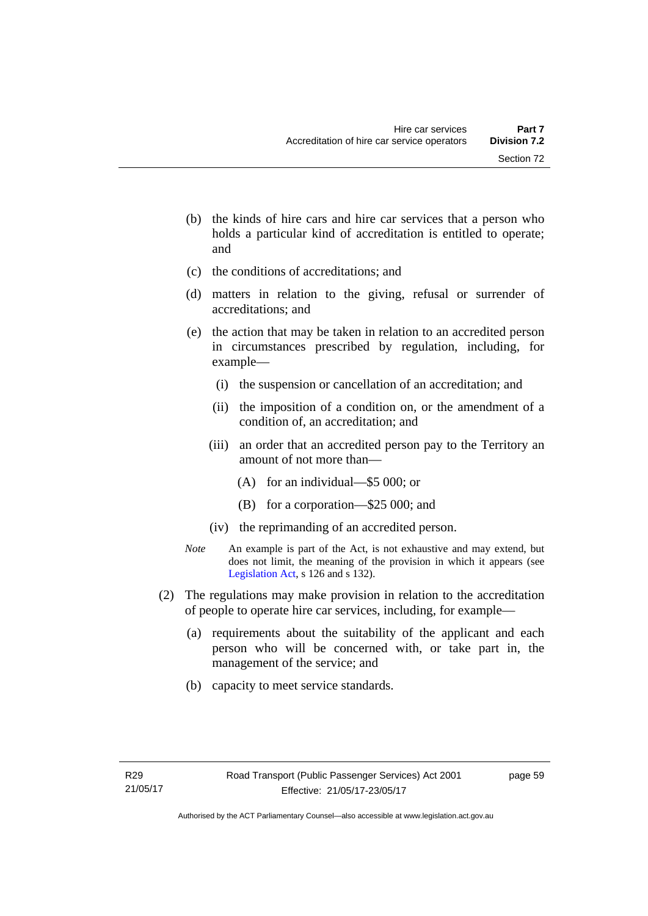(b) the kinds of hire cars and hire car services that a person who holds a particular kind of accreditation is entitled to operate; and

(c) the conditions of accreditations; and

(d) matters in relation to the giving, refusal or surrender of accreditations; and

(e) the action that may be taken in relation to an accredited person in circumstances prescribed by regulation, including, for example—

 (i) the suspension or cancellation of an accreditation; and

 (ii) the imposition of a condition on, or the amendment of a condition of, an accreditation; and

 (iii) an order that an accredited person pay to the Territory an amount of not more than—

  (A) for an individual—$5 000; or

  (B) for a corporation—$25 000; and

 (iv) the reprimanding of an accredited person.

*Note* An example is part of the Act, is not exhaustive and may extend, but does not limit, the meaning of the provision in which it appears (see Legislation Act, s 126 and s 132).

(2) The regulations may make provision in relation to the accreditation of people to operate hire car services, including, for example—

(a) requirements about the suitability of the applicant and each person who will be concerned with, or take part in, the management of the service; and

(b) capacity to meet service standards.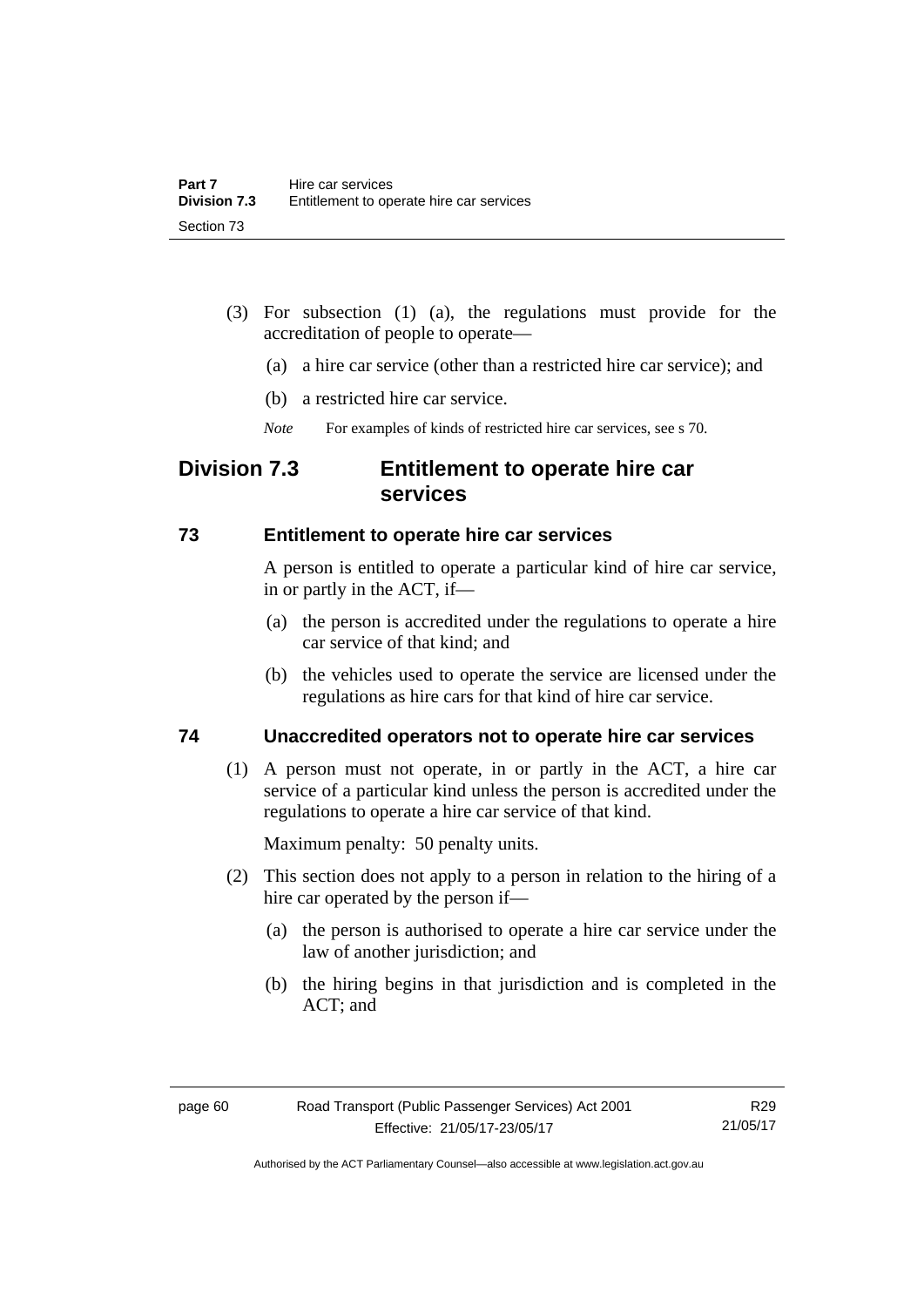(3) For subsection (1) (a), the regulations must provide for the accreditation of people to operate—

(a) a hire car service (other than a restricted hire car service); and

(b) a restricted hire car service.

*Note* For examples of kinds of restricted hire car services, see s 70.

## Division 7.3 Entitlement to operate hire car services

### 73 Entitlement to operate hire car services

A person is entitled to operate a particular kind of hire car service, in or partly in the ACT, if—

(a) the person is accredited under the regulations to operate a hire car service of that kind; and

(b) the vehicles used to operate the service are licensed under the regulations as hire cars for that kind of hire car service.

### 74 Unaccredited operators not to operate hire car services

(1) A person must not operate, in or partly in the ACT, a hire car service of a particular kind unless the person is accredited under the regulations to operate a hire car service of that kind.

Maximum penalty: 50 penalty units.

(2) This section does not apply to a person in relation to the hiring of a hire car operated by the person if—

(a) the person is authorised to operate a hire car service under the law of another jurisdiction; and

(b) the hiring begins in that jurisdiction and is completed in the ACT; and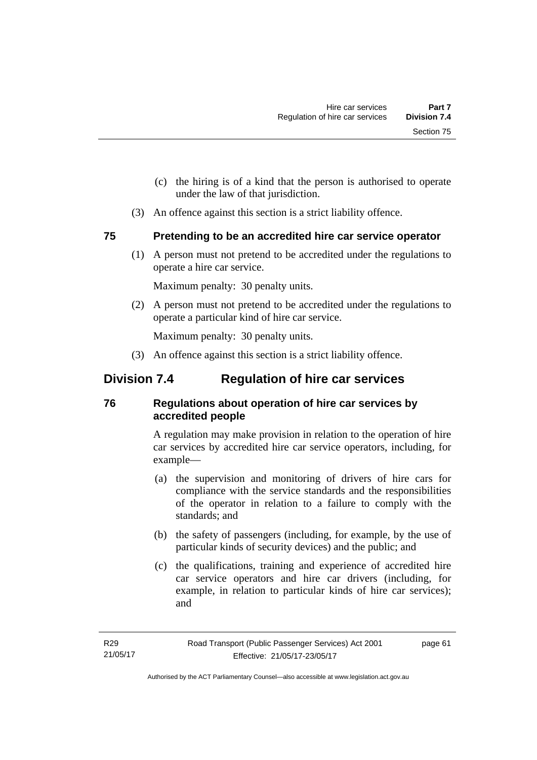(c) the hiring is of a kind that the person is authorised to operate under the law of that jurisdiction.

(3) An offence against this section is a strict liability offence.

### 75 Pretending to be an accredited hire car service operator

(1) A person must not pretend to be accredited under the regulations to operate a hire car service.

Maximum penalty: 30 penalty units.

(2) A person must not pretend to be accredited under the regulations to operate a particular kind of hire car service.

Maximum penalty: 30 penalty units.

(3) An offence against this section is a strict liability offence.

## Division 7.4 Regulation of hire car services

### 76 Regulations about operation of hire car services by accredited people

A regulation may make provision in relation to the operation of hire car services by accredited hire car service operators, including, for example—

(a) the supervision and monitoring of drivers of hire cars for compliance with the service standards and the responsibilities of the operator in relation to a failure to comply with the standards; and

(b) the safety of passengers (including, for example, by the use of particular kinds of security devices) and the public; and

(c) the qualifications, training and experience of accredited hire car service operators and hire car drivers (including, for example, in relation to particular kinds of hire car services); and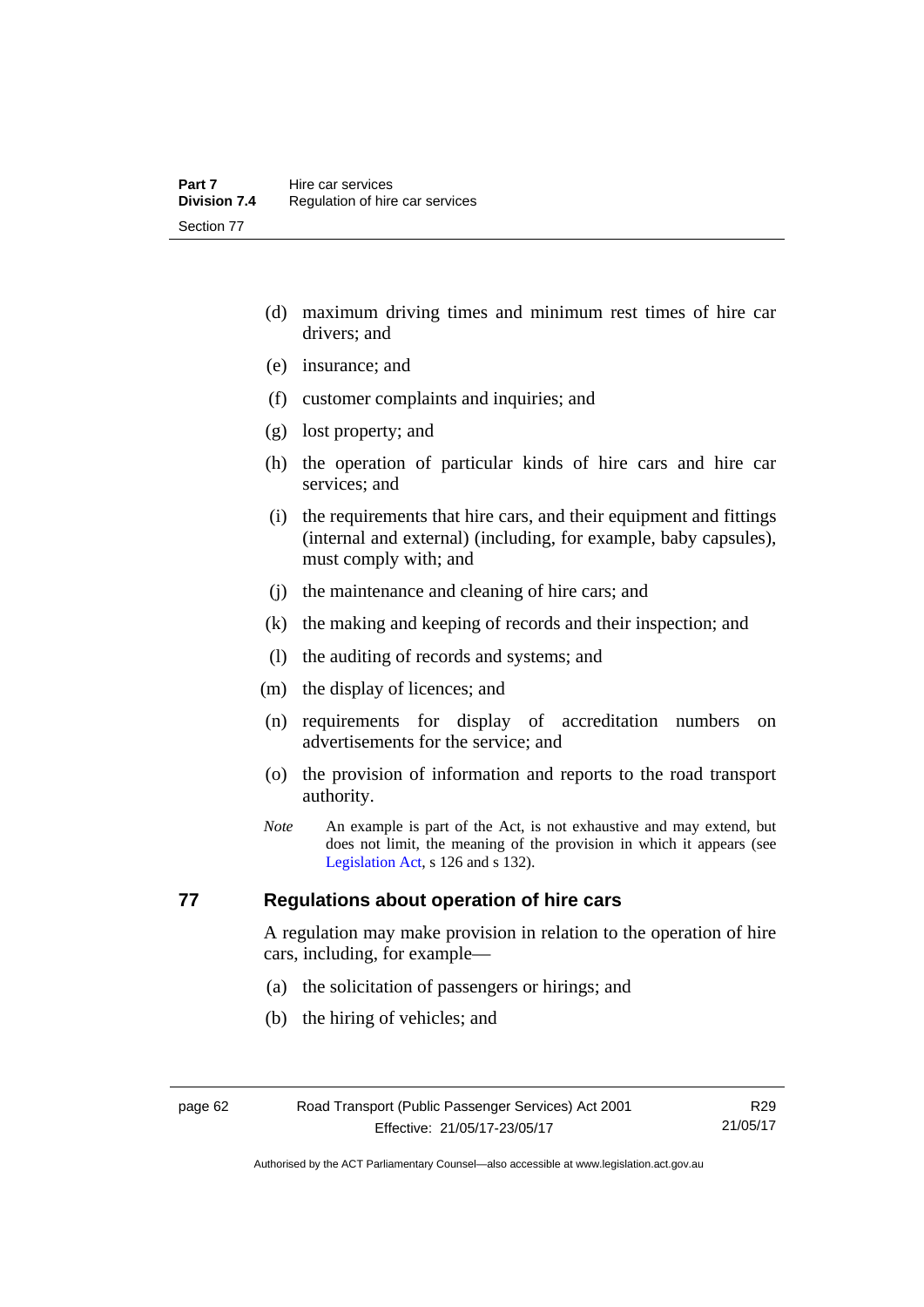(d) maximum driving times and minimum rest times of hire car drivers; and

(e) insurance; and

(f) customer complaints and inquiries; and

(g) lost property; and

(h) the operation of particular kinds of hire cars and hire car services; and

(i) the requirements that hire cars, and their equipment and fittings (internal and external) (including, for example, baby capsules), must comply with; and

(j) the maintenance and cleaning of hire cars; and

(k) the making and keeping of records and their inspection; and

(l) the auditing of records and systems; and

(m) the display of licences; and

(n) requirements for display of accreditation numbers on advertisements for the service; and

(o) the provision of information and reports to the road transport authority.

*Note* An example is part of the Act, is not exhaustive and may extend, but does not limit, the meaning of the provision in which it appears (see Legislation Act, s 126 and s 132).

## 77 Regulations about operation of hire cars

A regulation may make provision in relation to the operation of hire cars, including, for example—

(a) the solicitation of passengers or hirings; and

(b) the hiring of vehicles; and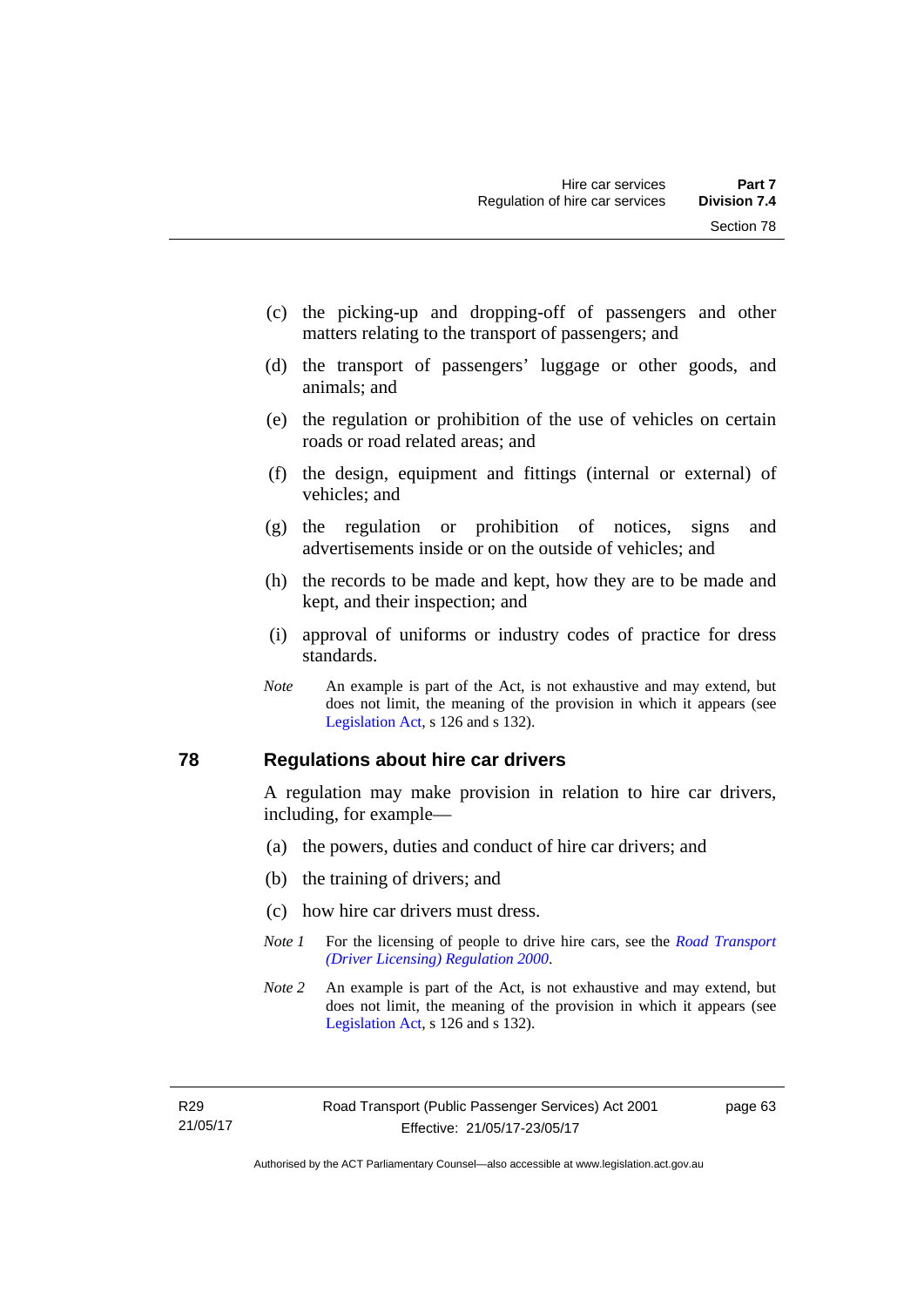(c) the picking-up and dropping-off of passengers and other matters relating to the transport of passengers; and

(d) the transport of passengers' luggage or other goods, and animals; and

(e) the regulation or prohibition of the use of vehicles on certain roads or road related areas; and

(f) the design, equipment and fittings (internal or external) of vehicles; and

(g) the regulation or prohibition of notices, signs and advertisements inside or on the outside of vehicles; and

(h) the records to be made and kept, how they are to be made and kept, and their inspection; and

(i) approval of uniforms or industry codes of practice for dress standards.

*Note* An example is part of the Act, is not exhaustive and may extend, but does not limit, the meaning of the provision in which it appears (see Legislation Act, s 126 and s 132).

## 78 Regulations about hire car drivers

A regulation may make provision in relation to hire car drivers, including, for example—

(a) the powers, duties and conduct of hire car drivers; and

(b) the training of drivers; and

(c) how hire car drivers must dress.

*Note 1* For the licensing of people to drive hire cars, see the *Road Transport (Driver Licensing) Regulation 2000*.

*Note 2* An example is part of the Act, is not exhaustive and may extend, but does not limit, the meaning of the provision in which it appears (see Legislation Act, s 126 and s 132).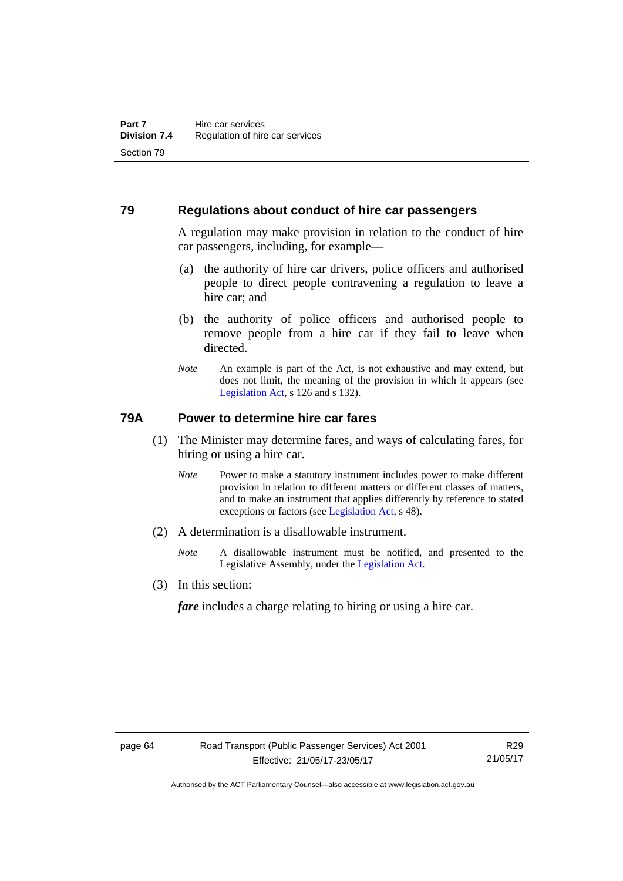## 79 Regulations about conduct of hire car passengers

A regulation may make provision in relation to the conduct of hire car passengers, including, for example—

(a) the authority of hire car drivers, police officers and authorised people to direct people contravening a regulation to leave a hire car; and

(b) the authority of police officers and authorised people to remove people from a hire car if they fail to leave when directed.

*Note* An example is part of the Act, is not exhaustive and may extend, but does not limit, the meaning of the provision in which it appears (see Legislation Act, s 126 and s 132).

## 79A Power to determine hire car fares

(1) The Minister may determine fares, and ways of calculating fares, for hiring or using a hire car.

*Note* Power to make a statutory instrument includes power to make different provision in relation to different matters or different classes of matters, and to make an instrument that applies differently by reference to stated exceptions or factors (see Legislation Act, s 48).

(2) A determination is a disallowable instrument.

*Note* A disallowable instrument must be notified, and presented to the Legislative Assembly, under the Legislation Act.

(3) In this section:

***fare*** includes a charge relating to hiring or using a hire car.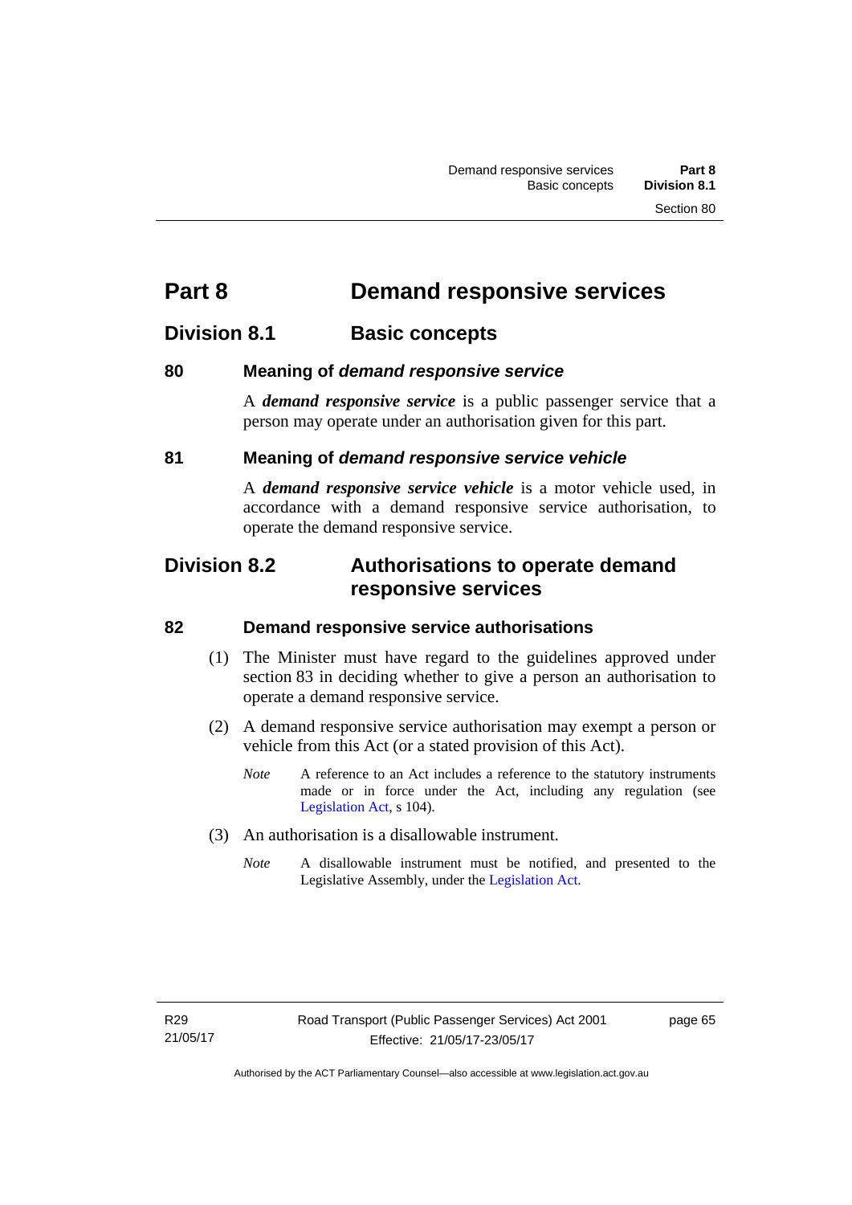# Part 8 Demand responsive services

## Division 8.1 Basic concepts

### 80 Meaning of *demand responsive service*

A ***demand responsive service*** is a public passenger service that a person may operate under an authorisation given for this part.

### 81 Meaning of *demand responsive service vehicle*

A ***demand responsive service vehicle*** is a motor vehicle used, in accordance with a demand responsive service authorisation, to operate the demand responsive service.

## Division 8.2 Authorisations to operate demand responsive services

### 82 Demand responsive service authorisations

(1) The Minister must have regard to the guidelines approved under section 83 in deciding whether to give a person an authorisation to operate a demand responsive service.

(2) A demand responsive service authorisation may exempt a person or vehicle from this Act (or a stated provision of this Act).

*Note* A reference to an Act includes a reference to the statutory instruments made or in force under the Act, including any regulation (see Legislation Act, s 104).

(3) An authorisation is a disallowable instrument.

*Note* A disallowable instrument must be notified, and presented to the Legislative Assembly, under the Legislation Act.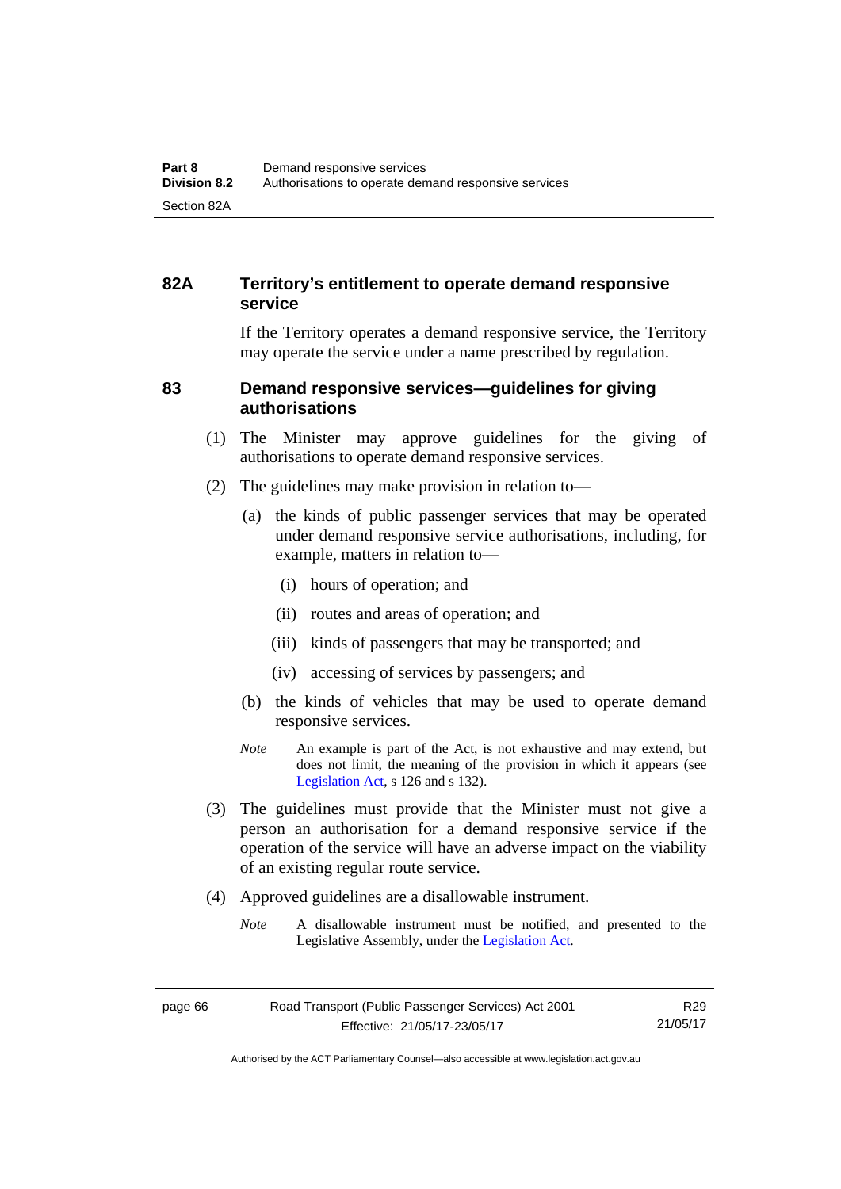## 82A Territory's entitlement to operate demand responsive service

If the Territory operates a demand responsive service, the Territory may operate the service under a name prescribed by regulation.

## 83 Demand responsive services—guidelines for giving authorisations

(1) The Minister may approve guidelines for the giving of authorisations to operate demand responsive services.

(2) The guidelines may make provision in relation to—

(a) the kinds of public passenger services that may be operated under demand responsive service authorisations, including, for example, matters in relation to—

(i) hours of operation; and

(ii) routes and areas of operation; and

(iii) kinds of passengers that may be transported; and

(iv) accessing of services by passengers; and

(b) the kinds of vehicles that may be used to operate demand responsive services.

*Note* An example is part of the Act, is not exhaustive and may extend, but does not limit, the meaning of the provision in which it appears (see Legislation Act, s 126 and s 132).

(3) The guidelines must provide that the Minister must not give a person an authorisation for a demand responsive service if the operation of the service will have an adverse impact on the viability of an existing regular route service.

(4) Approved guidelines are a disallowable instrument.

*Note* A disallowable instrument must be notified, and presented to the Legislative Assembly, under the Legislation Act.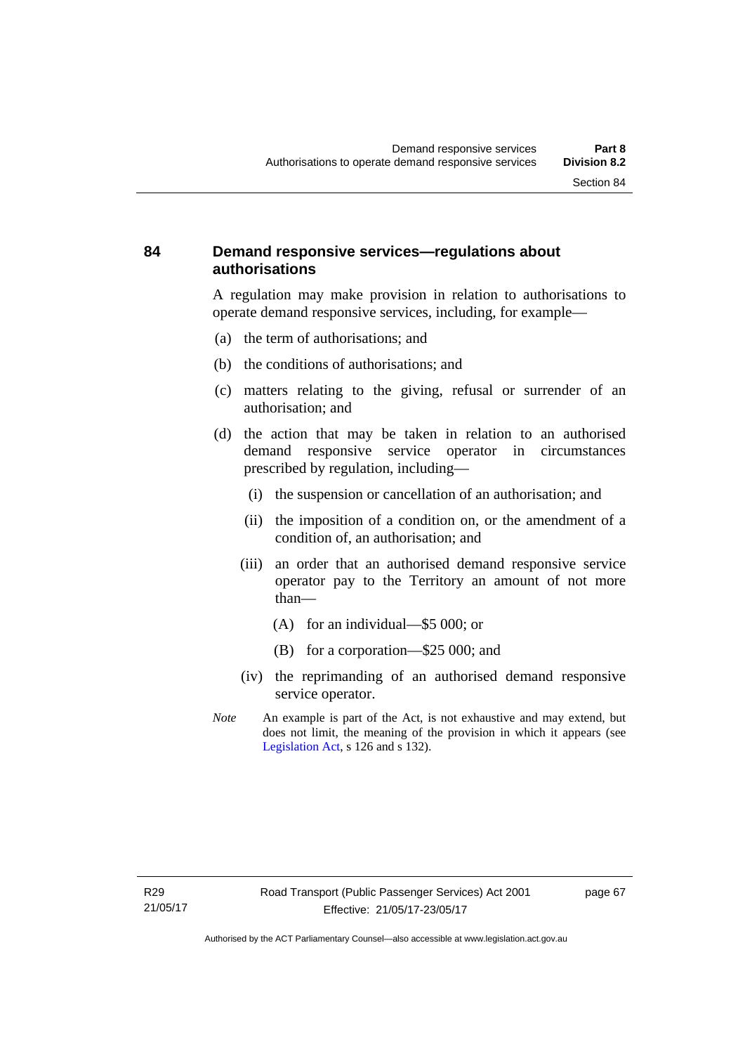### 84 Demand responsive services—regulations about authorisations

A regulation may make provision in relation to authorisations to operate demand responsive services, including, for example—

(a) the term of authorisations; and

(b) the conditions of authorisations; and

(c) matters relating to the giving, refusal or surrender of an authorisation; and

(d) the action that may be taken in relation to an authorised demand responsive service operator in circumstances prescribed by regulation, including—

  (i) the suspension or cancellation of an authorisation; and

  (ii) the imposition of a condition on, or the amendment of a condition of, an authorisation; and

  (iii) an order that an authorised demand responsive service operator pay to the Territory an amount of not more than—

    (A) for an individual—$5 000; or

    (B) for a corporation—$25 000; and

  (iv) the reprimanding of an authorised demand responsive service operator.

*Note* An example is part of the Act, is not exhaustive and may extend, but does not limit, the meaning of the provision in which it appears (see Legislation Act, s 126 and s 132).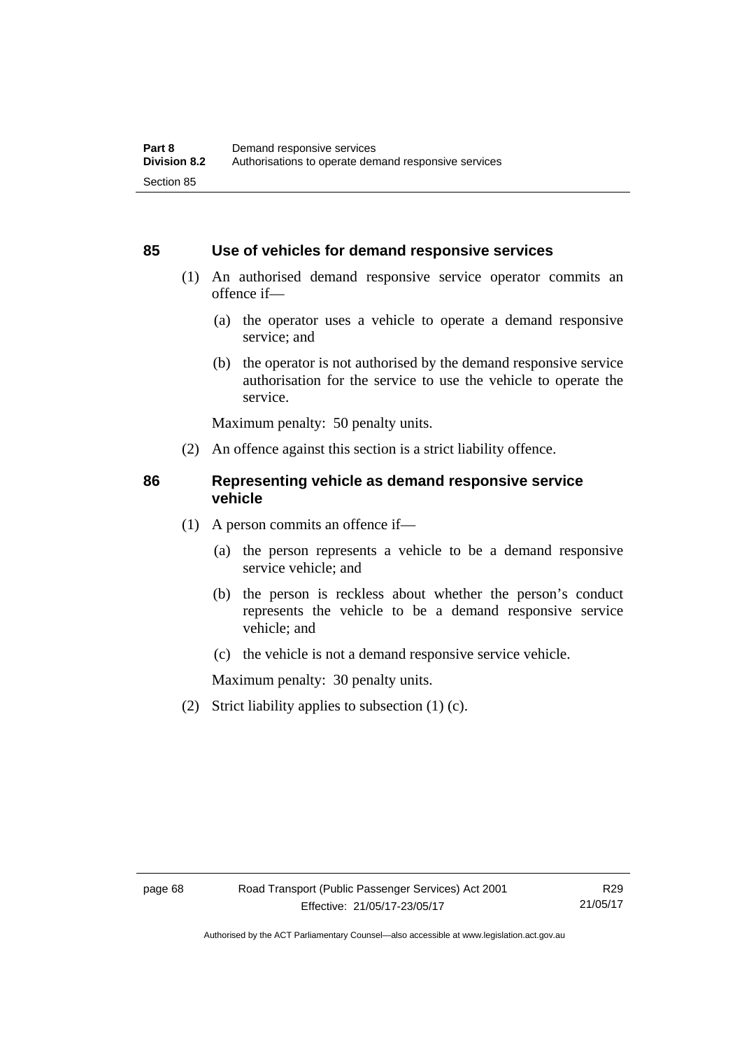## 85 Use of vehicles for demand responsive services

(1) An authorised demand responsive service operator commits an offence if—

(a) the operator uses a vehicle to operate a demand responsive service; and

(b) the operator is not authorised by the demand responsive service authorisation for the service to use the vehicle to operate the service.

Maximum penalty: 50 penalty units.

(2) An offence against this section is a strict liability offence.

## 86 Representing vehicle as demand responsive service vehicle

(1) A person commits an offence if—

(a) the person represents a vehicle to be a demand responsive service vehicle; and

(b) the person is reckless about whether the person's conduct represents the vehicle to be a demand responsive service vehicle; and

(c) the vehicle is not a demand responsive service vehicle.

Maximum penalty: 30 penalty units.

(2) Strict liability applies to subsection (1) (c).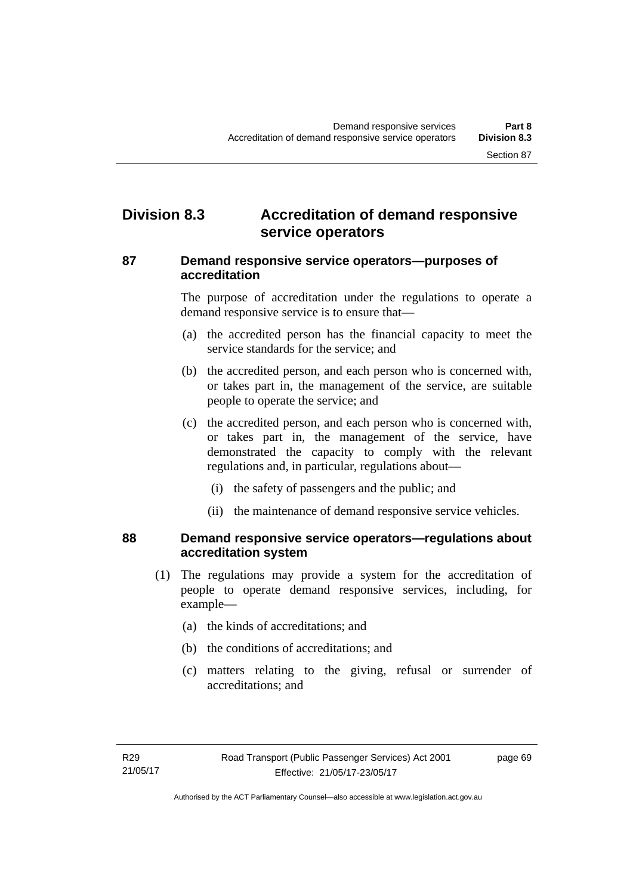## Division 8.3 Accreditation of demand responsive service operators

### 87 Demand responsive service operators—purposes of accreditation

The purpose of accreditation under the regulations to operate a demand responsive service is to ensure that—

(a) the accredited person has the financial capacity to meet the service standards for the service; and

(b) the accredited person, and each person who is concerned with, or takes part in, the management of the service, are suitable people to operate the service; and

(c) the accredited person, and each person who is concerned with, or takes part in, the management of the service, have demonstrated the capacity to comply with the relevant regulations and, in particular, regulations about—

(i) the safety of passengers and the public; and

(ii) the maintenance of demand responsive service vehicles.

### 88 Demand responsive service operators—regulations about accreditation system

(1) The regulations may provide a system for the accreditation of people to operate demand responsive services, including, for example—

(a) the kinds of accreditations; and

(b) the conditions of accreditations; and

(c) matters relating to the giving, refusal or surrender of accreditations; and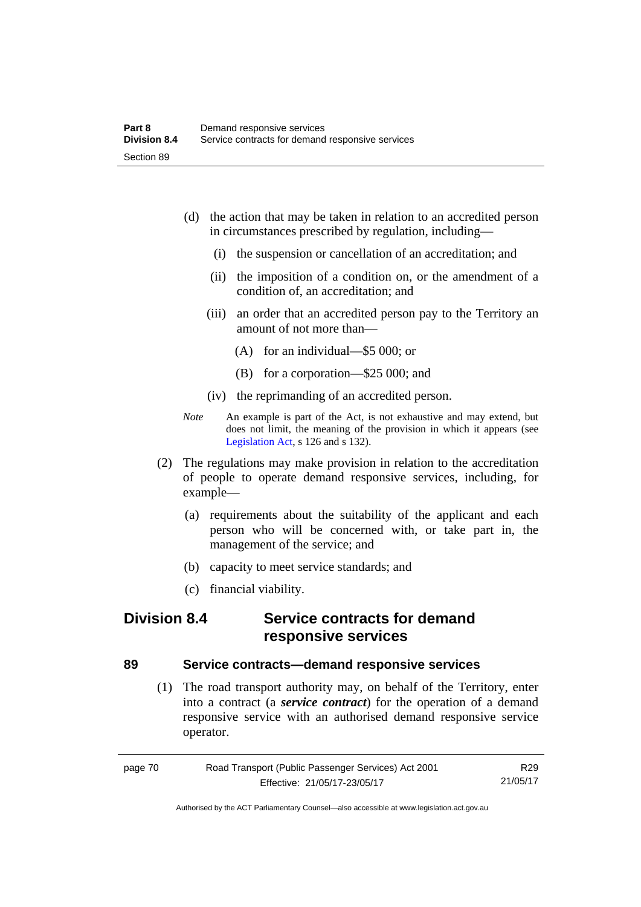(d) the action that may be taken in relation to an accredited person in circumstances prescribed by regulation, including—

  (i) the suspension or cancellation of an accreditation; and

  (ii) the imposition of a condition on, or the amendment of a condition of, an accreditation; and

  (iii) an order that an accredited person pay to the Territory an amount of not more than—

    (A) for an individual—$5 000; or

    (B) for a corporation—$25 000; and

  (iv) the reprimanding of an accredited person.

*Note* An example is part of the Act, is not exhaustive and may extend, but does not limit, the meaning of the provision in which it appears (see Legislation Act, s 126 and s 132).

(2) The regulations may make provision in relation to the accreditation of people to operate demand responsive services, including, for example—

(a) requirements about the suitability of the applicant and each person who will be concerned with, or take part in, the management of the service; and

(b) capacity to meet service standards; and

(c) financial viability.

## Division 8.4 Service contracts for demand responsive services

### 89 Service contracts—demand responsive services

(1) The road transport authority may, on behalf of the Territory, enter into a contract (a ***service contract***) for the operation of a demand responsive service with an authorised demand responsive service operator.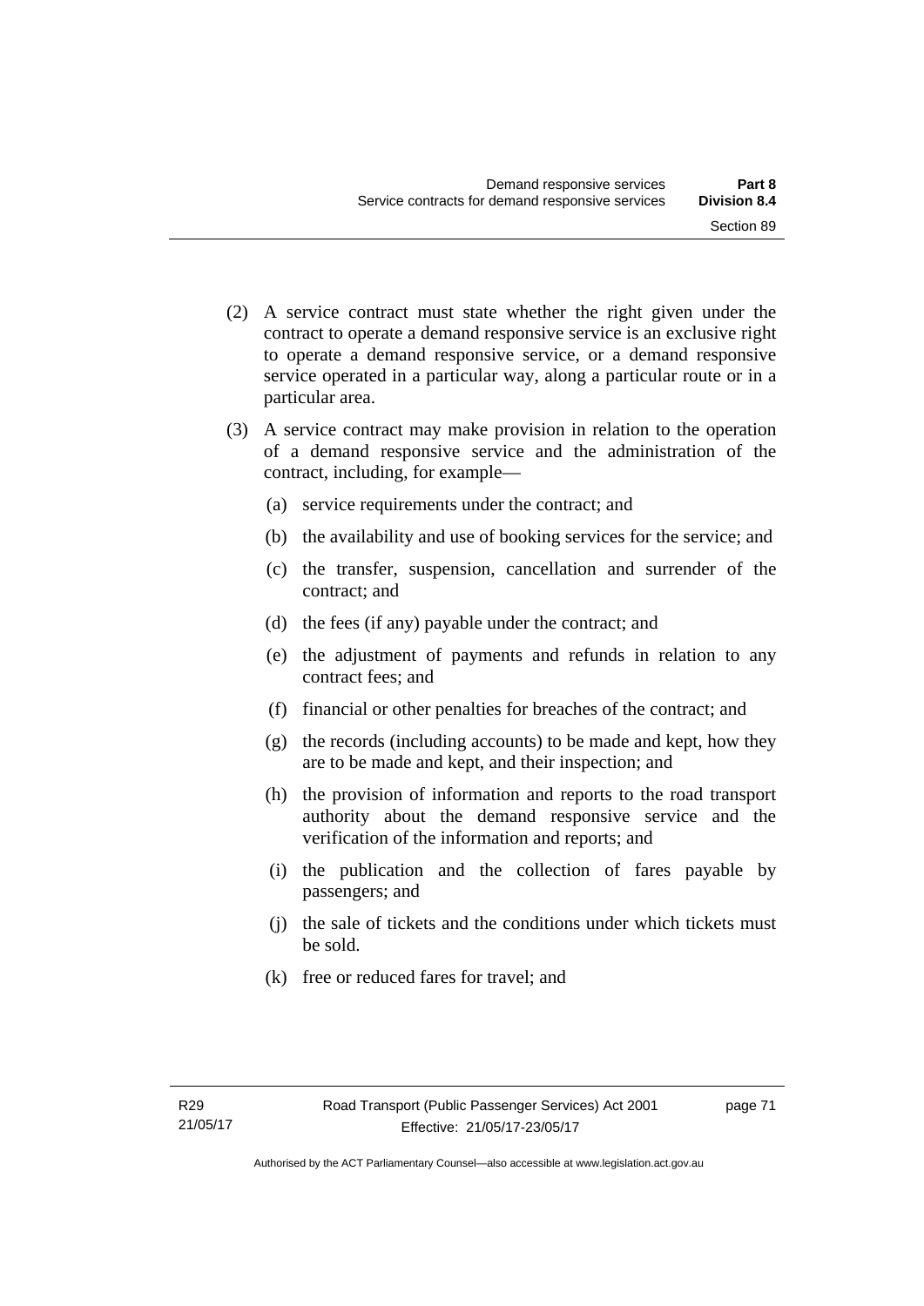(2) A service contract must state whether the right given under the contract to operate a demand responsive service is an exclusive right to operate a demand responsive service, or a demand responsive service operated in a particular way, along a particular route or in a particular area.

(3) A service contract may make provision in relation to the operation of a demand responsive service and the administration of the contract, including, for example—

(a) service requirements under the contract; and

(b) the availability and use of booking services for the service; and

(c) the transfer, suspension, cancellation and surrender of the contract; and

(d) the fees (if any) payable under the contract; and

(e) the adjustment of payments and refunds in relation to any contract fees; and

(f) financial or other penalties for breaches of the contract; and

(g) the records (including accounts) to be made and kept, how they are to be made and kept, and their inspection; and

(h) the provision of information and reports to the road transport authority about the demand responsive service and the verification of the information and reports; and

(i) the publication and the collection of fares payable by passengers; and

(j) the sale of tickets and the conditions under which tickets must be sold.

(k) free or reduced fares for travel; and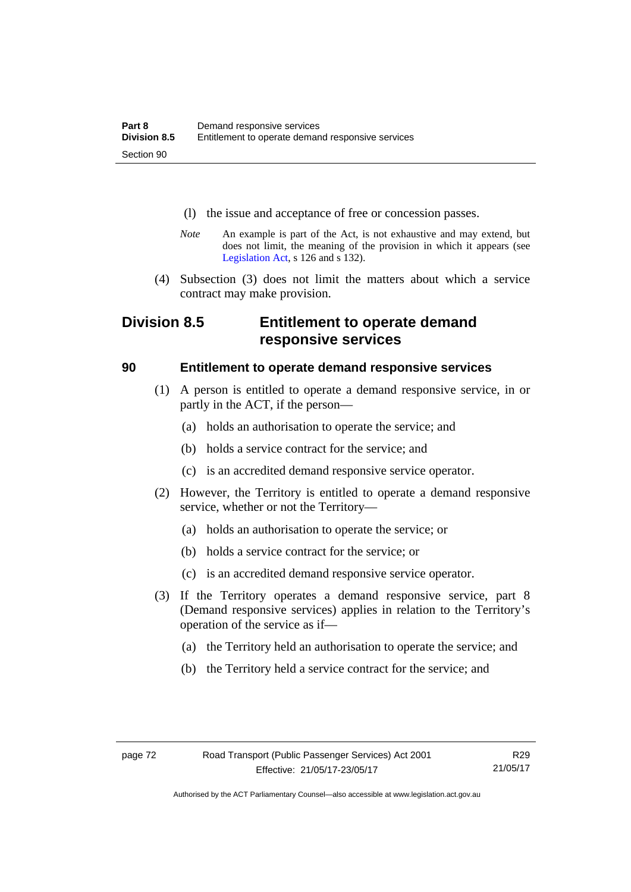(l) the issue and acceptance of free or concession passes.

*Note* An example is part of the Act, is not exhaustive and may extend, but does not limit, the meaning of the provision in which it appears (see Legislation Act, s 126 and s 132).

(4) Subsection (3) does not limit the matters about which a service contract may make provision.

## Division 8.5 Entitlement to operate demand responsive services

### 90 Entitlement to operate demand responsive services

(1) A person is entitled to operate a demand responsive service, in or partly in the ACT, if the person—

(a) holds an authorisation to operate the service; and

(b) holds a service contract for the service; and

(c) is an accredited demand responsive service operator.

(2) However, the Territory is entitled to operate a demand responsive service, whether or not the Territory—

(a) holds an authorisation to operate the service; or

(b) holds a service contract for the service; or

(c) is an accredited demand responsive service operator.

(3) If the Territory operates a demand responsive service, part 8 (Demand responsive services) applies in relation to the Territory's operation of the service as if—

(a) the Territory held an authorisation to operate the service; and

(b) the Territory held a service contract for the service; and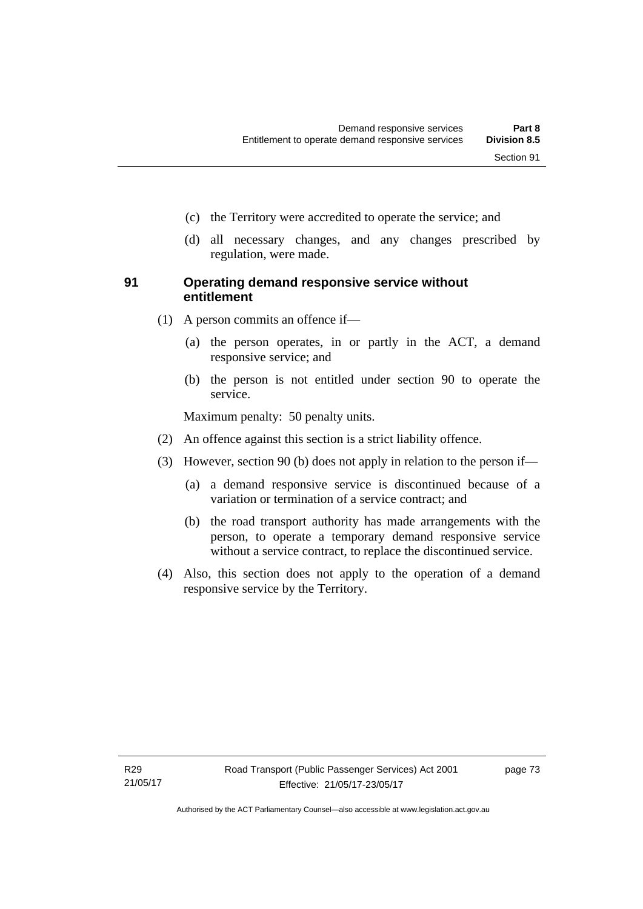(c) the Territory were accredited to operate the service; and

(d) all necessary changes, and any changes prescribed by regulation, were made.

## 91 Operating demand responsive service without entitlement

(1) A person commits an offence if—

(a) the person operates, in or partly in the ACT, a demand responsive service; and

(b) the person is not entitled under section 90 to operate the service.

Maximum penalty: 50 penalty units.

(2) An offence against this section is a strict liability offence.

(3) However, section 90 (b) does not apply in relation to the person if—

(a) a demand responsive service is discontinued because of a variation or termination of a service contract; and

(b) the road transport authority has made arrangements with the person, to operate a temporary demand responsive service without a service contract, to replace the discontinued service.

(4) Also, this section does not apply to the operation of a demand responsive service by the Territory.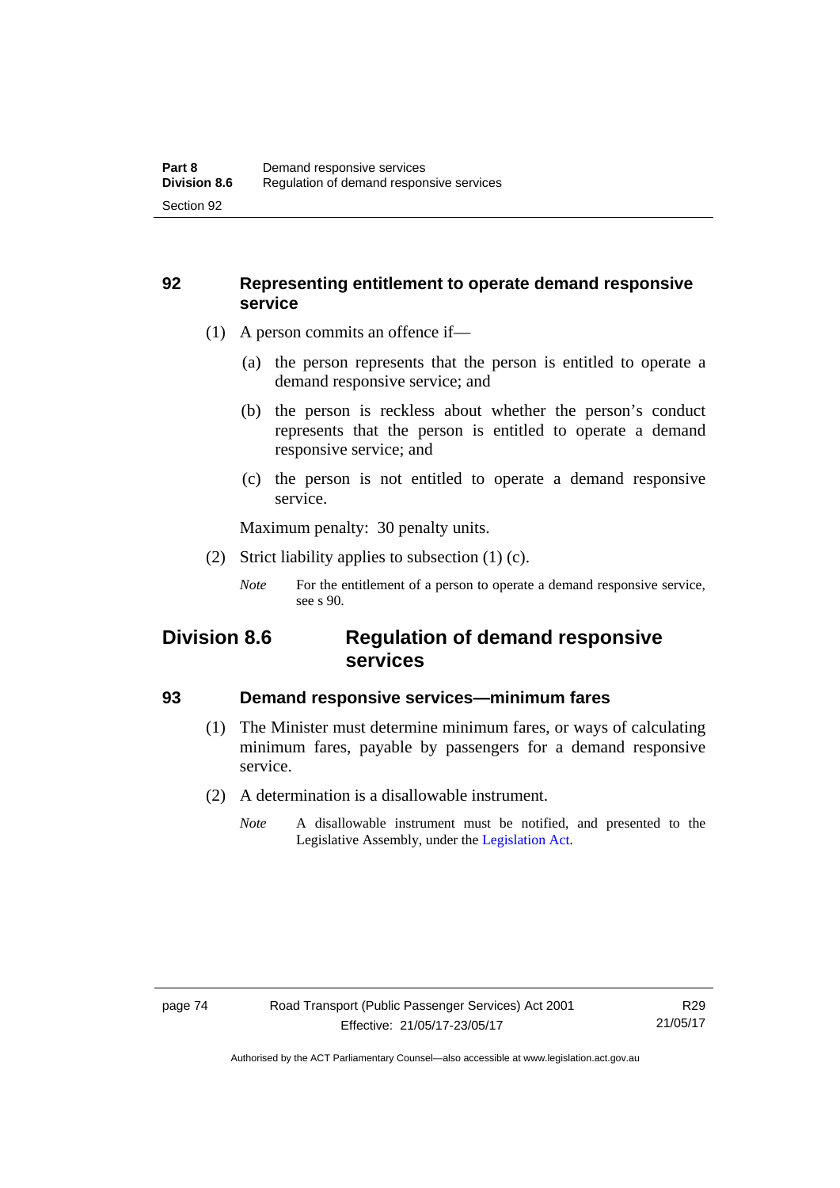### 92 Representing entitlement to operate demand responsive service

(1) A person commits an offence if—

(a) the person represents that the person is entitled to operate a demand responsive service; and

(b) the person is reckless about whether the person's conduct represents that the person is entitled to operate a demand responsive service; and

(c) the person is not entitled to operate a demand responsive service.

Maximum penalty: 30 penalty units.

(2) Strict liability applies to subsection (1) (c).

*Note* For the entitlement of a person to operate a demand responsive service, see s 90.

## Division 8.6 Regulation of demand responsive services

### 93 Demand responsive services—minimum fares

(1) The Minister must determine minimum fares, or ways of calculating minimum fares, payable by passengers for a demand responsive service.

(2) A determination is a disallowable instrument.

*Note* A disallowable instrument must be notified, and presented to the Legislative Assembly, under the Legislation Act.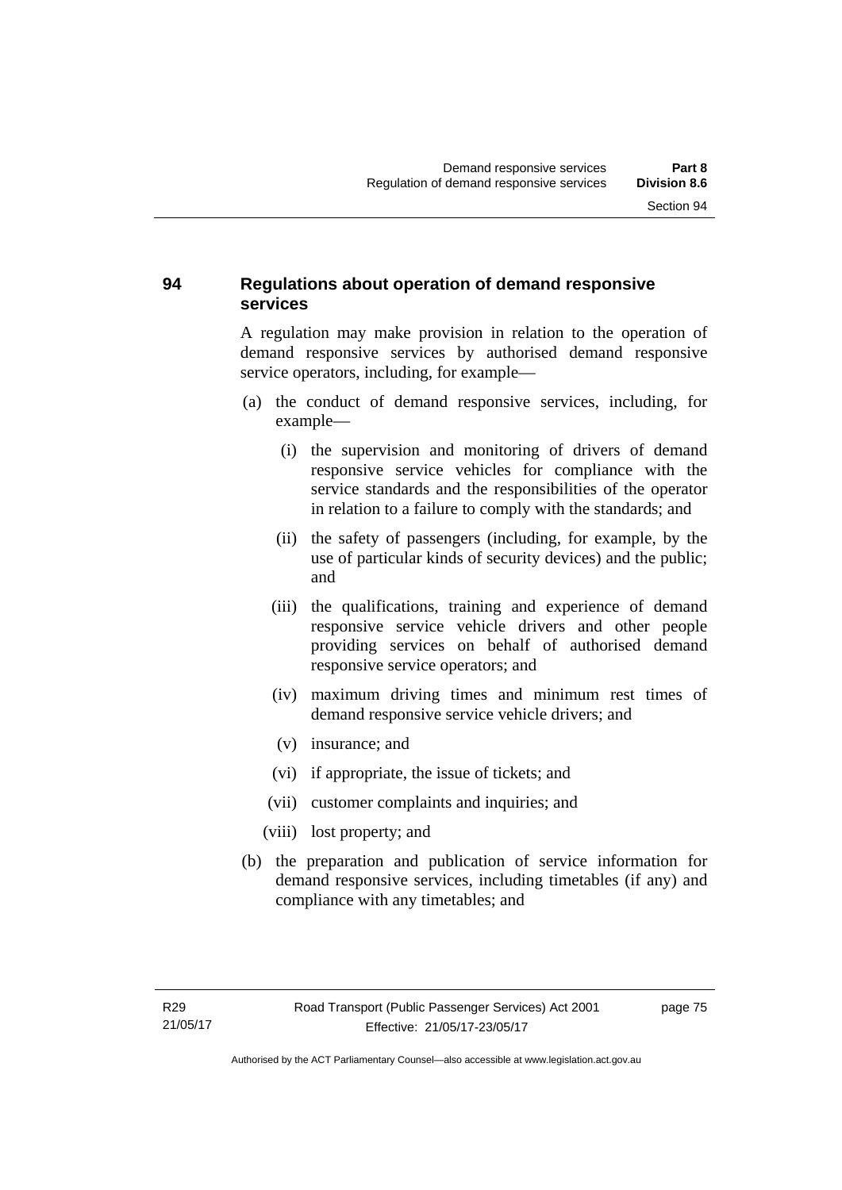## 94 Regulations about operation of demand responsive services

A regulation may make provision in relation to the operation of demand responsive services by authorised demand responsive service operators, including, for example—

(a) the conduct of demand responsive services, including, for example—

  (i) the supervision and monitoring of drivers of demand responsive service vehicles for compliance with the service standards and the responsibilities of the operator in relation to a failure to comply with the standards; and

  (ii) the safety of passengers (including, for example, by the use of particular kinds of security devices) and the public; and

  (iii) the qualifications, training and experience of demand responsive service vehicle drivers and other people providing services on behalf of authorised demand responsive service operators; and

  (iv) maximum driving times and minimum rest times of demand responsive service vehicle drivers; and

  (v) insurance; and

  (vi) if appropriate, the issue of tickets; and

  (vii) customer complaints and inquiries; and

  (viii) lost property; and

(b) the preparation and publication of service information for demand responsive services, including timetables (if any) and compliance with any timetables; and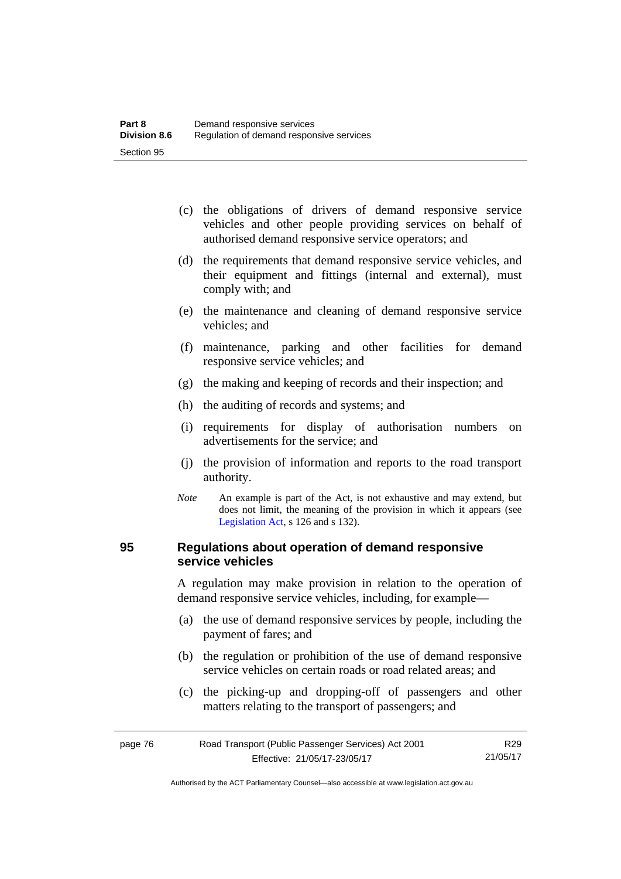(c) the obligations of drivers of demand responsive service vehicles and other people providing services on behalf of authorised demand responsive service operators; and

(d) the requirements that demand responsive service vehicles, and their equipment and fittings (internal and external), must comply with; and

(e) the maintenance and cleaning of demand responsive service vehicles; and

(f) maintenance, parking and other facilities for demand responsive service vehicles; and

(g) the making and keeping of records and their inspection; and

(h) the auditing of records and systems; and

(i) requirements for display of authorisation numbers on advertisements for the service; and

(j) the provision of information and reports to the road transport authority.

*Note* An example is part of the Act, is not exhaustive and may extend, but does not limit, the meaning of the provision in which it appears (see Legislation Act, s 126 and s 132).

## 95 Regulations about operation of demand responsive service vehicles

A regulation may make provision in relation to the operation of demand responsive service vehicles, including, for example—

(a) the use of demand responsive services by people, including the payment of fares; and

(b) the regulation or prohibition of the use of demand responsive service vehicles on certain roads or road related areas; and

(c) the picking-up and dropping-off of passengers and other matters relating to the transport of passengers; and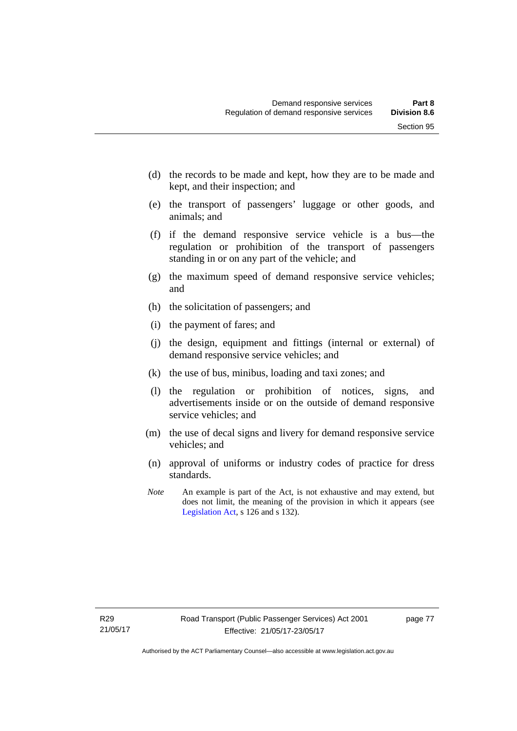(d) the records to be made and kept, how they are to be made and kept, and their inspection; and

(e) the transport of passengers' luggage or other goods, and animals; and

(f) if the demand responsive service vehicle is a bus—the regulation or prohibition of the transport of passengers standing in or on any part of the vehicle; and

(g) the maximum speed of demand responsive service vehicles; and

(h) the solicitation of passengers; and

(i) the payment of fares; and

(j) the design, equipment and fittings (internal or external) of demand responsive service vehicles; and

(k) the use of bus, minibus, loading and taxi zones; and

(l) the regulation or prohibition of notices, signs, and advertisements inside or on the outside of demand responsive service vehicles; and

(m) the use of decal signs and livery for demand responsive service vehicles; and

(n) approval of uniforms or industry codes of practice for dress standards.

*Note* An example is part of the Act, is not exhaustive and may extend, but does not limit, the meaning of the provision in which it appears (see Legislation Act, s 126 and s 132).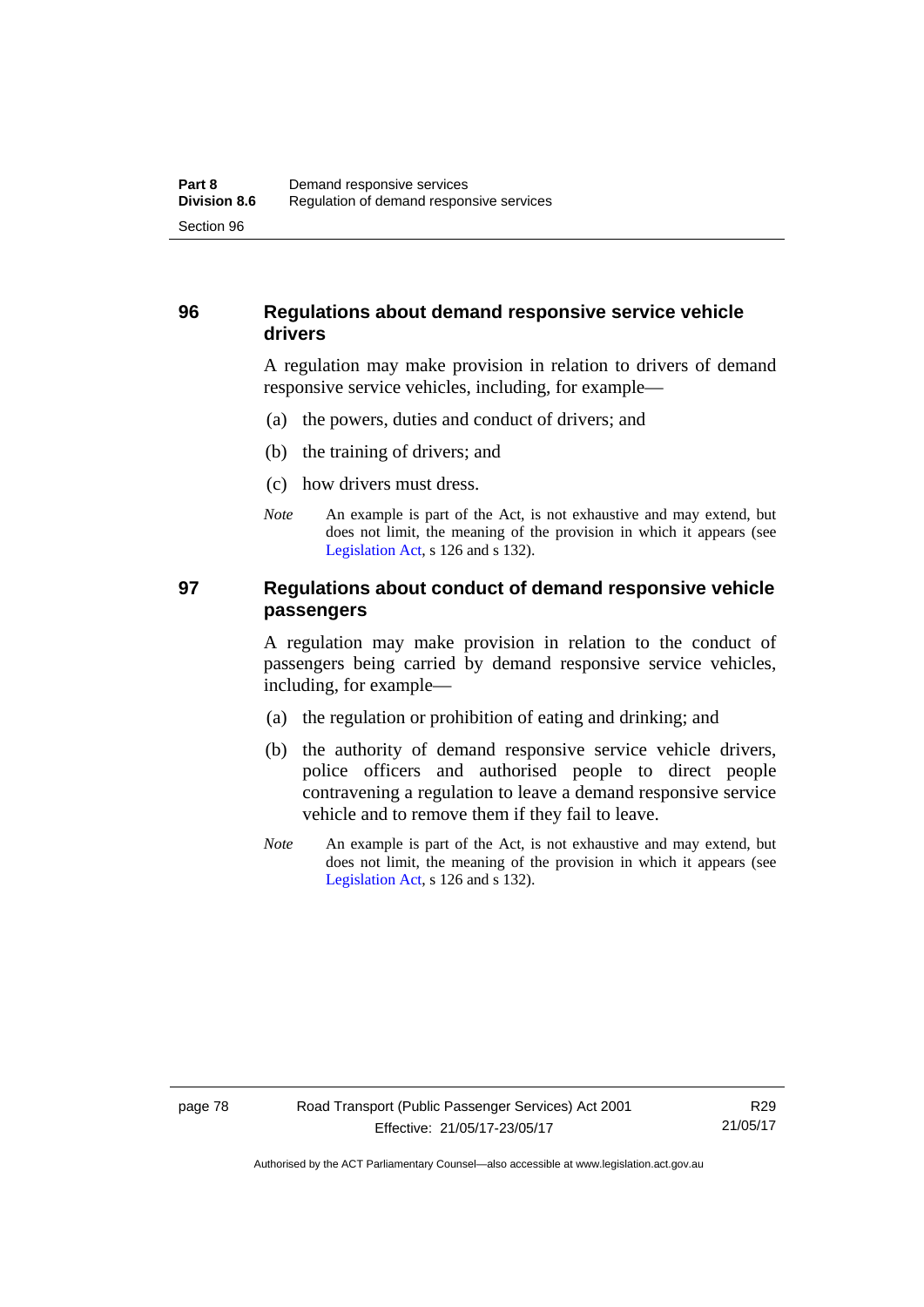## 96 Regulations about demand responsive service vehicle drivers

A regulation may make provision in relation to drivers of demand responsive service vehicles, including, for example—

(a) the powers, duties and conduct of drivers; and

(b) the training of drivers; and

(c) how drivers must dress.

*Note* An example is part of the Act, is not exhaustive and may extend, but does not limit, the meaning of the provision in which it appears (see Legislation Act, s 126 and s 132).

## 97 Regulations about conduct of demand responsive vehicle passengers

A regulation may make provision in relation to the conduct of passengers being carried by demand responsive service vehicles, including, for example—

(a) the regulation or prohibition of eating and drinking; and

(b) the authority of demand responsive service vehicle drivers, police officers and authorised people to direct people contravening a regulation to leave a demand responsive service vehicle and to remove them if they fail to leave.

*Note* An example is part of the Act, is not exhaustive and may extend, but does not limit, the meaning of the provision in which it appears (see Legislation Act, s 126 and s 132).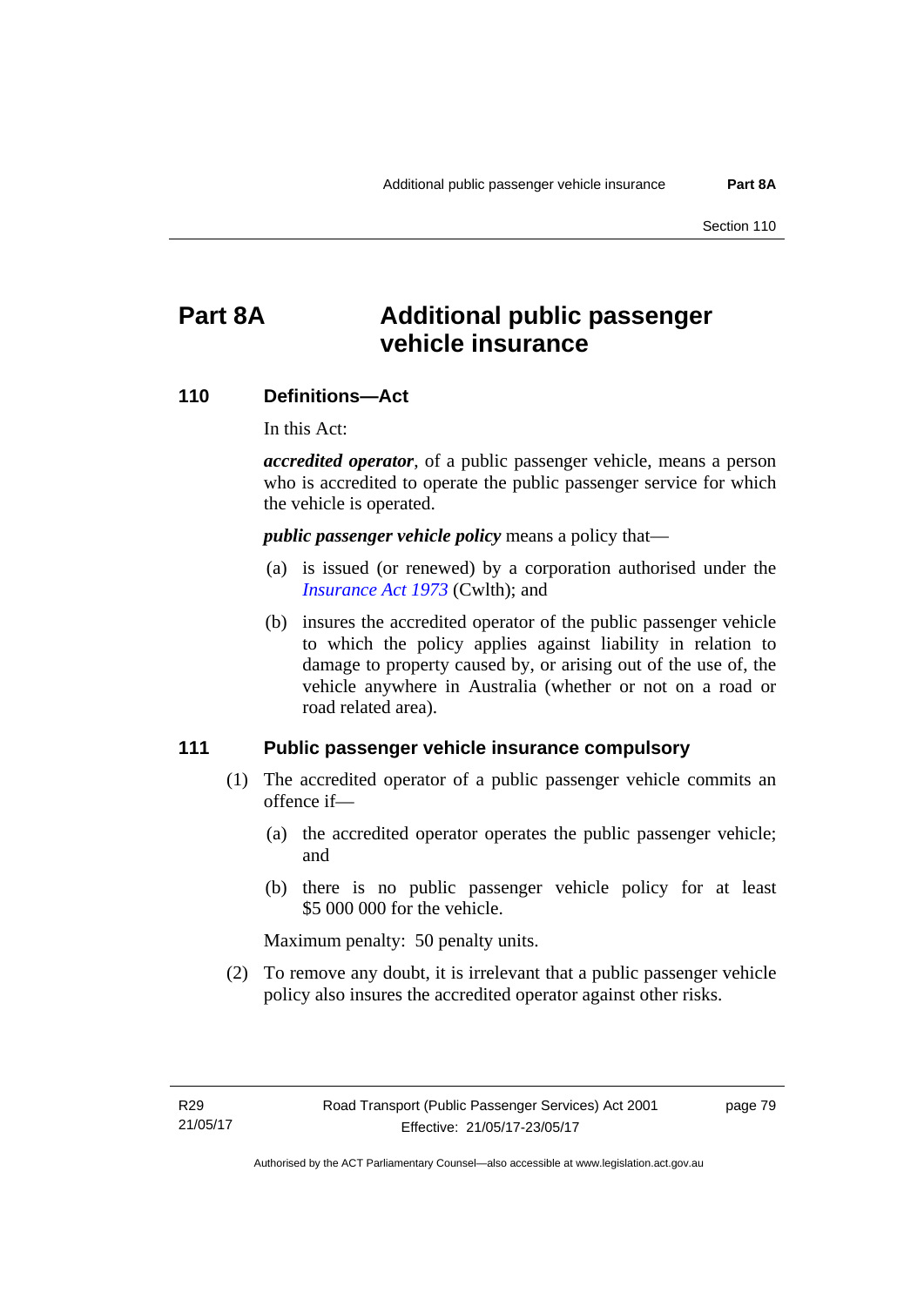# Part 8A Additional public passenger vehicle insurance

## 110 Definitions—Act

In this Act:

***accredited operator***, of a public passenger vehicle, means a person who is accredited to operate the public passenger service for which the vehicle is operated.

***public passenger vehicle policy*** means a policy that—

(a) is issued (or renewed) by a corporation authorised under the *Insurance Act 1973* (Cwlth); and

(b) insures the accredited operator of the public passenger vehicle to which the policy applies against liability in relation to damage to property caused by, or arising out of the use of, the vehicle anywhere in Australia (whether or not on a road or road related area).

## 111 Public passenger vehicle insurance compulsory

(1) The accredited operator of a public passenger vehicle commits an offence if—

(a) the accredited operator operates the public passenger vehicle; and

(b) there is no public passenger vehicle policy for at least $5 000 000 for the vehicle.

Maximum penalty: 50 penalty units.

(2) To remove any doubt, it is irrelevant that a public passenger vehicle policy also insures the accredited operator against other risks.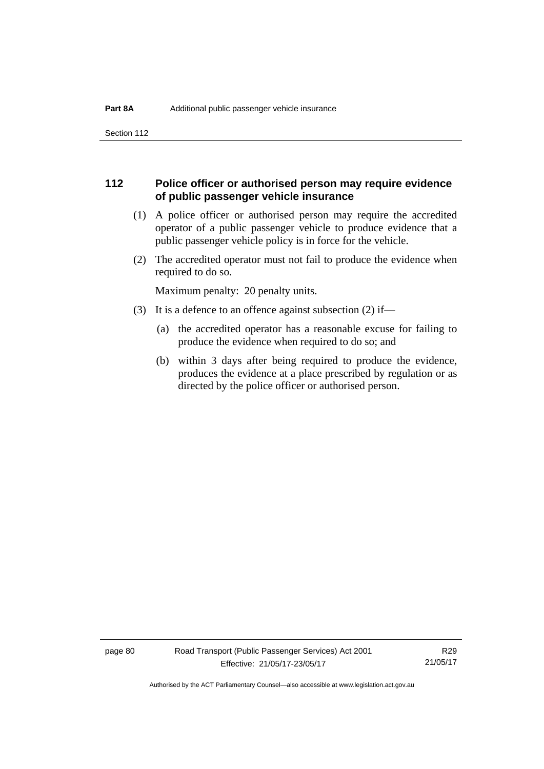## 112 Police officer or authorised person may require evidence of public passenger vehicle insurance

(1) A police officer or authorised person may require the accredited operator of a public passenger vehicle to produce evidence that a public passenger vehicle policy is in force for the vehicle.

(2) The accredited operator must not fail to produce the evidence when required to do so.

Maximum penalty: 20 penalty units.

(3) It is a defence to an offence against subsection (2) if—

(a) the accredited operator has a reasonable excuse for failing to produce the evidence when required to do so; and

(b) within 3 days after being required to produce the evidence, produces the evidence at a place prescribed by regulation or as directed by the police officer or authorised person.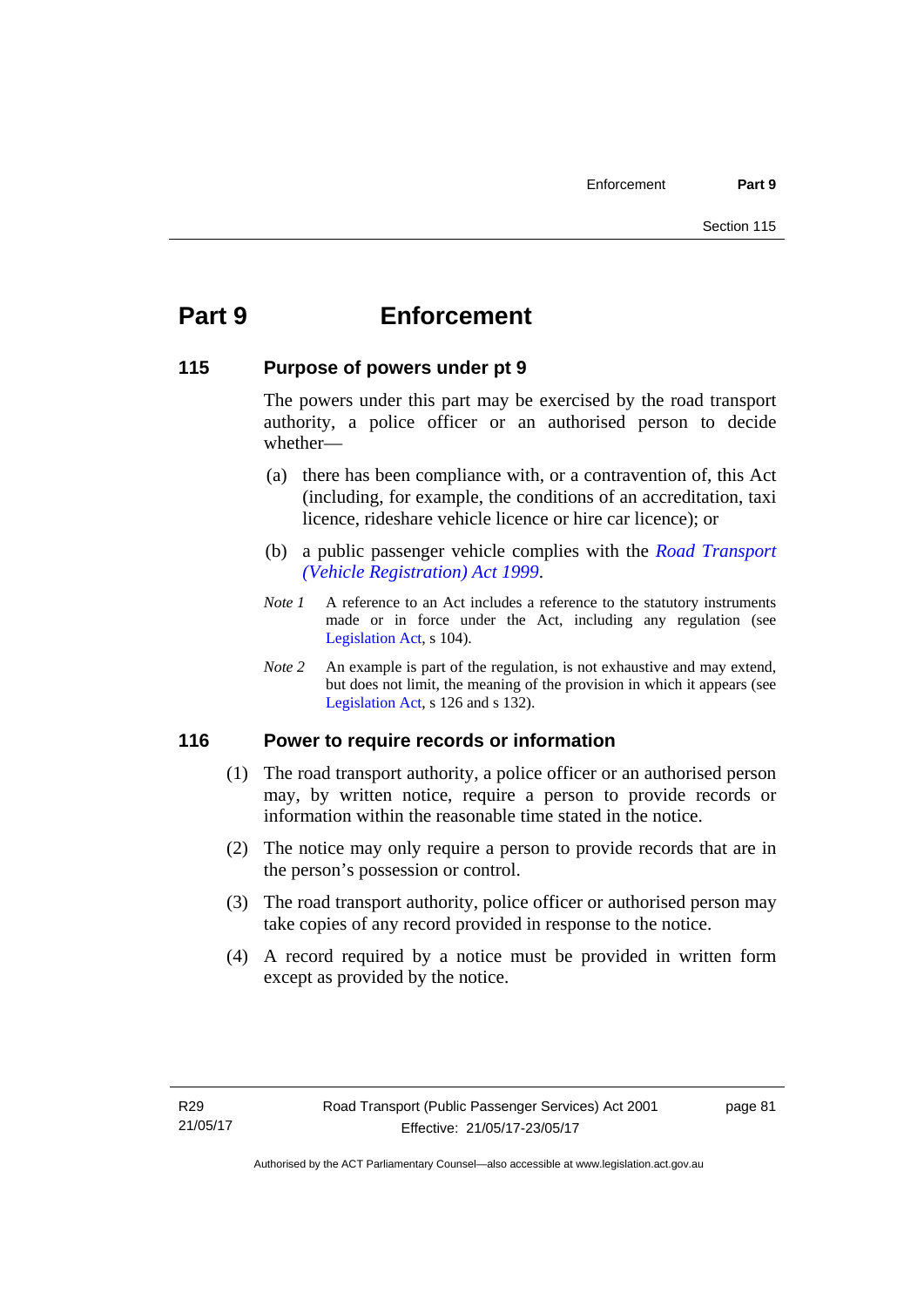# Part 9 Enforcement

## 115 Purpose of powers under pt 9

The powers under this part may be exercised by the road transport authority, a police officer or an authorised person to decide whether—

(a) there has been compliance with, or a contravention of, this Act (including, for example, the conditions of an accreditation, taxi licence, rideshare vehicle licence or hire car licence); or

(b) a public passenger vehicle complies with the *Road Transport (Vehicle Registration) Act 1999*.

*Note 1* A reference to an Act includes a reference to the statutory instruments made or in force under the Act, including any regulation (see Legislation Act, s 104).

*Note 2* An example is part of the regulation, is not exhaustive and may extend, but does not limit, the meaning of the provision in which it appears (see Legislation Act, s 126 and s 132).

## 116 Power to require records or information

(1) The road transport authority, a police officer or an authorised person may, by written notice, require a person to provide records or information within the reasonable time stated in the notice.

(2) The notice may only require a person to provide records that are in the person's possession or control.

(3) The road transport authority, police officer or authorised person may take copies of any record provided in response to the notice.

(4) A record required by a notice must be provided in written form except as provided by the notice.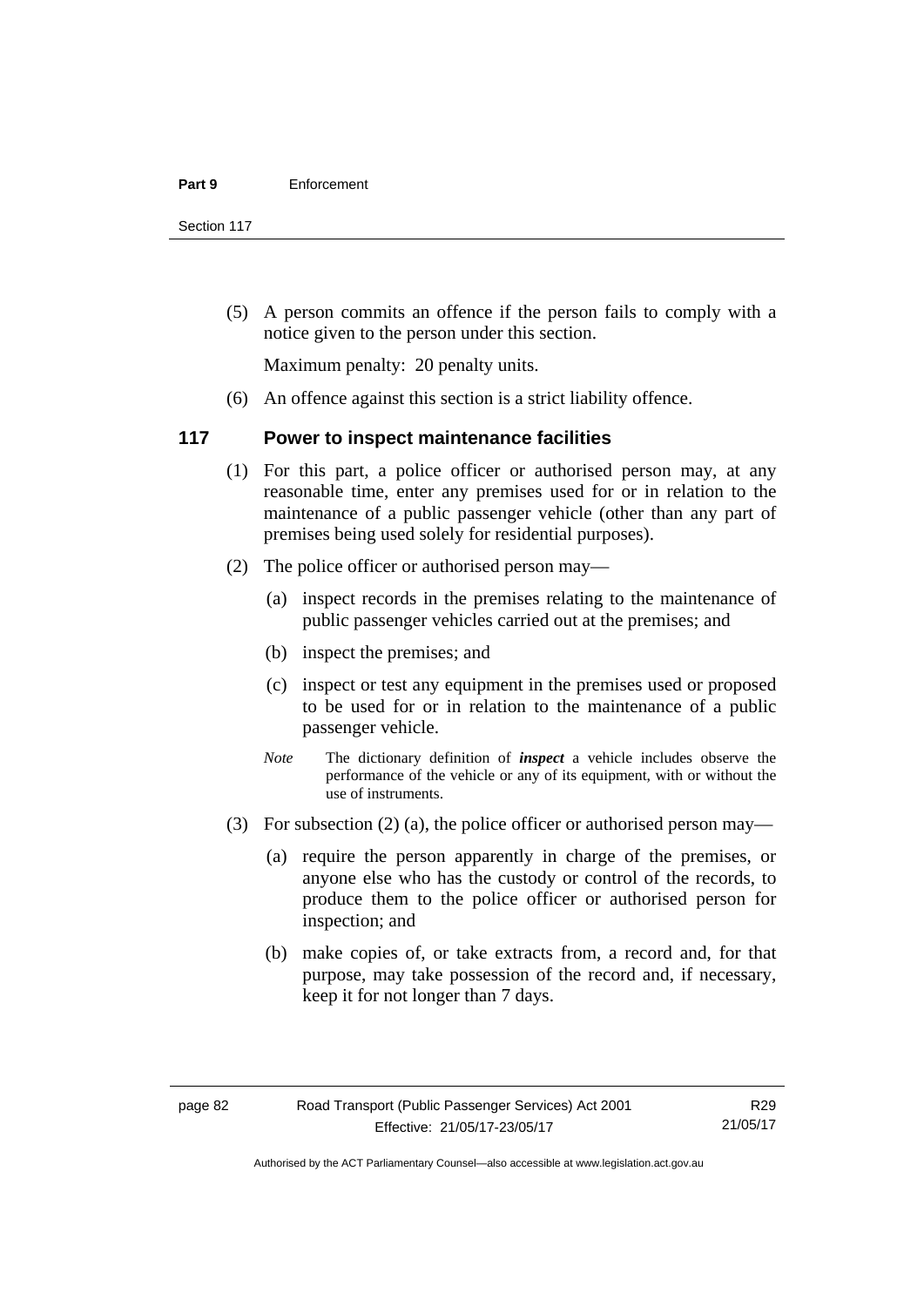(5) A person commits an offence if the person fails to comply with a notice given to the person under this section.

Maximum penalty: 20 penalty units.

(6) An offence against this section is a strict liability offence.

### 117 Power to inspect maintenance facilities

(1) For this part, a police officer or authorised person may, at any reasonable time, enter any premises used for or in relation to the maintenance of a public passenger vehicle (other than any part of premises being used solely for residential purposes).

(2) The police officer or authorised person may—

(a) inspect records in the premises relating to the maintenance of public passenger vehicles carried out at the premises; and

(b) inspect the premises; and

(c) inspect or test any equipment in the premises used or proposed to be used for or in relation to the maintenance of a public passenger vehicle.

*Note* The dictionary definition of ***inspect*** a vehicle includes observe the performance of the vehicle or any of its equipment, with or without the use of instruments.

(3) For subsection (2) (a), the police officer or authorised person may—

(a) require the person apparently in charge of the premises, or anyone else who has the custody or control of the records, to produce them to the police officer or authorised person for inspection; and

(b) make copies of, or take extracts from, a record and, for that purpose, may take possession of the record and, if necessary, keep it for not longer than 7 days.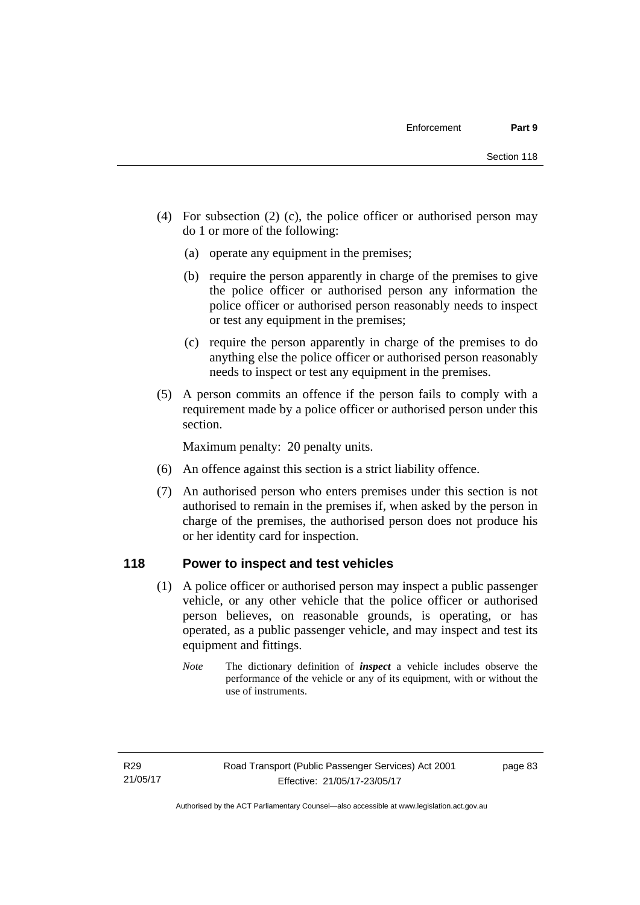(4) For subsection (2) (c), the police officer or authorised person may do 1 or more of the following:

(a) operate any equipment in the premises;

(b) require the person apparently in charge of the premises to give the police officer or authorised person any information the police officer or authorised person reasonably needs to inspect or test any equipment in the premises;

(c) require the person apparently in charge of the premises to do anything else the police officer or authorised person reasonably needs to inspect or test any equipment in the premises.

(5) A person commits an offence if the person fails to comply with a requirement made by a police officer or authorised person under this section.

Maximum penalty: 20 penalty units.

(6) An offence against this section is a strict liability offence.

(7) An authorised person who enters premises under this section is not authorised to remain in the premises if, when asked by the person in charge of the premises, the authorised person does not produce his or her identity card for inspection.

## 118 Power to inspect and test vehicles

(1) A police officer or authorised person may inspect a public passenger vehicle, or any other vehicle that the police officer or authorised person believes, on reasonable grounds, is operating, or has operated, as a public passenger vehicle, and may inspect and test its equipment and fittings.

*Note* The dictionary definition of ***inspect*** a vehicle includes observe the performance of the vehicle or any of its equipment, with or without the use of instruments.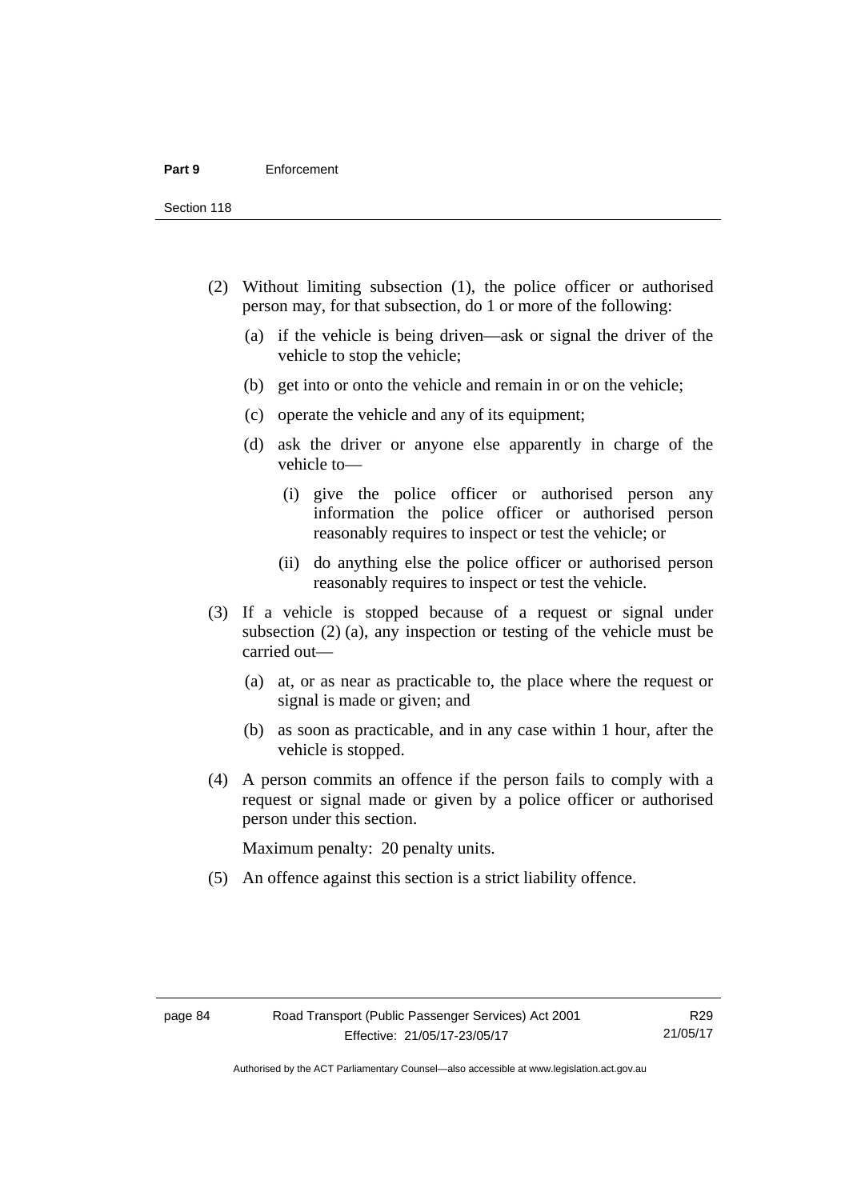(2) Without limiting subsection (1), the police officer or authorised person may, for that subsection, do 1 or more of the following:

   (a) if the vehicle is being driven—ask or signal the driver of the vehicle to stop the vehicle;

   (b) get into or onto the vehicle and remain in or on the vehicle;

   (c) operate the vehicle and any of its equipment;

   (d) ask the driver or anyone else apparently in charge of the vehicle to—

      (i) give the police officer or authorised person any information the police officer or authorised person reasonably requires to inspect or test the vehicle; or

      (ii) do anything else the police officer or authorised person reasonably requires to inspect or test the vehicle.

(3) If a vehicle is stopped because of a request or signal under subsection (2) (a), any inspection or testing of the vehicle must be carried out—

   (a) at, or as near as practicable to, the place where the request or signal is made or given; and

   (b) as soon as practicable, and in any case within 1 hour, after the vehicle is stopped.

(4) A person commits an offence if the person fails to comply with a request or signal made or given by a police officer or authorised person under this section.

Maximum penalty: 20 penalty units.

(5) An offence against this section is a strict liability offence.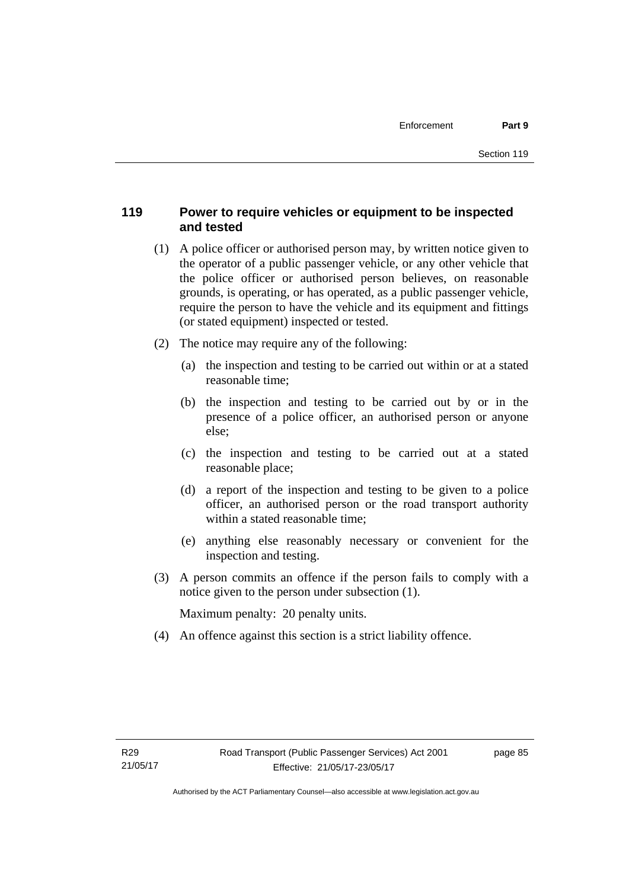## 119 Power to require vehicles or equipment to be inspected and tested

(1) A police officer or authorised person may, by written notice given to the operator of a public passenger vehicle, or any other vehicle that the police officer or authorised person believes, on reasonable grounds, is operating, or has operated, as a public passenger vehicle, require the person to have the vehicle and its equipment and fittings (or stated equipment) inspected or tested.

(2) The notice may require any of the following:

(a) the inspection and testing to be carried out within or at a stated reasonable time;

(b) the inspection and testing to be carried out by or in the presence of a police officer, an authorised person or anyone else;

(c) the inspection and testing to be carried out at a stated reasonable place;

(d) a report of the inspection and testing to be given to a police officer, an authorised person or the road transport authority within a stated reasonable time;

(e) anything else reasonably necessary or convenient for the inspection and testing.

(3) A person commits an offence if the person fails to comply with a notice given to the person under subsection (1).

Maximum penalty: 20 penalty units.

(4) An offence against this section is a strict liability offence.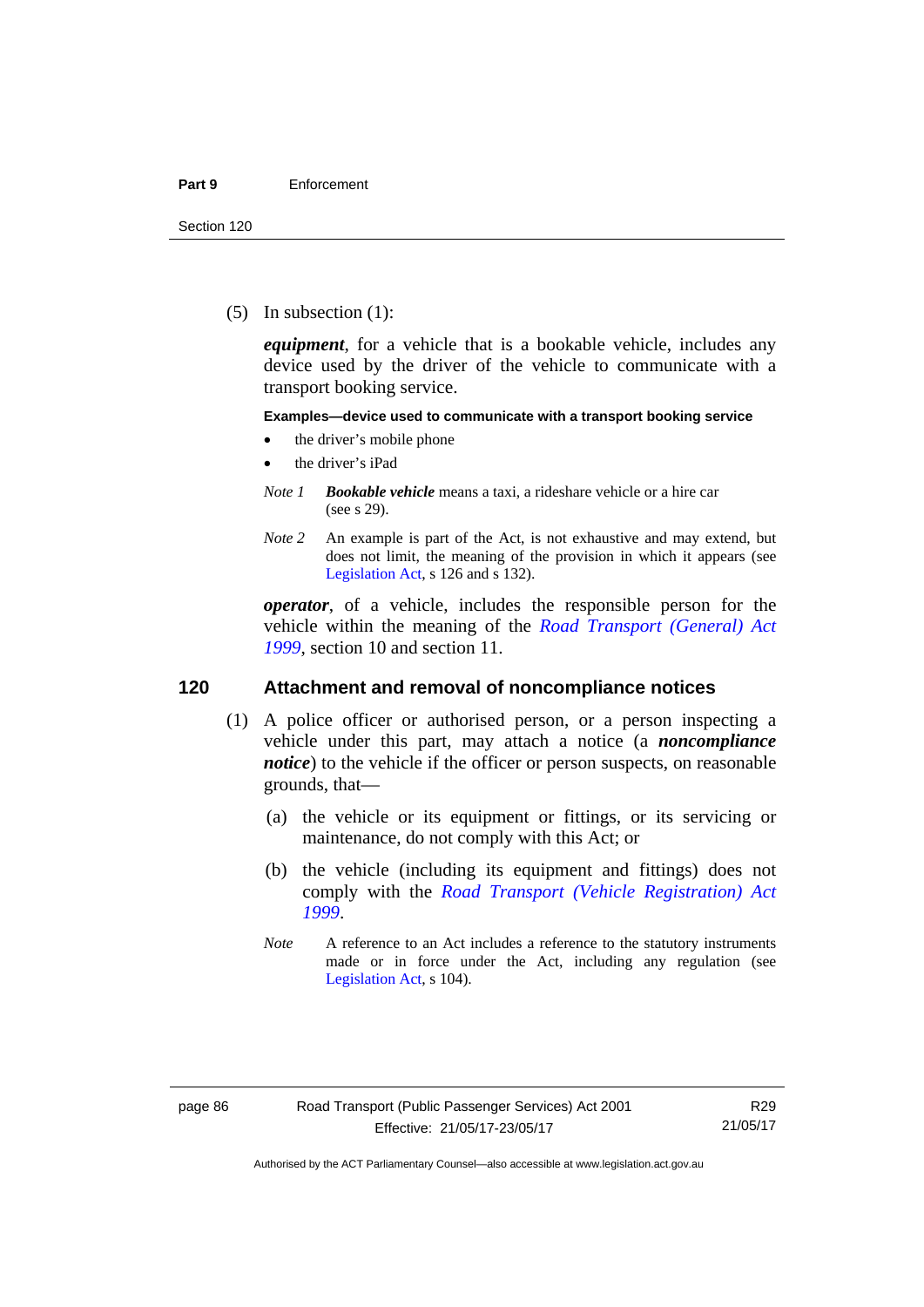(5) In subsection (1):

***equipment***, for a vehicle that is a bookable vehicle, includes any device used by the driver of the vehicle to communicate with a transport booking service.

**Examples—device used to communicate with a transport booking service**

- the driver's mobile phone
- the driver's iPad

*Note 1* ***Bookable vehicle*** means a taxi, a rideshare vehicle or a hire car (see s 29).

*Note 2* An example is part of the Act, is not exhaustive and may extend, but does not limit, the meaning of the provision in which it appears (see Legislation Act, s 126 and s 132).

***operator***, of a vehicle, includes the responsible person for the vehicle within the meaning of the *Road Transport (General) Act 1999*, section 10 and section 11.

## 120 Attachment and removal of noncompliance notices

(1) A police officer or authorised person, or a person inspecting a vehicle under this part, may attach a notice (a ***noncompliance notice***) to the vehicle if the officer or person suspects, on reasonable grounds, that—

(a) the vehicle or its equipment or fittings, or its servicing or maintenance, do not comply with this Act; or

(b) the vehicle (including its equipment and fittings) does not comply with the *Road Transport (Vehicle Registration) Act 1999*.

*Note* A reference to an Act includes a reference to the statutory instruments made or in force under the Act, including any regulation (see Legislation Act, s 104).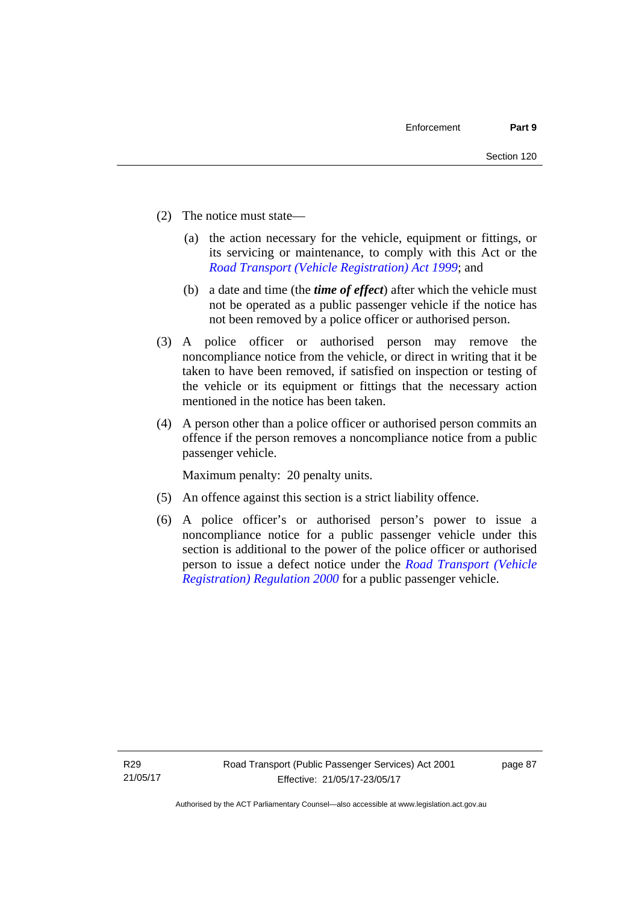(2) The notice must state—

(a) the action necessary for the vehicle, equipment or fittings, or its servicing or maintenance, to comply with this Act or the *Road Transport (Vehicle Registration) Act 1999*; and

(b) a date and time (the ***time of effect***) after which the vehicle must not be operated as a public passenger vehicle if the notice has not been removed by a police officer or authorised person.

(3) A police officer or authorised person may remove the noncompliance notice from the vehicle, or direct in writing that it be taken to have been removed, if satisfied on inspection or testing of the vehicle or its equipment or fittings that the necessary action mentioned in the notice has been taken.

(4) A person other than a police officer or authorised person commits an offence if the person removes a noncompliance notice from a public passenger vehicle.

Maximum penalty: 20 penalty units.

(5) An offence against this section is a strict liability offence.

(6) A police officer's or authorised person's power to issue a noncompliance notice for a public passenger vehicle under this section is additional to the power of the police officer or authorised person to issue a defect notice under the *Road Transport (Vehicle Registration) Regulation 2000* for a public passenger vehicle.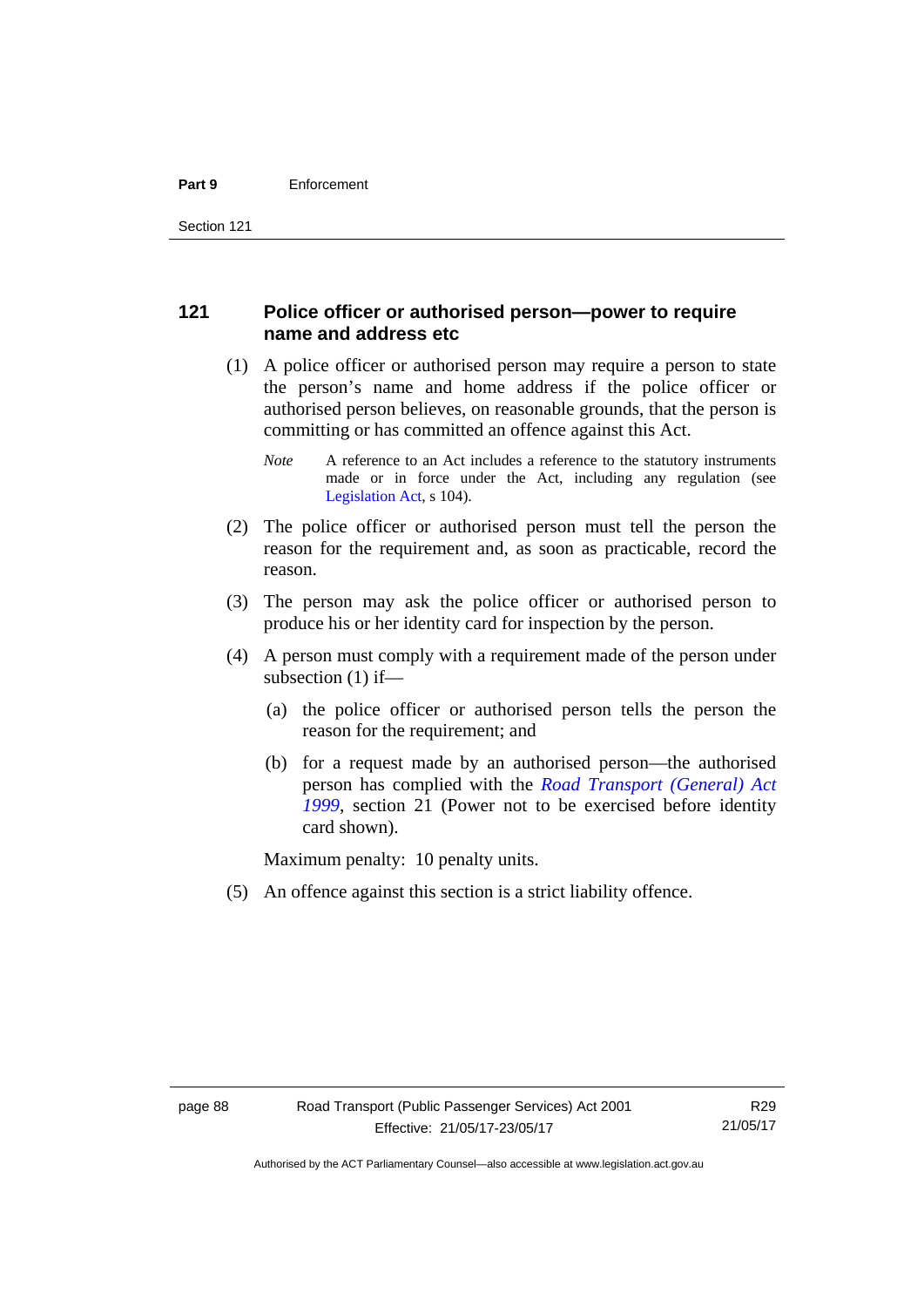## 121 Police officer or authorised person—power to require name and address etc

(1) A police officer or authorised person may require a person to state the person's name and home address if the police officer or authorised person believes, on reasonable grounds, that the person is committing or has committed an offence against this Act.

*Note* A reference to an Act includes a reference to the statutory instruments made or in force under the Act, including any regulation (see Legislation Act, s 104).

(2) The police officer or authorised person must tell the person the reason for the requirement and, as soon as practicable, record the reason.

(3) The person may ask the police officer or authorised person to produce his or her identity card for inspection by the person.

(4) A person must comply with a requirement made of the person under subsection (1) if—

(a) the police officer or authorised person tells the person the reason for the requirement; and

(b) for a request made by an authorised person—the authorised person has complied with the *Road Transport (General) Act 1999*, section 21 (Power not to be exercised before identity card shown).

Maximum penalty: 10 penalty units.

(5) An offence against this section is a strict liability offence.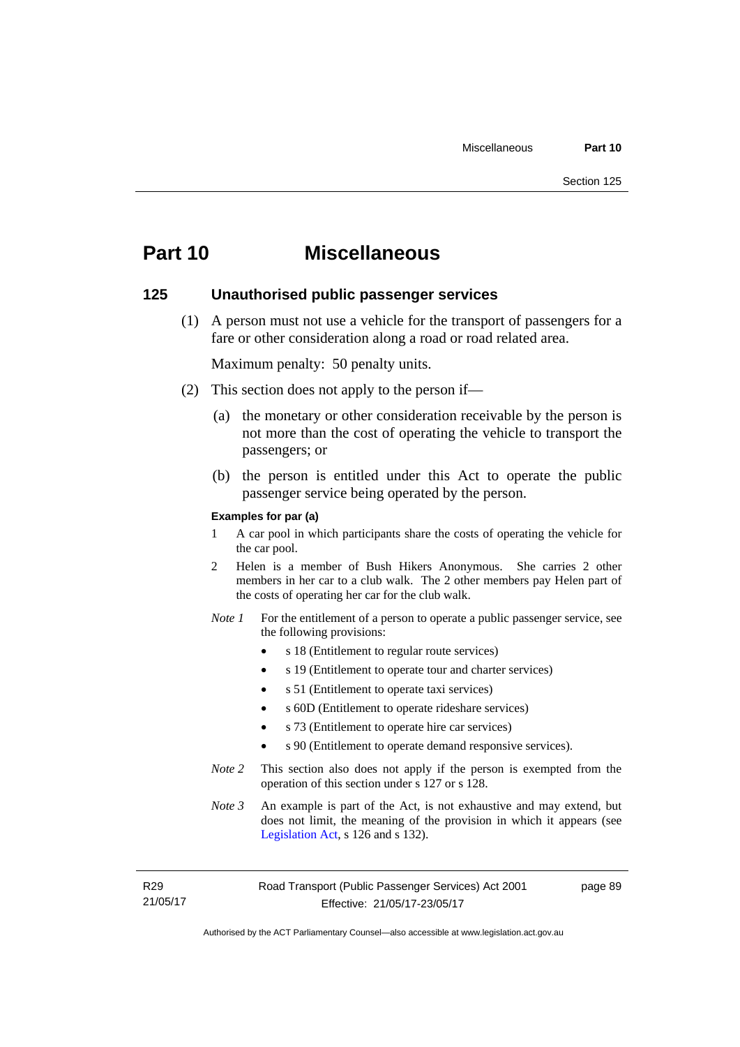# Part 10 Miscellaneous

## 125 Unauthorised public passenger services

(1) A person must not use a vehicle for the transport of passengers for a fare or other consideration along a road or road related area.

Maximum penalty: 50 penalty units.

(2) This section does not apply to the person if—

(a) the monetary or other consideration receivable by the person is not more than the cost of operating the vehicle to transport the passengers; or

(b) the person is entitled under this Act to operate the public passenger service being operated by the person.

**Examples for par (a)**

1. A car pool in which participants share the costs of operating the vehicle for the car pool.
2. Helen is a member of Bush Hikers Anonymous. She carries 2 other members in her car to a club walk. The 2 other members pay Helen part of the costs of operating her car for the club walk.

*Note 1* For the entitlement of a person to operate a public passenger service, see the following provisions:

- s 18 (Entitlement to regular route services)
- s 19 (Entitlement to operate tour and charter services)
- s 51 (Entitlement to operate taxi services)
- s 60D (Entitlement to operate rideshare services)
- s 73 (Entitlement to operate hire car services)
- s 90 (Entitlement to operate demand responsive services).

*Note 2* This section also does not apply if the person is exempted from the operation of this section under s 127 or s 128.

*Note 3* An example is part of the Act, is not exhaustive and may extend, but does not limit, the meaning of the provision in which it appears (see Legislation Act, s 126 and s 132).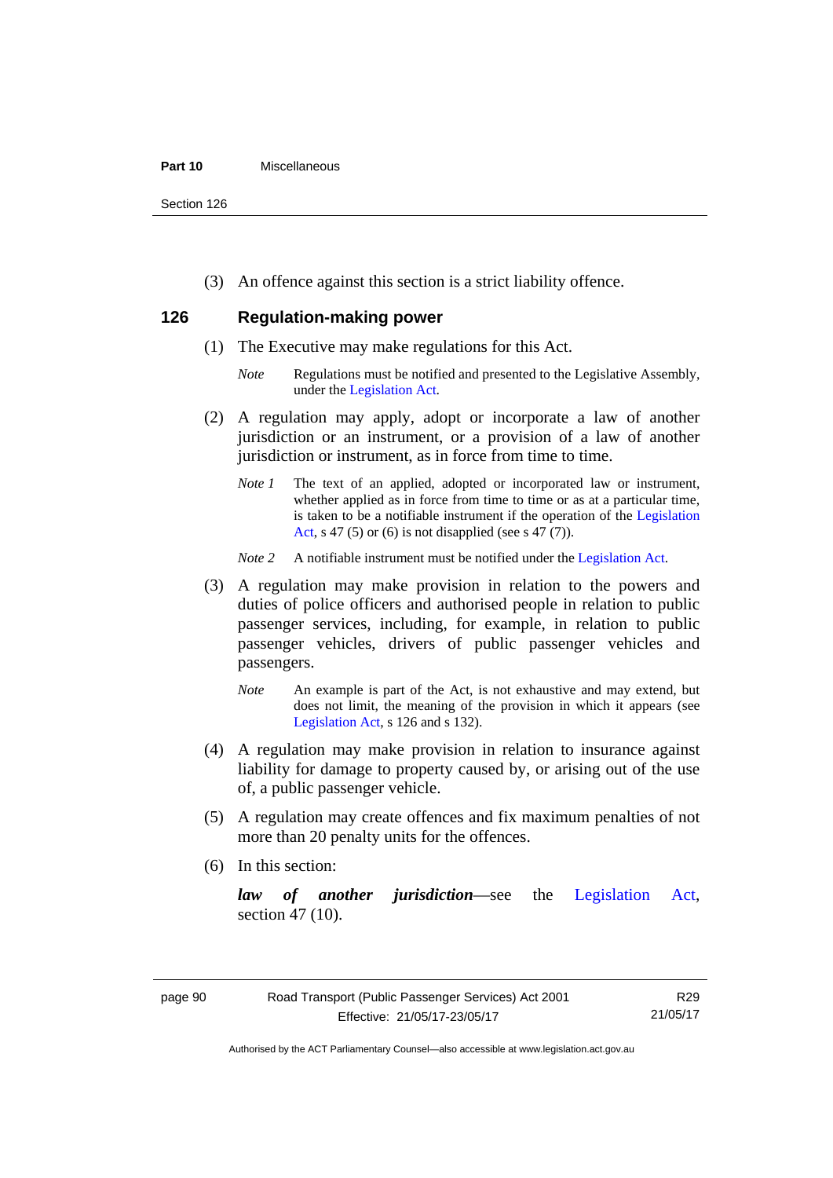(3) An offence against this section is a strict liability offence.

## 126 Regulation-making power

(1) The Executive may make regulations for this Act.

*Note* Regulations must be notified and presented to the Legislative Assembly, under the Legislation Act.

(2) A regulation may apply, adopt or incorporate a law of another jurisdiction or an instrument, or a provision of a law of another jurisdiction or instrument, as in force from time to time.

*Note 1* The text of an applied, adopted or incorporated law or instrument, whether applied as in force from time to time or as at a particular time, is taken to be a notifiable instrument if the operation of the Legislation Act, s 47 (5) or (6) is not disapplied (see s 47 (7)).

*Note 2* A notifiable instrument must be notified under the Legislation Act.

(3) A regulation may make provision in relation to the powers and duties of police officers and authorised people in relation to public passenger services, including, for example, in relation to public passenger vehicles, drivers of public passenger vehicles and passengers.

*Note* An example is part of the Act, is not exhaustive and may extend, but does not limit, the meaning of the provision in which it appears (see Legislation Act, s 126 and s 132).

(4) A regulation may make provision in relation to insurance against liability for damage to property caused by, or arising out of the use of, a public passenger vehicle.

(5) A regulation may create offences and fix maximum penalties of not more than 20 penalty units for the offences.

(6) In this section:

***law of another jurisdiction***—see the Legislation Act, section 47 (10).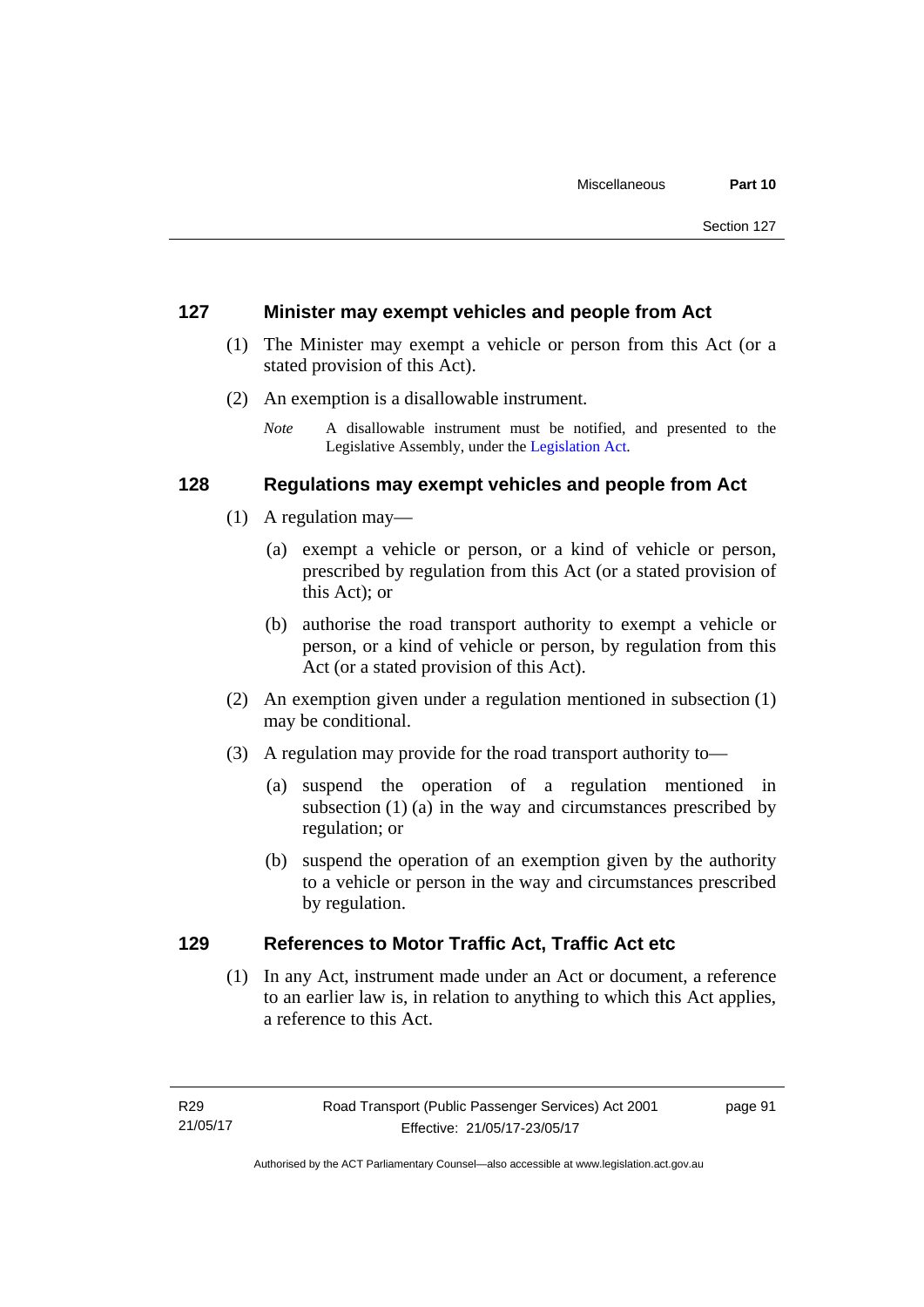## 127 Minister may exempt vehicles and people from Act

(1) The Minister may exempt a vehicle or person from this Act (or a stated provision of this Act).

(2) An exemption is a disallowable instrument.

*Note* A disallowable instrument must be notified, and presented to the Legislative Assembly, under the Legislation Act.

## 128 Regulations may exempt vehicles and people from Act

(1) A regulation may—

(a) exempt a vehicle or person, or a kind of vehicle or person, prescribed by regulation from this Act (or a stated provision of this Act); or

(b) authorise the road transport authority to exempt a vehicle or person, or a kind of vehicle or person, by regulation from this Act (or a stated provision of this Act).

(2) An exemption given under a regulation mentioned in subsection (1) may be conditional.

(3) A regulation may provide for the road transport authority to—

(a) suspend the operation of a regulation mentioned in subsection (1) (a) in the way and circumstances prescribed by regulation; or

(b) suspend the operation of an exemption given by the authority to a vehicle or person in the way and circumstances prescribed by regulation.

## 129 References to Motor Traffic Act, Traffic Act etc

(1) In any Act, instrument made under an Act or document, a reference to an earlier law is, in relation to anything to which this Act applies, a reference to this Act.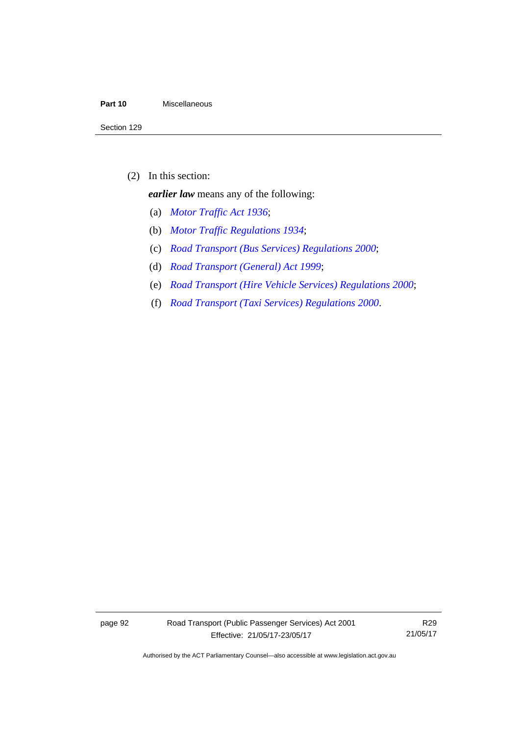(2) In this section:

***earlier law*** means any of the following:

(a) *Motor Traffic Act 1936*;

(b) *Motor Traffic Regulations 1934*;

(c) *Road Transport (Bus Services) Regulations 2000*;

(d) *Road Transport (General) Act 1999*;

(e) *Road Transport (Hire Vehicle Services) Regulations 2000*;

(f) *Road Transport (Taxi Services) Regulations 2000*.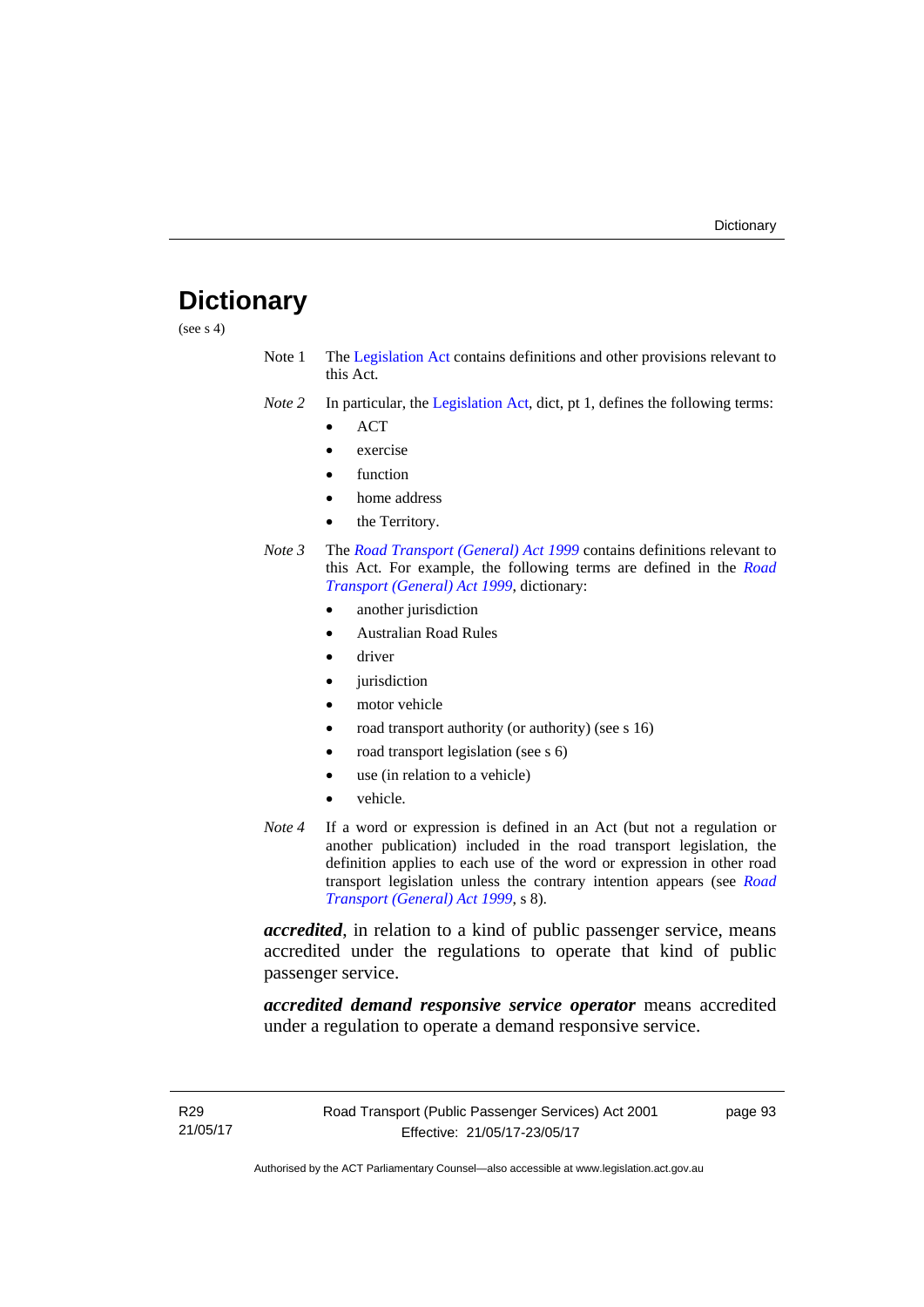# Dictionary

(see s 4)

Note 1 The Legislation Act contains definitions and other provisions relevant to this Act.

*Note 2* In particular, the Legislation Act, dict, pt 1, defines the following terms:

- ACT
- exercise
- function
- home address
- the Territory.

*Note 3* The *Road Transport (General) Act 1999* contains definitions relevant to this Act. For example, the following terms are defined in the *Road Transport (General) Act 1999*, dictionary:

- another jurisdiction
- Australian Road Rules
- driver
- jurisdiction
- motor vehicle
- road transport authority (or authority) (see s 16)
- road transport legislation (see s 6)
- use (in relation to a vehicle)
- vehicle.

*Note 4* If a word or expression is defined in an Act (but not a regulation or another publication) included in the road transport legislation, the definition applies to each use of the word or expression in other road transport legislation unless the contrary intention appears (see *Road Transport (General) Act 1999*, s 8).

***accredited***, in relation to a kind of public passenger service, means accredited under the regulations to operate that kind of public passenger service.

***accredited demand responsive service operator*** means accredited under a regulation to operate a demand responsive service.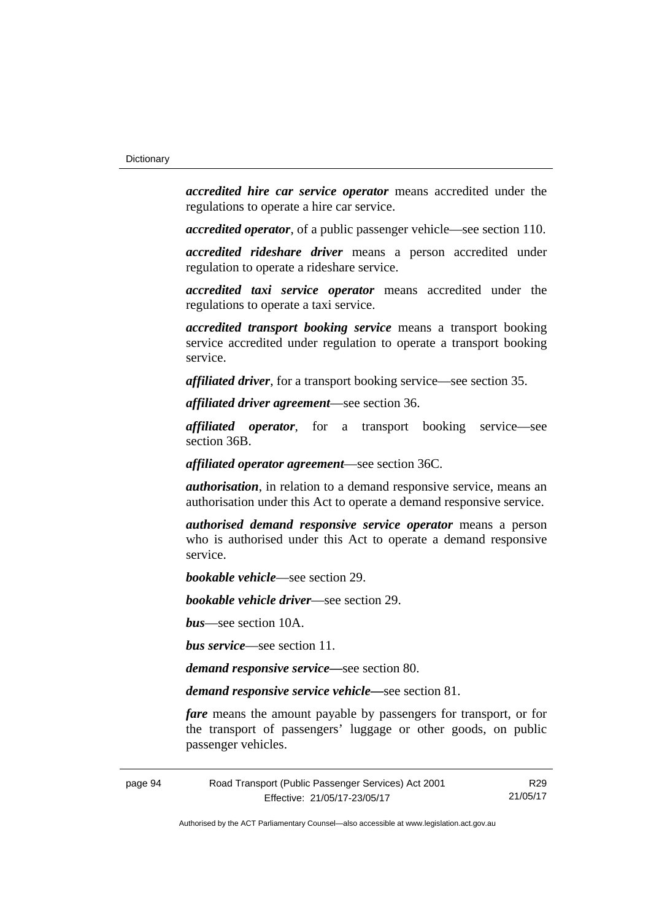***accredited hire car service operator*** means accredited under the regulations to operate a hire car service.

***accredited operator***, of a public passenger vehicle—see section 110.

***accredited rideshare driver*** means a person accredited under regulation to operate a rideshare service.

***accredited taxi service operator*** means accredited under the regulations to operate a taxi service.

***accredited transport booking service*** means a transport booking service accredited under regulation to operate a transport booking service.

***affiliated driver***, for a transport booking service—see section 35.

***affiliated driver agreement***—see section 36.

***affiliated operator***, for a transport booking service—see section 36B.

***affiliated operator agreement***—see section 36C.

***authorisation***, in relation to a demand responsive service, means an authorisation under this Act to operate a demand responsive service.

***authorised demand responsive service operator*** means a person who is authorised under this Act to operate a demand responsive service.

***bookable vehicle***—see section 29.

***bookable vehicle driver***—see section 29.

***bus***—see section 10A.

***bus service***—see section 11.

***demand responsive service—***see section 80.

***demand responsive service vehicle—***see section 81.

***fare*** means the amount payable by passengers for transport, or for the transport of passengers' luggage or other goods, on public passenger vehicles.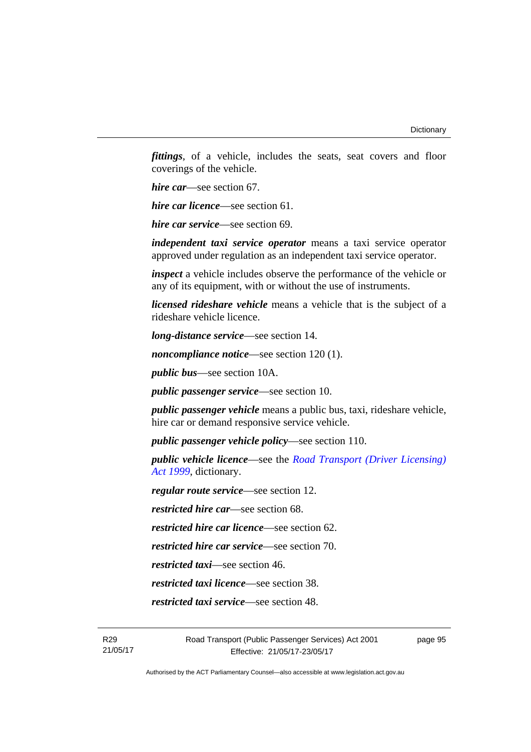***fittings***, of a vehicle, includes the seats, seat covers and floor coverings of the vehicle.

***hire car***—see section 67.

***hire car licence***—see section 61.

***hire car service***—see section 69.

***independent taxi service operator*** means a taxi service operator approved under regulation as an independent taxi service operator.

***inspect*** a vehicle includes observe the performance of the vehicle or any of its equipment, with or without the use of instruments.

***licensed rideshare vehicle*** means a vehicle that is the subject of a rideshare vehicle licence.

***long-distance service***—see section 14.

***noncompliance notice***—see section 120 (1).

***public bus***—see section 10A.

***public passenger service***—see section 10.

***public passenger vehicle*** means a public bus, taxi, rideshare vehicle, hire car or demand responsive service vehicle.

***public passenger vehicle policy***—see section 110.

***public vehicle licence***—see the *Road Transport (Driver Licensing) Act 1999*, dictionary.

***regular route service***—see section 12.

***restricted hire car***—see section 68.

***restricted hire car licence***—see section 62.

***restricted hire car service***—see section 70.

***restricted taxi***—see section 46.

***restricted taxi licence***—see section 38.

***restricted taxi service***—see section 48.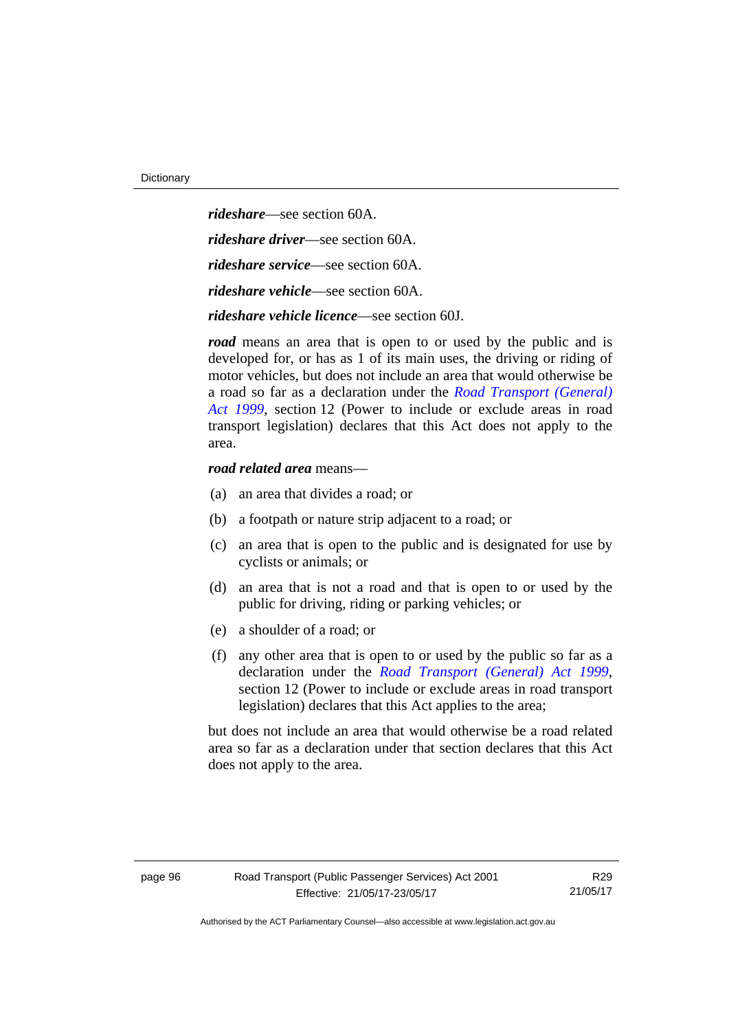***rideshare***—see section 60A.

***rideshare driver***—see section 60A.

***rideshare service***—see section 60A.

***rideshare vehicle***—see section 60A.

***rideshare vehicle licence***—see section 60J.

***road*** means an area that is open to or used by the public and is developed for, or has as 1 of its main uses, the driving or riding of motor vehicles, but does not include an area that would otherwise be a road so far as a declaration under the *Road Transport (General) Act 1999*, section 12 (Power to include or exclude areas in road transport legislation) declares that this Act does not apply to the area.

***road related area*** means—

(a) an area that divides a road; or

(b) a footpath or nature strip adjacent to a road; or

(c) an area that is open to the public and is designated for use by cyclists or animals; or

(d) an area that is not a road and that is open to or used by the public for driving, riding or parking vehicles; or

(e) a shoulder of a road; or

(f) any other area that is open to or used by the public so far as a declaration under the *Road Transport (General) Act 1999*, section 12 (Power to include or exclude areas in road transport legislation) declares that this Act applies to the area;

but does not include an area that would otherwise be a road related area so far as a declaration under that section declares that this Act does not apply to the area.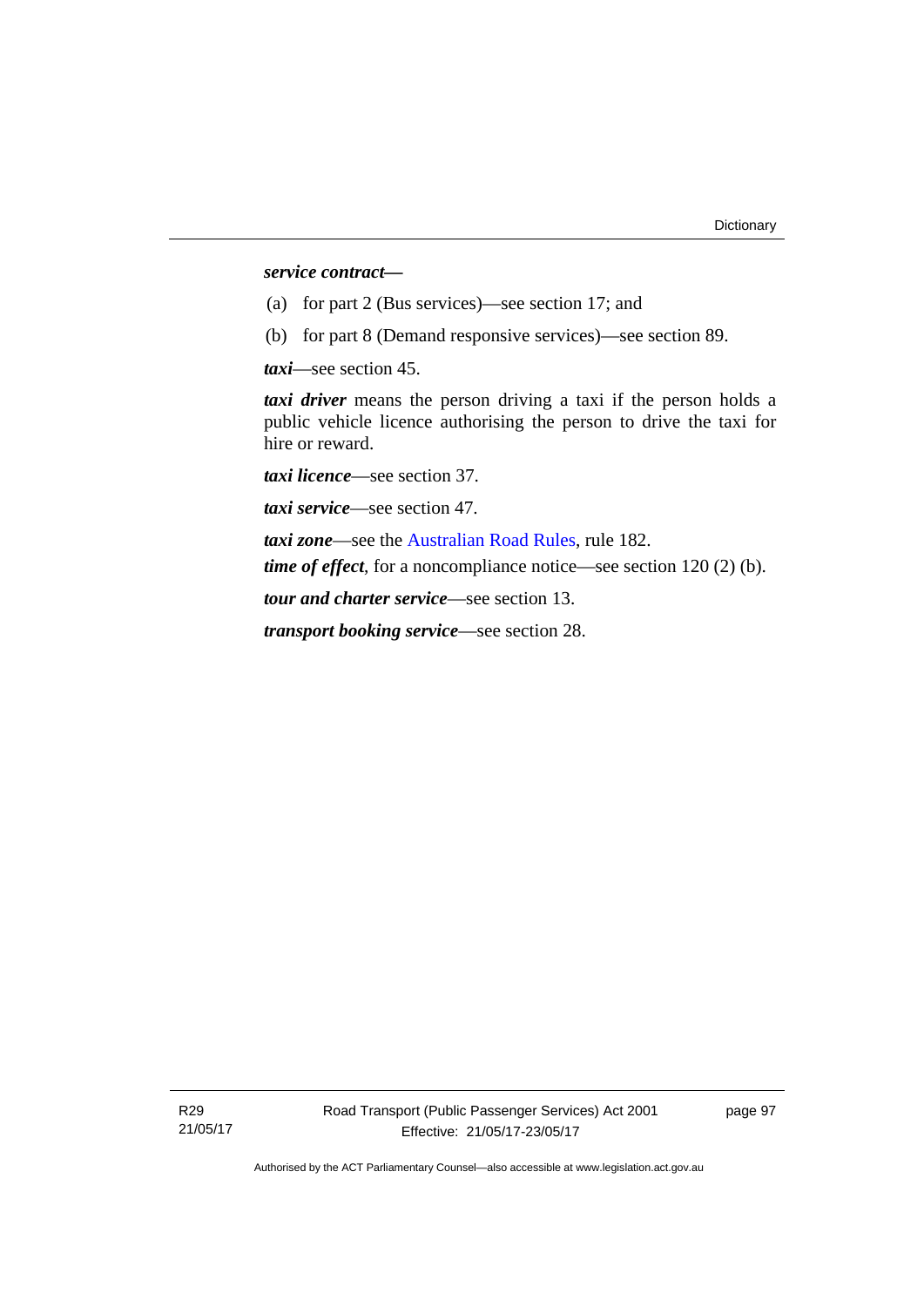***service contract*—**

(a) for part 2 (Bus services)—see section 17; and

(b) for part 8 (Demand responsive services)—see section 89.

***taxi***—see section 45.

***taxi driver*** means the person driving a taxi if the person holds a public vehicle licence authorising the person to drive the taxi for hire or reward.

***taxi licence***—see section 37.

***taxi service***—see section 47.

***taxi zone***—see the Australian Road Rules, rule 182.

***time of effect***, for a noncompliance notice—see section 120 (2) (b).

***tour and charter service***—see section 13.

***transport booking service***—see section 28.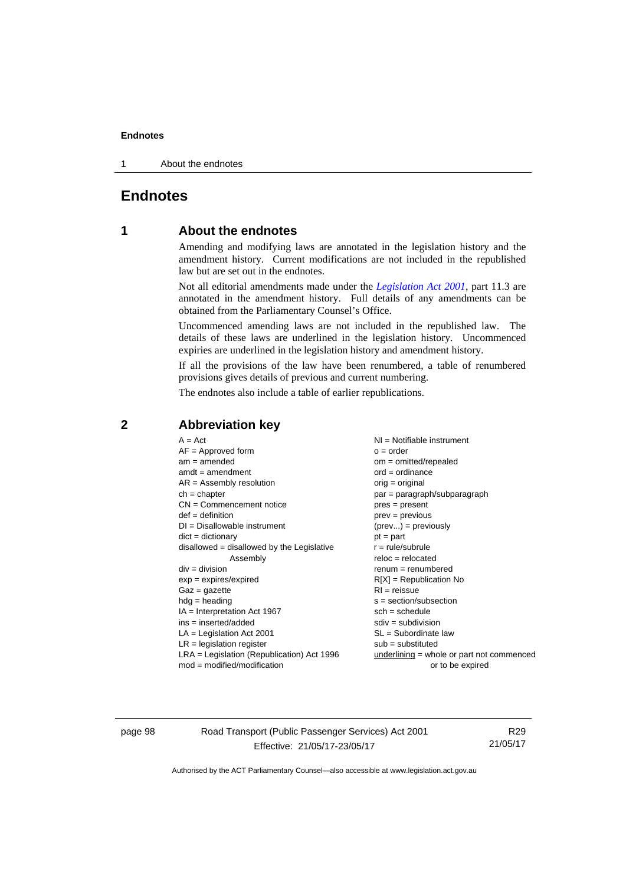# Endnotes

## 1 About the endnotes

Amending and modifying laws are annotated in the legislation history and the amendment history. Current modifications are not included in the republished law but are set out in the endnotes.

Not all editorial amendments made under the *Legislation Act 2001*, part 11.3 are annotated in the amendment history. Full details of any amendments can be obtained from the Parliamentary Counsel's Office.

Uncommenced amending laws are not included in the republished law. The details of these laws are underlined in the legislation history. Uncommenced expiries are underlined in the legislation history and amendment history.

If all the provisions of the law have been renumbered, a table of renumbered provisions gives details of previous and current numbering.

The endnotes also include a table of earlier republications.

## 2 Abbreviation key

A = Act
AF = Approved form
am = amended
amdt = amendment
AR = Assembly resolution
ch = chapter
CN = Commencement notice
def = definition
DI = Disallowable instrument
dict = dictionary
disallowed = disallowed by the Legislative Assembly
div = division
exp = expires/expired
Gaz = gazette
hdg = heading
IA = Interpretation Act 1967
ins = inserted/added
LA = Legislation Act 2001
LR = legislation register
LRA = Legislation (Republication) Act 1996
mod = modified/modification
NI = Notifiable instrument
o = order
om = omitted/repealed
ord = ordinance
orig = original
par = paragraph/subparagraph
pres = present
prev = previous
(prev...) = previously
pt = part
r = rule/subrule
reloc = relocated
renum = renumbered
R[X] = Republication No
RI = reissue
s = section/subsection
sch = schedule
sdiv = subdivision
SL = Subordinate law
sub = substituted
underlining = whole or part not commenced or to be expired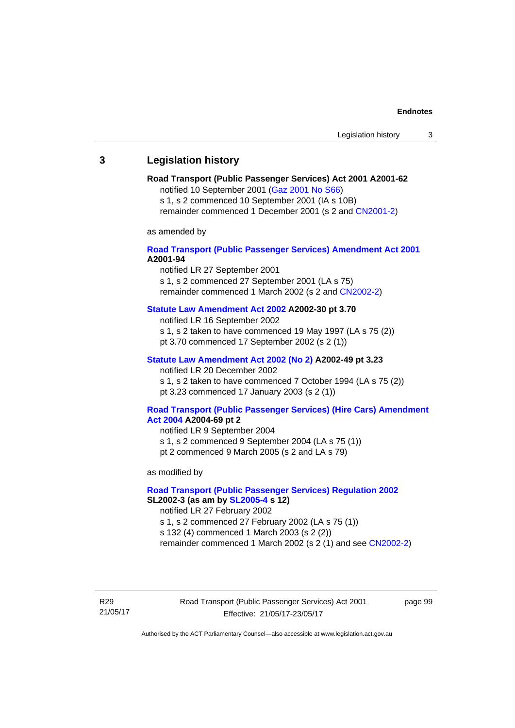## 3 Legislation history

**Road Transport (Public Passenger Services) Act 2001 A2001-62**

notified 10 September 2001 (Gaz 2001 No S66)
s 1, s 2 commenced 10 September 2001 (IA s 10B)
remainder commenced 1 December 2001 (s 2 and CN2001-2)

as amended by

**Road Transport (Public Passenger Services) Amendment Act 2001 A2001-94**

notified LR 27 September 2001
s 1, s 2 commenced 27 September 2001 (LA s 75)
remainder commenced 1 March 2002 (s 2 and CN2002-2)

**Statute Law Amendment Act 2002 A2002-30 pt 3.70**

notified LR 16 September 2002
s 1, s 2 taken to have commenced 19 May 1997 (LA s 75 (2))
pt 3.70 commenced 17 September 2002 (s 2 (1))

**Statute Law Amendment Act 2002 (No 2) A2002-49 pt 3.23**

notified LR 20 December 2002
s 1, s 2 taken to have commenced 7 October 1994 (LA s 75 (2))
pt 3.23 commenced 17 January 2003 (s 2 (1))

**Road Transport (Public Passenger Services) (Hire Cars) Amendment Act 2004 A2004-69 pt 2**

notified LR 9 September 2004
s 1, s 2 commenced 9 September 2004 (LA s 75 (1))
pt 2 commenced 9 March 2005 (s 2 and LA s 79)

as modified by

**Road Transport (Public Passenger Services) Regulation 2002 SL2002-3 (as am by SL2005-4 s 12)**

notified LR 27 February 2002
s 1, s 2 commenced 27 February 2002 (LA s 75 (1))
s 132 (4) commenced 1 March 2003 (s 2 (2))
remainder commenced 1 March 2002 (s 2 (1) and see CN2002-2)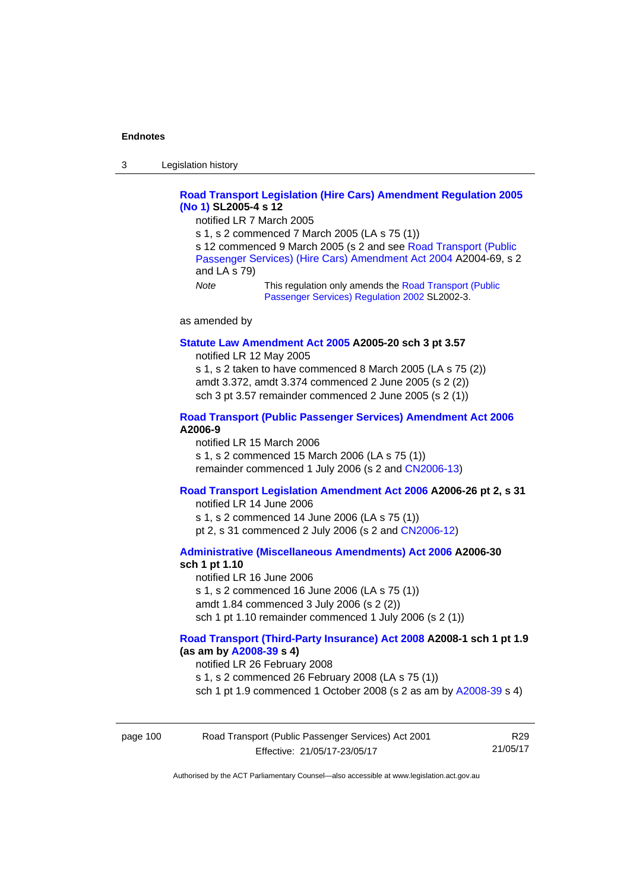**Road Transport Legislation (Hire Cars) Amendment Regulation 2005 (No 1) SL2005-4 s 12**

notified LR 7 March 2005

s 1, s 2 commenced 7 March 2005 (LA s 75 (1))

s 12 commenced 9 March 2005 (s 2 and see Road Transport (Public Passenger Services) (Hire Cars) Amendment Act 2004 A2004-69, s 2 and LA s 79)

*Note* This regulation only amends the Road Transport (Public Passenger Services) Regulation 2002 SL2002-3.

as amended by

**Statute Law Amendment Act 2005 A2005-20 sch 3 pt 3.57**

notified LR 12 May 2005

s 1, s 2 taken to have commenced 8 March 2005 (LA s 75 (2))

amdt 3.372, amdt 3.374 commenced 2 June 2005 (s 2 (2))

sch 3 pt 3.57 remainder commenced 2 June 2005 (s 2 (1))

**Road Transport (Public Passenger Services) Amendment Act 2006 A2006-9**

notified LR 15 March 2006

s 1, s 2 commenced 15 March 2006 (LA s 75 (1))

remainder commenced 1 July 2006 (s 2 and CN2006-13)

**Road Transport Legislation Amendment Act 2006 A2006-26 pt 2, s 31**

notified LR 14 June 2006

s 1, s 2 commenced 14 June 2006 (LA s 75 (1))

pt 2, s 31 commenced 2 July 2006 (s 2 and CN2006-12)

**Administrative (Miscellaneous Amendments) Act 2006 A2006-30 sch 1 pt 1.10**

notified LR 16 June 2006

s 1, s 2 commenced 16 June 2006 (LA s 75 (1))

amdt 1.84 commenced 3 July 2006 (s 2 (2))

sch 1 pt 1.10 remainder commenced 1 July 2006 (s 2 (1))

**Road Transport (Third-Party Insurance) Act 2008 A2008-1 sch 1 pt 1.9 (as am by A2008-39 s 4)**

notified LR 26 February 2008

s 1, s 2 commenced 26 February 2008 (LA s 75 (1))

sch 1 pt 1.9 commenced 1 October 2008 (s 2 as am by A2008-39 s 4)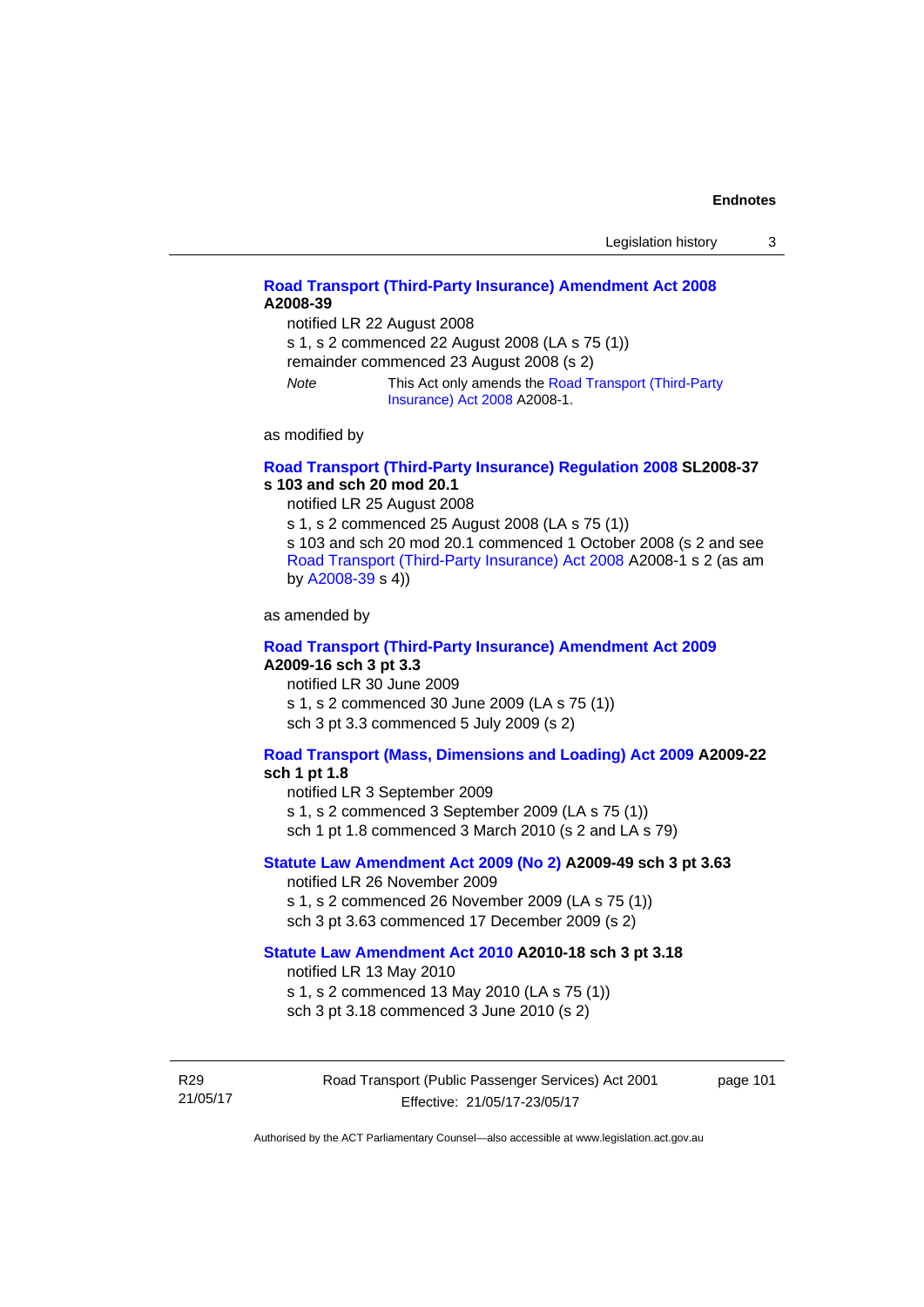**Road Transport (Third-Party Insurance) Amendment Act 2008 A2008-39**

notified LR 22 August 2008

s 1, s 2 commenced 22 August 2008 (LA s 75 (1))

remainder commenced 23 August 2008 (s 2)

*Note* This Act only amends the Road Transport (Third-Party Insurance) Act 2008 A2008-1.

as modified by

**Road Transport (Third-Party Insurance) Regulation 2008 SL2008-37 s 103 and sch 20 mod 20.1**

notified LR 25 August 2008

s 1, s 2 commenced 25 August 2008 (LA s 75 (1))

s 103 and sch 20 mod 20.1 commenced 1 October 2008 (s 2 and see Road Transport (Third-Party Insurance) Act 2008 A2008-1 s 2 (as am by A2008-39 s 4))

as amended by

**Road Transport (Third-Party Insurance) Amendment Act 2009 A2009-16 sch 3 pt 3.3**

notified LR 30 June 2009

s 1, s 2 commenced 30 June 2009 (LA s 75 (1))

sch 3 pt 3.3 commenced 5 July 2009 (s 2)

**Road Transport (Mass, Dimensions and Loading) Act 2009 A2009-22 sch 1 pt 1.8**

notified LR 3 September 2009

s 1, s 2 commenced 3 September 2009 (LA s 75 (1))

sch 1 pt 1.8 commenced 3 March 2010 (s 2 and LA s 79)

**Statute Law Amendment Act 2009 (No 2) A2009-49 sch 3 pt 3.63**

notified LR 26 November 2009

s 1, s 2 commenced 26 November 2009 (LA s 75 (1))

sch 3 pt 3.63 commenced 17 December 2009 (s 2)

**Statute Law Amendment Act 2010 A2010-18 sch 3 pt 3.18**

notified LR 13 May 2010

s 1, s 2 commenced 13 May 2010 (LA s 75 (1))

sch 3 pt 3.18 commenced 3 June 2010 (s 2)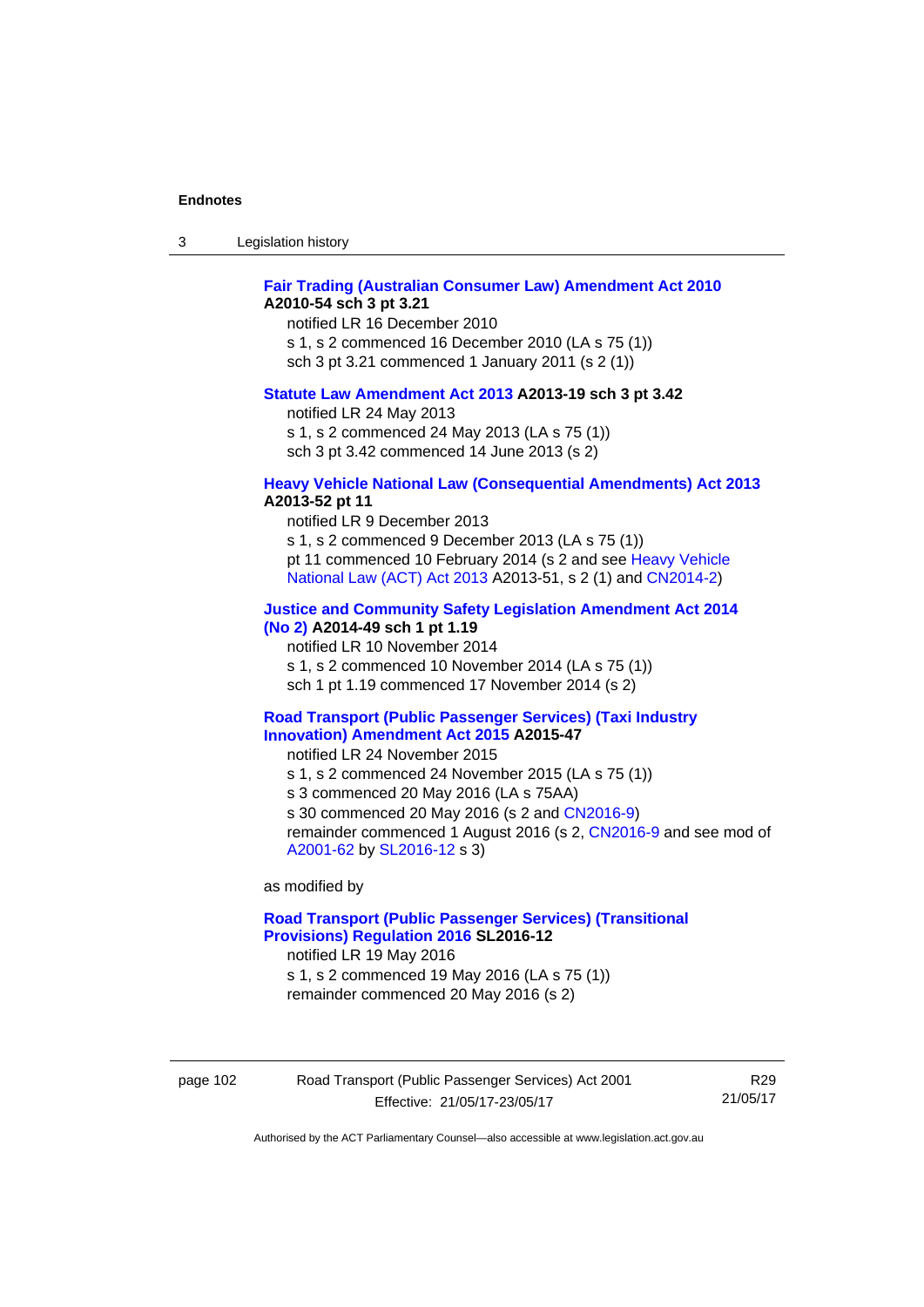**Fair Trading (Australian Consumer Law) Amendment Act 2010 A2010-54 sch 3 pt 3.21**

notified LR 16 December 2010
s 1, s 2 commenced 16 December 2010 (LA s 75 (1))
sch 3 pt 3.21 commenced 1 January 2011 (s 2 (1))

**Statute Law Amendment Act 2013 A2013-19 sch 3 pt 3.42**

notified LR 24 May 2013
s 1, s 2 commenced 24 May 2013 (LA s 75 (1))
sch 3 pt 3.42 commenced 14 June 2013 (s 2)

**Heavy Vehicle National Law (Consequential Amendments) Act 2013 A2013-52 pt 11**

notified LR 9 December 2013
s 1, s 2 commenced 9 December 2013 (LA s 75 (1))
pt 11 commenced 10 February 2014 (s 2 and see Heavy Vehicle National Law (ACT) Act 2013 A2013-51, s 2 (1) and CN2014-2)

**Justice and Community Safety Legislation Amendment Act 2014 (No 2) A2014-49 sch 1 pt 1.19**

notified LR 10 November 2014
s 1, s 2 commenced 10 November 2014 (LA s 75 (1))
sch 1 pt 1.19 commenced 17 November 2014 (s 2)

**Road Transport (Public Passenger Services) (Taxi Industry Innovation) Amendment Act 2015 A2015-47**

notified LR 24 November 2015
s 1, s 2 commenced 24 November 2015 (LA s 75 (1))
s 3 commenced 20 May 2016 (LA s 75AA)
s 30 commenced 20 May 2016 (s 2 and CN2016-9)
remainder commenced 1 August 2016 (s 2, CN2016-9 and see mod of A2001-62 by SL2016-12 s 3)

as modified by

**Road Transport (Public Passenger Services) (Transitional Provisions) Regulation 2016 SL2016-12**

notified LR 19 May 2016
s 1, s 2 commenced 19 May 2016 (LA s 75 (1))
remainder commenced 20 May 2016 (s 2)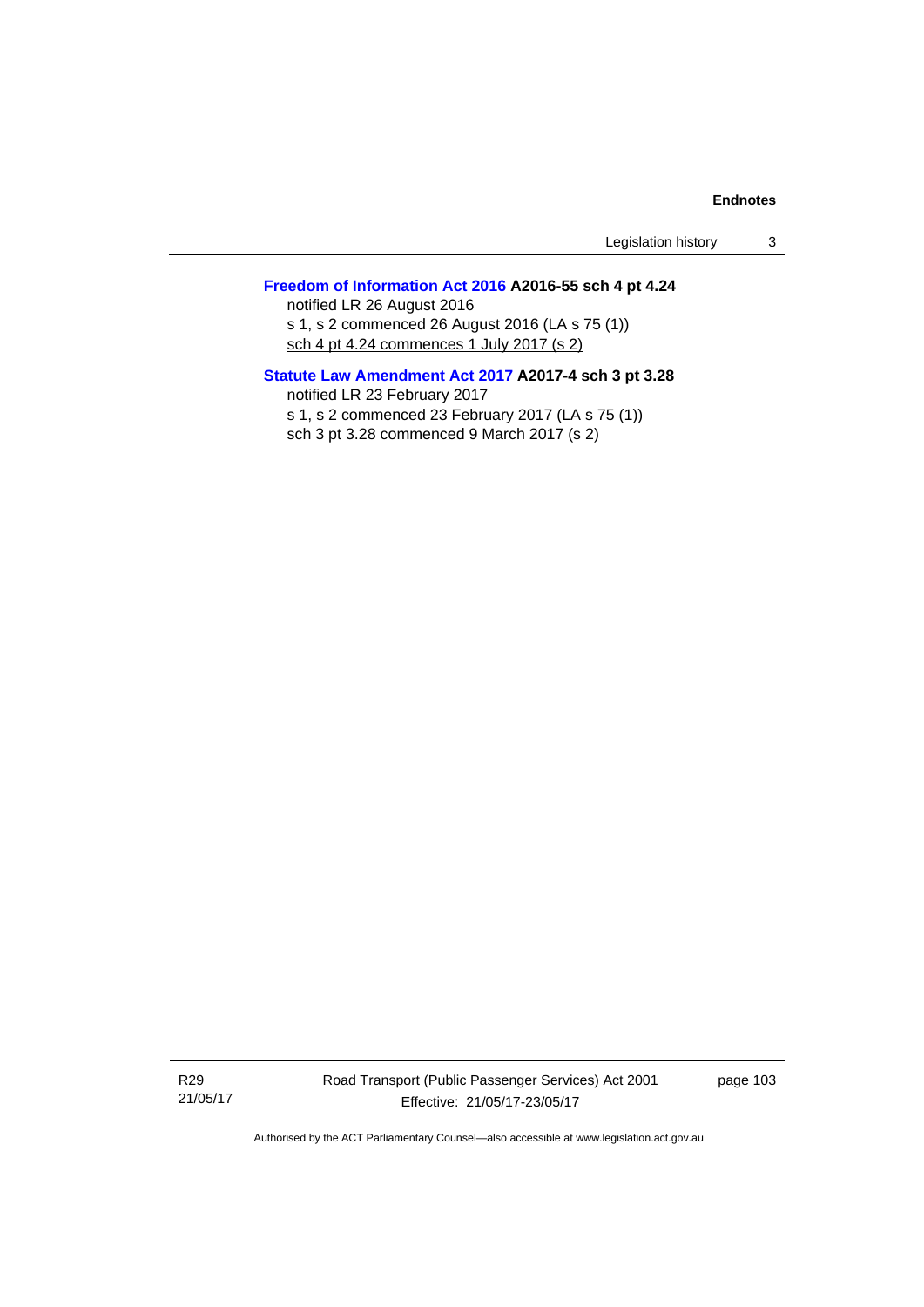**Freedom of Information Act 2016 A2016-55 sch 4 pt 4.24**

notified LR 26 August 2016

s 1, s 2 commenced 26 August 2016 (LA s 75 (1))

<u>sch 4 pt 4.24 commences 1 July 2017 (s 2)</u>

**Statute Law Amendment Act 2017 A2017-4 sch 3 pt 3.28**

notified LR 23 February 2017

s 1, s 2 commenced 23 February 2017 (LA s 75 (1))

sch 3 pt 3.28 commenced 9 March 2017 (s 2)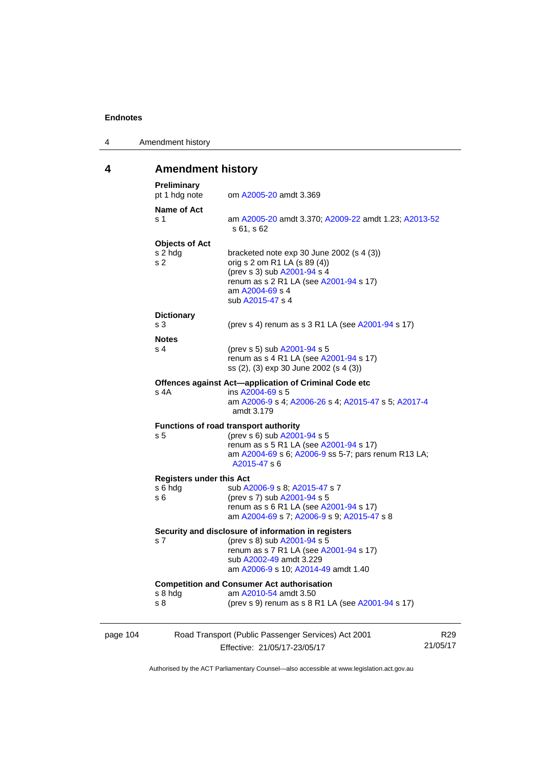# 4 Amendment history

**Preliminary**

| | |
|---|---|
| pt 1 hdg note | om A2005-20 amdt 3.369 |

**Name of Act**

| | |
|---|---|
| s 1 | am A2005-20 amdt 3.370; A2009-22 amdt 1.23; A2013-52 s 61, s 62 |

**Objects of Act**

| | |
|---|---|
| s 2 hdg | bracketed note exp 30 June 2002 (s 4 (3)) |
| s 2 | orig s 2 om R1 LA (s 89 (4))<br>(prev s 3) sub A2001-94 s 4<br>renum as s 2 R1 LA (see A2001-94 s 17)<br>am A2004-69 s 4<br>sub A2015-47 s 4 |

**Dictionary**

| | |
|---|---|
| s 3 | (prev s 4) renum as s 3 R1 LA (see A2001-94 s 17) |

**Notes**

| | |
|---|---|
| s 4 | (prev s 5) sub A2001-94 s 5<br>renum as s 4 R1 LA (see A2001-94 s 17)<br>ss (2), (3) exp 30 June 2002 (s 4 (3)) |

**Offences against Act—application of Criminal Code etc**

| | |
|---|---|
| s 4A | ins A2004-69 s 5<br>am A2006-9 s 4; A2006-26 s 4; A2015-47 s 5; A2017-4 amdt 3.179 |

**Functions of road transport authority**

| | |
|---|---|
| s 5 | (prev s 6) sub A2001-94 s 5<br>renum as s 5 R1 LA (see A2001-94 s 17)<br>am A2004-69 s 6; A2006-9 ss 5-7; pars renum R13 LA; A2015-47 s 6 |

**Registers under this Act**

| | |
|---|---|
| s 6 hdg | sub A2006-9 s 8; A2015-47 s 7 |
| s 6 | (prev s 7) sub A2001-94 s 5<br>renum as s 6 R1 LA (see A2001-94 s 17)<br>am A2004-69 s 7; A2006-9 s 9; A2015-47 s 8 |

**Security and disclosure of information in registers**

| | |
|---|---|
| s 7 | (prev s 8) sub A2001-94 s 5<br>renum as s 7 R1 LA (see A2001-94 s 17)<br>sub A2002-49 amdt 3.229<br>am A2006-9 s 10; A2014-49 amdt 1.40 |

**Competition and Consumer Act authorisation**

| | |
|---|---|
| s 8 hdg | am A2010-54 amdt 3.50 |
| s 8 | (prev s 9) renum as s 8 R1 LA (see A2001-94 s 17) |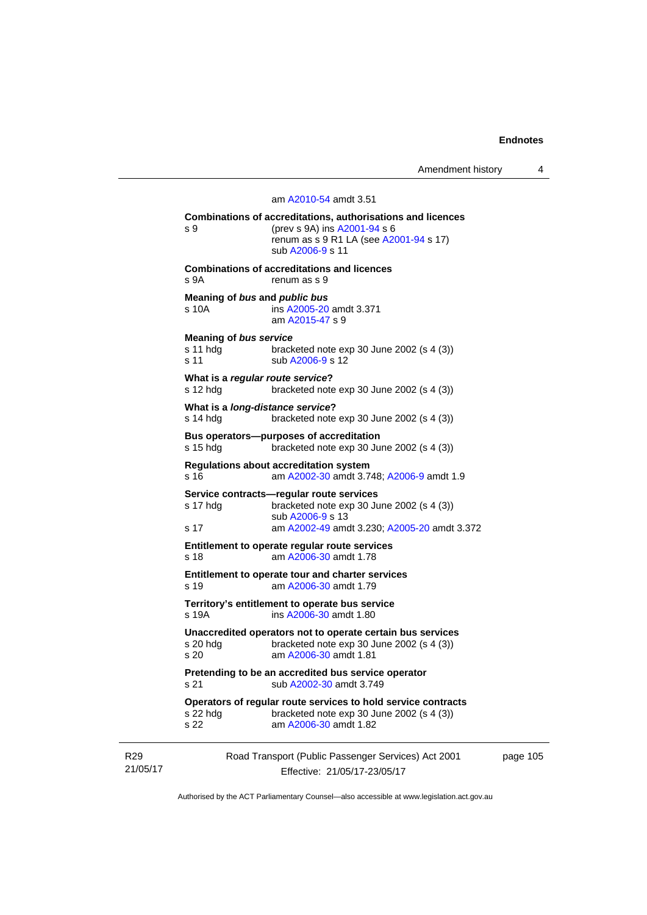am A2010-54 amdt 3.51

**Combinations of accreditations, authorisations and licences**

s 9 (prev s 9A) ins A2001-94 s 6
renum as s 9 R1 LA (see A2001-94 s 17)
sub A2006-9 s 11

**Combinations of accreditations and licences**

s 9A renum as s 9

**Meaning of *bus* and *public bus***

s 10A ins A2005-20 amdt 3.371
am A2015-47 s 9

**Meaning of *bus service***

s 11 hdg bracketed note exp 30 June 2002 (s 4 (3))
s 11 sub A2006-9 s 12

**What is a *regular route service*?**

s 12 hdg bracketed note exp 30 June 2002 (s 4 (3))

**What is a *long-distance service*?**

s 14 hdg bracketed note exp 30 June 2002 (s 4 (3))

**Bus operators—purposes of accreditation**

s 15 hdg bracketed note exp 30 June 2002 (s 4 (3))

**Regulations about accreditation system**

s 16 am A2002-30 amdt 3.748; A2006-9 amdt 1.9

**Service contracts—regular route services**

s 17 hdg bracketed note exp 30 June 2002 (s 4 (3))
sub A2006-9 s 13
s 17 am A2002-49 amdt 3.230; A2005-20 amdt 3.372

**Entitlement to operate regular route services**

s 18 am A2006-30 amdt 1.78

**Entitlement to operate tour and charter services**

s 19 am A2006-30 amdt 1.79

**Territory's entitlement to operate bus service**

s 19A ins A2006-30 amdt 1.80

**Unaccredited operators not to operate certain bus services**

s 20 hdg bracketed note exp 30 June 2002 (s 4 (3))
s 20 am A2006-30 amdt 1.81

**Pretending to be an accredited bus service operator**

s 21 sub A2002-30 amdt 3.749

**Operators of regular route services to hold service contracts**

s 22 hdg bracketed note exp 30 June 2002 (s 4 (3))
s 22 am A2006-30 amdt 1.82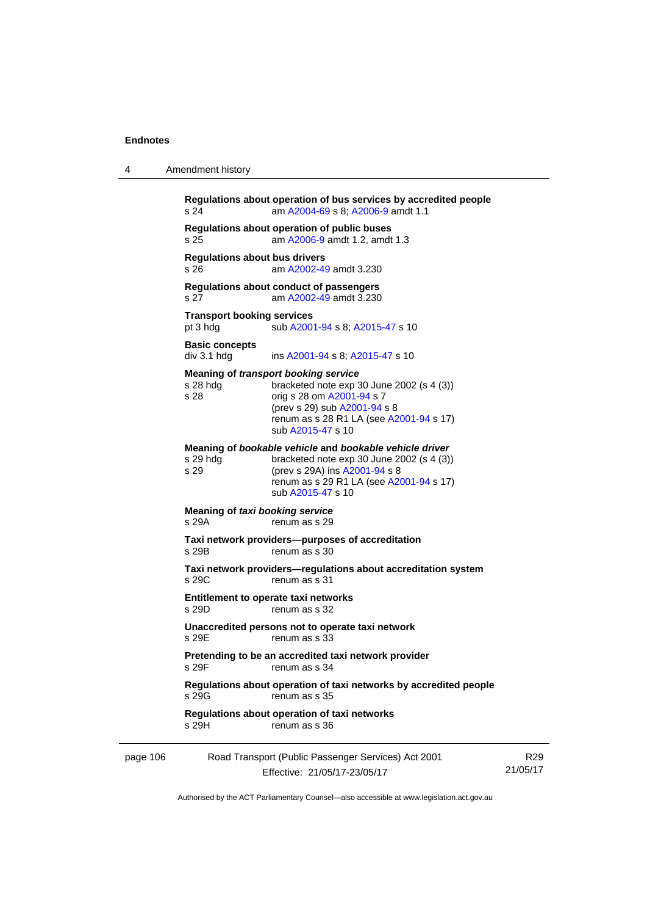**Regulations about operation of bus services by accredited people**
s 24 am A2004-69 s 8; A2006-9 amdt 1.1

**Regulations about operation of public buses**
s 25 am A2006-9 amdt 1.2, amdt 1.3

**Regulations about bus drivers**
s 26 am A2002-49 amdt 3.230

**Regulations about conduct of passengers**
s 27 am A2002-49 amdt 3.230

**Transport booking services**
pt 3 hdg sub A2001-94 s 8; A2015-47 s 10

**Basic concepts**
div 3.1 hdg ins A2001-94 s 8; A2015-47 s 10

**Meaning of *transport booking service***
s 28 hdg bracketed note exp 30 June 2002 (s 4 (3))
s 28 orig s 28 om A2001-94 s 7
(prev s 29) sub A2001-94 s 8
renum as s 28 R1 LA (see A2001-94 s 17)
sub A2015-47 s 10

**Meaning of *bookable vehicle* and *bookable vehicle driver***
s 29 hdg bracketed note exp 30 June 2002 (s 4 (3))
s 29 (prev s 29A) ins A2001-94 s 8
renum as s 29 R1 LA (see A2001-94 s 17)
sub A2015-47 s 10

**Meaning of *taxi booking service***
s 29A renum as s 29

**Taxi network providers—purposes of accreditation**
s 29B renum as s 30

**Taxi network providers—regulations about accreditation system**
s 29C renum as s 31

**Entitlement to operate taxi networks**
s 29D renum as s 32

**Unaccredited persons not to operate taxi network**
s 29E renum as s 33

**Pretending to be an accredited taxi network provider**
s 29F renum as s 34

**Regulations about operation of taxi networks by accredited people**
s 29G renum as s 35

**Regulations about operation of taxi networks**
s 29H renum as s 36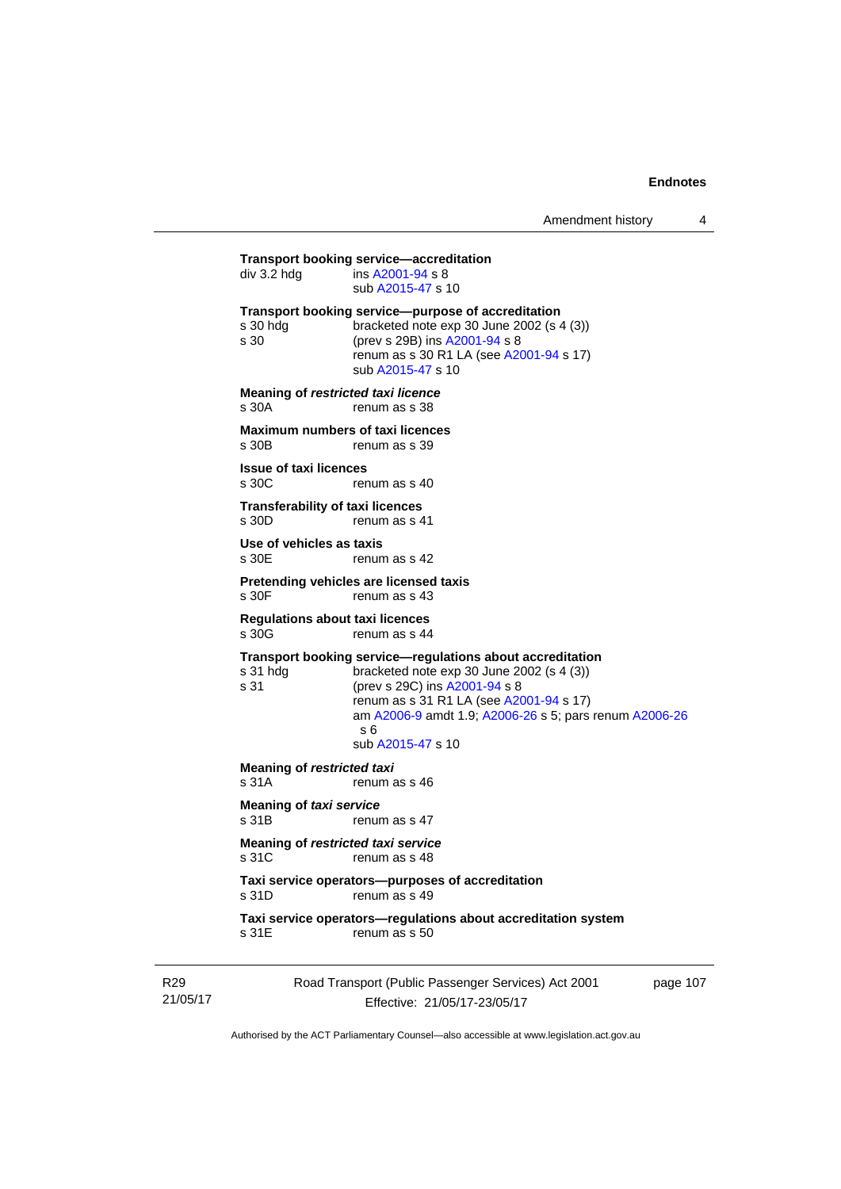**Transport booking service—accreditation**

div 3.2 hdg ins A2001-94 s 8
sub A2015-47 s 10

**Transport booking service—purpose of accreditation**

s 30 hdg bracketed note exp 30 June 2002 (s 4 (3))
s 30 (prev s 29B) ins A2001-94 s 8
renum as s 30 R1 LA (see A2001-94 s 17)
sub A2015-47 s 10

**Meaning of *restricted taxi licence***

s 30A renum as s 38

**Maximum numbers of taxi licences**

s 30B renum as s 39

**Issue of taxi licences**

s 30C renum as s 40

**Transferability of taxi licences**

s 30D renum as s 41

**Use of vehicles as taxis**

s 30E renum as s 42

**Pretending vehicles are licensed taxis**

s 30F renum as s 43

**Regulations about taxi licences**

s 30G renum as s 44

**Transport booking service—regulations about accreditation**

s 31 hdg bracketed note exp 30 June 2002 (s 4 (3))
s 31 (prev s 29C) ins A2001-94 s 8
renum as s 31 R1 LA (see A2001-94 s 17)
am A2006-9 amdt 1.9; A2006-26 s 5; pars renum A2006-26 s 6
sub A2015-47 s 10

**Meaning of *restricted taxi***

s 31A renum as s 46

**Meaning of *taxi service***

s 31B renum as s 47

**Meaning of *restricted taxi service***

s 31C renum as s 48

**Taxi service operators—purposes of accreditation**

s 31D renum as s 49

**Taxi service operators—regulations about accreditation system**

s 31E renum as s 50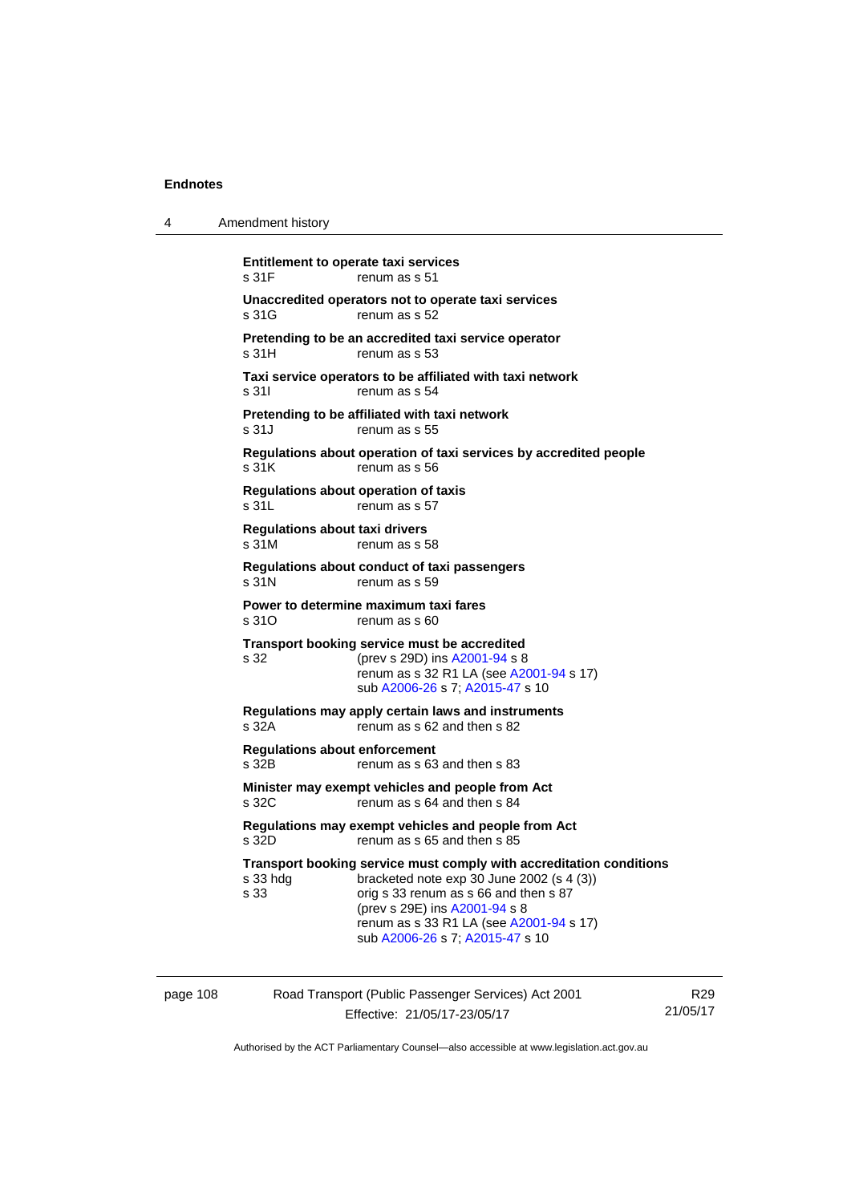**Entitlement to operate taxi services**
s 31F renum as s 51

**Unaccredited operators not to operate taxi services**
s 31G renum as s 52

**Pretending to be an accredited taxi service operator**
s 31H renum as s 53

**Taxi service operators to be affiliated with taxi network**
s 31I renum as s 54

**Pretending to be affiliated with taxi network**
s 31J renum as s 55

**Regulations about operation of taxi services by accredited people**
s 31K renum as s 56

**Regulations about operation of taxis**
s 31L renum as s 57

**Regulations about taxi drivers**
s 31M renum as s 58

**Regulations about conduct of taxi passengers**
s 31N renum as s 59

**Power to determine maximum taxi fares**
s 31O renum as s 60

**Transport booking service must be accredited**
s 32 (prev s 29D) ins A2001-94 s 8
renum as s 32 R1 LA (see A2001-94 s 17)
sub A2006-26 s 7; A2015-47 s 10

**Regulations may apply certain laws and instruments**
s 32A renum as s 62 and then s 82

**Regulations about enforcement**
s 32B renum as s 63 and then s 83

**Minister may exempt vehicles and people from Act**
s 32C renum as s 64 and then s 84

**Regulations may exempt vehicles and people from Act**
s 32D renum as s 65 and then s 85

**Transport booking service must comply with accreditation conditions**
s 33 hdg bracketed note exp 30 June 2002 (s 4 (3))
s 33 orig s 33 renum as s 66 and then s 87
(prev s 29E) ins A2001-94 s 8
renum as s 33 R1 LA (see A2001-94 s 17)
sub A2006-26 s 7; A2015-47 s 10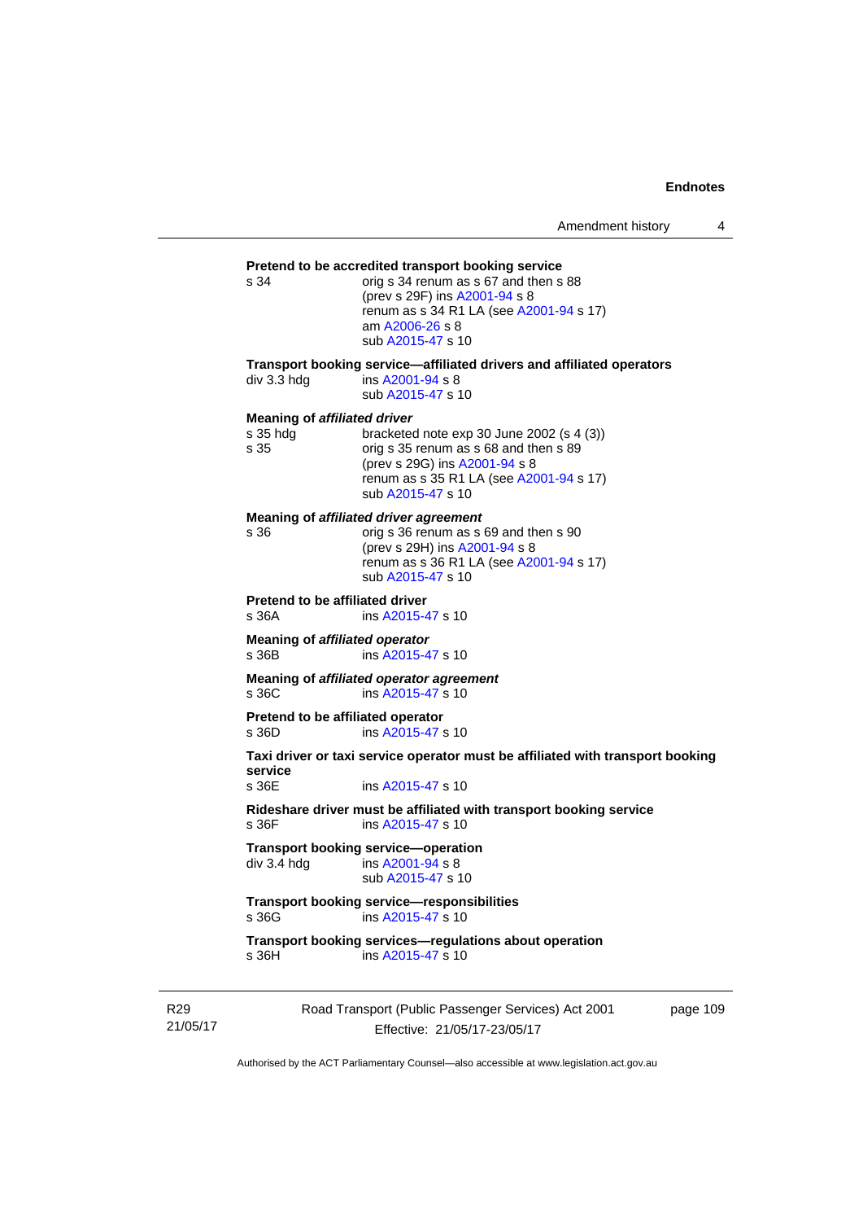**Pretend to be accredited transport booking service**

s 34 — orig s 34 renum as s 67 and then s 88
(prev s 29F) ins A2001-94 s 8
renum as s 34 R1 LA (see A2001-94 s 17)
am A2006-26 s 8
sub A2015-47 s 10

**Transport booking service—affiliated drivers and affiliated operators**

div 3.3 hdg — ins A2001-94 s 8
sub A2015-47 s 10

**Meaning of *affiliated driver***

s 35 hdg — bracketed note exp 30 June 2002 (s 4 (3))

s 35 — orig s 35 renum as s 68 and then s 89
(prev s 29G) ins A2001-94 s 8
renum as s 35 R1 LA (see A2001-94 s 17)
sub A2015-47 s 10

**Meaning of *affiliated driver agreement***

s 36 — orig s 36 renum as s 69 and then s 90
(prev s 29H) ins A2001-94 s 8
renum as s 36 R1 LA (see A2001-94 s 17)
sub A2015-47 s 10

**Pretend to be affiliated driver**

s 36A — ins A2015-47 s 10

**Meaning of *affiliated operator***

s 36B — ins A2015-47 s 10

**Meaning of *affiliated operator agreement***

s 36C — ins A2015-47 s 10

**Pretend to be affiliated operator**

s 36D — ins A2015-47 s 10

**Taxi driver or taxi service operator must be affiliated with transport booking service**

s 36E — ins A2015-47 s 10

**Rideshare driver must be affiliated with transport booking service**

s 36F — ins A2015-47 s 10

**Transport booking service—operation**

div 3.4 hdg — ins A2001-94 s 8
sub A2015-47 s 10

**Transport booking service—responsibilities**

s 36G — ins A2015-47 s 10

**Transport booking services—regulations about operation**

s 36H — ins A2015-47 s 10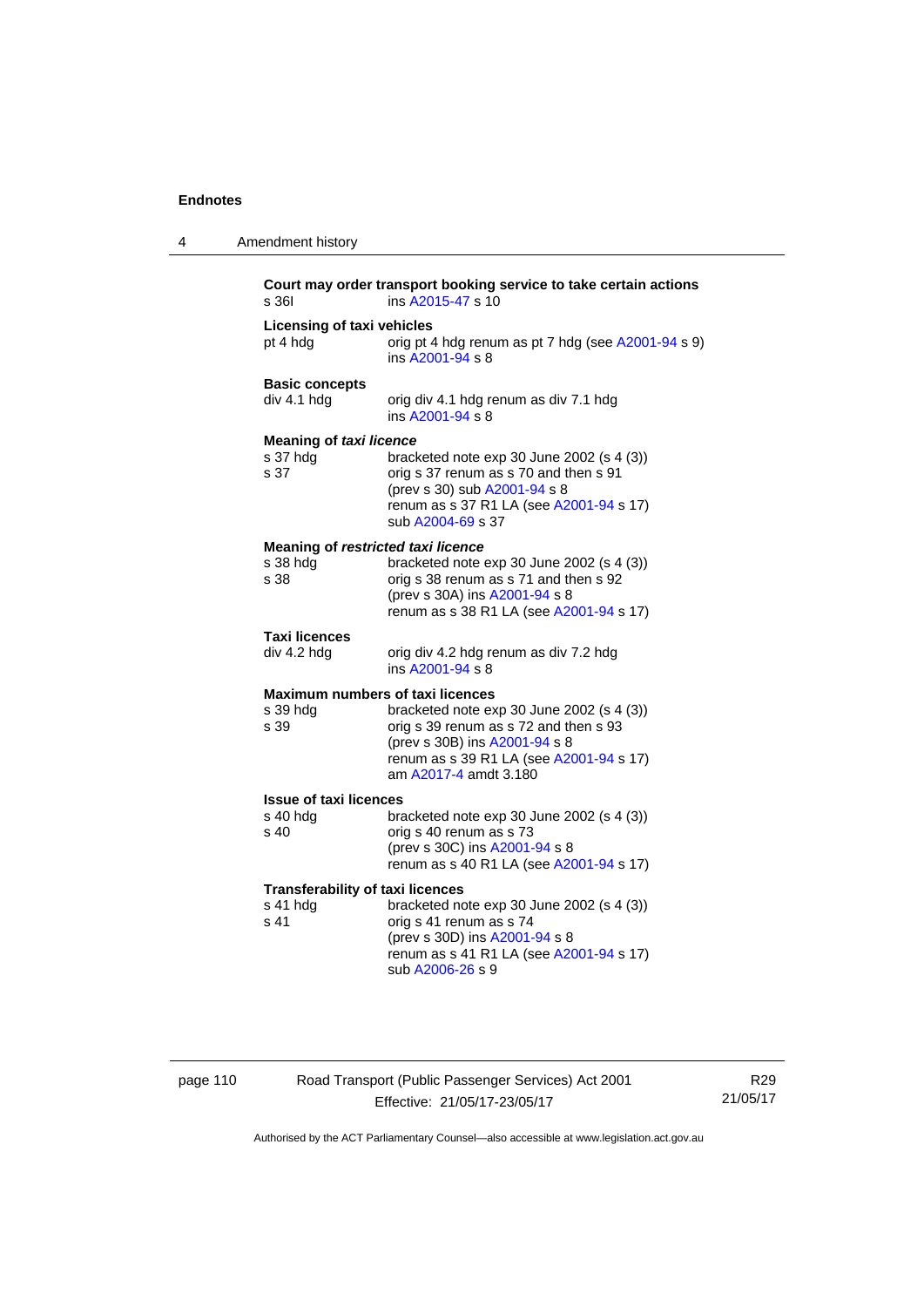**Court may order transport booking service to take certain actions**
s 36I ins A2015-47 s 10

**Licensing of taxi vehicles**
pt 4 hdg orig pt 4 hdg renum as pt 7 hdg (see A2001-94 s 9)
ins A2001-94 s 8

**Basic concepts**
div 4.1 hdg orig div 4.1 hdg renum as div 7.1 hdg
ins A2001-94 s 8

**Meaning of *taxi licence***
s 37 hdg bracketed note exp 30 June 2002 (s 4 (3))
s 37 orig s 37 renum as s 70 and then s 91
(prev s 30) sub A2001-94 s 8
renum as s 37 R1 LA (see A2001-94 s 17)
sub A2004-69 s 37

**Meaning of *restricted taxi licence***
s 38 hdg bracketed note exp 30 June 2002 (s 4 (3))
s 38 orig s 38 renum as s 71 and then s 92
(prev s 30A) ins A2001-94 s 8
renum as s 38 R1 LA (see A2001-94 s 17)

**Taxi licences**
div 4.2 hdg orig div 4.2 hdg renum as div 7.2 hdg
ins A2001-94 s 8

**Maximum numbers of taxi licences**
s 39 hdg bracketed note exp 30 June 2002 (s 4 (3))
s 39 orig s 39 renum as s 72 and then s 93
(prev s 30B) ins A2001-94 s 8
renum as s 39 R1 LA (see A2001-94 s 17)
am A2017-4 amdt 3.180

**Issue of taxi licences**
s 40 hdg bracketed note exp 30 June 2002 (s 4 (3))
s 40 orig s 40 renum as s 73
(prev s 30C) ins A2001-94 s 8
renum as s 40 R1 LA (see A2001-94 s 17)

**Transferability of taxi licences**
s 41 hdg bracketed note exp 30 June 2002 (s 4 (3))
s 41 orig s 41 renum as s 74
(prev s 30D) ins A2001-94 s 8
renum as s 41 R1 LA (see A2001-94 s 17)
sub A2006-26 s 9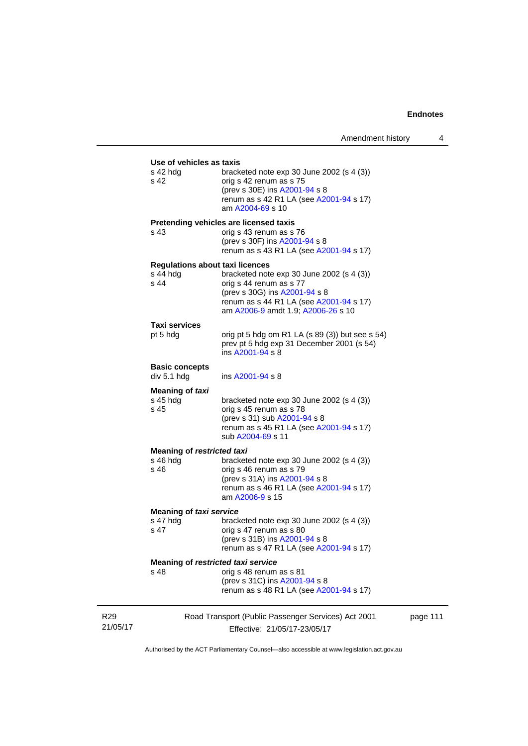**Use of vehicles as taxis**

s 42 hdg — bracketed note exp 30 June 2002 (s 4 (3))
s 42 — orig s 42 renum as s 75
(prev s 30E) ins A2001-94 s 8
renum as s 42 R1 LA (see A2001-94 s 17)
am A2004-69 s 10

**Pretending vehicles are licensed taxis**

s 43 — orig s 43 renum as s 76
(prev s 30F) ins A2001-94 s 8
renum as s 43 R1 LA (see A2001-94 s 17)

**Regulations about taxi licences**

s 44 hdg — bracketed note exp 30 June 2002 (s 4 (3))
s 44 — orig s 44 renum as s 77
(prev s 30G) ins A2001-94 s 8
renum as s 44 R1 LA (see A2001-94 s 17)
am A2006-9 amdt 1.9; A2006-26 s 10

**Taxi services**

pt 5 hdg — orig pt 5 hdg om R1 LA (s 89 (3)) but see s 54)
prev pt 5 hdg exp 31 December 2001 (s 54)
ins A2001-94 s 8

**Basic concepts**

div 5.1 hdg — ins A2001-94 s 8

**Meaning of *taxi***

s 45 hdg — bracketed note exp 30 June 2002 (s 4 (3))
s 45 — orig s 45 renum as s 78
(prev s 31) sub A2001-94 s 8
renum as s 45 R1 LA (see A2001-94 s 17)
sub A2004-69 s 11

**Meaning of *restricted taxi***

s 46 hdg — bracketed note exp 30 June 2002 (s 4 (3))
s 46 — orig s 46 renum as s 79
(prev s 31A) ins A2001-94 s 8
renum as s 46 R1 LA (see A2001-94 s 17)
am A2006-9 s 15

**Meaning of *taxi service***

s 47 hdg — bracketed note exp 30 June 2002 (s 4 (3))
s 47 — orig s 47 renum as s 80
(prev s 31B) ins A2001-94 s 8
renum as s 47 R1 LA (see A2001-94 s 17)

**Meaning of *restricted taxi service***

s 48 — orig s 48 renum as s 81
(prev s 31C) ins A2001-94 s 8
renum as s 48 R1 LA (see A2001-94 s 17)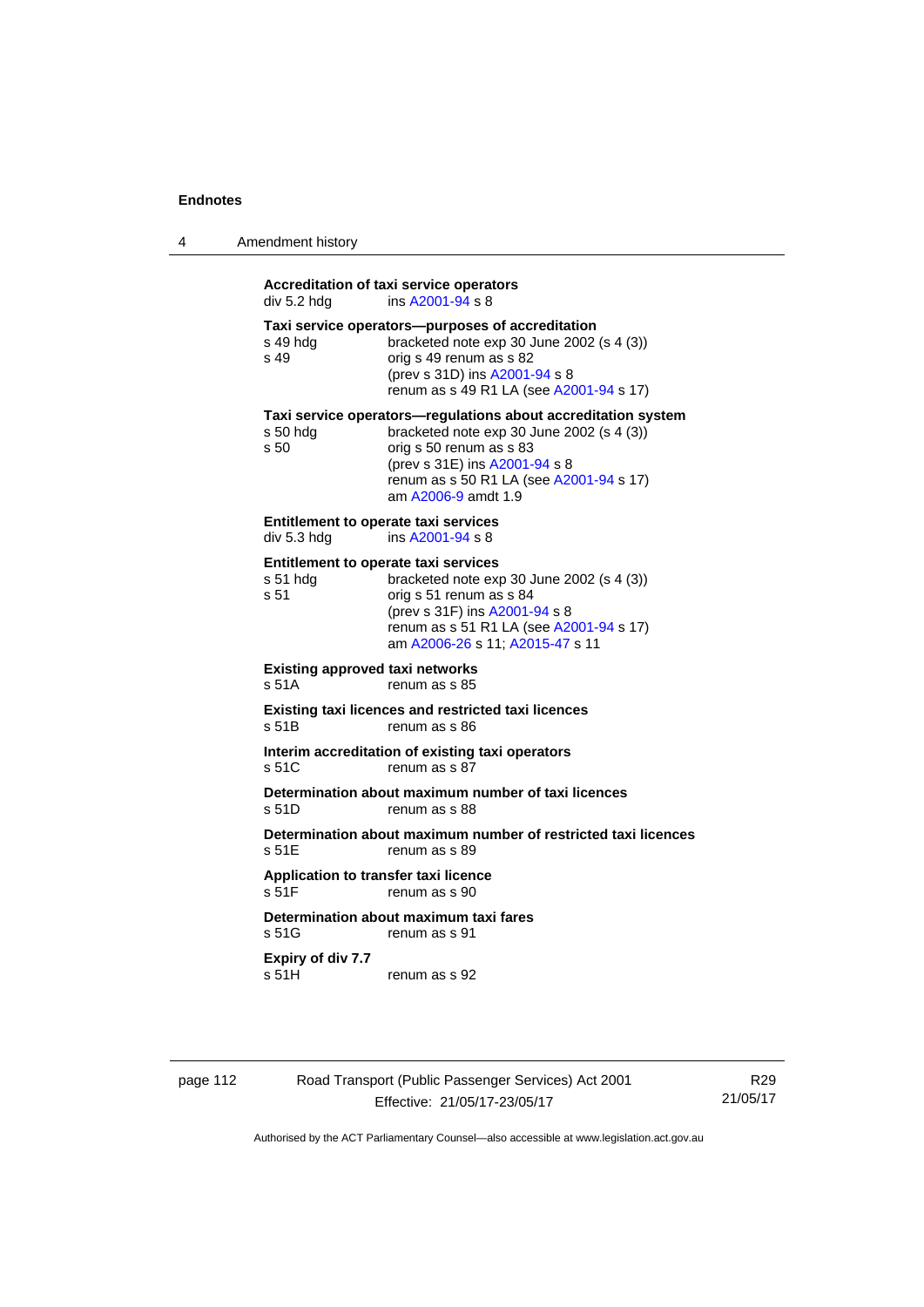**Accreditation of taxi service operators**
div 5.2 hdg ins A2001-94 s 8

**Taxi service operators—purposes of accreditation**
s 49 hdg bracketed note exp 30 June 2002 (s 4 (3))
s 49 orig s 49 renum as s 82
(prev s 31D) ins A2001-94 s 8
renum as s 49 R1 LA (see A2001-94 s 17)

**Taxi service operators—regulations about accreditation system**
s 50 hdg bracketed note exp 30 June 2002 (s 4 (3))
s 50 orig s 50 renum as s 83
(prev s 31E) ins A2001-94 s 8
renum as s 50 R1 LA (see A2001-94 s 17)
am A2006-9 amdt 1.9

**Entitlement to operate taxi services**
div 5.3 hdg ins A2001-94 s 8

**Entitlement to operate taxi services**
s 51 hdg bracketed note exp 30 June 2002 (s 4 (3))
s 51 orig s 51 renum as s 84
(prev s 31F) ins A2001-94 s 8
renum as s 51 R1 LA (see A2001-94 s 17)
am A2006-26 s 11; A2015-47 s 11

**Existing approved taxi networks**
s 51A renum as s 85

**Existing taxi licences and restricted taxi licences**
s 51B renum as s 86

**Interim accreditation of existing taxi operators**
s 51C renum as s 87

**Determination about maximum number of taxi licences**
s 51D renum as s 88

**Determination about maximum number of restricted taxi licences**
s 51E renum as s 89

**Application to transfer taxi licence**
s 51F renum as s 90

**Determination about maximum taxi fares**
s 51G renum as s 91

**Expiry of div 7.7**
s 51H renum as s 92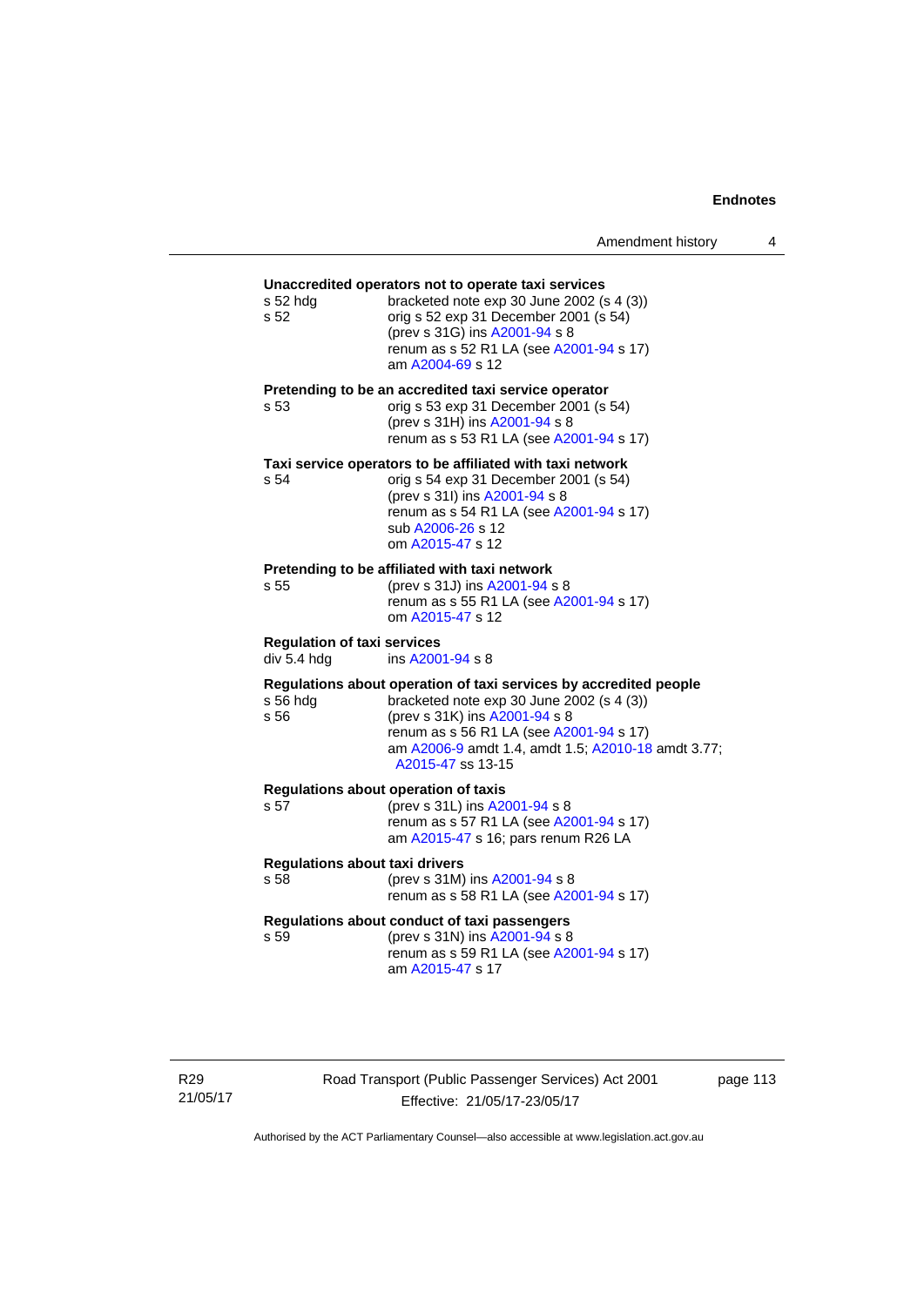**Unaccredited operators not to operate taxi services**

| | |
|---|---|
| s 52 hdg | bracketed note exp 30 June 2002 (s 4 (3)) |
| s 52 | orig s 52 exp 31 December 2001 (s 54)<br>(prev s 31G) ins A2001-94 s 8<br>renum as s 52 R1 LA (see A2001-94 s 17)<br>am A2004-69 s 12 |

**Pretending to be an accredited taxi service operator**

| | |
|---|---|
| s 53 | orig s 53 exp 31 December 2001 (s 54)<br>(prev s 31H) ins A2001-94 s 8<br>renum as s 53 R1 LA (see A2001-94 s 17) |

**Taxi service operators to be affiliated with taxi network**

| | |
|---|---|
| s 54 | orig s 54 exp 31 December 2001 (s 54)<br>(prev s 31I) ins A2001-94 s 8<br>renum as s 54 R1 LA (see A2001-94 s 17)<br>sub A2006-26 s 12<br>om A2015-47 s 12 |

**Pretending to be affiliated with taxi network**

| | |
|---|---|
| s 55 | (prev s 31J) ins A2001-94 s 8<br>renum as s 55 R1 LA (see A2001-94 s 17)<br>om A2015-47 s 12 |

**Regulation of taxi services**

| | |
|---|---|
| div 5.4 hdg | ins A2001-94 s 8 |

**Regulations about operation of taxi services by accredited people**

| | |
|---|---|
| s 56 hdg | bracketed note exp 30 June 2002 (s 4 (3)) |
| s 56 | (prev s 31K) ins A2001-94 s 8<br>renum as s 56 R1 LA (see A2001-94 s 17)<br>am A2006-9 amdt 1.4, amdt 1.5; A2010-18 amdt 3.77; A2015-47 ss 13-15 |

**Regulations about operation of taxis**

| | |
|---|---|
| s 57 | (prev s 31L) ins A2001-94 s 8<br>renum as s 57 R1 LA (see A2001-94 s 17)<br>am A2015-47 s 16; pars renum R26 LA |

**Regulations about taxi drivers**

| | |
|---|---|
| s 58 | (prev s 31M) ins A2001-94 s 8<br>renum as s 58 R1 LA (see A2001-94 s 17) |

**Regulations about conduct of taxi passengers**

| | |
|---|---|
| s 59 | (prev s 31N) ins A2001-94 s 8<br>renum as s 59 R1 LA (see A2001-94 s 17)<br>am A2015-47 s 17 |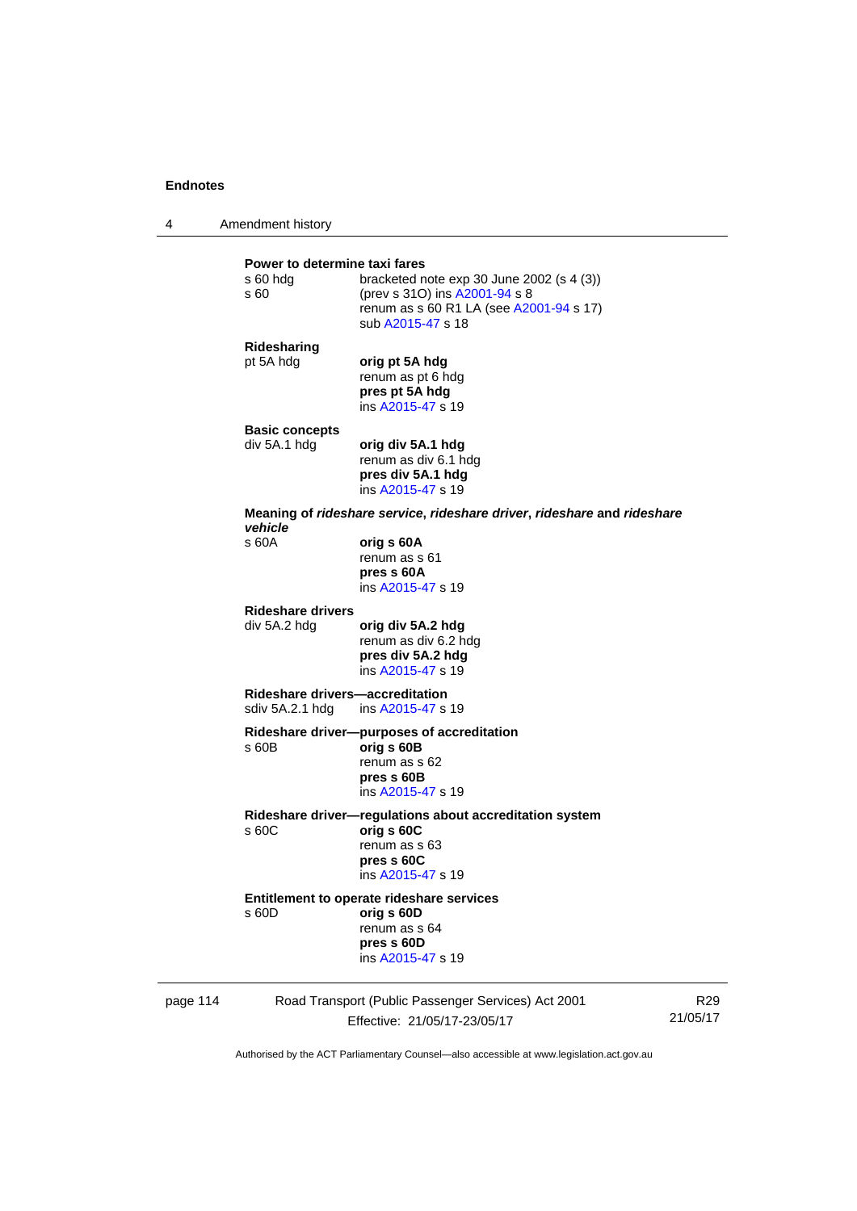**Power to determine taxi fares**

s 60 hdg bracketed note exp 30 June 2002 (s 4 (3))

s 60 (prev s 31O) ins A2001-94 s 8
renum as s 60 R1 LA (see A2001-94 s 17)
sub A2015-47 s 18

**Ridesharing**

pt 5A hdg **orig pt 5A hdg**
renum as pt 6 hdg
**pres pt 5A hdg**
ins A2015-47 s 19

**Basic concepts**

div 5A.1 hdg **orig div 5A.1 hdg**
renum as div 6.1 hdg
**pres div 5A.1 hdg**
ins A2015-47 s 19

**Meaning of *rideshare service*, *rideshare driver*, *rideshare* and *rideshare vehicle***

s 60A **orig s 60A**
renum as s 61
**pres s 60A**
ins A2015-47 s 19

**Rideshare drivers**

div 5A.2 hdg **orig div 5A.2 hdg**
renum as div 6.2 hdg
**pres div 5A.2 hdg**
ins A2015-47 s 19

**Rideshare drivers—accreditation**

sdiv 5A.2.1 hdg ins A2015-47 s 19

**Rideshare driver—purposes of accreditation**

s 60B **orig s 60B**
renum as s 62
**pres s 60B**
ins A2015-47 s 19

**Rideshare driver—regulations about accreditation system**

s 60C **orig s 60C**
renum as s 63
**pres s 60C**
ins A2015-47 s 19

**Entitlement to operate rideshare services**

s 60D **orig s 60D**
renum as s 64
**pres s 60D**
ins A2015-47 s 19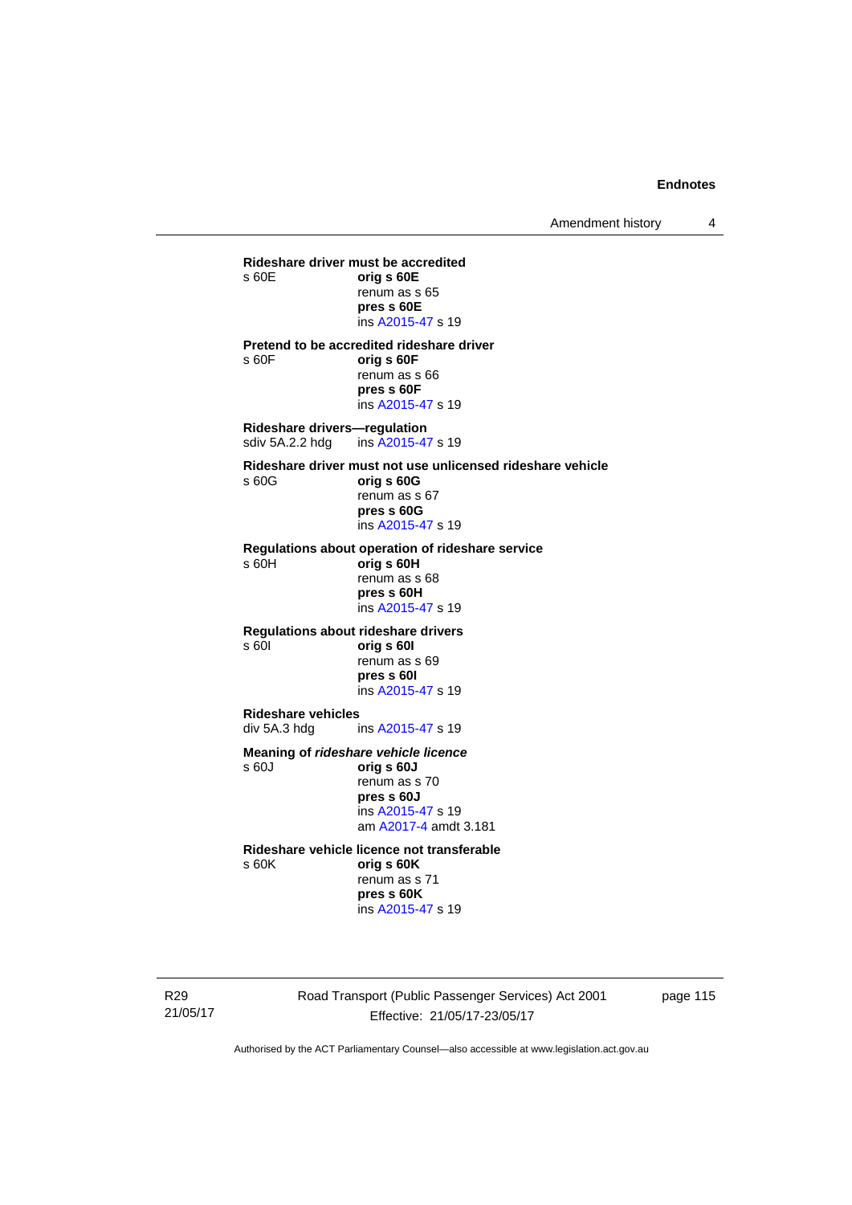**Rideshare driver must be accredited**

s 60E **orig s 60E**
renum as s 65
**pres s 60E**
ins A2015-47 s 19

**Pretend to be accredited rideshare driver**

s 60F **orig s 60F**
renum as s 66
**pres s 60F**
ins A2015-47 s 19

**Rideshare drivers—regulation**

sdiv 5A.2.2 hdg ins A2015-47 s 19

**Rideshare driver must not use unlicensed rideshare vehicle**

s 60G **orig s 60G**
renum as s 67
**pres s 60G**
ins A2015-47 s 19

**Regulations about operation of rideshare service**

s 60H **orig s 60H**
renum as s 68
**pres s 60H**
ins A2015-47 s 19

**Regulations about rideshare drivers**

s 60I **orig s 60I**
renum as s 69
**pres s 60I**
ins A2015-47 s 19

**Rideshare vehicles**

div 5A.3 hdg ins A2015-47 s 19

**Meaning of *rideshare vehicle licence***

s 60J **orig s 60J**
renum as s 70
**pres s 60J**
ins A2015-47 s 19
am A2017-4 amdt 3.181

**Rideshare vehicle licence not transferable**

s 60K **orig s 60K**
renum as s 71
**pres s 60K**
ins A2015-47 s 19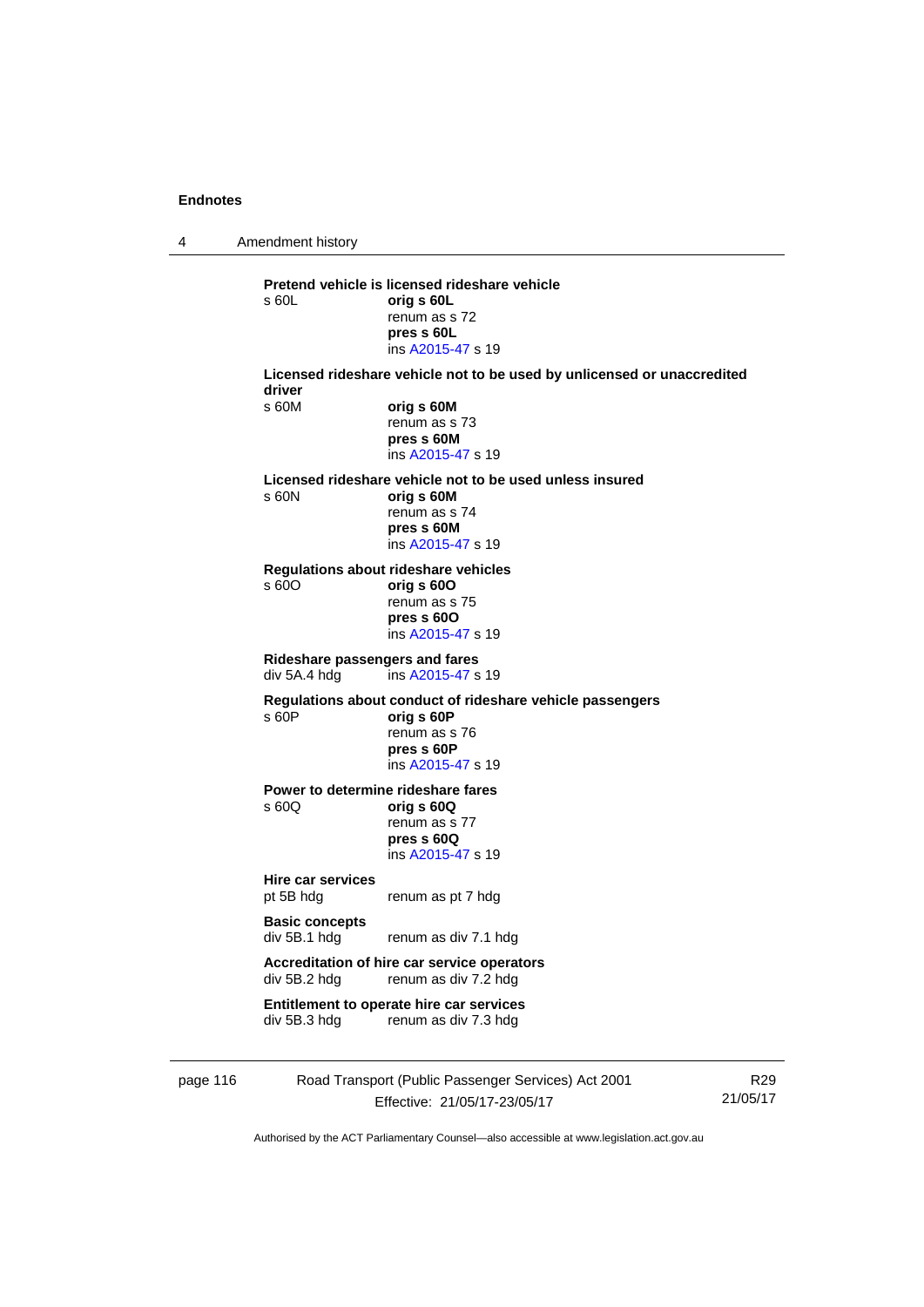**Pretend vehicle is licensed rideshare vehicle**

s 60L **orig s 60L**
renum as s 72
**pres s 60L**
ins A2015-47 s 19

**Licensed rideshare vehicle not to be used by unlicensed or unaccredited driver**

s 60M **orig s 60M**
renum as s 73
**pres s 60M**
ins A2015-47 s 19

**Licensed rideshare vehicle not to be used unless insured**

s 60N **orig s 60M**
renum as s 74
**pres s 60M**
ins A2015-47 s 19

**Regulations about rideshare vehicles**

s 60O **orig s 60O**
renum as s 75
**pres s 60O**
ins A2015-47 s 19

**Rideshare passengers and fares**

div 5A.4 hdg ins A2015-47 s 19

**Regulations about conduct of rideshare vehicle passengers**

s 60P **orig s 60P**
renum as s 76
**pres s 60P**
ins A2015-47 s 19

**Power to determine rideshare fares**

s 60Q **orig s 60Q**
renum as s 77
**pres s 60Q**
ins A2015-47 s 19

**Hire car services**

pt 5B hdg renum as pt 7 hdg

**Basic concepts**

div 5B.1 hdg renum as div 7.1 hdg

**Accreditation of hire car service operators**

div 5B.2 hdg renum as div 7.2 hdg

**Entitlement to operate hire car services**

div 5B.3 hdg renum as div 7.3 hdg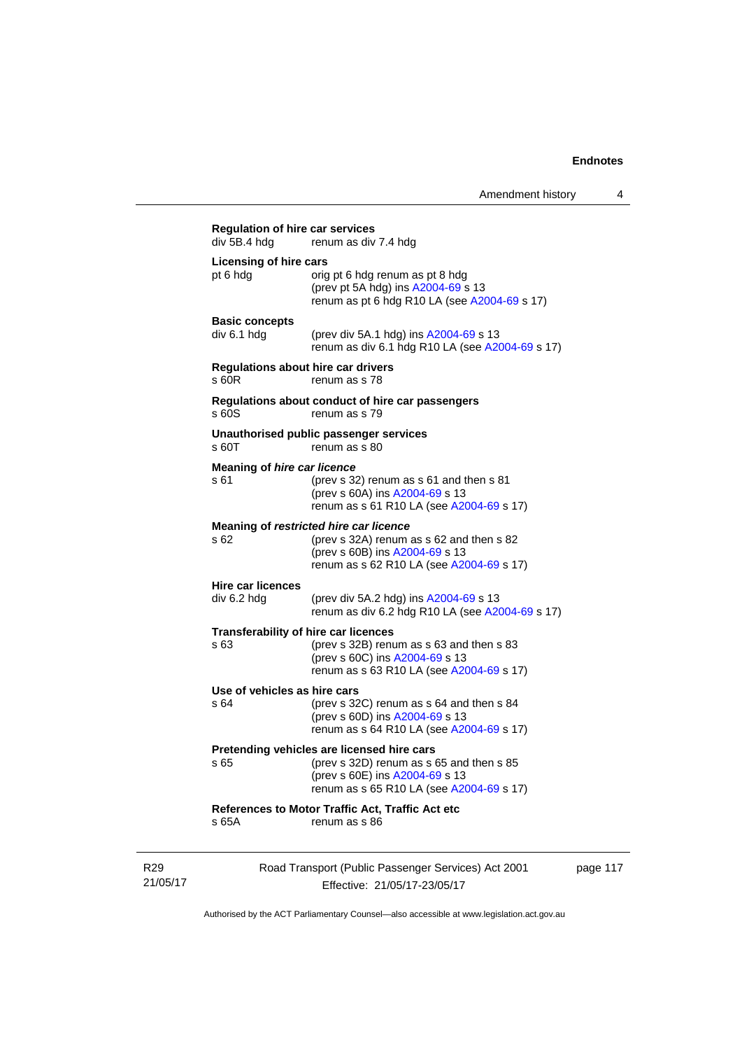**Regulation of hire car services**
div 5B.4 hdg renum as div 7.4 hdg

**Licensing of hire cars**
pt 6 hdg orig pt 6 hdg renum as pt 8 hdg
(prev pt 5A hdg) ins A2004-69 s 13
renum as pt 6 hdg R10 LA (see A2004-69 s 17)

**Basic concepts**
div 6.1 hdg (prev div 5A.1 hdg) ins A2004-69 s 13
renum as div 6.1 hdg R10 LA (see A2004-69 s 17)

**Regulations about hire car drivers**
s 60R renum as s 78

**Regulations about conduct of hire car passengers**
s 60S renum as s 79

**Unauthorised public passenger services**
s 60T renum as s 80

**Meaning of *hire car licence***
s 61 (prev s 32) renum as s 61 and then s 81
(prev s 60A) ins A2004-69 s 13
renum as s 61 R10 LA (see A2004-69 s 17)

**Meaning of *restricted hire car licence***
s 62 (prev s 32A) renum as s 62 and then s 82
(prev s 60B) ins A2004-69 s 13
renum as s 62 R10 LA (see A2004-69 s 17)

**Hire car licences**
div 6.2 hdg (prev div 5A.2 hdg) ins A2004-69 s 13
renum as div 6.2 hdg R10 LA (see A2004-69 s 17)

**Transferability of hire car licences**
s 63 (prev s 32B) renum as s 63 and then s 83
(prev s 60C) ins A2004-69 s 13
renum as s 63 R10 LA (see A2004-69 s 17)

**Use of vehicles as hire cars**
s 64 (prev s 32C) renum as s 64 and then s 84
(prev s 60D) ins A2004-69 s 13
renum as s 64 R10 LA (see A2004-69 s 17)

**Pretending vehicles are licensed hire cars**
s 65 (prev s 32D) renum as s 65 and then s 85
(prev s 60E) ins A2004-69 s 13
renum as s 65 R10 LA (see A2004-69 s 17)

**References to Motor Traffic Act, Traffic Act etc**
s 65A renum as s 86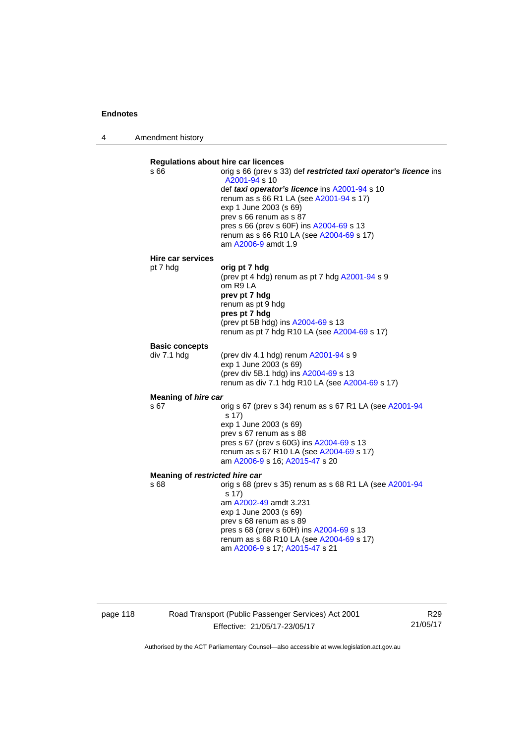**Regulations about hire car licences**

s 66 — orig s 66 (prev s 33) def ***restricted taxi operator's licence*** ins A2001-94 s 10
def ***taxi operator's licence*** ins A2001-94 s 10
renum as s 66 R1 LA (see A2001-94 s 17)
exp 1 June 2003 (s 69)
prev s 66 renum as s 87
pres s 66 (prev s 60F) ins A2004-69 s 13
renum as s 66 R10 LA (see A2004-69 s 17)
am A2006-9 amdt 1.9

**Hire car services**

pt 7 hdg — **orig pt 7 hdg**
(prev pt 4 hdg) renum as pt 7 hdg A2001-94 s 9
om R9 LA
**prev pt 7 hdg**
renum as pt 9 hdg
**pres pt 7 hdg**
(prev pt 5B hdg) ins A2004-69 s 13
renum as pt 7 hdg R10 LA (see A2004-69 s 17)

**Basic concepts**

div 7.1 hdg — (prev div 4.1 hdg) renum A2001-94 s 9
exp 1 June 2003 (s 69)
(prev div 5B.1 hdg) ins A2004-69 s 13
renum as div 7.1 hdg R10 LA (see A2004-69 s 17)

**Meaning of *hire car***

s 67 — orig s 67 (prev s 34) renum as s 67 R1 LA (see A2001-94 s 17)
exp 1 June 2003 (s 69)
prev s 67 renum as s 88
pres s 67 (prev s 60G) ins A2004-69 s 13
renum as s 67 R10 LA (see A2004-69 s 17)
am A2006-9 s 16; A2015-47 s 20

**Meaning of *restricted hire car***

s 68 — orig s 68 (prev s 35) renum as s 68 R1 LA (see A2001-94 s 17)
am A2002-49 amdt 3.231
exp 1 June 2003 (s 69)
prev s 68 renum as s 89
pres s 68 (prev s 60H) ins A2004-69 s 13
renum as s 68 R10 LA (see A2004-69 s 17)
am A2006-9 s 17; A2015-47 s 21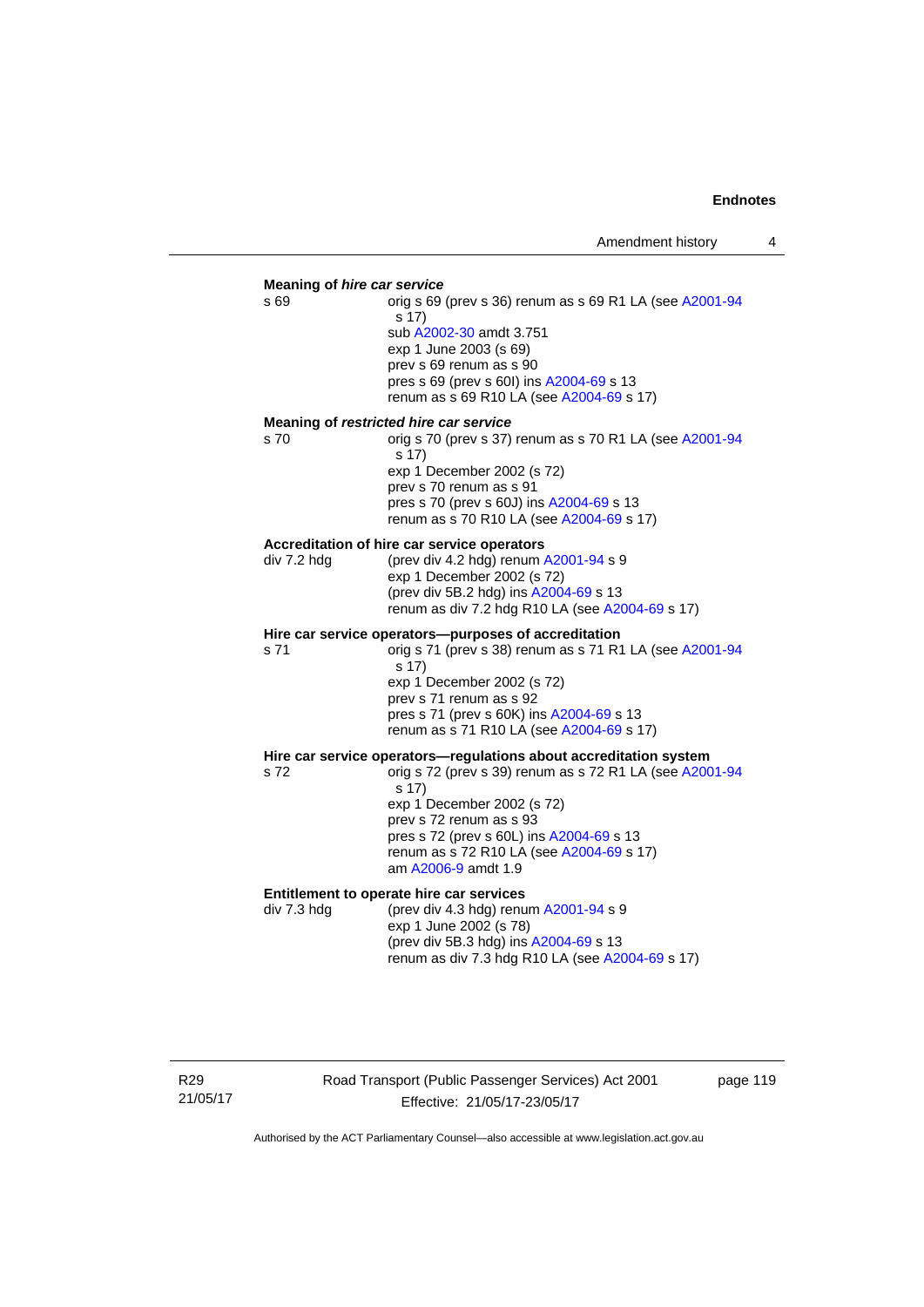**Meaning of *hire car service***

s 69 — orig s 69 (prev s 36) renum as s 69 R1 LA (see A2001-94 s 17)
sub A2002-30 amdt 3.751
exp 1 June 2003 (s 69)
prev s 69 renum as s 90
pres s 69 (prev s 60I) ins A2004-69 s 13
renum as s 69 R10 LA (see A2004-69 s 17)

**Meaning of *restricted hire car service***

s 70 — orig s 70 (prev s 37) renum as s 70 R1 LA (see A2001-94 s 17)
exp 1 December 2002 (s 72)
prev s 70 renum as s 91
pres s 70 (prev s 60J) ins A2004-69 s 13
renum as s 70 R10 LA (see A2004-69 s 17)

**Accreditation of hire car service operators**

div 7.2 hdg — (prev div 4.2 hdg) renum A2001-94 s 9
exp 1 December 2002 (s 72)
(prev div 5B.2 hdg) ins A2004-69 s 13
renum as div 7.2 hdg R10 LA (see A2004-69 s 17)

**Hire car service operators—purposes of accreditation**

s 71 — orig s 71 (prev s 38) renum as s 71 R1 LA (see A2001-94 s 17)
exp 1 December 2002 (s 72)
prev s 71 renum as s 92
pres s 71 (prev s 60K) ins A2004-69 s 13
renum as s 71 R10 LA (see A2004-69 s 17)

**Hire car service operators—regulations about accreditation system**

s 72 — orig s 72 (prev s 39) renum as s 72 R1 LA (see A2001-94 s 17)
exp 1 December 2002 (s 72)
prev s 72 renum as s 93
pres s 72 (prev s 60L) ins A2004-69 s 13
renum as s 72 R10 LA (see A2004-69 s 17)
am A2006-9 amdt 1.9

**Entitlement to operate hire car services**

div 7.3 hdg — (prev div 4.3 hdg) renum A2001-94 s 9
exp 1 June 2002 (s 78)
(prev div 5B.3 hdg) ins A2004-69 s 13
renum as div 7.3 hdg R10 LA (see A2004-69 s 17)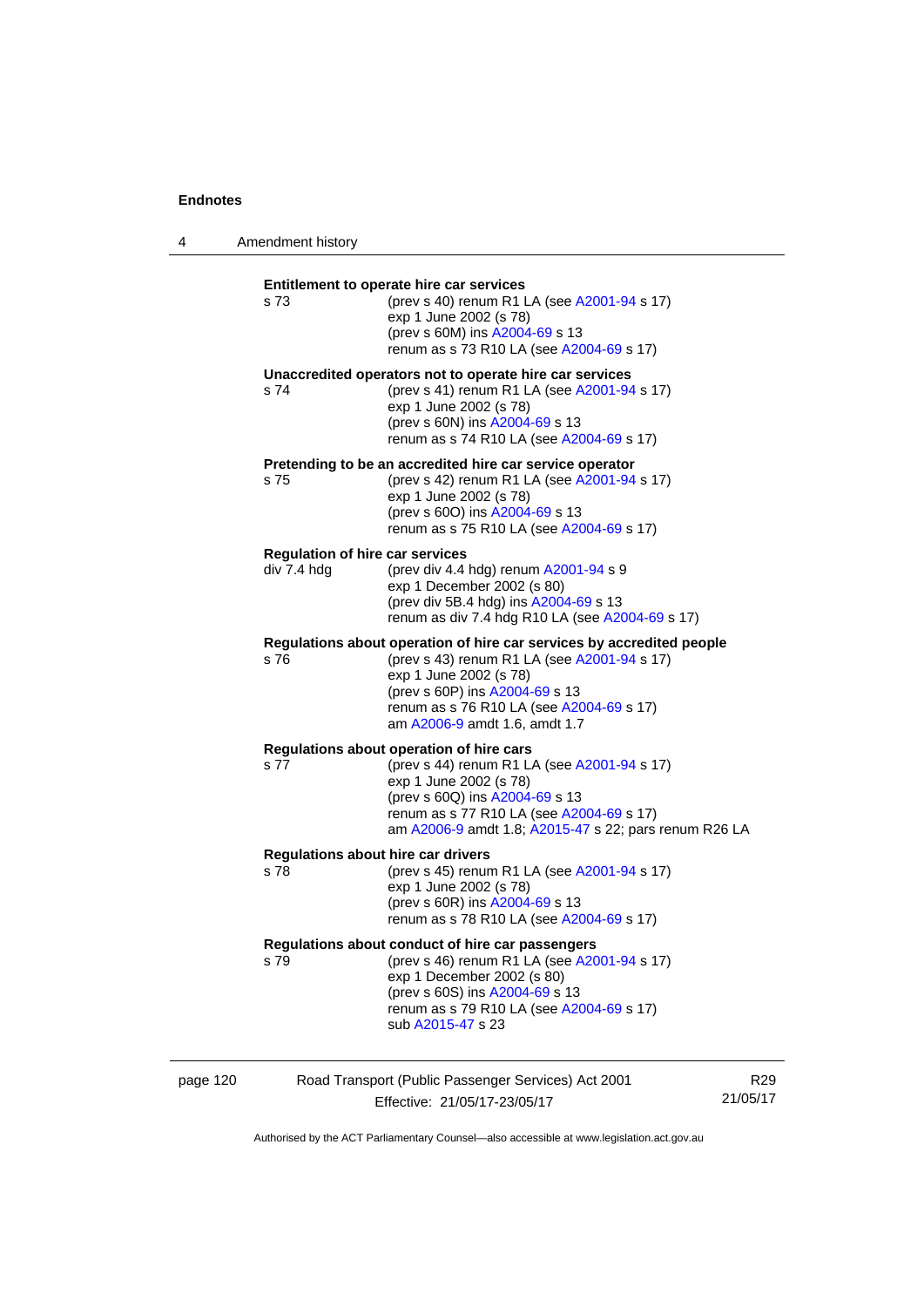**Entitlement to operate hire car services**

s 73 (prev s 40) renum R1 LA (see A2001-94 s 17)
exp 1 June 2002 (s 78)
(prev s 60M) ins A2004-69 s 13
renum as s 73 R10 LA (see A2004-69 s 17)

**Unaccredited operators not to operate hire car services**

s 74 (prev s 41) renum R1 LA (see A2001-94 s 17)
exp 1 June 2002 (s 78)
(prev s 60N) ins A2004-69 s 13
renum as s 74 R10 LA (see A2004-69 s 17)

**Pretending to be an accredited hire car service operator**

s 75 (prev s 42) renum R1 LA (see A2001-94 s 17)
exp 1 June 2002 (s 78)
(prev s 60O) ins A2004-69 s 13
renum as s 75 R10 LA (see A2004-69 s 17)

**Regulation of hire car services**

div 7.4 hdg (prev div 4.4 hdg) renum A2001-94 s 9
exp 1 December 2002 (s 80)
(prev div 5B.4 hdg) ins A2004-69 s 13
renum as div 7.4 hdg R10 LA (see A2004-69 s 17)

**Regulations about operation of hire car services by accredited people**

s 76 (prev s 43) renum R1 LA (see A2001-94 s 17)
exp 1 June 2002 (s 78)
(prev s 60P) ins A2004-69 s 13
renum as s 76 R10 LA (see A2004-69 s 17)
am A2006-9 amdt 1.6, amdt 1.7

**Regulations about operation of hire cars**

s 77 (prev s 44) renum R1 LA (see A2001-94 s 17)
exp 1 June 2002 (s 78)
(prev s 60Q) ins A2004-69 s 13
renum as s 77 R10 LA (see A2004-69 s 17)
am A2006-9 amdt 1.8; A2015-47 s 22; pars renum R26 LA

**Regulations about hire car drivers**

s 78 (prev s 45) renum R1 LA (see A2001-94 s 17)
exp 1 June 2002 (s 78)
(prev s 60R) ins A2004-69 s 13
renum as s 78 R10 LA (see A2004-69 s 17)

**Regulations about conduct of hire car passengers**

s 79 (prev s 46) renum R1 LA (see A2001-94 s 17)
exp 1 December 2002 (s 80)
(prev s 60S) ins A2004-69 s 13
renum as s 79 R10 LA (see A2004-69 s 17)
sub A2015-47 s 23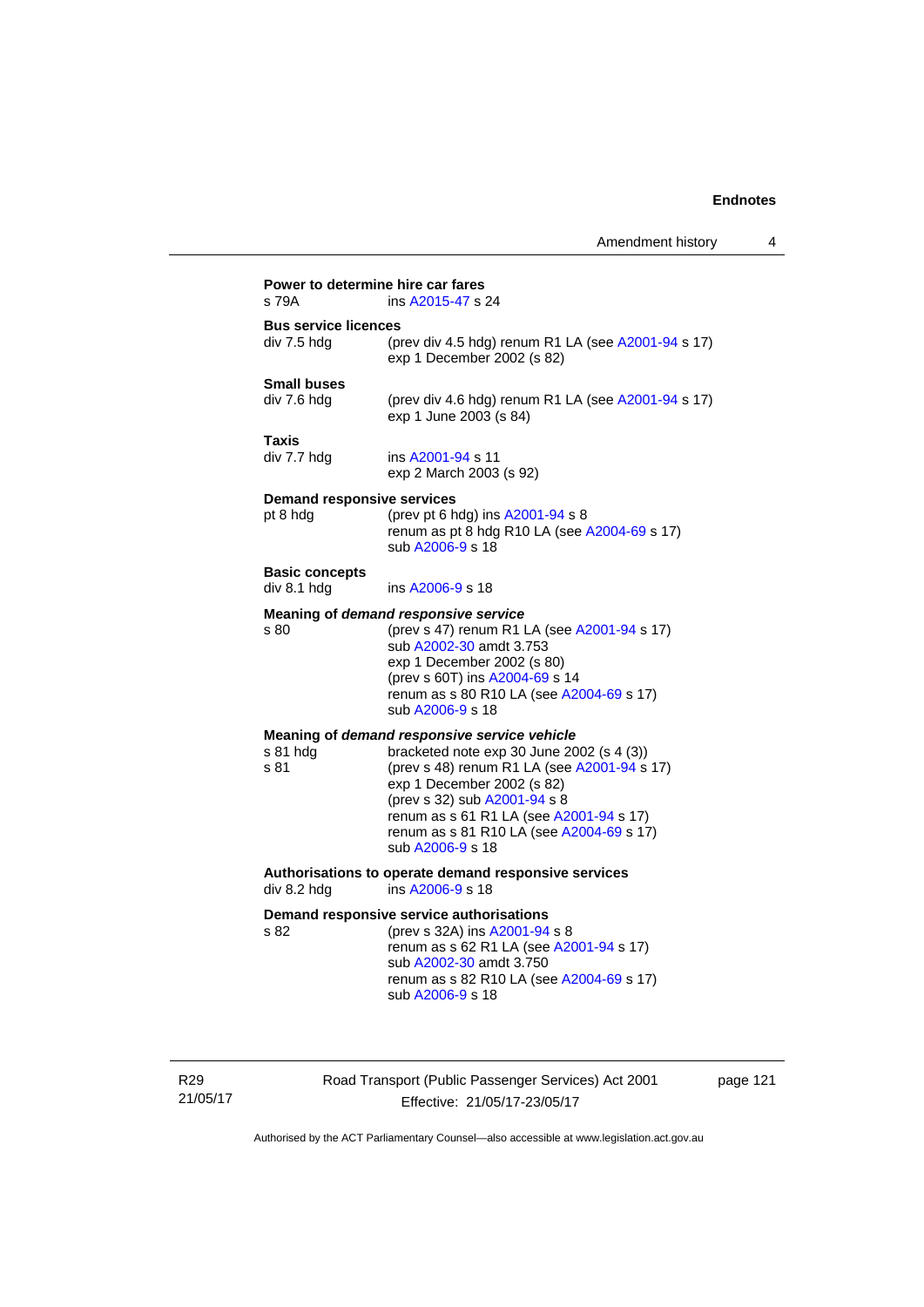**Power to determine hire car fares**

s 79A ins A2015-47 s 24

**Bus service licences**

div 7.5 hdg (prev div 4.5 hdg) renum R1 LA (see A2001-94 s 17)
exp 1 December 2002 (s 82)

**Small buses**

div 7.6 hdg (prev div 4.6 hdg) renum R1 LA (see A2001-94 s 17)
exp 1 June 2003 (s 84)

**Taxis**

div 7.7 hdg ins A2001-94 s 11
exp 2 March 2003 (s 92)

**Demand responsive services**

pt 8 hdg (prev pt 6 hdg) ins A2001-94 s 8
renum as pt 8 hdg R10 LA (see A2004-69 s 17)
sub A2006-9 s 18

**Basic concepts**

div 8.1 hdg ins A2006-9 s 18

**Meaning of *demand responsive service***

s 80 (prev s 47) renum R1 LA (see A2001-94 s 17)
sub A2002-30 amdt 3.753
exp 1 December 2002 (s 80)
(prev s 60T) ins A2004-69 s 14
renum as s 80 R10 LA (see A2004-69 s 17)
sub A2006-9 s 18

**Meaning of *demand responsive service vehicle***

s 81 hdg bracketed note exp 30 June 2002 (s 4 (3))
s 81 (prev s 48) renum R1 LA (see A2001-94 s 17)
exp 1 December 2002 (s 82)
(prev s 32) sub A2001-94 s 8
renum as s 61 R1 LA (see A2001-94 s 17)
renum as s 81 R10 LA (see A2004-69 s 17)
sub A2006-9 s 18

**Authorisations to operate demand responsive services**

div 8.2 hdg ins A2006-9 s 18

**Demand responsive service authorisations**

s 82 (prev s 32A) ins A2001-94 s 8
renum as s 62 R1 LA (see A2001-94 s 17)
sub A2002-30 amdt 3.750
renum as s 82 R10 LA (see A2004-69 s 17)
sub A2006-9 s 18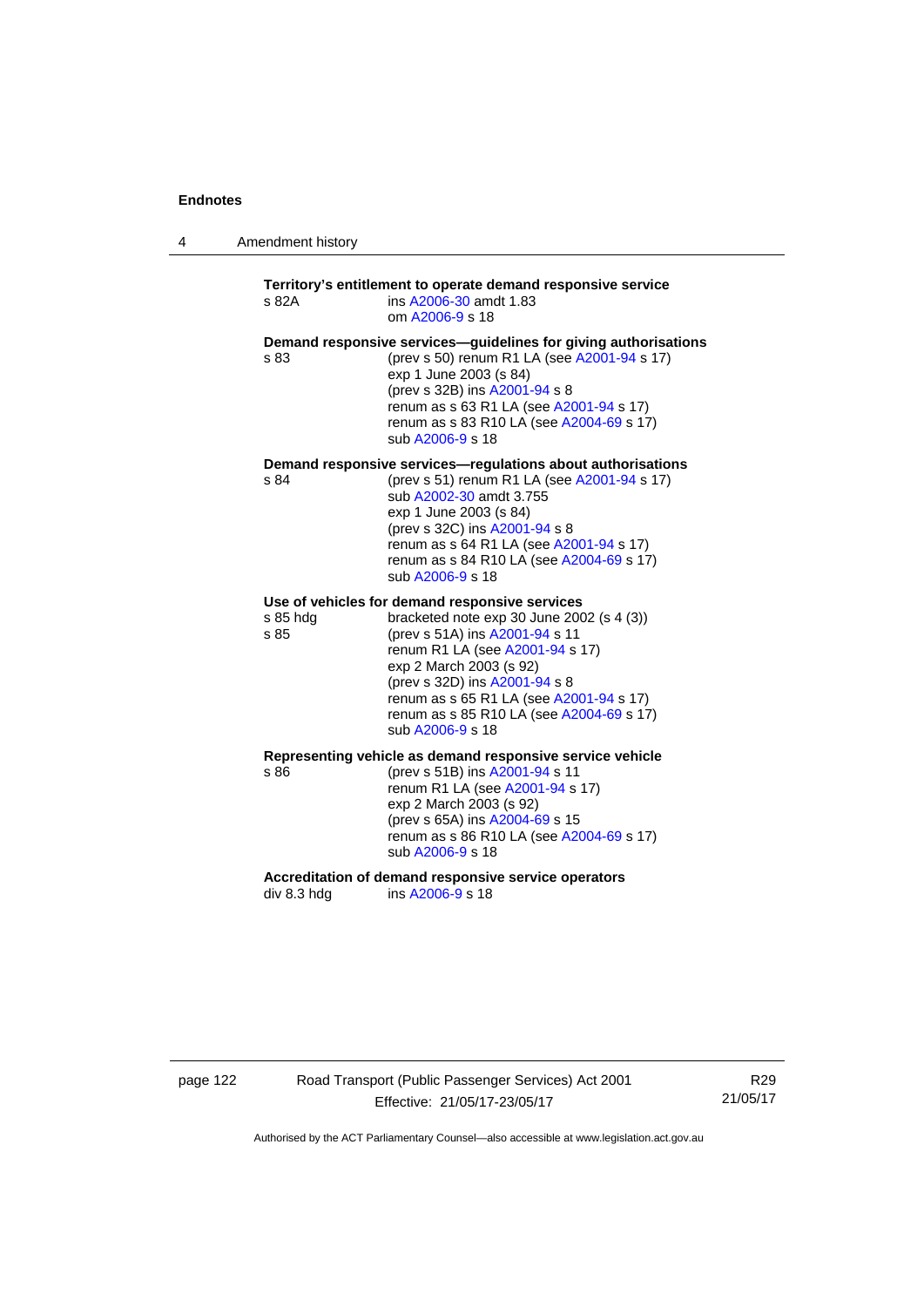**Territory's entitlement to operate demand responsive service**

s 82A ins A2006-30 amdt 1.83
om A2006-9 s 18

**Demand responsive services—guidelines for giving authorisations**

s 83 (prev s 50) renum R1 LA (see A2001-94 s 17)
exp 1 June 2003 (s 84)
(prev s 32B) ins A2001-94 s 8
renum as s 63 R1 LA (see A2001-94 s 17)
renum as s 83 R10 LA (see A2004-69 s 17)
sub A2006-9 s 18

**Demand responsive services—regulations about authorisations**

s 84 (prev s 51) renum R1 LA (see A2001-94 s 17)
sub A2002-30 amdt 3.755
exp 1 June 2003 (s 84)
(prev s 32C) ins A2001-94 s 8
renum as s 64 R1 LA (see A2001-94 s 17)
renum as s 84 R10 LA (see A2004-69 s 17)
sub A2006-9 s 18

**Use of vehicles for demand responsive services**

s 85 hdg bracketed note exp 30 June 2002 (s 4 (3))
s 85 (prev s 51A) ins A2001-94 s 11
renum R1 LA (see A2001-94 s 17)
exp 2 March 2003 (s 92)
(prev s 32D) ins A2001-94 s 8
renum as s 65 R1 LA (see A2001-94 s 17)
renum as s 85 R10 LA (see A2004-69 s 17)
sub A2006-9 s 18

**Representing vehicle as demand responsive service vehicle**

s 86 (prev s 51B) ins A2001-94 s 11
renum R1 LA (see A2001-94 s 17)
exp 2 March 2003 (s 92)
(prev s 65A) ins A2004-69 s 15
renum as s 86 R10 LA (see A2004-69 s 17)
sub A2006-9 s 18

**Accreditation of demand responsive service operators**

div 8.3 hdg ins A2006-9 s 18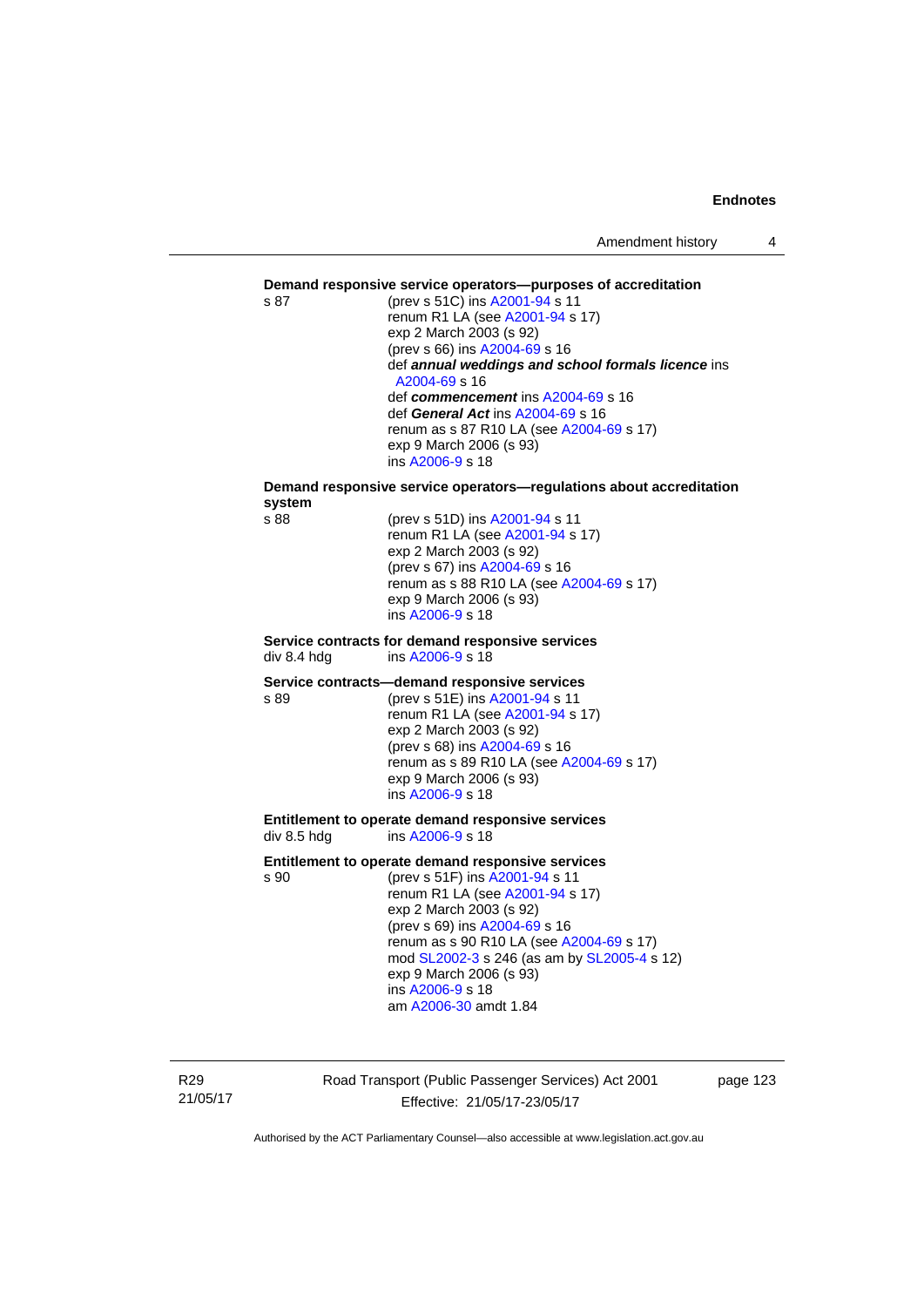**Demand responsive service operators—purposes of accreditation**

s 87 (prev s 51C) ins A2001-94 s 11
renum R1 LA (see A2001-94 s 17)
exp 2 March 2003 (s 92)
(prev s 66) ins A2004-69 s 16
def ***annual weddings and school formals licence*** ins A2004-69 s 16
def ***commencement*** ins A2004-69 s 16
def ***General Act*** ins A2004-69 s 16
renum as s 87 R10 LA (see A2004-69 s 17)
exp 9 March 2006 (s 93)
ins A2006-9 s 18

**Demand responsive service operators—regulations about accreditation system**

s 88 (prev s 51D) ins A2001-94 s 11
renum R1 LA (see A2001-94 s 17)
exp 2 March 2003 (s 92)
(prev s 67) ins A2004-69 s 16
renum as s 88 R10 LA (see A2004-69 s 17)
exp 9 March 2006 (s 93)
ins A2006-9 s 18

**Service contracts for demand responsive services**

div 8.4 hdg ins A2006-9 s 18

**Service contracts—demand responsive services**

s 89 (prev s 51E) ins A2001-94 s 11
renum R1 LA (see A2001-94 s 17)
exp 2 March 2003 (s 92)
(prev s 68) ins A2004-69 s 16
renum as s 89 R10 LA (see A2004-69 s 17)
exp 9 March 2006 (s 93)
ins A2006-9 s 18

**Entitlement to operate demand responsive services**

div 8.5 hdg ins A2006-9 s 18

**Entitlement to operate demand responsive services**

s 90 (prev s 51F) ins A2001-94 s 11
renum R1 LA (see A2001-94 s 17)
exp 2 March 2003 (s 92)
(prev s 69) ins A2004-69 s 16
renum as s 90 R10 LA (see A2004-69 s 17)
mod SL2002-3 s 246 (as am by SL2005-4 s 12)
exp 9 March 2006 (s 93)
ins A2006-9 s 18
am A2006-30 amdt 1.84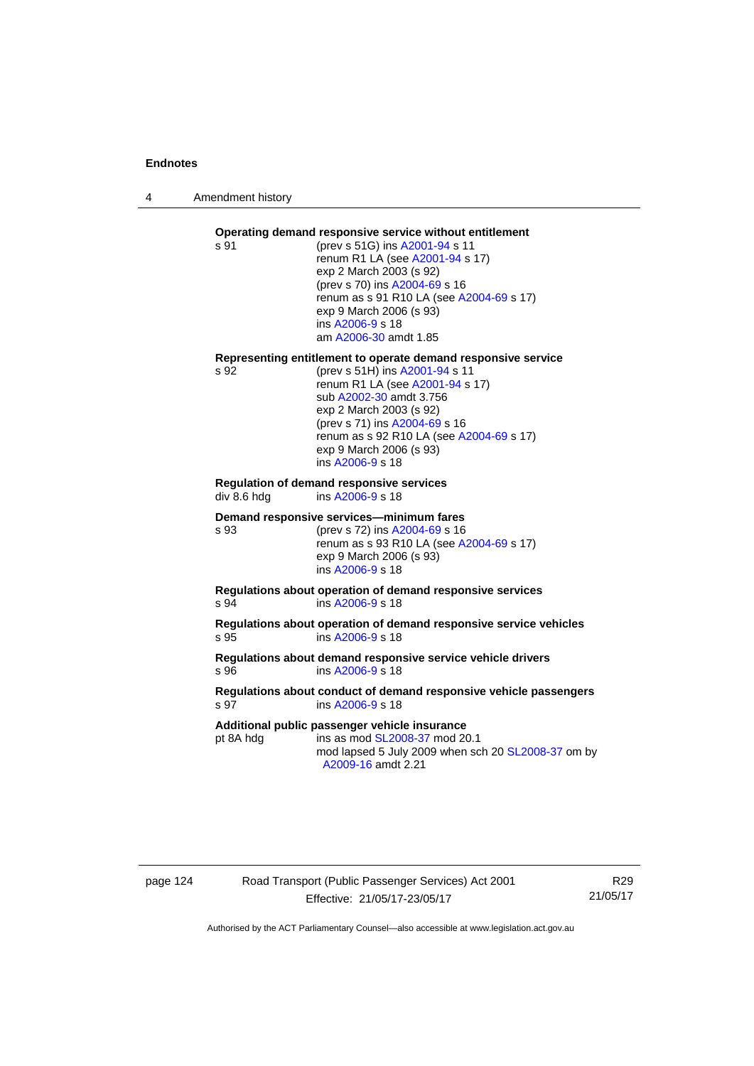**Operating demand responsive service without entitlement**

s 91 (prev s 51G) ins A2001-94 s 11
renum R1 LA (see A2001-94 s 17)
exp 2 March 2003 (s 92)
(prev s 70) ins A2004-69 s 16
renum as s 91 R10 LA (see A2004-69 s 17)
exp 9 March 2006 (s 93)
ins A2006-9 s 18
am A2006-30 amdt 1.85

**Representing entitlement to operate demand responsive service**

s 92 (prev s 51H) ins A2001-94 s 11
renum R1 LA (see A2001-94 s 17)
sub A2002-30 amdt 3.756
exp 2 March 2003 (s 92)
(prev s 71) ins A2004-69 s 16
renum as s 92 R10 LA (see A2004-69 s 17)
exp 9 March 2006 (s 93)
ins A2006-9 s 18

**Regulation of demand responsive services**

div 8.6 hdg ins A2006-9 s 18

**Demand responsive services—minimum fares**

s 93 (prev s 72) ins A2004-69 s 16
renum as s 93 R10 LA (see A2004-69 s 17)
exp 9 March 2006 (s 93)
ins A2006-9 s 18

**Regulations about operation of demand responsive services**

s 94 ins A2006-9 s 18

**Regulations about operation of demand responsive service vehicles**

s 95 ins A2006-9 s 18

**Regulations about demand responsive service vehicle drivers**

s 96 ins A2006-9 s 18

**Regulations about conduct of demand responsive vehicle passengers**

s 97 ins A2006-9 s 18

**Additional public passenger vehicle insurance**

pt 8A hdg ins as mod SL2008-37 mod 20.1
mod lapsed 5 July 2009 when sch 20 SL2008-37 om by A2009-16 amdt 2.21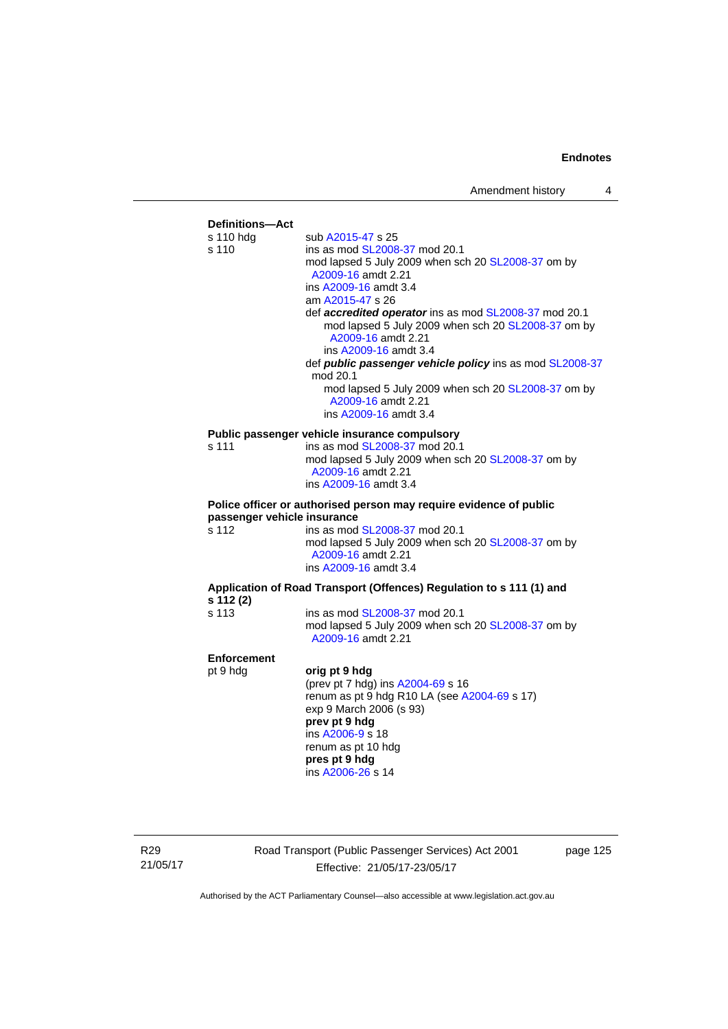**Definitions—Act**

s 110 hdg — sub A2015-47 s 25

s 110 — ins as mod SL2008-37 mod 20.1
mod lapsed 5 July 2009 when sch 20 SL2008-37 om by A2009-16 amdt 2.21
ins A2009-16 amdt 3.4
am A2015-47 s 26
def ***accredited operator*** ins as mod SL2008-37 mod 20.1
mod lapsed 5 July 2009 when sch 20 SL2008-37 om by A2009-16 amdt 2.21
ins A2009-16 amdt 3.4
def ***public passenger vehicle policy*** ins as mod SL2008-37 mod 20.1
mod lapsed 5 July 2009 when sch 20 SL2008-37 om by A2009-16 amdt 2.21
ins A2009-16 amdt 3.4

**Public passenger vehicle insurance compulsory**

s 111 — ins as mod SL2008-37 mod 20.1
mod lapsed 5 July 2009 when sch 20 SL2008-37 om by A2009-16 amdt 2.21
ins A2009-16 amdt 3.4

**Police officer or authorised person may require evidence of public passenger vehicle insurance**

s 112 — ins as mod SL2008-37 mod 20.1
mod lapsed 5 July 2009 when sch 20 SL2008-37 om by A2009-16 amdt 2.21
ins A2009-16 amdt 3.4

**Application of Road Transport (Offences) Regulation to s 111 (1) and s 112 (2)**

s 113 — ins as mod SL2008-37 mod 20.1
mod lapsed 5 July 2009 when sch 20 SL2008-37 om by A2009-16 amdt 2.21

**Enforcement**

pt 9 hdg — **orig pt 9 hdg**
(prev pt 7 hdg) ins A2004-69 s 16
renum as pt 9 hdg R10 LA (see A2004-69 s 17)
exp 9 March 2006 (s 93)
**prev pt 9 hdg**
ins A2006-9 s 18
renum as pt 10 hdg
**pres pt 9 hdg**
ins A2006-26 s 14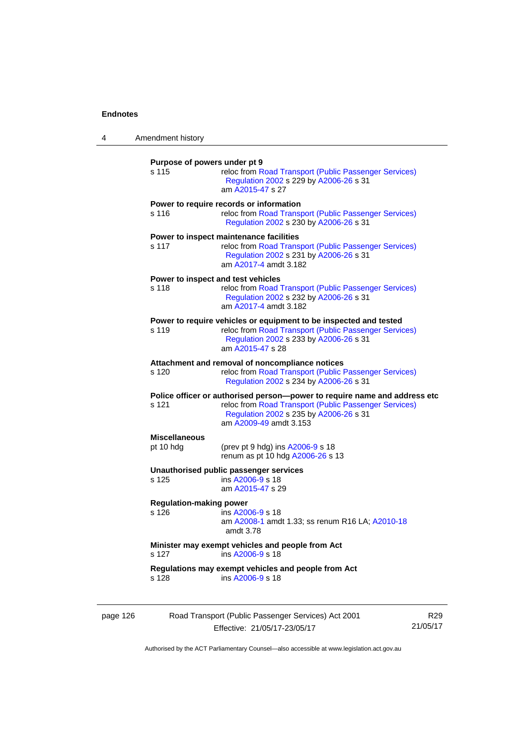**Purpose of powers under pt 9**

s 115 reloc from Road Transport (Public Passenger Services) Regulation 2002 s 229 by A2006-26 s 31
am A2015-47 s 27

**Power to require records or information**

s 116 reloc from Road Transport (Public Passenger Services) Regulation 2002 s 230 by A2006-26 s 31

**Power to inspect maintenance facilities**

s 117 reloc from Road Transport (Public Passenger Services) Regulation 2002 s 231 by A2006-26 s 31
am A2017-4 amdt 3.182

**Power to inspect and test vehicles**

s 118 reloc from Road Transport (Public Passenger Services) Regulation 2002 s 232 by A2006-26 s 31
am A2017-4 amdt 3.182

**Power to require vehicles or equipment to be inspected and tested**

s 119 reloc from Road Transport (Public Passenger Services) Regulation 2002 s 233 by A2006-26 s 31
am A2015-47 s 28

**Attachment and removal of noncompliance notices**

s 120 reloc from Road Transport (Public Passenger Services) Regulation 2002 s 234 by A2006-26 s 31

**Police officer or authorised person—power to require name and address etc**

s 121 reloc from Road Transport (Public Passenger Services) Regulation 2002 s 235 by A2006-26 s 31
am A2009-49 amdt 3.153

**Miscellaneous**

pt 10 hdg (prev pt 9 hdg) ins A2006-9 s 18
renum as pt 10 hdg A2006-26 s 13

**Unauthorised public passenger services**

s 125 ins A2006-9 s 18
am A2015-47 s 29

**Regulation-making power**

s 126 ins A2006-9 s 18
am A2008-1 amdt 1.33; ss renum R16 LA; A2010-18 amdt 3.78

**Minister may exempt vehicles and people from Act**

s 127 ins A2006-9 s 18

**Regulations may exempt vehicles and people from Act**

s 128 ins A2006-9 s 18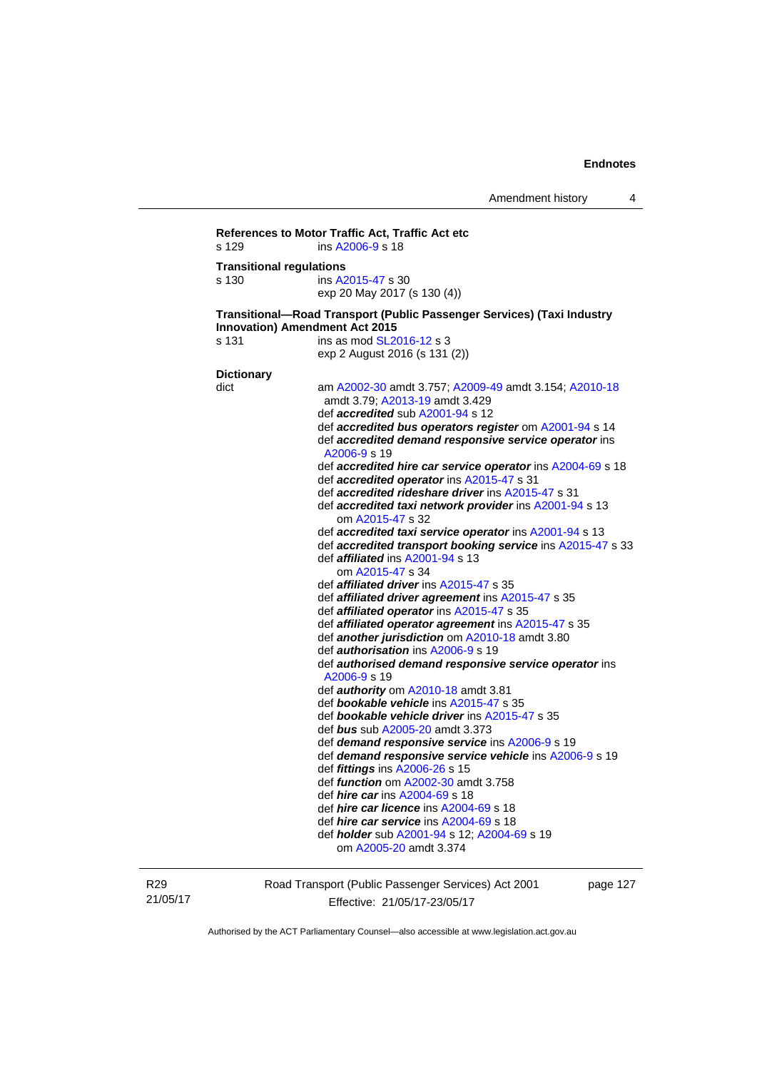**References to Motor Traffic Act, Traffic Act etc**

s 129 ins A2006-9 s 18

**Transitional regulations**

s 130 ins A2015-47 s 30
exp 20 May 2017 (s 130 (4))

**Transitional—Road Transport (Public Passenger Services) (Taxi Industry Innovation) Amendment Act 2015**

s 131 ins as mod SL2016-12 s 3
exp 2 August 2016 (s 131 (2))

**Dictionary**

dict am A2002-30 amdt 3.757; A2009-49 amdt 3.154; A2010-18 amdt 3.79; A2013-19 amdt 3.429
def ***accredited*** sub A2001-94 s 12
def ***accredited bus operators register*** om A2001-94 s 14
def ***accredited demand responsive service operator*** ins A2006-9 s 19
def ***accredited hire car service operator*** ins A2004-69 s 18
def ***accredited operator*** ins A2015-47 s 31
def ***accredited rideshare driver*** ins A2015-47 s 31
def ***accredited taxi network provider*** ins A2001-94 s 13
om A2015-47 s 32
def ***accredited taxi service operator*** ins A2001-94 s 13
def ***accredited transport booking service*** ins A2015-47 s 33
def ***affiliated*** ins A2001-94 s 13
om A2015-47 s 34
def ***affiliated driver*** ins A2015-47 s 35
def ***affiliated driver agreement*** ins A2015-47 s 35
def ***affiliated operator*** ins A2015-47 s 35
def ***affiliated operator agreement*** ins A2015-47 s 35
def ***another jurisdiction*** om A2010-18 amdt 3.80
def ***authorisation*** ins A2006-9 s 19
def ***authorised demand responsive service operator*** ins A2006-9 s 19
def ***authority*** om A2010-18 amdt 3.81
def ***bookable vehicle*** ins A2015-47 s 35
def ***bookable vehicle driver*** ins A2015-47 s 35
def ***bus*** sub A2005-20 amdt 3.373
def ***demand responsive service*** ins A2006-9 s 19
def ***demand responsive service vehicle*** ins A2006-9 s 19
def ***fittings*** ins A2006-26 s 15
def ***function*** om A2002-30 amdt 3.758
def ***hire car*** ins A2004-69 s 18
def ***hire car licence*** ins A2004-69 s 18
def ***hire car service*** ins A2004-69 s 18
def ***holder*** sub A2001-94 s 12; A2004-69 s 19
om A2005-20 amdt 3.374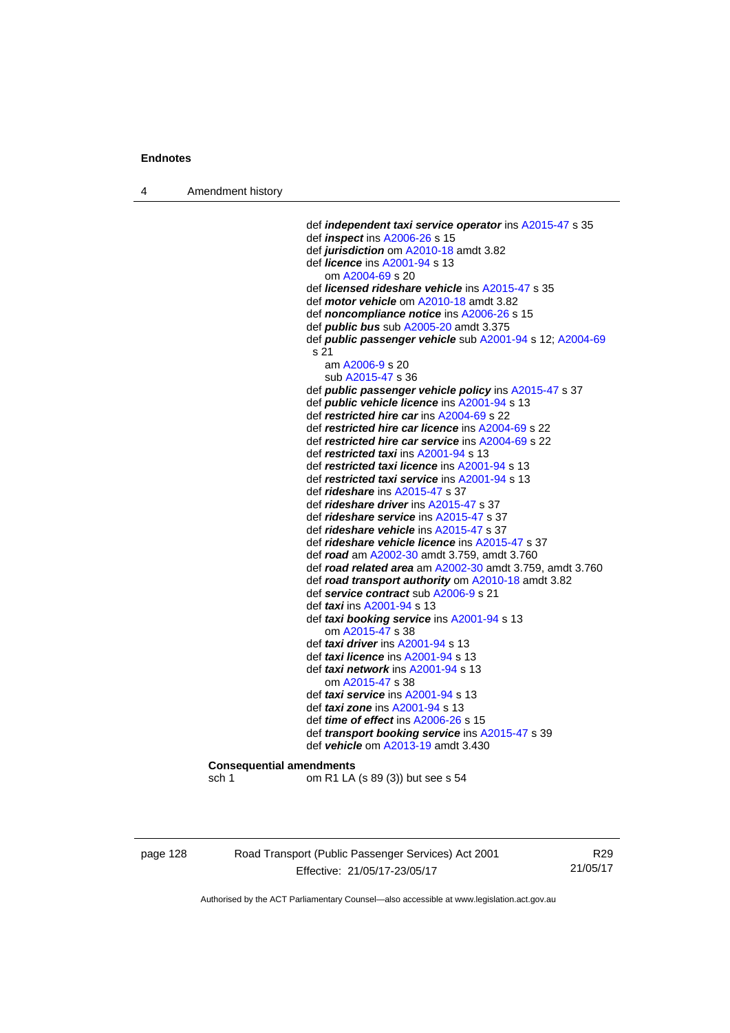def ***independent taxi service operator*** ins A2015-47 s 35
def ***inspect*** ins A2006-26 s 15
def ***jurisdiction*** om A2010-18 amdt 3.82
def ***licence*** ins A2001-94 s 13
om A2004-69 s 20
def ***licensed rideshare vehicle*** ins A2015-47 s 35
def ***motor vehicle*** om A2010-18 amdt 3.82
def ***noncompliance notice*** ins A2006-26 s 15
def ***public bus*** sub A2005-20 amdt 3.375
def ***public passenger vehicle*** sub A2001-94 s 12; A2004-69 s 21
am A2006-9 s 20
sub A2015-47 s 36
def ***public passenger vehicle policy*** ins A2015-47 s 37
def ***public vehicle licence*** ins A2001-94 s 13
def ***restricted hire car*** ins A2004-69 s 22
def ***restricted hire car licence*** ins A2004-69 s 22
def ***restricted hire car service*** ins A2004-69 s 22
def ***restricted taxi*** ins A2001-94 s 13
def ***restricted taxi licence*** ins A2001-94 s 13
def ***restricted taxi service*** ins A2001-94 s 13
def ***rideshare*** ins A2015-47 s 37
def ***rideshare driver*** ins A2015-47 s 37
def ***rideshare service*** ins A2015-47 s 37
def ***rideshare vehicle*** ins A2015-47 s 37
def ***rideshare vehicle licence*** ins A2015-47 s 37
def ***road*** am A2002-30 amdt 3.759, amdt 3.760
def ***road related area*** am A2002-30 amdt 3.759, amdt 3.760
def ***road transport authority*** om A2010-18 amdt 3.82
def ***service contract*** sub A2006-9 s 21
def ***taxi*** ins A2001-94 s 13
def ***taxi booking service*** ins A2001-94 s 13
om A2015-47 s 38
def ***taxi driver*** ins A2001-94 s 13
def ***taxi licence*** ins A2001-94 s 13
def ***taxi network*** ins A2001-94 s 13
om A2015-47 s 38
def ***taxi service*** ins A2001-94 s 13
def ***taxi zone*** ins A2001-94 s 13
def ***time of effect*** ins A2006-26 s 15
def ***transport booking service*** ins A2015-47 s 39
def ***vehicle*** om A2013-19 amdt 3.430

**Consequential amendments**
sch 1 om R1 LA (s 89 (3)) but see s 54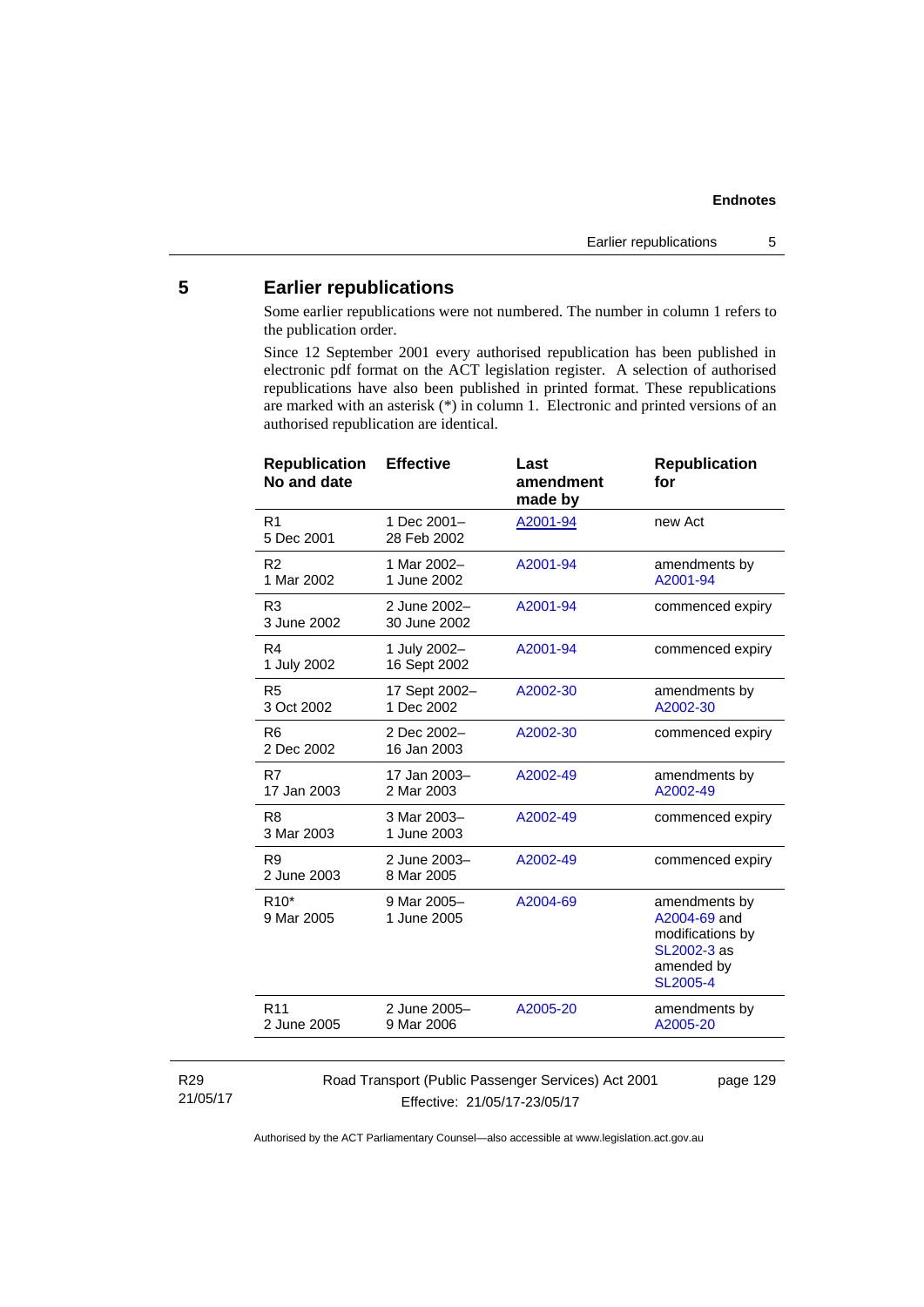## 5 Earlier republications

Some earlier republications were not numbered. The number in column 1 refers to the publication order.

Since 12 September 2001 every authorised republication has been published in electronic pdf format on the ACT legislation register. A selection of authorised republications have also been published in printed format. These republications are marked with an asterisk (*) in column 1. Electronic and printed versions of an authorised republication are identical.

| Republication No and date | Effective | Last amendment made by | Republication for |
|---|---|---|---|
| R1<br>5 Dec 2001 | 1 Dec 2001–<br>28 Feb 2002 | A2001-94 | new Act |
| R2<br>1 Mar 2002 | 1 Mar 2002–<br>1 June 2002 | A2001-94 | amendments by A2001-94 |
| R3<br>3 June 2002 | 2 June 2002–<br>30 June 2002 | A2001-94 | commenced expiry |
| R4<br>1 July 2002 | 1 July 2002–<br>16 Sept 2002 | A2001-94 | commenced expiry |
| R5<br>3 Oct 2002 | 17 Sept 2002–<br>1 Dec 2002 | A2002-30 | amendments by A2002-30 |
| R6<br>2 Dec 2002 | 2 Dec 2002–<br>16 Jan 2003 | A2002-30 | commenced expiry |
| R7<br>17 Jan 2003 | 17 Jan 2003–<br>2 Mar 2003 | A2002-49 | amendments by A2002-49 |
| R8<br>3 Mar 2003 | 3 Mar 2003–<br>1 June 2003 | A2002-49 | commenced expiry |
| R9<br>2 June 2003 | 2 June 2003–<br>8 Mar 2005 | A2002-49 | commenced expiry |
| R10*<br>9 Mar 2005 | 9 Mar 2005–<br>1 June 2005 | A2004-69 | amendments by A2004-69 and modifications by SL2002-3 as amended by SL2005-4 |
| R11<br>2 June 2005 | 2 June 2005–<br>9 Mar 2006 | A2005-20 | amendments by A2005-20 |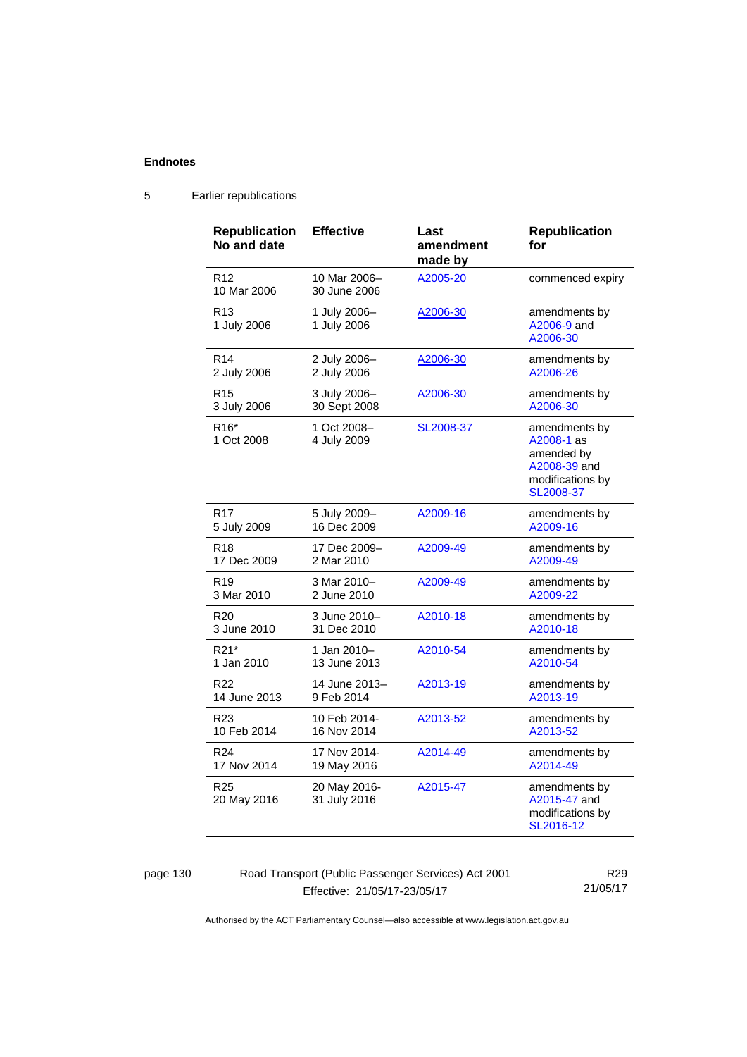**Endnotes**

## 5 Earlier republications

| Republication No and date | Effective | Last amendment made by | Republication for |
|---|---|---|---|
| R12<br>10 Mar 2006 | 10 Mar 2006–<br>30 June 2006 | A2005-20 | commenced expiry |
| R13<br>1 July 2006 | 1 July 2006–<br>1 July 2006 | A2006-30 | amendments by A2006-9 and A2006-30 |
| R14<br>2 July 2006 | 2 July 2006–<br>2 July 2006 | A2006-30 | amendments by A2006-26 |
| R15<br>3 July 2006 | 3 July 2006–<br>30 Sept 2008 | A2006-30 | amendments by A2006-30 |
| R16*<br>1 Oct 2008 | 1 Oct 2008–<br>4 July 2009 | SL2008-37 | amendments by A2008-1 as amended by A2008-39 and modifications by SL2008-37 |
| R17<br>5 July 2009 | 5 July 2009–<br>16 Dec 2009 | A2009-16 | amendments by A2009-16 |
| R18<br>17 Dec 2009 | 17 Dec 2009–<br>2 Mar 2010 | A2009-49 | amendments by A2009-49 |
| R19<br>3 Mar 2010 | 3 Mar 2010–<br>2 June 2010 | A2009-49 | amendments by A2009-22 |
| R20<br>3 June 2010 | 3 June 2010–<br>31 Dec 2010 | A2010-18 | amendments by A2010-18 |
| R21*<br>1 Jan 2010 | 1 Jan 2010–<br>13 June 2013 | A2010-54 | amendments by A2010-54 |
| R22<br>14 June 2013 | 14 June 2013–<br>9 Feb 2014 | A2013-19 | amendments by A2013-19 |
| R23<br>10 Feb 2014 | 10 Feb 2014-<br>16 Nov 2014 | A2013-52 | amendments by A2013-52 |
| R24<br>17 Nov 2014 | 17 Nov 2014-<br>19 May 2016 | A2014-49 | amendments by A2014-49 |
| R25<br>20 May 2016 | 20 May 2016-<br>31 July 2016 | A2015-47 | amendments by A2015-47 and modifications by SL2016-12 |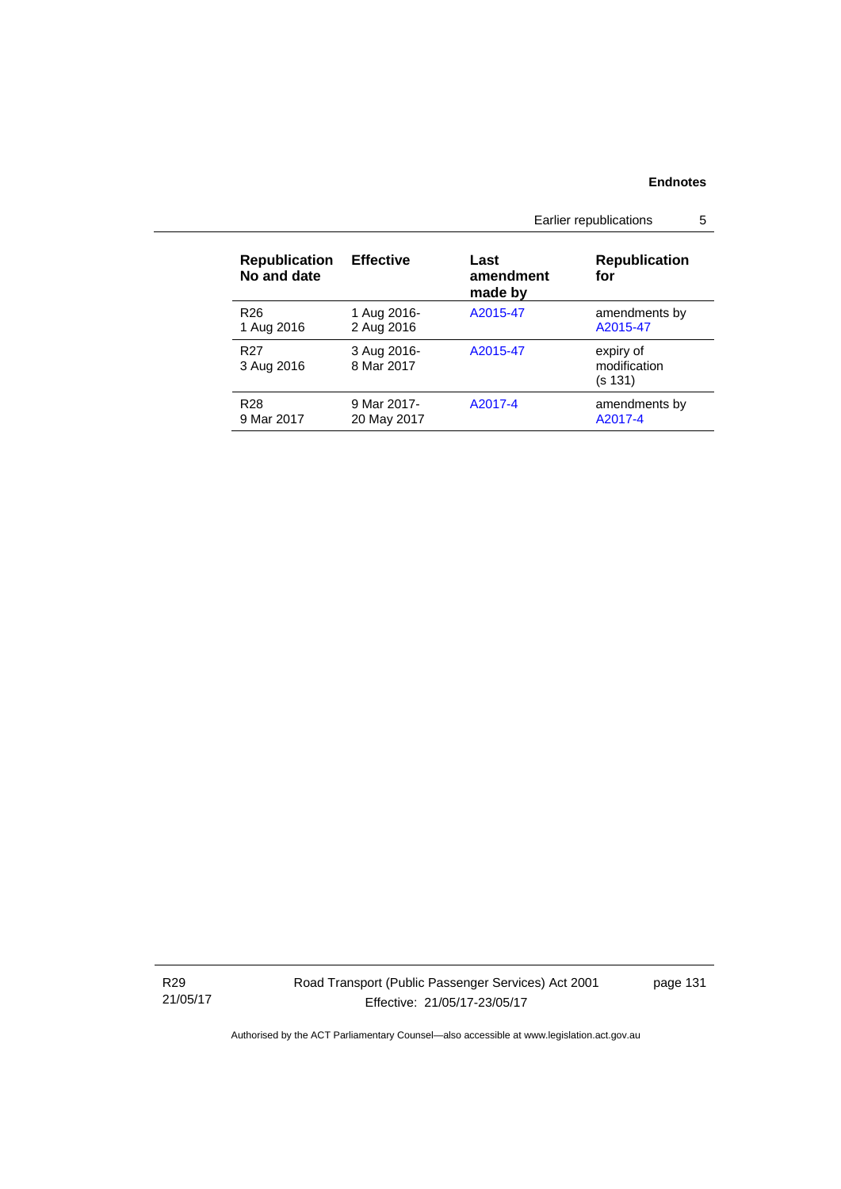| Republication No and date | Effective | Last amendment made by | Republication for |
|---|---|---|---|
| R26<br>1 Aug 2016 | 1 Aug 2016-<br>2 Aug 2016 | A2015-47 | amendments by A2015-47 |
| R27<br>3 Aug 2016 | 3 Aug 2016-<br>8 Mar 2017 | A2015-47 | expiry of modification (s 131) |
| R28<br>9 Mar 2017 | 9 Mar 2017-<br>20 May 2017 | A2017-4 | amendments by A2017-4 |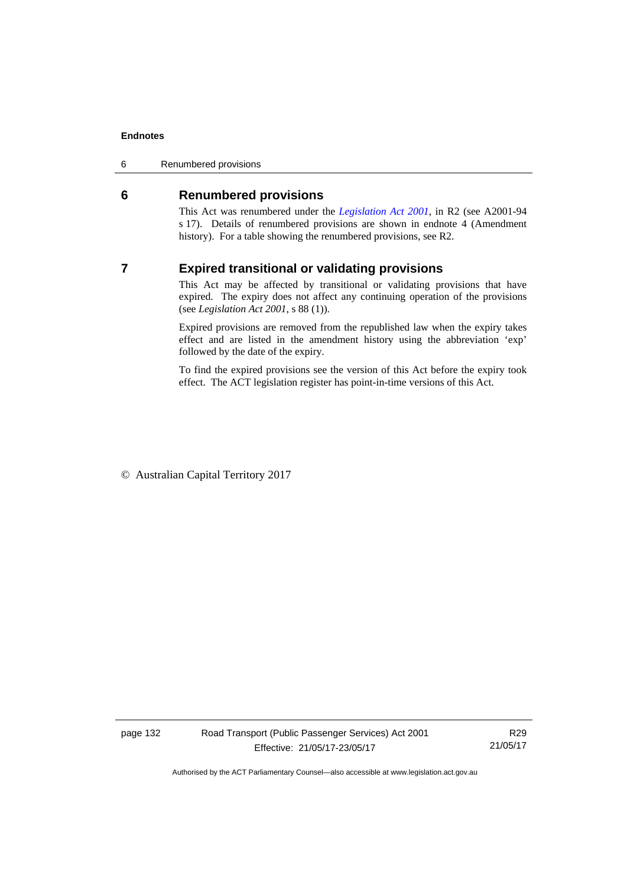## 6 Renumbered provisions

This Act was renumbered under the *Legislation Act 2001*, in R2 (see A2001-94 s 17). Details of renumbered provisions are shown in endnote 4 (Amendment history). For a table showing the renumbered provisions, see R2.

## 7 Expired transitional or validating provisions

This Act may be affected by transitional or validating provisions that have expired. The expiry does not affect any continuing operation of the provisions (see *Legislation Act 2001*, s 88 (1)).

Expired provisions are removed from the republished law when the expiry takes effect and are listed in the amendment history using the abbreviation 'exp' followed by the date of the expiry.

To find the expired provisions see the version of this Act before the expiry took effect. The ACT legislation register has point-in-time versions of this Act.

© Australian Capital Territory 2017